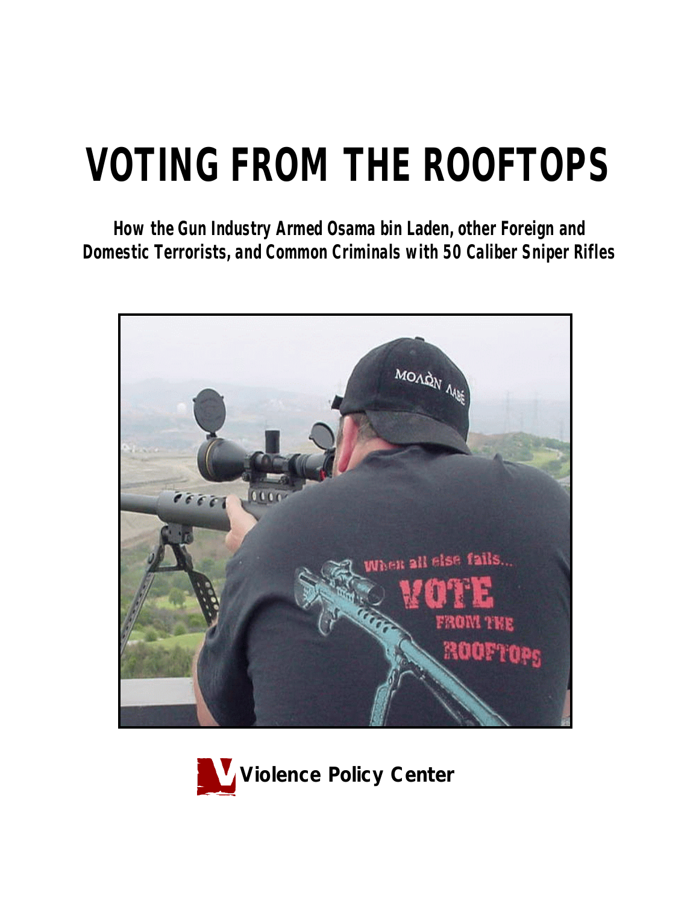# VOTING FROM THE ROOFTOPS

**How the Gun Industry Armed Osama bin Laden, other Foreign and Domestic Terrorists, and Common Criminals with 50 Caliber Sniper Rifles**

**Violence Policy Center**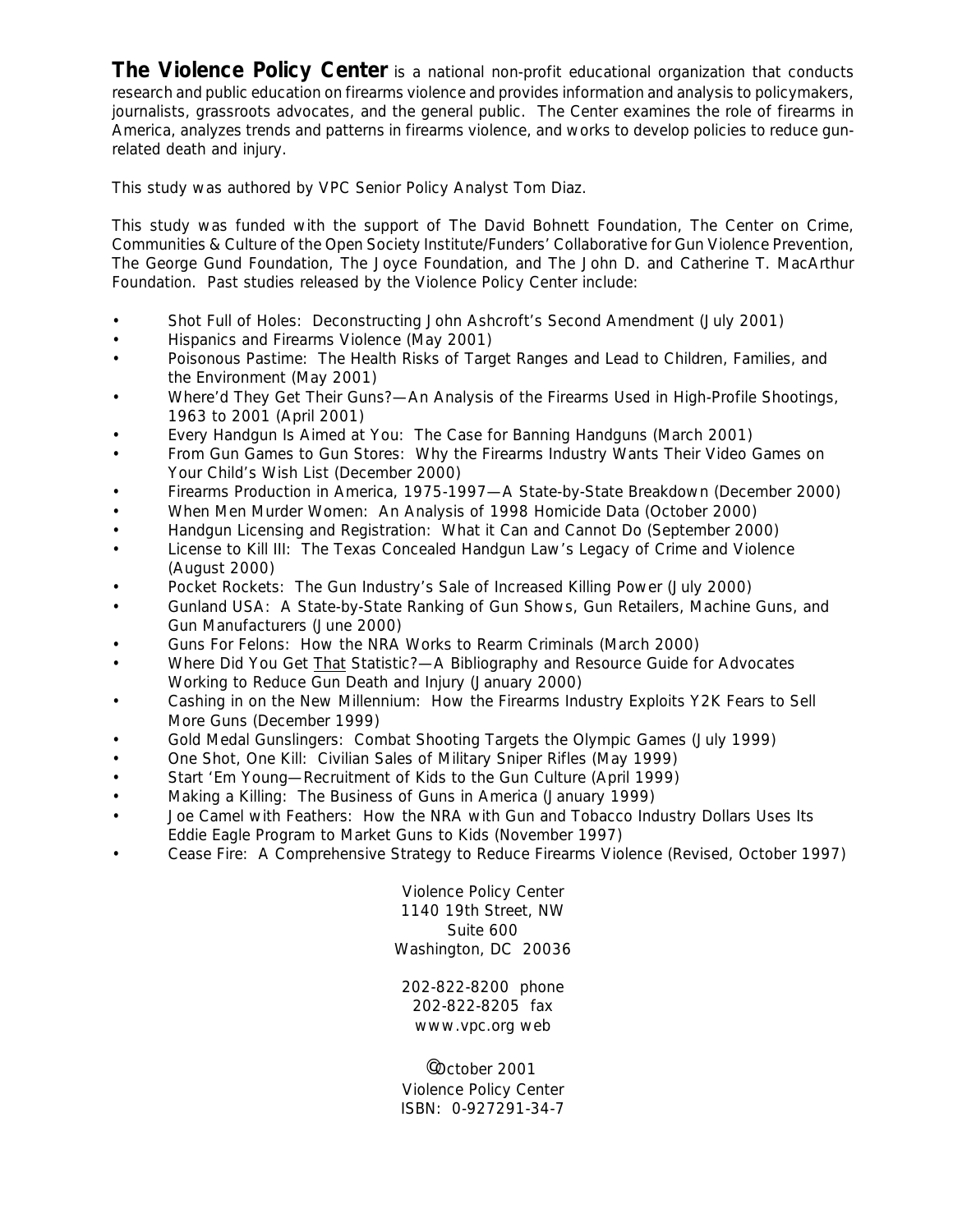**The Violence Policy Center** is a national non-profit educational organization that conducts research and public education on firearms violence and provides information and analysis to policymakers, journalists, grassroots advocates, and the general public. The Center examines the role of firearms in America, analyzes trends and patterns in firearms violence, and works to develop policies to reduce gun-related death and injury.

This study was authored by VPC Senior Policy Analyst Tom Diaz.

This study was funded with the support of The David Bohnett Foundation, The Center on Crime, Communities & Culture of the Open Society Institute/Funders' Collaborative for Gun Violence Prevention, The George Gund Foundation, The Joyce Foundation, and The John D. and Catherine T. MacArthur Foundation. Past studies released by the Violence Policy Center include:

- Shot Full of Holes: Deconstructing John Ashcroft's Second Amendment (July 2001)
- Hispanics and Firearms Violence (May 2001)
- Poisonous Pastime: The Health Risks of Target Ranges and Lead to Children, Families, and the Environment (May 2001)
- Where'd They Get Their Guns?—An Analysis of the Firearms Used in High-Profile Shootings, 1963 to 2001 (April 2001)
- Every Handgun Is Aimed at You: The Case for Banning Handguns (March 2001)
- From Gun Games to Gun Stores: Why the Firearms Industry Wants Their Video Games on Your Child's Wish List (December 2000)
- Firearms Production in America, 1975-1997—A State-by-State Breakdown (December 2000)
- When Men Murder Women: An Analysis of 1998 Homicide Data (October 2000)
- Handgun Licensing and Registration: What it Can and Cannot Do (September 2000)
- License to Kill III: The Texas Concealed Handgun Law's Legacy of Crime and Violence (August 2000)
- Pocket Rockets: The Gun Industry's Sale of Increased Killing Power (July 2000)
- Gunland USA: A State-by-State Ranking of Gun Shows, Gun Retailers, Machine Guns, and Gun Manufacturers (June 2000)
- Guns For Felons: How the NRA Works to Rearm Criminals (March 2000)
- Where Did You Get That Statistic?—A Bibliography and Resource Guide for Advocates Working to Reduce Gun Death and Injury (January 2000)
- Cashing in on the New Millennium: How the Firearms Industry Exploits Y2K Fears to Sell More Guns (December 1999)
- Gold Medal Gunslingers: Combat Shooting Targets the Olympic Games (July 1999)
- One Shot, One Kill: Civilian Sales of Military Sniper Rifles (May 1999)
- Start 'Em Young—Recruitment of Kids to the Gun Culture (April 1999)
- Making a Killing: The Business of Guns in America (January 1999)
- Joe Camel with Feathers: How the NRA with Gun and Tobacco Industry Dollars Uses Its Eddie Eagle Program to Market Guns to Kids (November 1997)
- Cease Fire: A Comprehensive Strategy to Reduce Firearms Violence (Revised, October 1997)

Violence Policy Center
1140 19th Street, NW
Suite 600
Washington, DC 20036

202-822-8200 phone
202-822-8205 fax
www.vpc.org web

©October 2001
Violence Policy Center
ISBN: 0-927291-34-7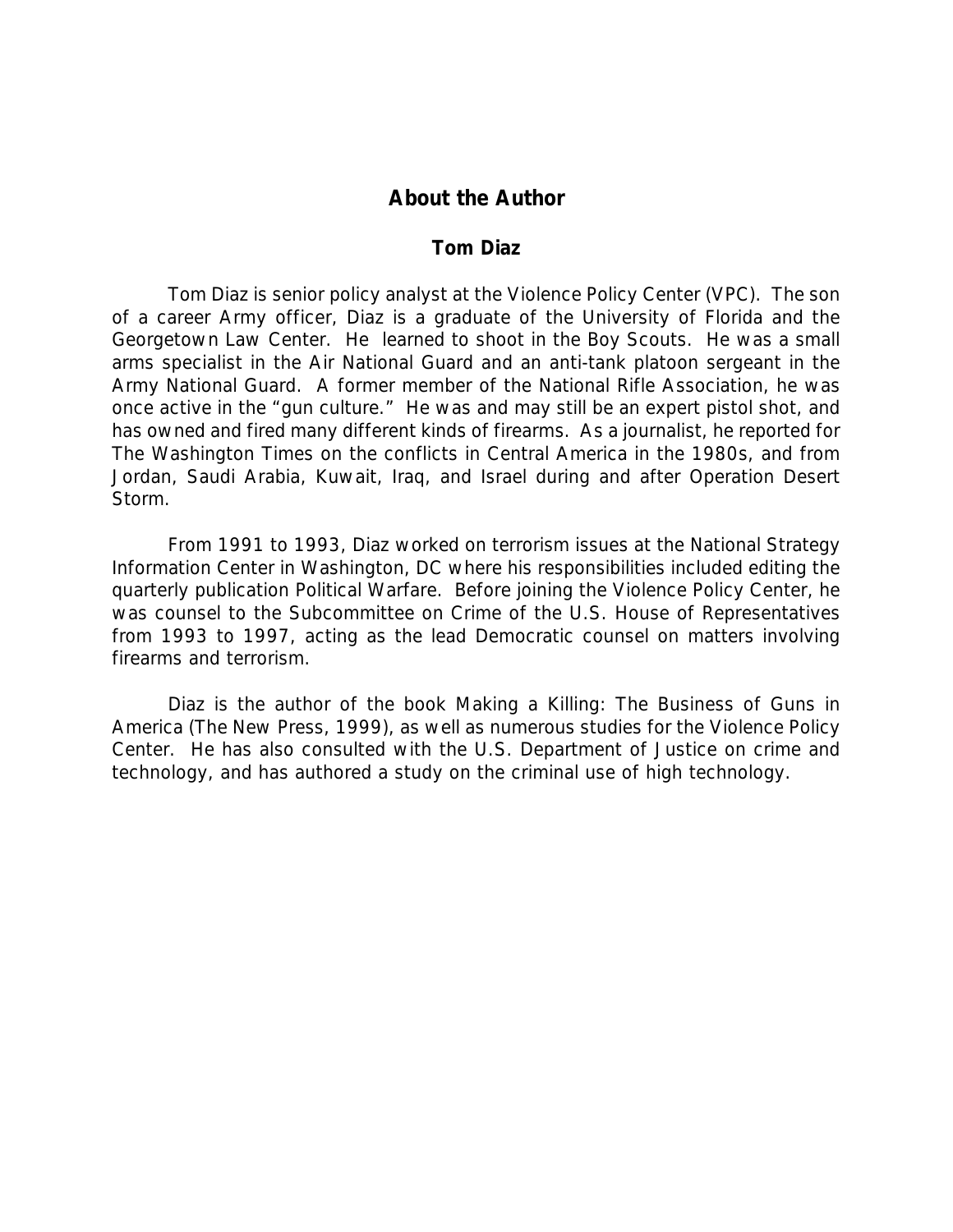## About the Author

### Tom Diaz

Tom Diaz is senior policy analyst at the Violence Policy Center (VPC). The son of a career Army officer, Diaz is a graduate of the University of Florida and the Georgetown Law Center. He learned to shoot in the Boy Scouts. He was a small arms specialist in the Air National Guard and an anti-tank platoon sergeant in the Army National Guard. A former member of the National Rifle Association, he was once active in the "gun culture." He was and may still be an expert pistol shot, and has owned and fired many different kinds of firearms. As a journalist, he reported for The Washington Times on the conflicts in Central America in the 1980s, and from Jordan, Saudi Arabia, Kuwait, Iraq, and Israel during and after Operation Desert Storm.

From 1991 to 1993, Diaz worked on terrorism issues at the National Strategy Information Center in Washington, DC where his responsibilities included editing the quarterly publication Political Warfare. Before joining the Violence Policy Center, he was counsel to the Subcommittee on Crime of the U.S. House of Representatives from 1993 to 1997, acting as the lead Democratic counsel on matters involving firearms and terrorism.

Diaz is the author of the book Making a Killing: The Business of Guns in America (The New Press, 1999), as well as numerous studies for the Violence Policy Center. He has also consulted with the U.S. Department of Justice on crime and technology, and has authored a study on the criminal use of high technology.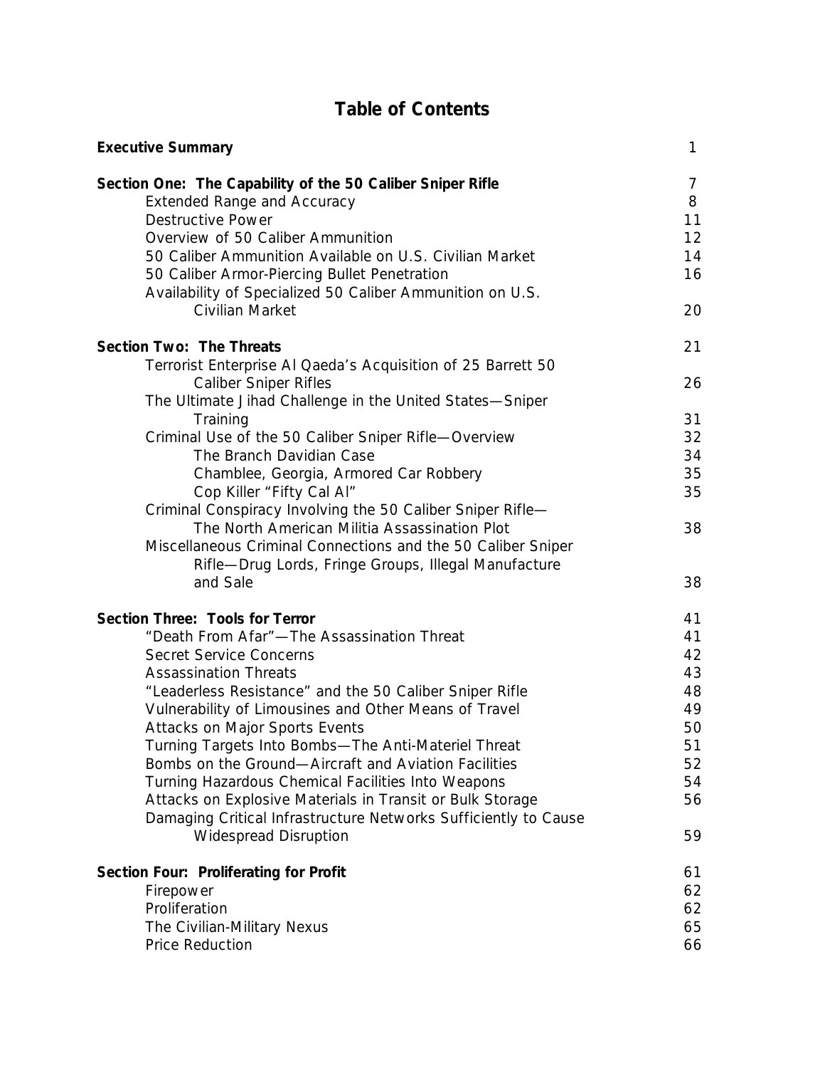# Table of Contents

| | |
|---|---|
| **Executive Summary** | 1 |
| **Section One: The Capability of the 50 Caliber Sniper Rifle** | 7 |
| Extended Range and Accuracy | 8 |
| Destructive Power | 11 |
| Overview of 50 Caliber Ammunition | 12 |
| 50 Caliber Ammunition Available on U.S. Civilian Market | 14 |
| 50 Caliber Armor-Piercing Bullet Penetration | 16 |
| Availability of Specialized 50 Caliber Ammunition on U.S. Civilian Market | 20 |
| **Section Two: The Threats** | 21 |
| Terrorist Enterprise Al Qaeda's Acquisition of 25 Barrett 50 Caliber Sniper Rifles | 26 |
| The Ultimate Jihad Challenge in the United States—Sniper Training | 31 |
| Criminal Use of the 50 Caliber Sniper Rifle—Overview | 32 |
| The Branch Davidian Case | 34 |
| Chamblee, Georgia, Armored Car Robbery | 35 |
| Cop Killer "Fifty Cal Al" | 35 |
| Criminal Conspiracy Involving the 50 Caliber Sniper Rifle—The North American Militia Assassination Plot | 38 |
| Miscellaneous Criminal Connections and the 50 Caliber Sniper Rifle—Drug Lords, Fringe Groups, Illegal Manufacture and Sale | 38 |
| **Section Three: Tools for Terror** | 41 |
| "Death From Afar"—The Assassination Threat | 41 |
| Secret Service Concerns | 42 |
| Assassination Threats | 43 |
| "Leaderless Resistance" and the 50 Caliber Sniper Rifle | 48 |
| Vulnerability of Limousines and Other Means of Travel | 49 |
| Attacks on Major Sports Events | 50 |
| Turning Targets Into Bombs—The Anti-Materiel Threat | 51 |
| Bombs on the Ground—Aircraft and Aviation Facilities | 52 |
| Turning Hazardous Chemical Facilities Into Weapons | 54 |
| Attacks on Explosive Materials in Transit or Bulk Storage | 56 |
| Damaging Critical Infrastructure Networks Sufficiently to Cause Widespread Disruption | 59 |
| **Section Four: Proliferating for Profit** | 61 |
| Firepower | 62 |
| Proliferation | 62 |
| The Civilian-Military Nexus | 65 |
| Price Reduction | 66 |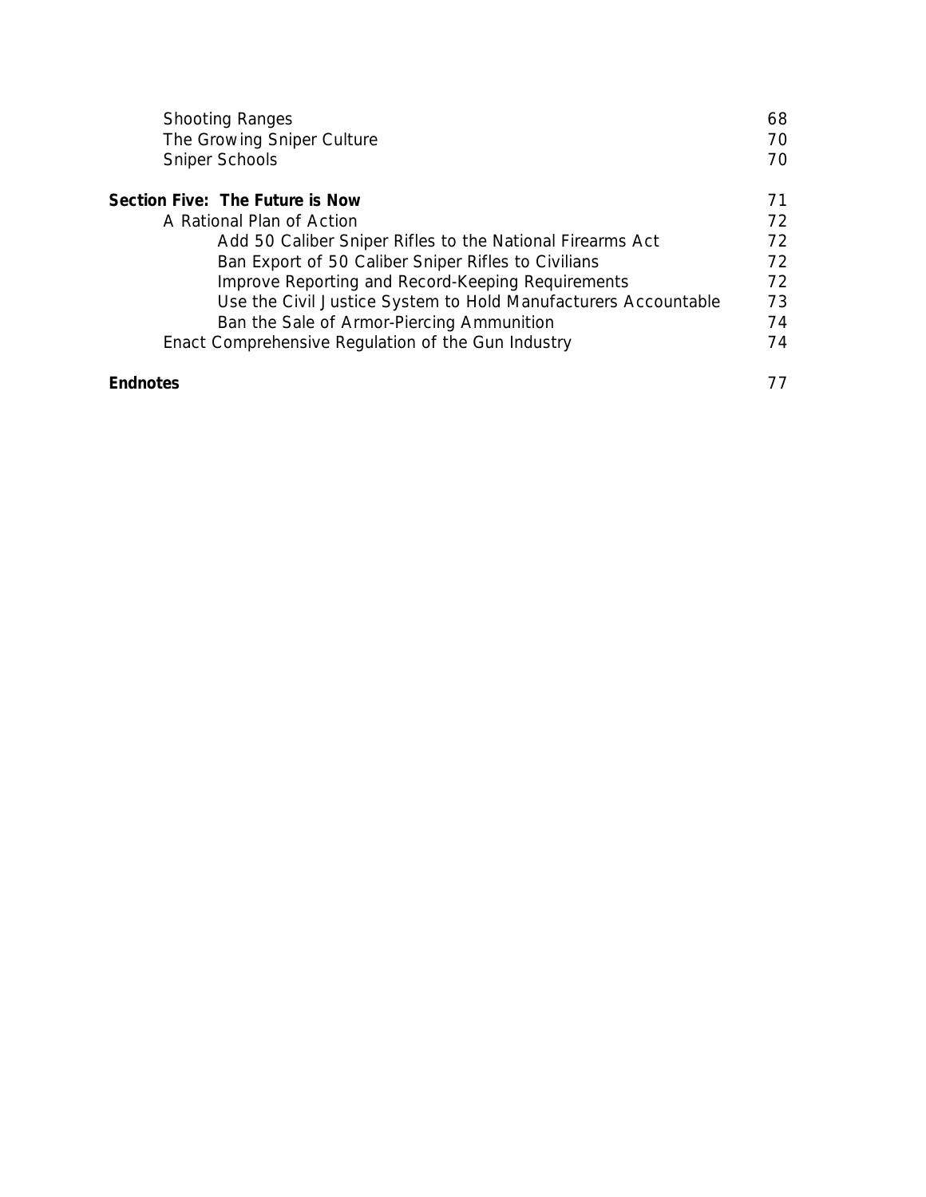Shooting Ranges 68
The Growing Sniper Culture 70
Sniper Schools 70

**Section Five: The Future is Now** 71
A Rational Plan of Action 72
Add 50 Caliber Sniper Rifles to the National Firearms Act 72
Ban Export of 50 Caliber Sniper Rifles to Civilians 72
Improve Reporting and Record-Keeping Requirements 72
Use the Civil Justice System to Hold Manufacturers Accountable 73
Ban the Sale of Armor-Piercing Ammunition 74
Enact Comprehensive Regulation of the Gun Industry 74

**Endnotes** 77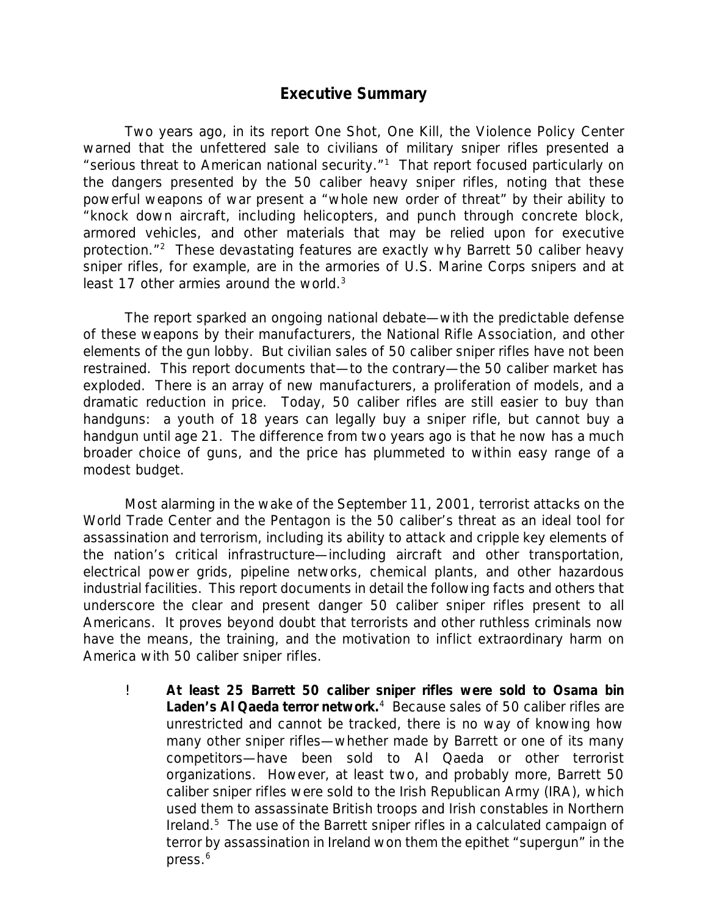## Executive Summary

Two years ago, in its report One Shot, One Kill, the Violence Policy Center warned that the unfettered sale to civilians of military sniper rifles presented a "serious threat to American national security."[1] That report focused particularly on the dangers presented by the 50 caliber heavy sniper rifles, noting that these powerful weapons of war present a "whole new order of threat" by their ability to "knock down aircraft, including helicopters, and punch through concrete block, armored vehicles, and other materials that may be relied upon for executive protection."[2] These devastating features are exactly why Barrett 50 caliber heavy sniper rifles, for example, are in the armories of U.S. Marine Corps snipers and at least 17 other armies around the world.[3]

The report sparked an ongoing national debate—with the predictable defense of these weapons by their manufacturers, the National Rifle Association, and other elements of the gun lobby. But civilian sales of 50 caliber sniper rifles have not been restrained. This report documents that—to the contrary—the 50 caliber market has exploded. There is an array of new manufacturers, a proliferation of models, and a dramatic reduction in price. Today, 50 caliber rifles are still easier to buy than handguns: a youth of 18 years can legally buy a sniper rifle, but cannot buy a handgun until age 21. The difference from two years ago is that he now has a much broader choice of guns, and the price has plummeted to within easy range of a modest budget.

Most alarming in the wake of the September 11, 2001, terrorist attacks on the World Trade Center and the Pentagon is the 50 caliber's threat as an ideal tool for assassination and terrorism, including its ability to attack and cripple key elements of the nation's critical infrastructure—including aircraft and other transportation, electrical power grids, pipeline networks, chemical plants, and other hazardous industrial facilities. This report documents in detail the following facts and others that underscore the clear and present danger 50 caliber sniper rifles present to all Americans. It proves beyond doubt that terrorists and other ruthless criminals now have the means, the training, and the motivation to inflict extraordinary harm on America with 50 caliber sniper rifles.

- **At least 25 Barrett 50 caliber sniper rifles were sold to Osama bin Laden's Al Qaeda terror network.**[4] Because sales of 50 caliber rifles are unrestricted and cannot be tracked, there is no way of knowing how many other sniper rifles—whether made by Barrett or one of its many competitors—have been sold to Al Qaeda or other terrorist organizations. However, at least two, and probably more, Barrett 50 caliber sniper rifles were sold to the Irish Republican Army (IRA), which used them to assassinate British troops and Irish constables in Northern Ireland.[5] The use of the Barrett sniper rifles in a calculated campaign of terror by assassination in Ireland won them the epithet "supergun" in the press.[6]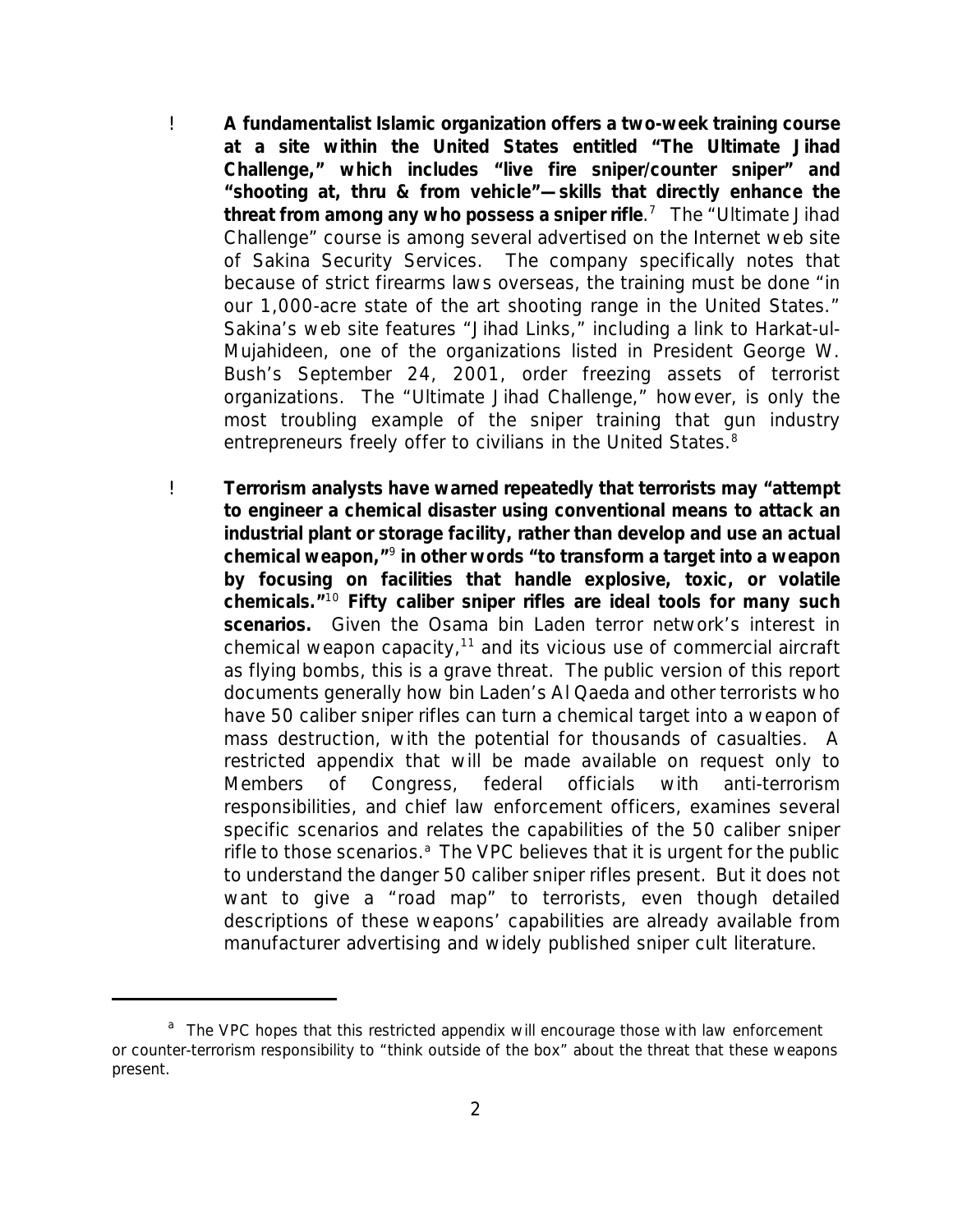- **A fundamentalist Islamic organization offers a two-week training course at a site within the United States entitled "The Ultimate Jihad Challenge," which includes "live fire sniper/counter sniper" and "shooting at, thru & from vehicle"—skills that directly enhance the threat from among any who possess a sniper rifle**.[7] The "Ultimate Jihad Challenge" course is among several advertised on the Internet web site of Sakina Security Services. The company specifically notes that because of strict firearms laws overseas, the training must be done "in our 1,000-acre state of the art shooting range in the United States." Sakina's web site features "Jihad Links," including a link to Harkat-ul-Mujahideen, one of the organizations listed in President George W. Bush's September 24, 2001, order freezing assets of terrorist organizations. The "Ultimate Jihad Challenge," however, is only the most troubling example of the sniper training that gun industry entrepreneurs freely offer to civilians in the United States.[8]

- **Terrorism analysts have warned repeatedly that terrorists may "attempt to engineer a chemical disaster using conventional means to attack an industrial plant or storage facility, rather than develop and use an actual chemical weapon,"[9] in other words "to transform a target into a weapon by focusing on facilities that handle explosive, toxic, or volatile chemicals."[10] Fifty caliber sniper rifles are ideal tools for many such scenarios.** Given the Osama bin Laden terror network's interest in chemical weapon capacity,[11] and its vicious use of commercial aircraft as flying bombs, this is a grave threat. The public version of this report documents generally how bin Laden's Al Qaeda and other terrorists who have 50 caliber sniper rifles can turn a chemical target into a weapon of mass destruction, with the potential for thousands of casualties. A restricted appendix that will be made available on request only to Members of Congress, federal officials with anti-terrorism responsibilities, and chief law enforcement officers, examines several specific scenarios and relates the capabilities of the 50 caliber sniper rifle to those scenarios.[a] The VPC believes that it is urgent for the public to understand the danger 50 caliber sniper rifles present. But it does not want to give a "road map" to terrorists, even though detailed descriptions of these weapons' capabilities are already available from manufacturer advertising and widely published sniper cult literature.

---

[a] The VPC hopes that this restricted appendix will encourage those with law enforcement or counter-terrorism responsibility to "think outside of the box" about the threat that these weapons present.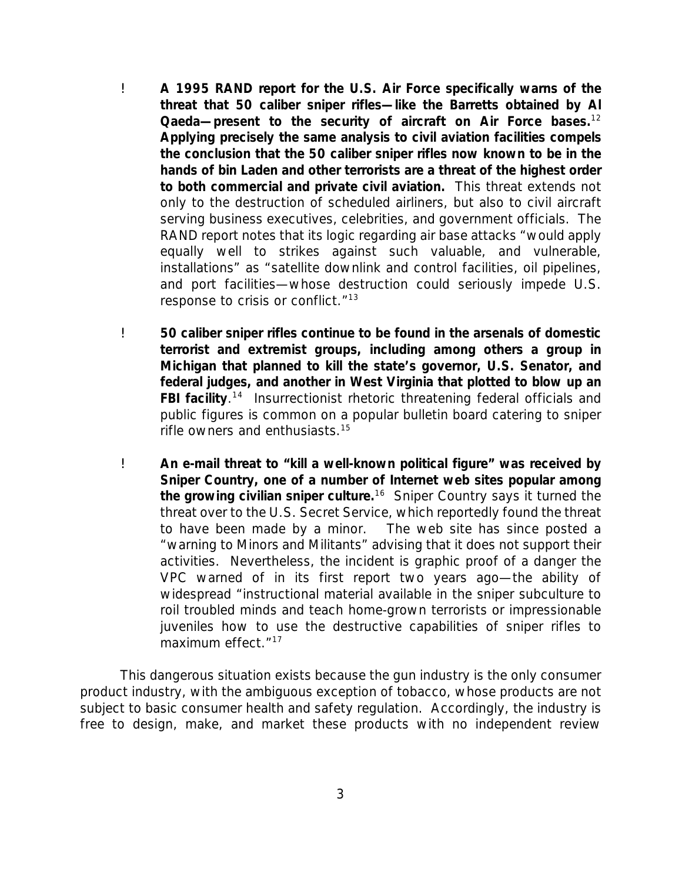- **A 1995 RAND report for the U.S. Air Force specifically warns of the threat that 50 caliber sniper rifles—like the Barretts obtained by Al Qaeda—present to the security of aircraft on Air Force bases.**[12] **Applying precisely the same analysis to civil aviation facilities compels the conclusion that the 50 caliber sniper rifles now known to be in the hands of bin Laden and other terrorists are a threat of the highest order to both commercial and private civil aviation.** This threat extends not only to the destruction of scheduled airliners, but also to civil aircraft serving business executives, celebrities, and government officials. The RAND report notes that its logic regarding air base attacks "would apply equally well to strikes against such valuable, and vulnerable, installations" as "satellite downlink and control facilities, oil pipelines, and port facilities—whose destruction could seriously impede U.S. response to crisis or conflict."[13]

- **50 caliber sniper rifles continue to be found in the arsenals of domestic terrorist and extremist groups, including among others a group in Michigan that planned to kill the state's governor, U.S. Senator, and federal judges, and another in West Virginia that plotted to blow up an FBI facility**.[14] Insurrectionist rhetoric threatening federal officials and public figures is common on a popular bulletin board catering to sniper rifle owners and enthusiasts.[15]

- **An e-mail threat to "kill a well-known political figure" was received by Sniper Country, one of a number of Internet web sites popular among the growing civilian sniper culture.**[16] Sniper Country says it turned the threat over to the U.S. Secret Service, which reportedly found the threat to have been made by a minor. The web site has since posted a "warning to Minors and Militants" advising that it does not support their activities. Nevertheless, the incident is graphic proof of a danger the VPC warned of in its first report two years ago—the ability of widespread "instructional material available in the sniper subculture to roil troubled minds and teach home-grown terrorists or impressionable juveniles how to use the destructive capabilities of sniper rifles to maximum effect."[17]

This dangerous situation exists because the gun industry is the only consumer product industry, with the ambiguous exception of tobacco, whose products are not subject to basic consumer health and safety regulation. Accordingly, the industry is free to design, make, and market these products with no independent review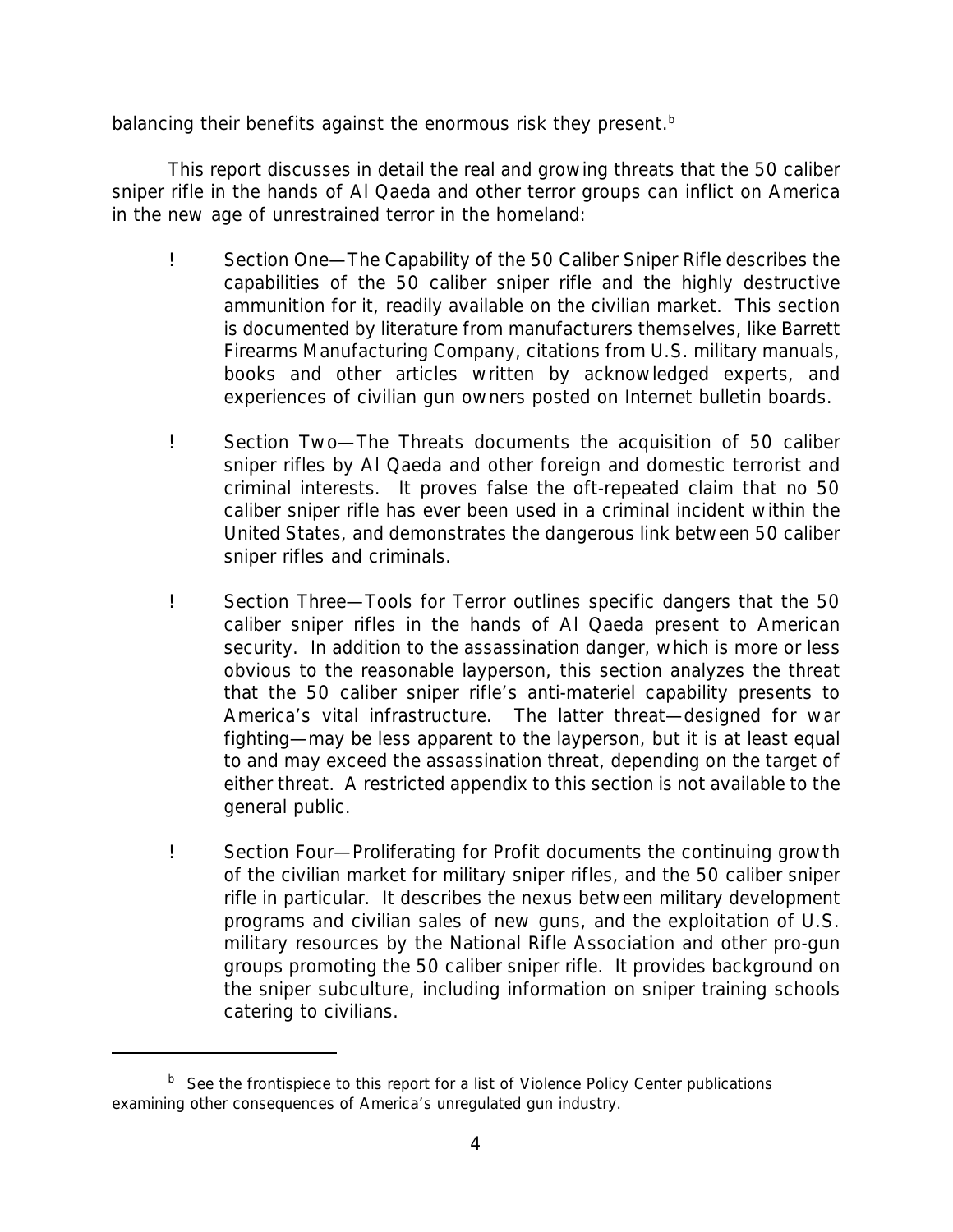balancing their benefits against the enormous risk they present.[b]

This report discusses in detail the real and growing threats that the 50 caliber sniper rifle in the hands of Al Qaeda and other terror groups can inflict on America in the new age of unrestrained terror in the homeland:

- *Section One—The Capability of the 50 Caliber Sniper Rifle* describes the capabilities of the 50 caliber sniper rifle and the highly destructive ammunition for it, readily available on the civilian market. This section is documented by literature from manufacturers themselves, like Barrett Firearms Manufacturing Company, citations from U.S. military manuals, books and other articles written by acknowledged experts, and experiences of civilian gun owners posted on Internet bulletin boards.

- *Section Two—The Threats* documents the acquisition of 50 caliber sniper rifles by Al Qaeda and other foreign and domestic terrorist and criminal interests. It proves false the oft-repeated claim that no 50 caliber sniper rifle has ever been used in a criminal incident within the United States, and demonstrates the dangerous link between 50 caliber sniper rifles and criminals.

- *Section Three—Tools for Terror* outlines specific dangers that the 50 caliber sniper rifles in the hands of Al Qaeda present to American security. In addition to the assassination danger, which is more or less obvious to the reasonable layperson, this section analyzes the threat that the 50 caliber sniper rifle's anti-materiel capability presents to America's vital infrastructure. The latter threat—designed for war fighting—may be less apparent to the layperson, but it is at least equal to and may exceed the assassination threat, depending on the target of either threat. A restricted appendix to this section is not available to the general public.

- *Section Four—Proliferating for Profit* documents the continuing growth of the civilian market for military sniper rifles, and the 50 caliber sniper rifle in particular. It describes the nexus between military development programs and civilian sales of new guns, and the exploitation of U.S. military resources by the National Rifle Association and other pro-gun groups promoting the 50 caliber sniper rifle. It provides background on the sniper subculture, including information on sniper training schools catering to civilians.

---

[b] See the frontispiece to this report for a list of Violence Policy Center publications examining other consequences of America's unregulated gun industry.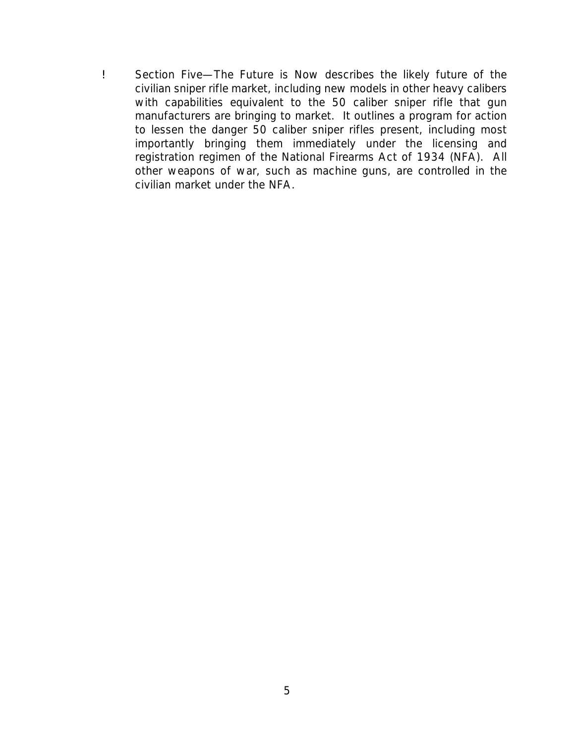- Section Five—The Future is Now describes the likely future of the civilian sniper rifle market, including new models in other heavy calibers with capabilities equivalent to the 50 caliber sniper rifle that gun manufacturers are bringing to market. It outlines a program for action to lessen the danger 50 caliber sniper rifles present, including most importantly bringing them immediately under the licensing and registration regimen of the National Firearms Act of 1934 (NFA). All other weapons of war, such as machine guns, are controlled in the civilian market under the NFA.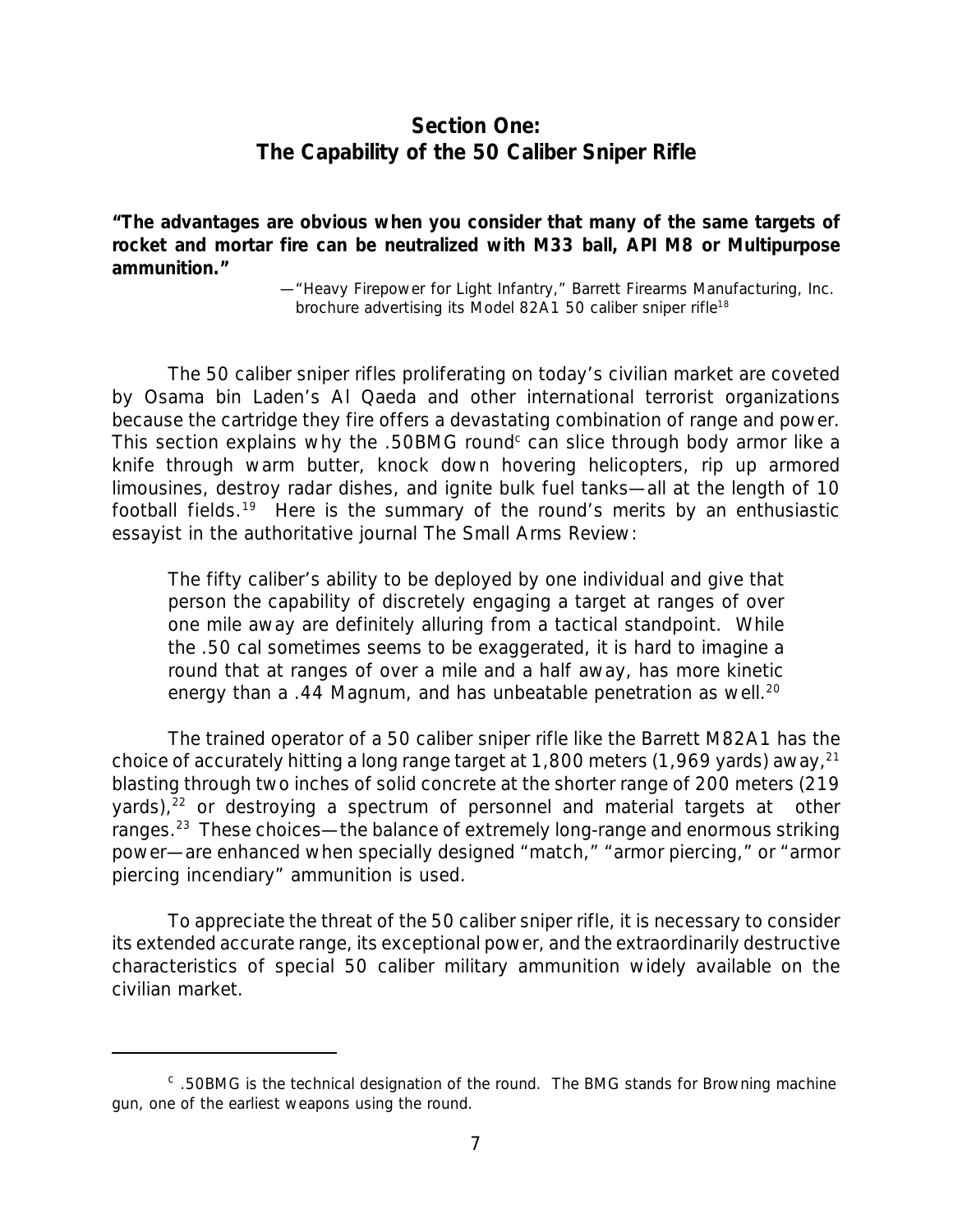## Section One: The Capability of the 50 Caliber Sniper Rifle

**"The advantages are obvious when you consider that many of the same targets of rocket and mortar fire can be neutralized with M33 ball, API M8 or Multipurpose ammunition."**

—"Heavy Firepower for Light Infantry," Barrett Firearms Manufacturing, Inc. brochure advertising its Model 82A1 50 caliber sniper rifle[18]

The 50 caliber sniper rifles proliferating on today's civilian market are coveted by Osama bin Laden's Al Qaeda and other international terrorist organizations because the cartridge they fire offers a devastating combination of range and power. This section explains why the .50BMG round[c] can slice through body armor like a knife through warm butter, knock down hovering helicopters, rip up armored limousines, destroy radar dishes, and ignite bulk fuel tanks—all at the length of 10 football fields.[19] Here is the summary of the round's merits by an enthusiastic essayist in the authoritative journal The Small Arms Review:

> The fifty caliber's ability to be deployed by one individual and give that person the capability of discretely engaging a target at ranges of over one mile away are definitely alluring from a tactical standpoint. While the .50 cal sometimes seems to be exaggerated, it is hard to imagine a round that at ranges of over a mile and a half away, has more kinetic energy than a .44 Magnum, and has unbeatable penetration as well.[20]

The trained operator of a 50 caliber sniper rifle like the Barrett M82A1 has the choice of accurately hitting a long range target at 1,800 meters (1,969 yards) away,[21] blasting through two inches of solid concrete at the shorter range of 200 meters (219 yards),[22] or destroying a spectrum of personnel and material targets at other ranges.[23] These choices—the balance of extremely long-range and enormous striking power—are enhanced when specially designed "match," "armor piercing," or "armor piercing incendiary" ammunition is used.

To appreciate the threat of the 50 caliber sniper rifle, it is necessary to consider its extended accurate range, its exceptional power, and the extraordinarily destructive characteristics of special 50 caliber military ammunition widely available on the civilian market.

---

[c] .50BMG is the technical designation of the round. The BMG stands for Browning machine gun, one of the earliest weapons using the round.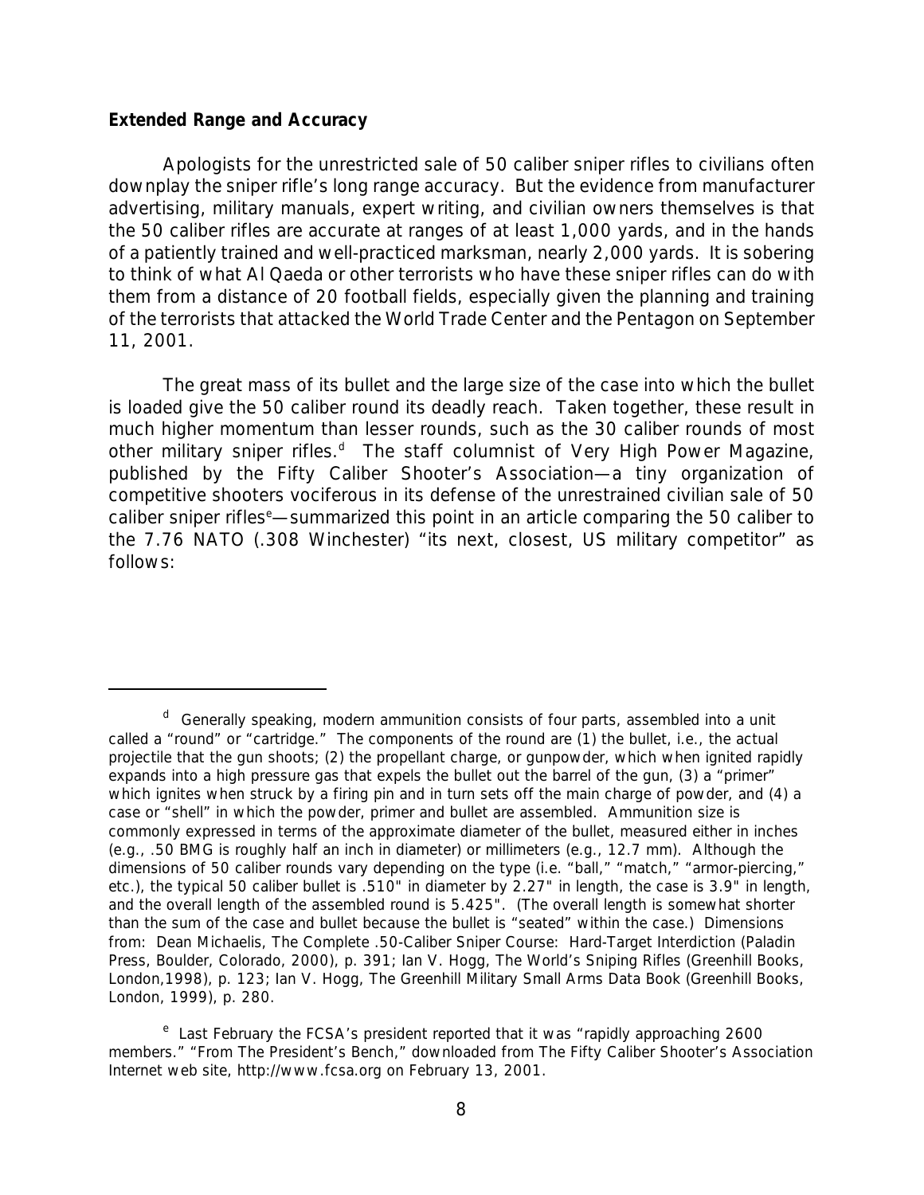**Extended Range and Accuracy**

Apologists for the unrestricted sale of 50 caliber sniper rifles to civilians often downplay the sniper rifle's long range accuracy. But the evidence from manufacturer advertising, military manuals, expert writing, and civilian owners themselves is that the 50 caliber rifles are accurate at ranges of at least 1,000 yards, and in the hands of a patiently trained and well-practiced marksman, nearly 2,000 yards. It is sobering to think of what Al Qaeda or other terrorists who have these sniper rifles can do with them from a distance of 20 football fields, especially given the planning and training of the terrorists that attacked the World Trade Center and the Pentagon on September 11, 2001.

The great mass of its bullet and the large size of the case into which the bullet is loaded give the 50 caliber round its deadly reach. Taken together, these result in much higher momentum than lesser rounds, such as the 30 caliber rounds of most other military sniper rifles.[d] The staff columnist of Very High Power Magazine, published by the Fifty Caliber Shooter's Association—a tiny organization of competitive shooters vociferous in its defense of the unrestrained civilian sale of 50 caliber sniper rifles[e]—summarized this point in an article comparing the 50 caliber to the 7.76 NATO (.308 Winchester) "its next, closest, US military competitor" as follows:

---

[d] Generally speaking, modern ammunition consists of four parts, assembled into a unit called a "round" or "cartridge." The components of the round are (1) the bullet, i.e., the actual projectile that the gun shoots; (2) the propellant charge, or gunpowder, which when ignited rapidly expands into a high pressure gas that expels the bullet out the barrel of the gun, (3) a "primer" which ignites when struck by a firing pin and in turn sets off the main charge of powder, and (4) a case or "shell" in which the powder, primer and bullet are assembled. Ammunition size is commonly expressed in terms of the approximate diameter of the bullet, measured either in inches (e.g., .50 BMG is roughly half an inch in diameter) or millimeters (e.g., 12.7 mm). Although the dimensions of 50 caliber rounds vary depending on the type (i.e. "ball," "match," "armor-piercing," etc.), the typical 50 caliber bullet is .510" in diameter by 2.27" in length, the case is 3.9" in length, and the overall length of the assembled round is 5.425". (The overall length is somewhat shorter than the sum of the case and bullet because the bullet is "seated" within the case.) Dimensions from: Dean Michaelis, The Complete .50-Caliber Sniper Course: Hard-Target Interdiction (Paladin Press, Boulder, Colorado, 2000), p. 391; Ian V. Hogg, The World's Sniping Rifles (Greenhill Books, London,1998), p. 123; Ian V. Hogg, The Greenhill Military Small Arms Data Book (Greenhill Books, London, 1999), p. 280.

[e] Last February the FCSA's president reported that it was "rapidly approaching 2600 members." "From The President's Bench," downloaded from The Fifty Caliber Shooter's Association Internet web site, http://www.fcsa.org on February 13, 2001.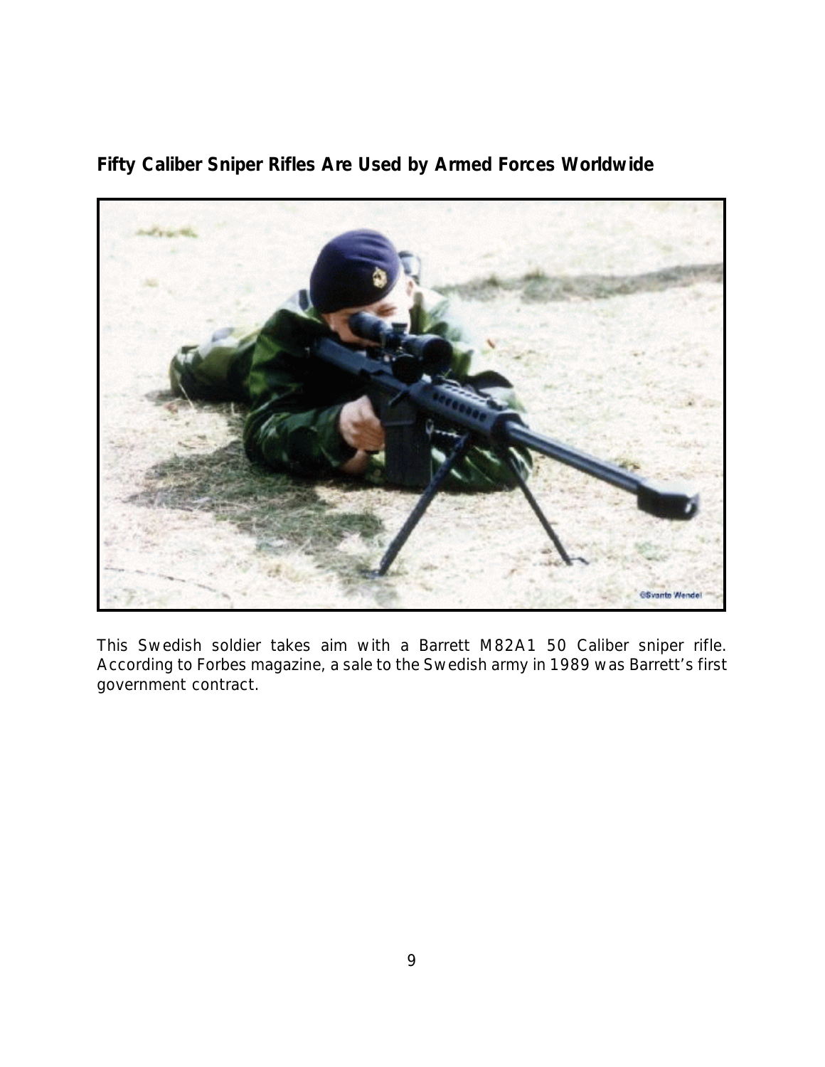## Fifty Caliber Sniper Rifles Are Used by Armed Forces Worldwide

This Swedish soldier takes aim with a Barrett M82A1 50 Caliber sniper rifle. According to Forbes magazine, a sale to the Swedish army in 1989 was Barrett's first government contract.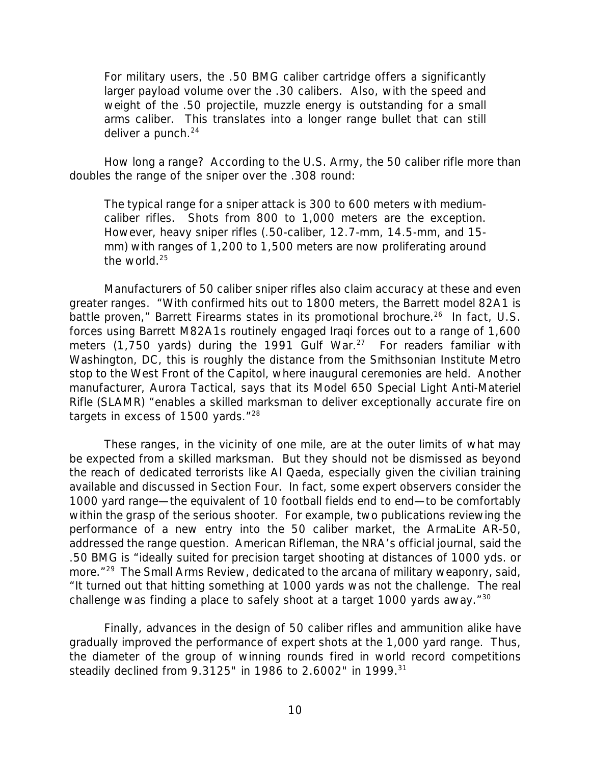> For military users, the .50 BMG caliber cartridge offers a significantly larger payload volume over the .30 calibers. Also, with the speed and weight of the .50 projectile, muzzle energy is outstanding for a small arms caliber. This translates into a longer range bullet that can still deliver a punch.[24]

How long a range? According to the U.S. Army, the 50 caliber rifle more than doubles the range of the sniper over the .308 round:

> The typical range for a sniper attack is 300 to 600 meters with medium-caliber rifles. Shots from 800 to 1,000 meters are the exception. However, heavy sniper rifles (.50-caliber, 12.7-mm, 14.5-mm, and 15-mm) with ranges of 1,200 to 1,500 meters are now proliferating around the world.[25]

Manufacturers of 50 caliber sniper rifles also claim accuracy at these and even greater ranges. "With confirmed hits out to 1800 meters, the Barrett model 82A1 is battle proven," Barrett Firearms states in its promotional brochure.[26] In fact, U.S. forces using Barrett M82A1s routinely engaged Iraqi forces out to a range of 1,600 meters (1,750 yards) during the 1991 Gulf War.[27] For readers familiar with Washington, DC, this is roughly the distance from the Smithsonian Institute Metro stop to the West Front of the Capitol, where inaugural ceremonies are held. Another manufacturer, Aurora Tactical, says that its Model 650 Special Light Anti-Materiel Rifle (SLAMR) "enables a skilled marksman to deliver exceptionally accurate fire on targets in excess of 1500 yards."[28]

These ranges, in the vicinity of one mile, are at the outer limits of what may be expected from a skilled marksman. But they should not be dismissed as beyond the reach of dedicated terrorists like Al Qaeda, especially given the civilian training available and discussed in Section Four. In fact, some expert observers consider the 1000 yard range—the equivalent of 10 football fields end to end—to be comfortably within the grasp of the serious shooter. For example, two publications reviewing the performance of a new entry into the 50 caliber market, the ArmaLite AR-50, addressed the range question. American Rifleman, the NRA's official journal, said the .50 BMG is "ideally suited for precision target shooting at distances of 1000 yds. or more."[29] The Small Arms Review, dedicated to the arcana of military weaponry, said, "It turned out that hitting something at 1000 yards was not the challenge. The real challenge was finding a place to safely shoot at a target 1000 yards away."[30]

Finally, advances in the design of 50 caliber rifles and ammunition alike have gradually improved the performance of expert shots at the 1,000 yard range. Thus, the diameter of the group of winning rounds fired in world record competitions steadily declined from 9.3125" in 1986 to 2.6002" in 1999.[31]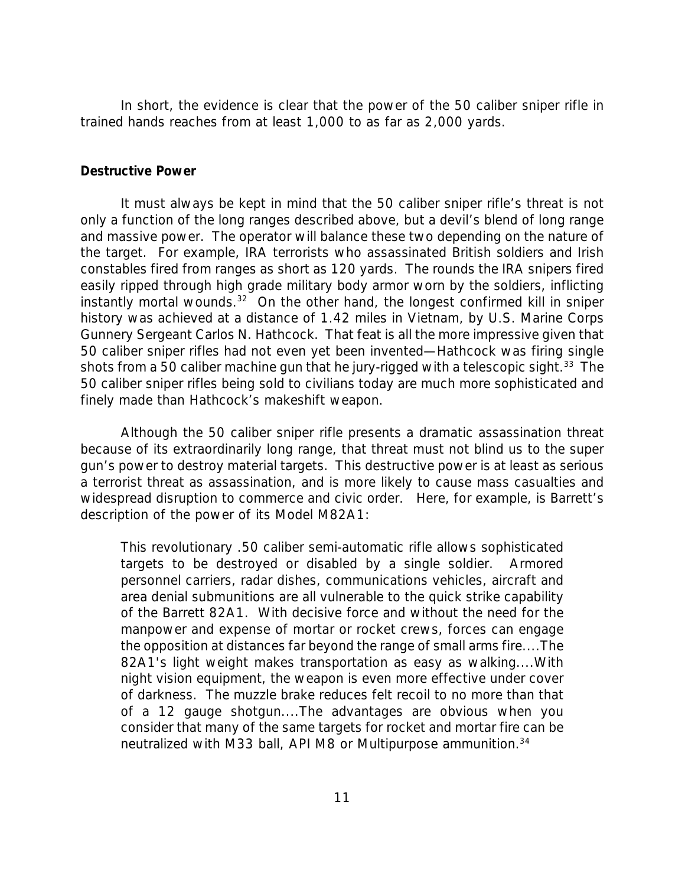In short, the evidence is clear that the power of the 50 caliber sniper rifle in trained hands reaches from at least 1,000 to as far as 2,000 yards.

**Destructive Power**

It must always be kept in mind that the 50 caliber sniper rifle's threat is not only a function of the long ranges described above, but a devil's blend of long range and massive power. The operator will balance these two depending on the nature of the target. For example, IRA terrorists who assassinated British soldiers and Irish constables fired from ranges as short as 120 yards. The rounds the IRA snipers fired easily ripped through high grade military body armor worn by the soldiers, inflicting instantly mortal wounds.[32] On the other hand, the longest confirmed kill in sniper history was achieved at a distance of 1.42 miles in Vietnam, by U.S. Marine Corps Gunnery Sergeant Carlos N. Hathcock. That feat is all the more impressive given that 50 caliber sniper rifles had not even yet been invented—Hathcock was firing single shots from a 50 caliber machine gun that he jury-rigged with a telescopic sight.[33] The 50 caliber sniper rifles being sold to civilians today are much more sophisticated and finely made than Hathcock's makeshift weapon.

Although the 50 caliber sniper rifle presents a dramatic assassination threat because of its extraordinarily long range, that threat must not blind us to the super gun's power to destroy material targets. This destructive power is at least as serious a terrorist threat as assassination, and is more likely to cause mass casualties and widespread disruption to commerce and civic order. Here, for example, is Barrett's description of the power of its Model M82A1:

> This revolutionary .50 caliber semi-automatic rifle allows sophisticated targets to be destroyed or disabled by a single soldier. Armored personnel carriers, radar dishes, communications vehicles, aircraft and area denial submunitions are all vulnerable to the quick strike capability of the Barrett 82A1. With decisive force and without the need for the manpower and expense of mortar or rocket crews, forces can engage the opposition at distances far beyond the range of small arms fire....The 82A1's light weight makes transportation as easy as walking....With night vision equipment, the weapon is even more effective under cover of darkness. The muzzle brake reduces felt recoil to no more than that of a 12 gauge shotgun....The advantages are obvious when you consider that many of the same targets for rocket and mortar fire can be neutralized with M33 ball, API M8 or Multipurpose ammunition.[34]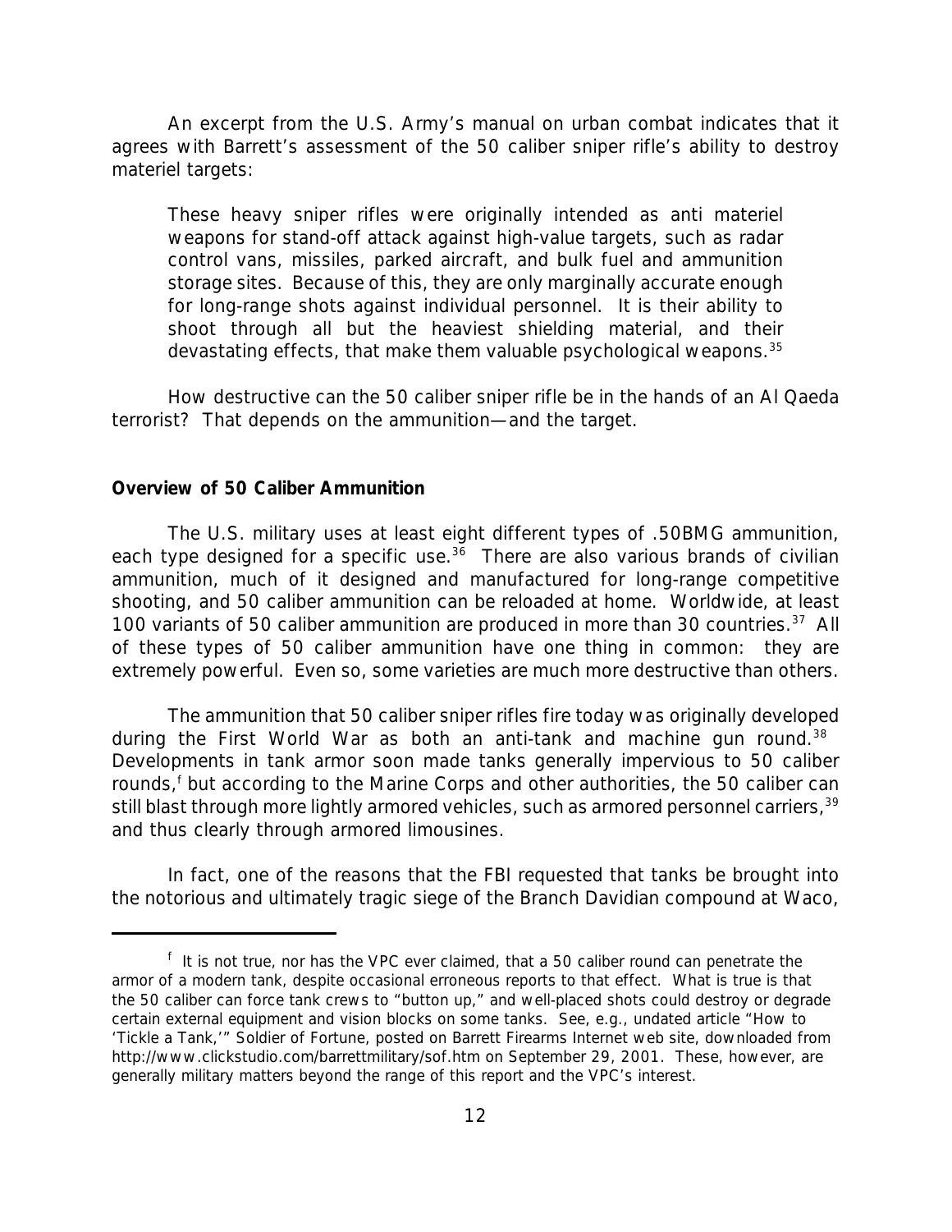An excerpt from the U.S. Army's manual on urban combat indicates that it agrees with Barrett's assessment of the 50 caliber sniper rifle's ability to destroy materiel targets:

> These heavy sniper rifles were originally intended as anti materiel weapons for stand-off attack against high-value targets, such as radar control vans, missiles, parked aircraft, and bulk fuel and ammunition storage sites. Because of this, they are only marginally accurate enough for long-range shots against individual personnel. It is their ability to shoot through all but the heaviest shielding material, and their devastating effects, that make them valuable psychological weapons.[35]

How destructive can the 50 caliber sniper rifle be in the hands of an Al Qaeda terrorist? That depends on the ammunition—and the target.

**Overview of 50 Caliber Ammunition**

The U.S. military uses at least eight different types of .50BMG ammunition, each type designed for a specific use.[36] There are also various brands of civilian ammunition, much of it designed and manufactured for long-range competitive shooting, and 50 caliber ammunition can be reloaded at home. Worldwide, at least 100 variants of 50 caliber ammunition are produced in more than 30 countries.[37] All of these types of 50 caliber ammunition have one thing in common: they are extremely powerful. Even so, some varieties are much more destructive than others.

The ammunition that 50 caliber sniper rifles fire today was originally developed during the First World War as both an anti-tank and machine gun round.[38] Developments in tank armor soon made tanks generally impervious to 50 caliber rounds,[f] but according to the Marine Corps and other authorities, the 50 caliber can still blast through more lightly armored vehicles, such as armored personnel carriers,[39] and thus clearly through armored limousines.

In fact, one of the reasons that the FBI requested that tanks be brought into the notorious and ultimately tragic siege of the Branch Davidian compound at Waco,

---

[f] It is not true, nor has the VPC ever claimed, that a 50 caliber round can penetrate the armor of a modern tank, despite occasional erroneous reports to that effect. What is true is that the 50 caliber can force tank crews to "button up," and well-placed shots could destroy or degrade certain external equipment and vision blocks on some tanks. See, e.g., undated article "How to 'Tickle a Tank,'" Soldier of Fortune, posted on Barrett Firearms Internet web site, downloaded from http://www.clickstudio.com/barrettmilitary/sof.htm on September 29, 2001. These, however, are generally military matters beyond the range of this report and the VPC's interest.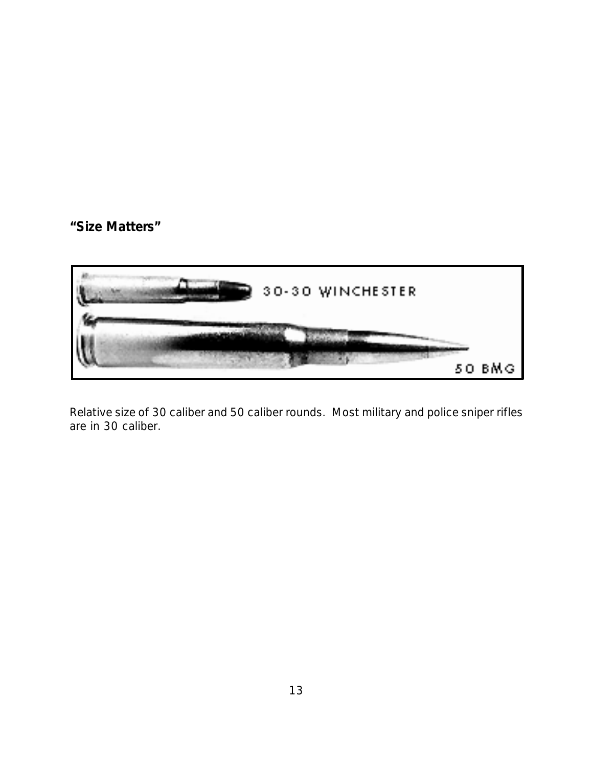***"Size Matters"***

Relative size of 30 caliber and 50 caliber rounds. Most military and police sniper rifles are in 30 caliber.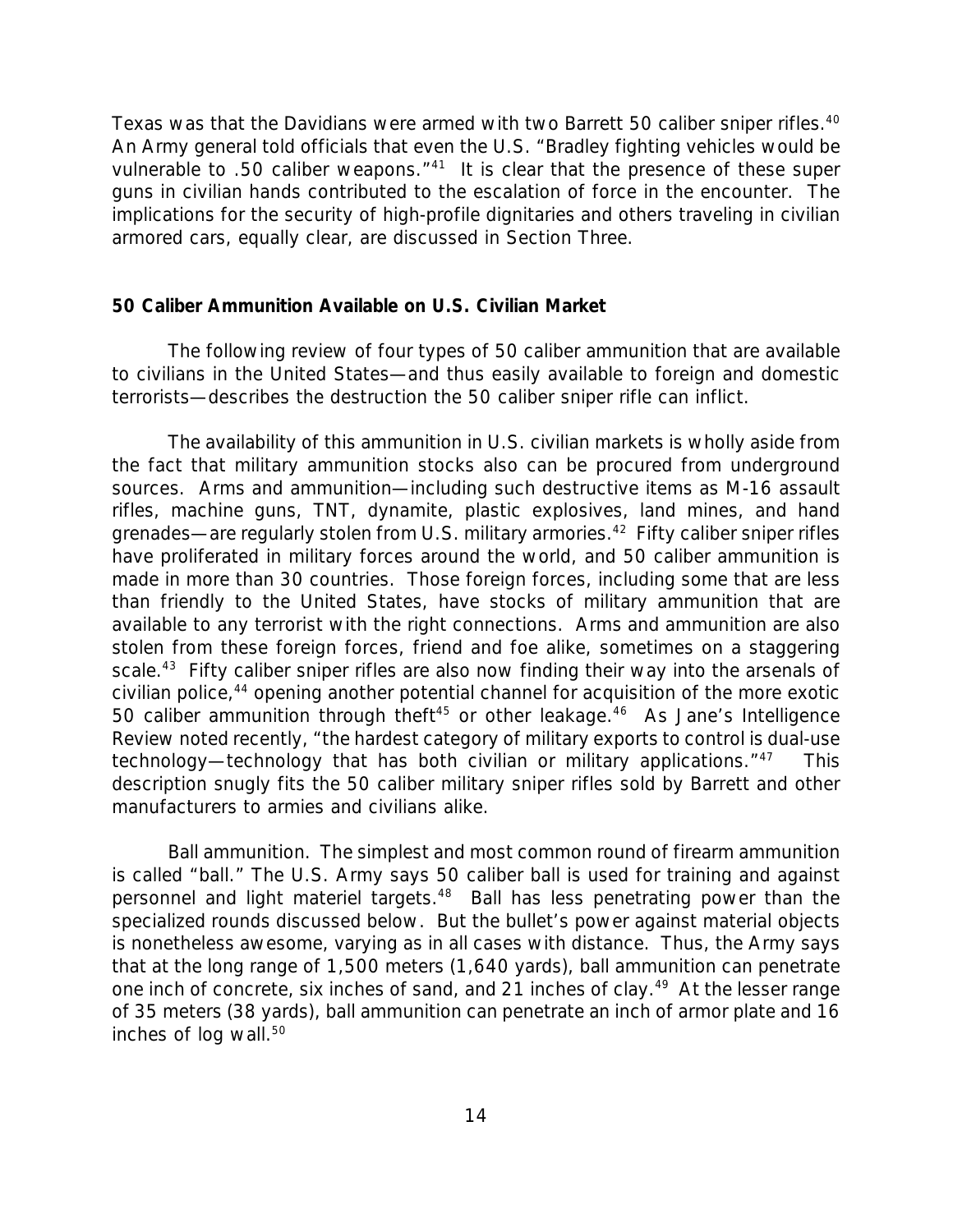Texas was that the Davidians were armed with two Barrett 50 caliber sniper rifles.[40] An Army general told officials that even the U.S. "Bradley fighting vehicles would be vulnerable to .50 caliber weapons."[41] It is clear that the presence of these super guns in civilian hands contributed to the escalation of force in the encounter. The implications for the security of high-profile dignitaries and others traveling in civilian armored cars, equally clear, are discussed in Section Three.

**50 Caliber Ammunition Available on U.S. Civilian Market**

The following review of four types of 50 caliber ammunition that are available to civilians in the United States—and thus easily available to foreign and domestic terrorists—describes the destruction the 50 caliber sniper rifle can inflict.

The availability of this ammunition in U.S. civilian markets is wholly aside from the fact that military ammunition stocks also can be procured from underground sources. Arms and ammunition—including such destructive items as M-16 assault rifles, machine guns, TNT, dynamite, plastic explosives, land mines, and hand grenades—are regularly stolen from U.S. military armories.[42] Fifty caliber sniper rifles have proliferated in military forces around the world, and 50 caliber ammunition is made in more than 30 countries. Those foreign forces, including some that are less than friendly to the United States, have stocks of military ammunition that are available to any terrorist with the right connections. Arms and ammunition are also stolen from these foreign forces, friend and foe alike, sometimes on a staggering scale.[43] Fifty caliber sniper rifles are also now finding their way into the arsenals of civilian police,[44] opening another potential channel for acquisition of the more exotic 50 caliber ammunition through theft[45] or other leakage.[46] As *Jane's Intelligence Review* noted recently, "the hardest category of military exports to control is dual-use technology—technology that has both civilian or military applications."[47] This description snugly fits the 50 caliber military sniper rifles sold by Barrett and other manufacturers to armies and civilians alike.

*Ball ammunition*. The simplest and most common round of firearm ammunition is called "ball." The U.S. Army says 50 caliber ball is used for training and against personnel and light materiel targets.[48] Ball has less penetrating power than the specialized rounds discussed below. But the bullet's power against material objects is nonetheless awesome, varying as in all cases with distance. Thus, the Army says that at the long range of 1,500 meters (1,640 yards), ball ammunition can penetrate one inch of concrete, six inches of sand, and 21 inches of clay.[49] At the lesser range of 35 meters (38 yards), ball ammunition can penetrate an inch of armor plate and 16 inches of log wall.[50]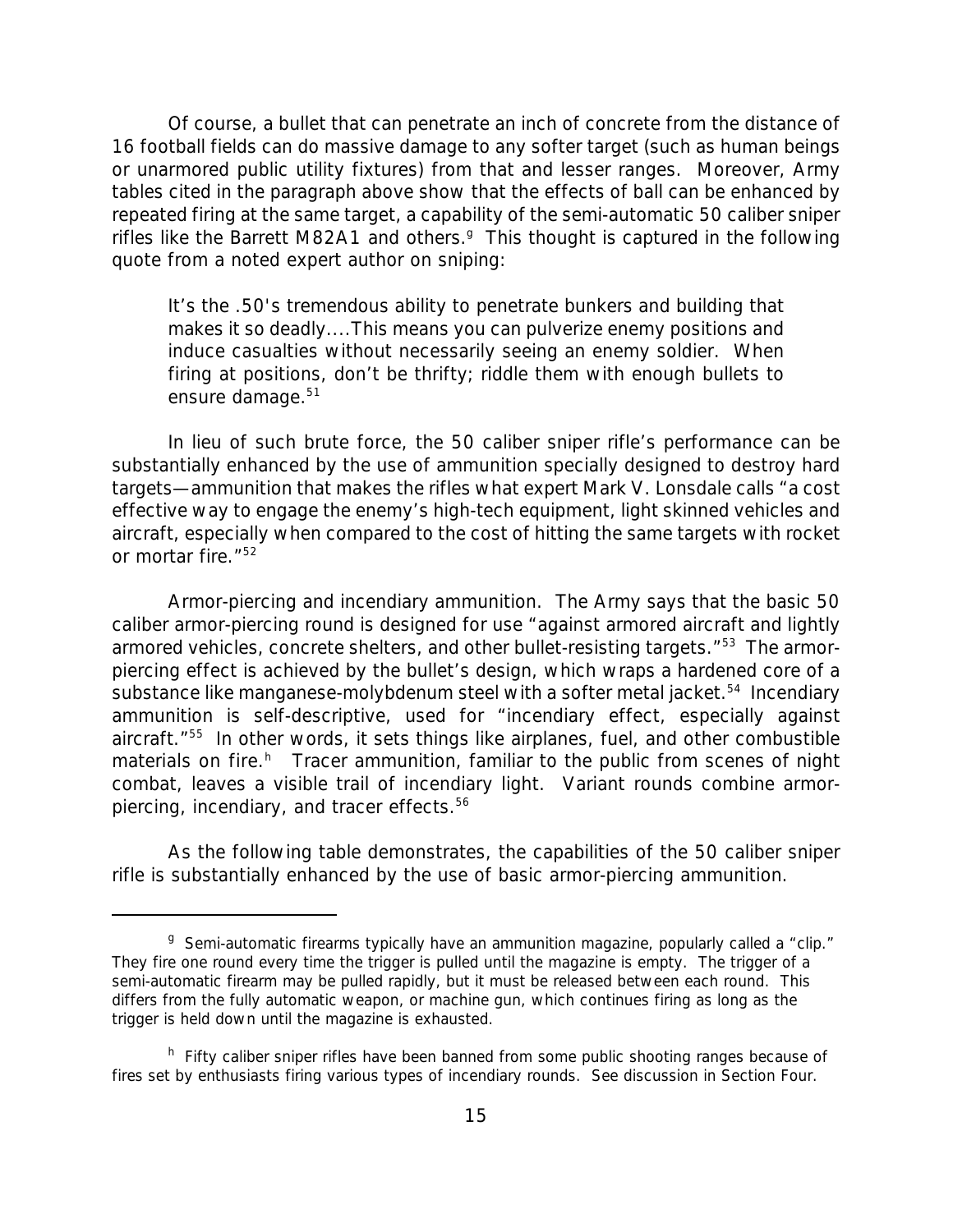Of course, a bullet that can penetrate an inch of concrete from the distance of 16 football fields can do massive damage to any softer target (such as human beings or unarmored public utility fixtures) from that and lesser ranges. Moreover, Army tables cited in the paragraph above show that the effects of ball can be enhanced by repeated firing at the same target, a capability of the semi-automatic 50 caliber sniper rifles like the Barrett M82A1 and others.[g] This thought is captured in the following quote from a noted expert author on sniping:

> It's the .50's tremendous ability to penetrate bunkers and building that makes it so deadly....This means you can pulverize enemy positions and induce casualties without necessarily seeing an enemy soldier. When firing at positions, don't be thrifty; riddle them with enough bullets to ensure damage.[51]

In lieu of such brute force, the 50 caliber sniper rifle's performance can be substantially enhanced by the use of ammunition specially designed to destroy hard targets—ammunition that makes the rifles what expert Mark V. Lonsdale calls "a cost effective way to engage the enemy's high-tech equipment, light skinned vehicles and aircraft, especially when compared to the cost of hitting the same targets with rocket or mortar fire."[52]

*Armor-piercing and incendiary ammunition.* The Army says that the basic 50 caliber armor-piercing round is designed for use "against armored aircraft and lightly armored vehicles, concrete shelters, and other bullet-resisting targets."[53] The armor-piercing effect is achieved by the bullet's design, which wraps a hardened core of a substance like manganese-molybdenum steel with a softer metal jacket.[54] Incendiary ammunition is self-descriptive, used for "incendiary effect, especially against aircraft."[55] In other words, it sets things like airplanes, fuel, and other combustible materials on fire.[h] Tracer ammunition, familiar to the public from scenes of night combat, leaves a visible trail of incendiary light. Variant rounds combine armor-piercing, incendiary, and tracer effects.[56]

As the following table demonstrates, the capabilities of the 50 caliber sniper rifle is substantially enhanced by the use of basic armor-piercing ammunition.

---

[g] Semi-automatic firearms typically have an ammunition magazine, popularly called a "clip." They fire one round every time the trigger is pulled until the magazine is empty. The trigger of a semi-automatic firearm may be pulled rapidly, but it must be released between each round. This differs from the fully automatic weapon, or machine gun, which continues firing as long as the trigger is held down until the magazine is exhausted.

[h] Fifty caliber sniper rifles have been banned from some public shooting ranges because of fires set by enthusiasts firing various types of incendiary rounds. See discussion in Section Four.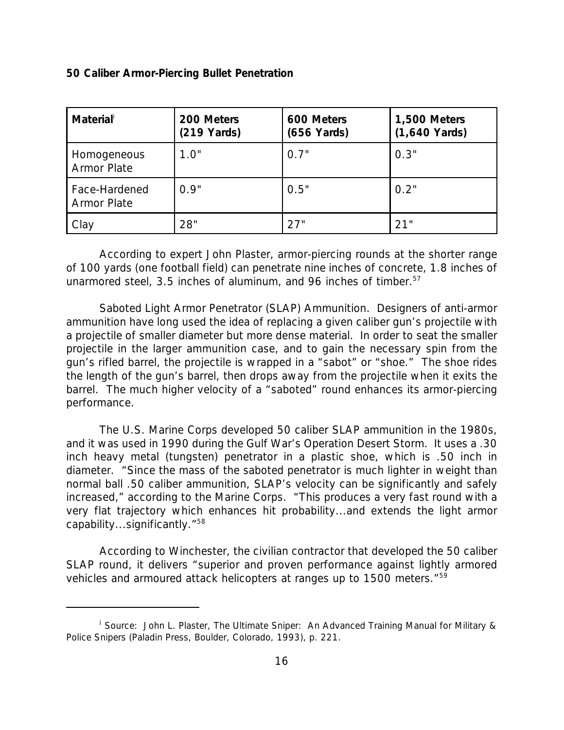**50 Caliber Armor-Piercing Bullet Penetration**

| Material[i] | 200 Meters (219 Yards) | 600 Meters (656 Yards) | 1,500 Meters (1,640 Yards) |
|---|---|---|---|
| Homogeneous Armor Plate | 1.0" | 0.7" | 0.3" |
| Face-Hardened Armor Plate | 0.9" | 0.5" | 0.2" |
| Clay | 28" | 27" | 21" |

According to expert John Plaster, armor-piercing rounds at the shorter range of 100 yards (one football field) can penetrate nine inches of concrete, 1.8 inches of unarmored steel, 3.5 inches of aluminum, and 96 inches of timber.[57]

Saboted Light Armor Penetrator (SLAP) Ammunition. Designers of anti-armor ammunition have long used the idea of replacing a given caliber gun's projectile with a projectile of smaller diameter but more dense material. In order to seat the smaller projectile in the larger ammunition case, and to gain the necessary spin from the gun's rifled barrel, the projectile is wrapped in a "sabot" or "shoe." The shoe rides the length of the gun's barrel, then drops away from the projectile when it exits the barrel. The much higher velocity of a "saboted" round enhances its armor-piercing performance.

The U.S. Marine Corps developed 50 caliber SLAP ammunition in the 1980s, and it was used in 1990 during the Gulf War's Operation Desert Storm. It uses a .30 inch heavy metal (tungsten) penetrator in a plastic shoe, which is .50 inch in diameter. "Since the mass of the saboted penetrator is much lighter in weight than normal ball .50 caliber ammunition, SLAP's velocity can be significantly and safely increased," according to the Marine Corps. "This produces a very fast round with a very flat trajectory which enhances hit probability...and extends the light armor capability...significantly."[58]

According to Winchester, the civilian contractor that developed the 50 caliber SLAP round, it delivers "superior and proven performance against lightly armored vehicles and armoured attack helicopters at ranges up to 1500 meters."[59]

---

[i] Source: John L. Plaster, The Ultimate Sniper: An Advanced Training Manual for Military & Police Snipers (Paladin Press, Boulder, Colorado, 1993), p. 221.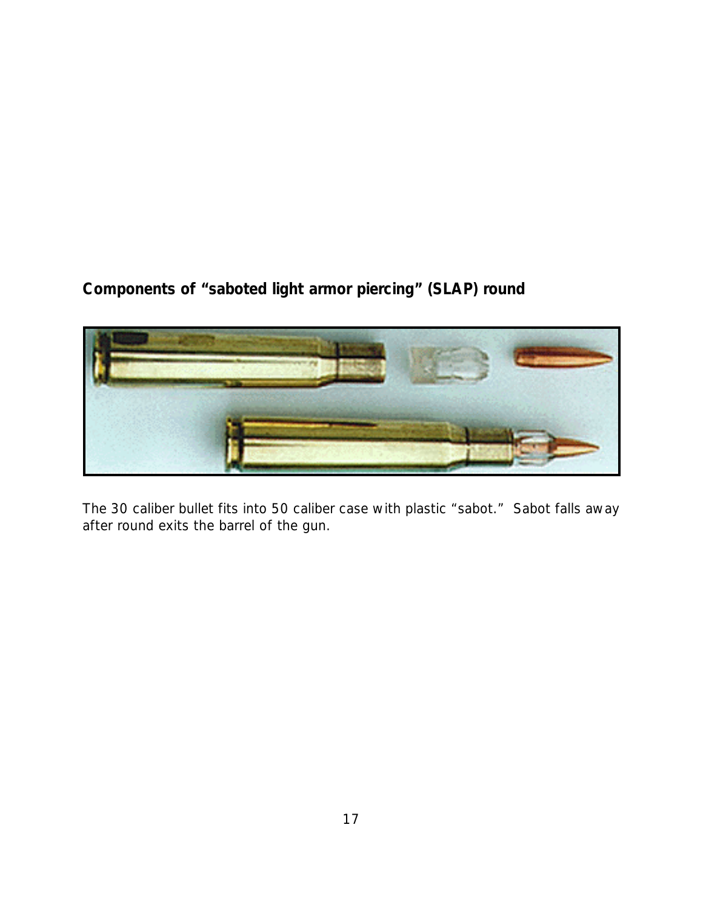**Components of “saboted light armor piercing” (SLAP) round**

The 30 caliber bullet fits into 50 caliber case with plastic “sabot.” Sabot falls away after round exits the barrel of the gun.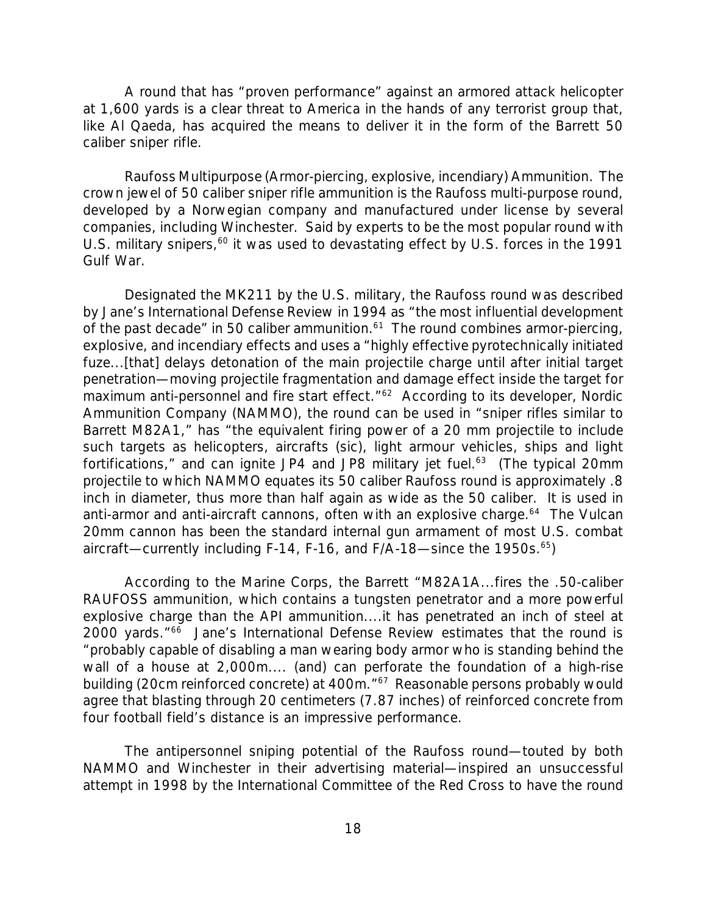A round that has "proven performance" against an armored attack helicopter at 1,600 yards is a clear threat to America in the hands of any terrorist group that, like Al Qaeda, has acquired the means to deliver it in the form of the Barrett 50 caliber sniper rifle.

Raufoss Multipurpose (Armor-piercing, explosive, incendiary) Ammunition. The crown jewel of 50 caliber sniper rifle ammunition is the Raufoss multi-purpose round, developed by a Norwegian company and manufactured under license by several companies, including Winchester. Said by experts to be the most popular round with U.S. military snipers,[60] it was used to devastating effect by U.S. forces in the 1991 Gulf War.

Designated the MK211 by the U.S. military, the Raufoss round was described by Jane's International Defense Review in 1994 as "the most influential development of the past decade" in 50 caliber ammunition.[61] The round combines armor-piercing, explosive, and incendiary effects and uses a "highly effective pyrotechnically initiated fuze...[that] delays detonation of the main projectile charge until after initial target penetration—moving projectile fragmentation and damage effect inside the target for maximum anti-personnel and fire start effect."[62] According to its developer, Nordic Ammunition Company (NAMMO), the round can be used in "sniper rifles similar to Barrett M82A1," has "the equivalent firing power of a 20 mm projectile to include such targets as helicopters, aircrafts (sic), light armour vehicles, ships and light fortifications," and can ignite JP4 and JP8 military jet fuel.[63] (The typical 20mm projectile to which NAMMO equates its 50 caliber Raufoss round is approximately .8 inch in diameter, thus more than half again as wide as the 50 caliber. It is used in anti-armor and anti-aircraft cannons, often with an explosive charge.[64] The Vulcan 20mm cannon has been the standard internal gun armament of most U.S. combat aircraft—currently including F-14, F-16, and F/A-18—since the 1950s.[65])

According to the Marine Corps, the Barrett "M82A1A...fires the .50-caliber RAUFOSS ammunition, which contains a tungsten penetrator and a more powerful explosive charge than the API ammunition....it has penetrated an inch of steel at 2000 yards."[66] Jane's International Defense Review estimates that the round is "probably capable of disabling a man wearing body armor who is standing behind the wall of a house at 2,000m.... (and) can perforate the foundation of a high-rise building (20cm reinforced concrete) at 400m."[67] Reasonable persons probably would agree that blasting through 20 centimeters (7.87 inches) of reinforced concrete from four football field's distance is an impressive performance.

The antipersonnel sniping potential of the Raufoss round—touted by both NAMMO and Winchester in their advertising material—inspired an unsuccessful attempt in 1998 by the International Committee of the Red Cross to have the round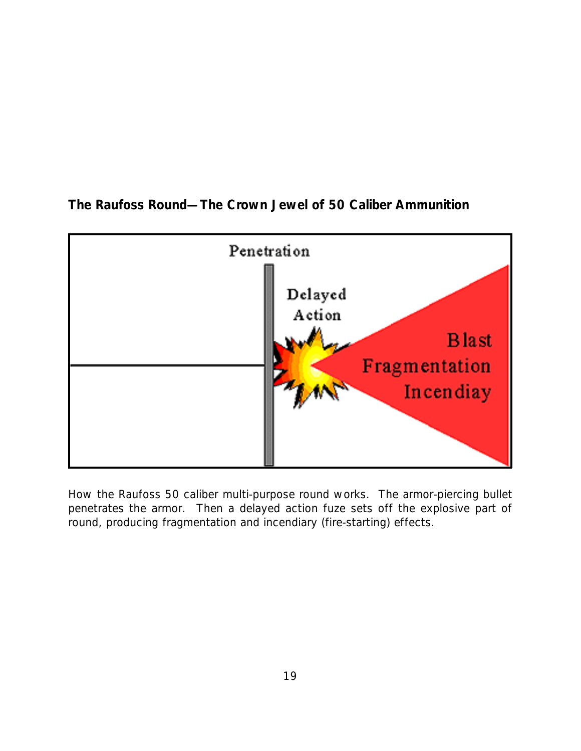**The Raufoss Round—The Crown Jewel of 50 Caliber Ammunition**

Penetration

Delayed Action

Blast
Fragmentation
Incendiay

How the Raufoss 50 caliber multi-purpose round works. The armor-piercing bullet penetrates the armor. Then a delayed action fuze sets off the explosive part of round, producing fragmentation and incendiary (fire-starting) effects.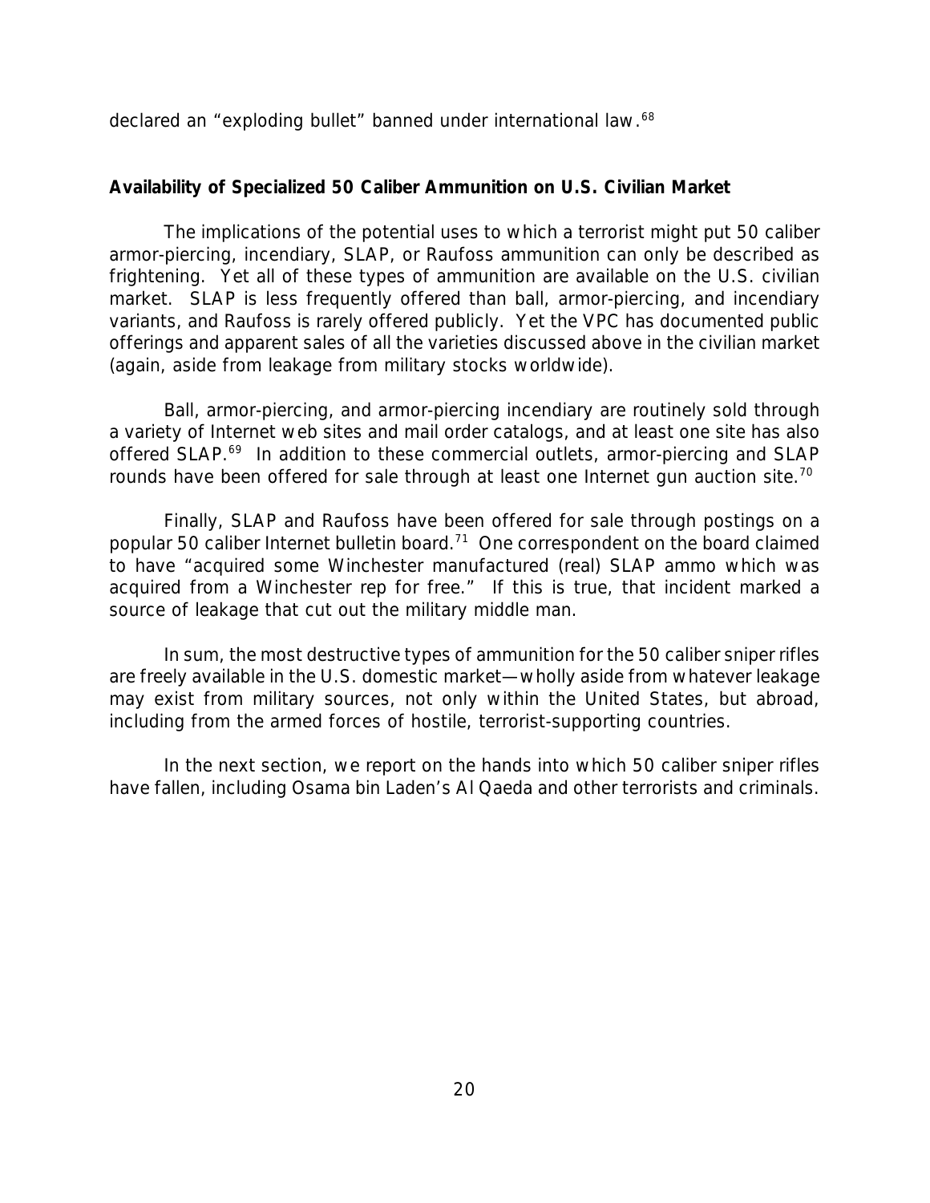declared an "exploding bullet" banned under international law.[68]

**Availability of Specialized 50 Caliber Ammunition on U.S. Civilian Market**

The implications of the potential uses to which a terrorist might put 50 caliber armor-piercing, incendiary, SLAP, or Raufoss ammunition can only be described as frightening. Yet all of these types of ammunition are available on the U.S. civilian market. SLAP is less frequently offered than ball, armor-piercing, and incendiary variants, and Raufoss is rarely offered publicly. Yet the VPC has documented public offerings and apparent sales of all the varieties discussed above in the civilian market (again, aside from leakage from military stocks worldwide).

Ball, armor-piercing, and armor-piercing incendiary are routinely sold through a variety of Internet web sites and mail order catalogs, and at least one site has also offered SLAP.[69] In addition to these commercial outlets, armor-piercing and SLAP rounds have been offered for sale through at least one Internet gun auction site.[70]

Finally, SLAP and Raufoss have been offered for sale through postings on a popular 50 caliber Internet bulletin board.[71] One correspondent on the board claimed to have "acquired some Winchester manufactured (real) SLAP ammo which was acquired from a Winchester rep for free." If this is true, that incident marked a source of leakage that cut out the military middle man.

In sum, the most destructive types of ammunition for the 50 caliber sniper rifles are freely available in the U.S. domestic market—wholly aside from whatever leakage may exist from military sources, not only within the United States, but abroad, including from the armed forces of hostile, terrorist-supporting countries.

In the next section, we report on the hands into which 50 caliber sniper rifles have fallen, including Osama bin Laden's Al Qaeda and other terrorists and criminals.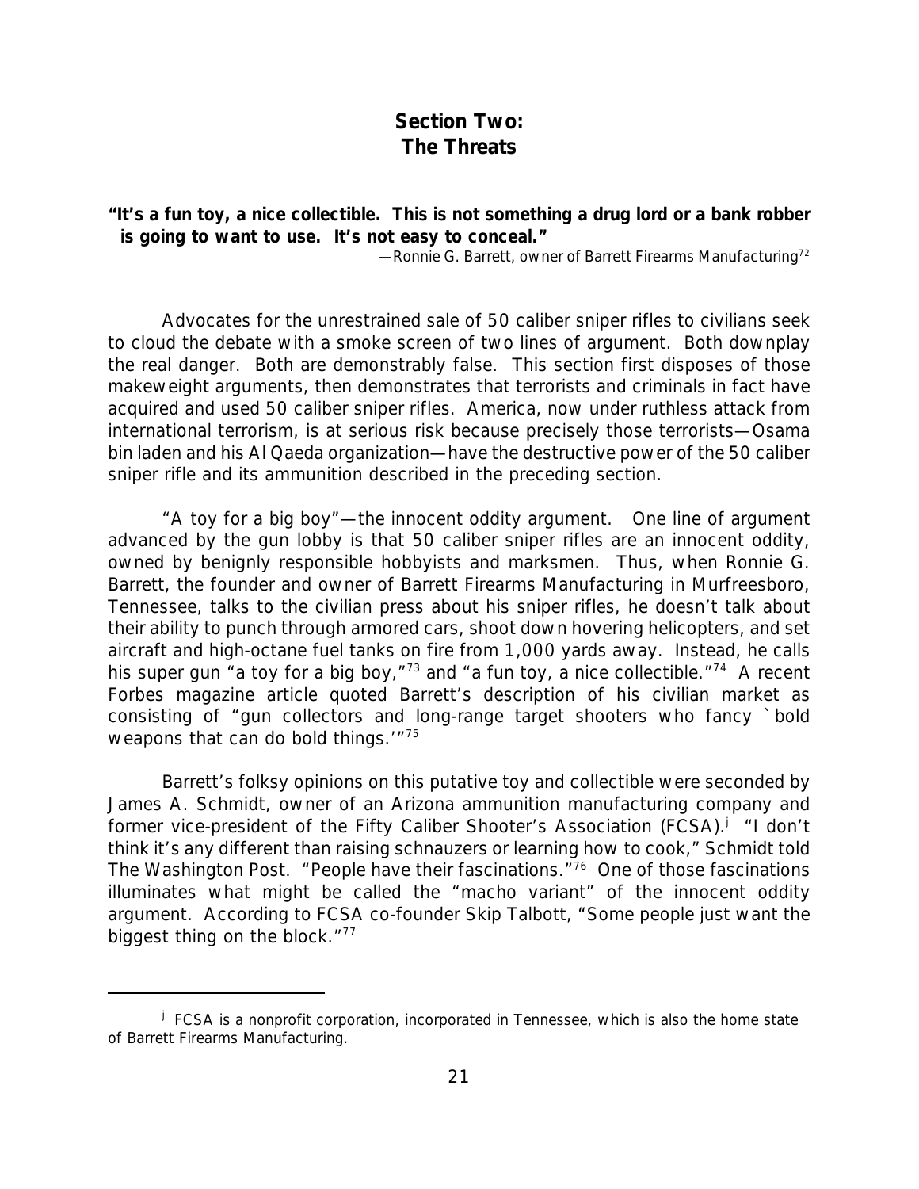## Section Two: The Threats

**"It's a fun toy, a nice collectible. This is not something a drug lord or a bank robber is going to want to use. It's not easy to conceal."**

—Ronnie G. Barrett, owner of Barrett Firearms Manufacturing[72]

Advocates for the unrestrained sale of 50 caliber sniper rifles to civilians seek to cloud the debate with a smoke screen of two lines of argument. Both downplay the real danger. Both are demonstrably false. This section first disposes of those makeweight arguments, then demonstrates that terrorists and criminals in fact have acquired and used 50 caliber sniper rifles. America, now under ruthless attack from international terrorism, is at serious risk because precisely those terrorists—Osama bin laden and his Al Qaeda organization—have the destructive power of the 50 caliber sniper rifle and its ammunition described in the preceding section.

*"A toy for a big boy"—the innocent oddity argument.* One line of argument advanced by the gun lobby is that 50 caliber sniper rifles are an innocent oddity, owned by benignly responsible hobbyists and marksmen. Thus, when Ronnie G. Barrett, the founder and owner of Barrett Firearms Manufacturing in Murfreesboro, Tennessee, talks to the civilian press about his sniper rifles, he doesn't talk about their ability to punch through armored cars, shoot down hovering helicopters, and set aircraft and high-octane fuel tanks on fire from 1,000 yards away. Instead, he calls his super gun "a toy for a big boy,"[73] and "a fun toy, a nice collectible."[74] A recent *Forbes* magazine article quoted Barrett's description of his civilian market as consisting of "gun collectors and long-range target shooters who fancy `bold weapons that can do bold things.'"[75]

Barrett's folksy opinions on this putative toy and collectible were seconded by James A. Schmidt, owner of an Arizona ammunition manufacturing company and former vice-president of the Fifty Caliber Shooter's Association (FCSA).[j] "I don't think it's any different than raising schnauzers or learning how to cook," Schmidt told *The Washington Post*. "People have their fascinations."[76] One of those fascinations illuminates what might be called the "macho variant" of the innocent oddity argument. According to FCSA co-founder Skip Talbott, "Some people just want the biggest thing on the block."[77]

---

[j] FCSA is a nonprofit corporation, incorporated in Tennessee, which is also the home state of Barrett Firearms Manufacturing.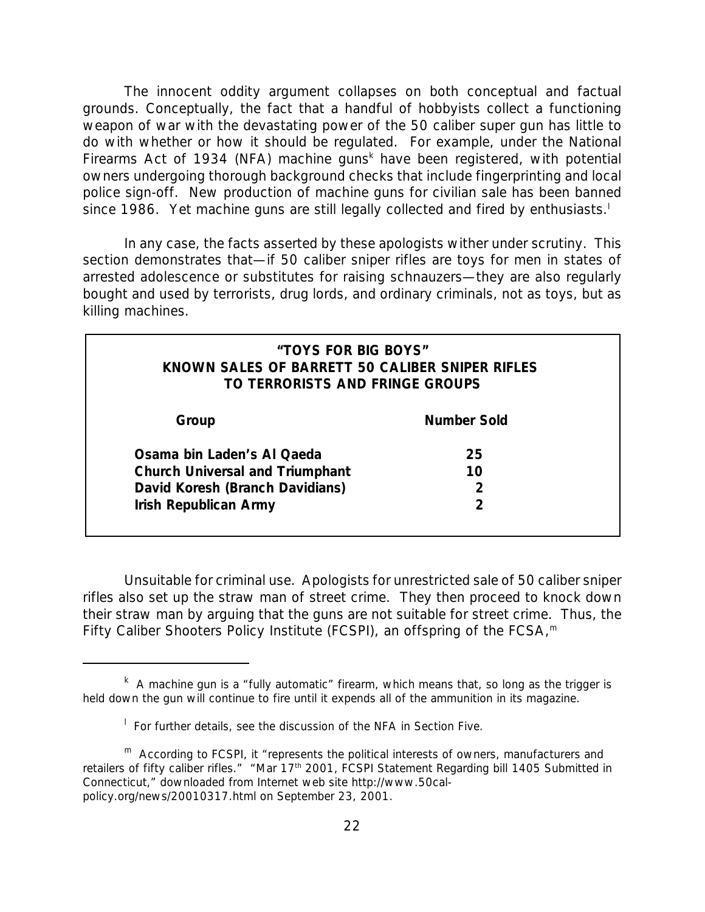The innocent oddity argument collapses on both conceptual and factual grounds. Conceptually, the fact that a handful of hobbyists collect a functioning weapon of war with the devastating power of the 50 caliber super gun has little to do with whether or how it should be regulated. For example, under the National Firearms Act of 1934 (NFA) machine guns[k] have been registered, with potential owners undergoing thorough background checks that include fingerprinting and local police sign-off. New production of machine guns for civilian sale has been banned since 1986. Yet machine guns are still legally collected and fired by enthusiasts.[l]

In any case, the facts asserted by these apologists wither under scrutiny. This section demonstrates that—if 50 caliber sniper rifles are toys for men in states of arrested adolescence or substitutes for raising schnauzers—they are also regularly bought and used by terrorists, drug lords, and ordinary criminals, not as toys, but as killing machines.

**"TOYS FOR BIG BOYS"**
**KNOWN SALES OF BARRETT 50 CALIBER SNIPER RIFLES TO TERRORISTS AND FRINGE GROUPS**

| Group | Number Sold |
|---|---|
| **Osama bin Laden's Al Qaeda** | **25** |
| **Church Universal and Triumphant** | **10** |
| **David Koresh (Branch Davidians)** | **2** |
| **Irish Republican Army** | **2** |

*Unsuitable for criminal use.* Apologists for unrestricted sale of 50 caliber sniper rifles also set up the straw man of street crime. They then proceed to knock down their straw man by arguing that the guns are not suitable for street crime. Thus, the Fifty Caliber Shooters Policy Institute (FCSPI), an offspring of the FCSA,[m]

---

[k] A machine gun is a "fully automatic" firearm, which means that, so long as the trigger is held down the gun will continue to fire until it expends all of the ammunition in its magazine.

[l] For further details, see the discussion of the NFA in Section Five.

[m] According to FCSPI, it "represents the political interests of owners, manufacturers and retailers of fifty caliber rifles." "Mar 17th 2001, FCSPI Statement Regarding bill 1405 Submitted in Connecticut," downloaded from Internet web site http://www.50cal-policy.org/news/20010317.html on September 23, 2001.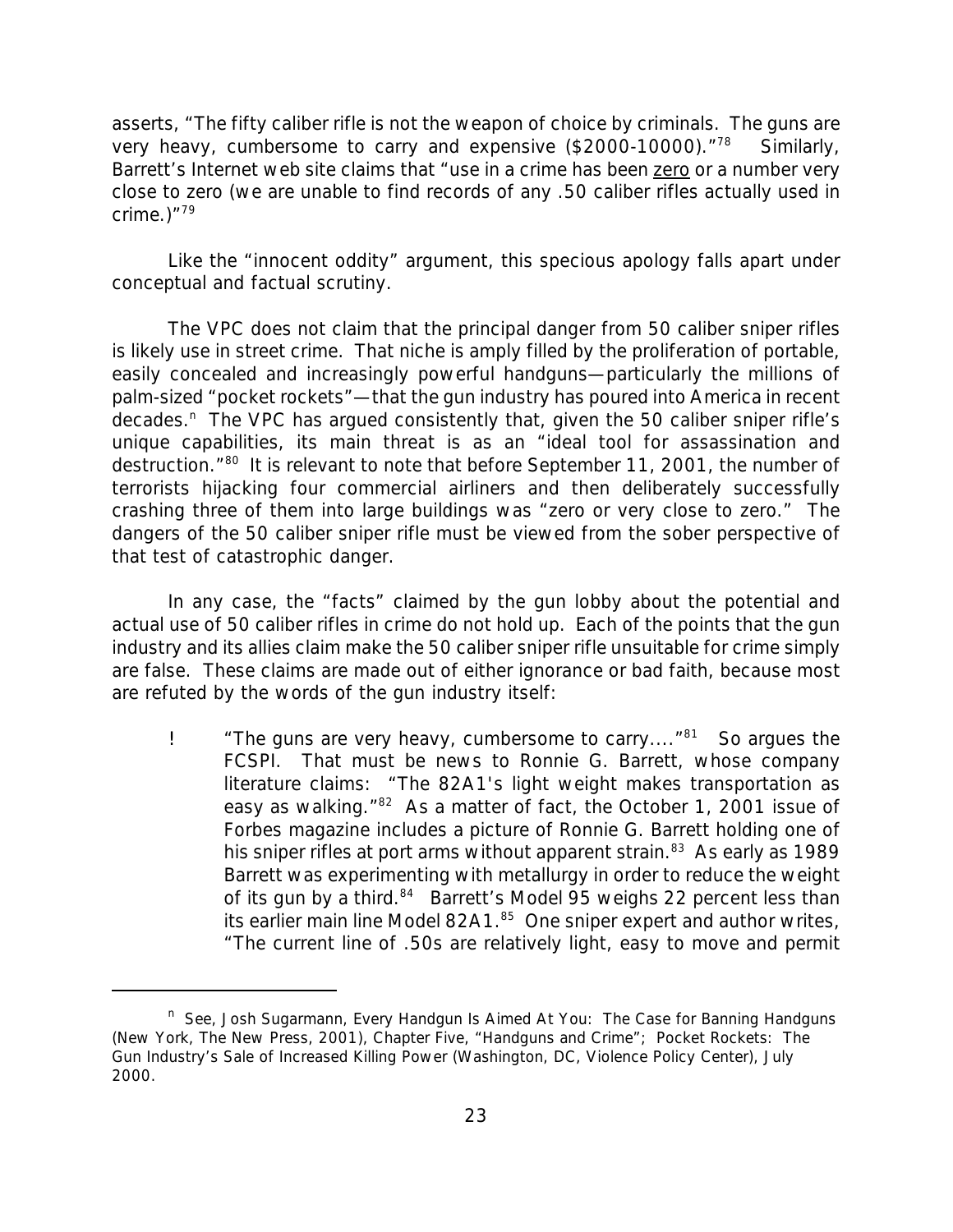asserts, "The fifty caliber rifle is not the weapon of choice by criminals. The guns are very heavy, cumbersome to carry and expensive ($2000-10000)."[78] Similarly, Barrett's Internet web site claims that "use in a crime has been zero or a number very close to zero (we are unable to find records of any .50 caliber rifles actually used in crime.)"[79]

Like the "innocent oddity" argument, this specious apology falls apart under conceptual and factual scrutiny.

The VPC does not claim that the principal danger from 50 caliber sniper rifles is likely use in street crime. That niche is amply filled by the proliferation of portable, easily concealed and increasingly powerful handguns—particularly the millions of palm-sized "pocket rockets"—that the gun industry has poured into America in recent decades.[n] The VPC has argued consistently that, given the 50 caliber sniper rifle's unique capabilities, its main threat is as an "ideal tool for assassination and destruction."[80] It is relevant to note that before September 11, 2001, the number of terrorists hijacking four commercial airliners and then deliberately successfully crashing three of them into large buildings was "zero or very close to zero." The dangers of the 50 caliber sniper rifle must be viewed from the sober perspective of that test of catastrophic danger.

In any case, the "facts" claimed by the gun lobby about the potential and actual use of 50 caliber rifles in crime do not hold up. Each of the points that the gun industry and its allies claim make the 50 caliber sniper rifle unsuitable for crime simply are false. These claims are made out of either ignorance or bad faith, because most are refuted by the words of the gun industry itself:

- "The guns are very heavy, cumbersome to carry...."[81] So argues the FCSPI. That must be news to Ronnie G. Barrett, whose company literature claims: "The 82A1's light weight makes transportation as easy as walking."[82] As a matter of fact, the October 1, 2001 issue of Forbes magazine includes a picture of Ronnie G. Barrett holding one of his sniper rifles at port arms without apparent strain.[83] As early as 1989 Barrett was experimenting with metallurgy in order to reduce the weight of its gun by a third.[84] Barrett's Model 95 weighs 22 percent less than its earlier main line Model 82A1.[85] One sniper expert and author writes, "The current line of .50s are relatively light, easy to move and permit

[n] See, Josh Sugarmann, *Every Handgun Is Aimed At You: The Case for Banning Handguns* (New York, The New Press, 2001), Chapter Five, "Handguns and Crime"; *Pocket Rockets: The Gun Industry's Sale of Increased Killing Power* (Washington, DC, Violence Policy Center), July 2000.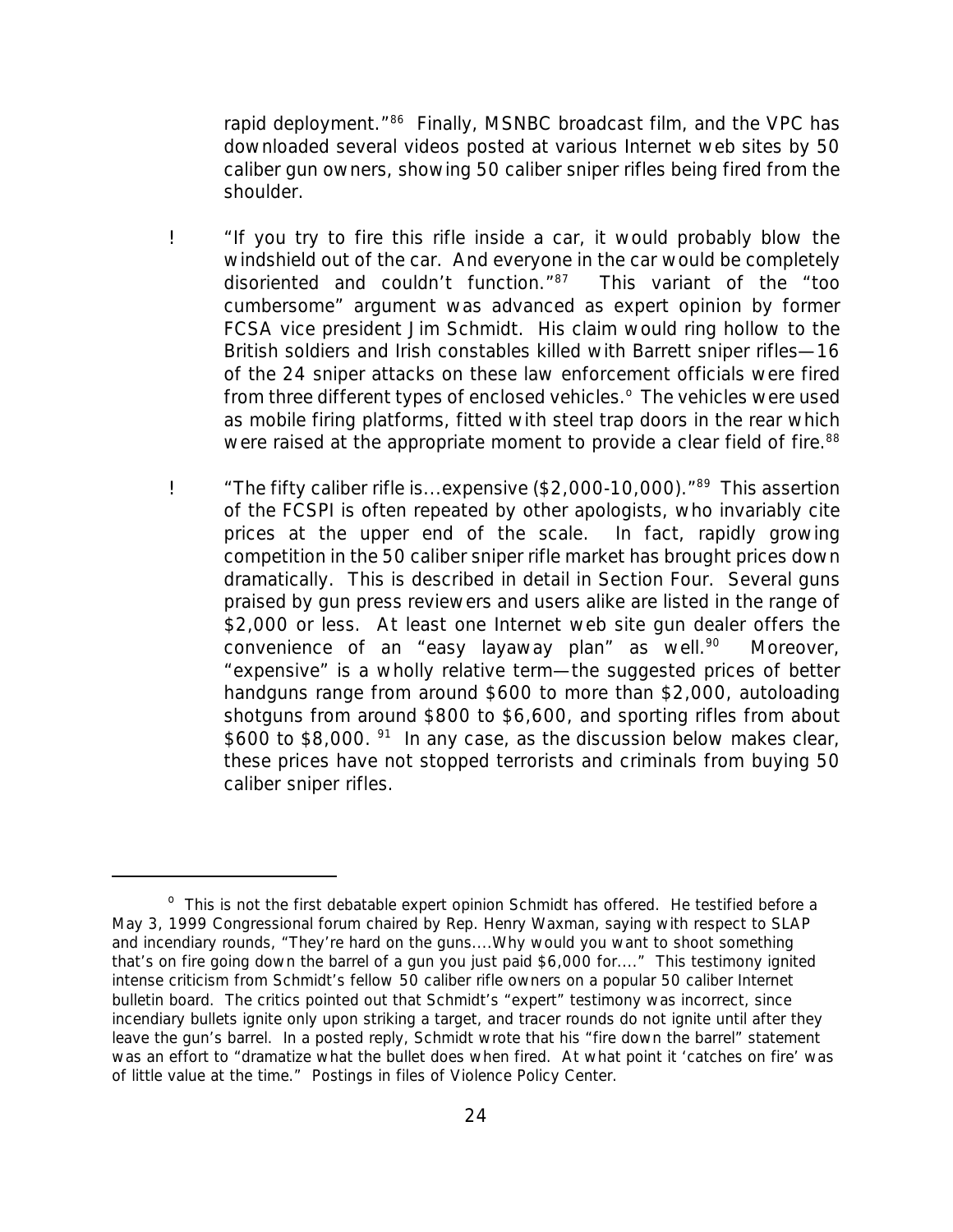rapid deployment."[86] Finally, MSNBC broadcast film, and the VPC has downloaded several videos posted at various Internet web sites by 50 caliber gun owners, showing 50 caliber sniper rifles being fired from the shoulder.

- "If you try to fire this rifle inside a car, it would probably blow the windshield out of the car. And everyone in the car would be completely disoriented and couldn't function."[87] This variant of the "too cumbersome" argument was advanced as expert opinion by former FCSA vice president Jim Schmidt. His claim would ring hollow to the British soldiers and Irish constables killed with Barrett sniper rifles—16 of the 24 sniper attacks on these law enforcement officials were fired from three different types of enclosed vehicles.[o] The vehicles were used as mobile firing platforms, fitted with steel trap doors in the rear which were raised at the appropriate moment to provide a clear field of fire.[88]

- "The fifty caliber rifle is...expensive ($2,000-10,000)."[89] This assertion of the FCSPI is often repeated by other apologists, who invariably cite prices at the upper end of the scale. In fact, rapidly growing competition in the 50 caliber sniper rifle market has brought prices down dramatically. This is described in detail in Section Four. Several guns praised by gun press reviewers and users alike are listed in the range of $2,000 or less. At least one Internet web site gun dealer offers the convenience of an "easy layaway plan" as well.[90] Moreover, "expensive" is a wholly relative term—the suggested prices of better handguns range from around $600 to more than $2,000, autoloading shotguns from around $800 to $6,600, and sporting rifles from about $600 to $8,000.[91] In any case, as the discussion below makes clear, these prices have not stopped terrorists and criminals from buying 50 caliber sniper rifles.

---

[o] This is not the first debatable expert opinion Schmidt has offered. He testified before a May 3, 1999 Congressional forum chaired by Rep. Henry Waxman, saying with respect to SLAP and incendiary rounds, "They're hard on the guns....Why would you want to shoot something that's on fire going down the barrel of a gun you just paid $6,000 for...." This testimony ignited intense criticism from Schmidt's fellow 50 caliber rifle owners on a popular 50 caliber Internet bulletin board. The critics pointed out that Schmidt's "expert" testimony was incorrect, since incendiary bullets ignite only upon striking a target, and tracer rounds do not ignite until after they leave the gun's barrel. In a posted reply, Schmidt wrote that his "fire down the barrel" statement was an effort to "dramatize what the bullet does when fired. At what point it 'catches on fire' was of little value at the time." Postings in files of Violence Policy Center.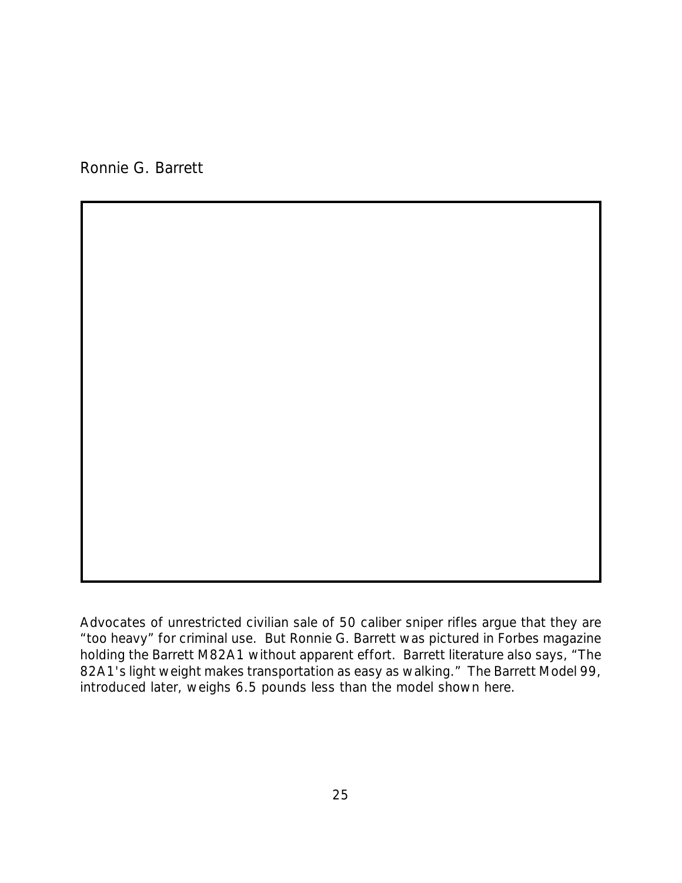Ronnie G. Barrett

Advocates of unrestricted civilian sale of 50 caliber sniper rifles argue that they are “too heavy” for criminal use. But Ronnie G. Barrett was pictured in Forbes magazine holding the Barrett M82A1 without apparent effort. Barrett literature also says, “The 82A1's light weight makes transportation as easy as walking.” The Barrett Model 99, introduced later, weighs 6.5 pounds less than the model shown here.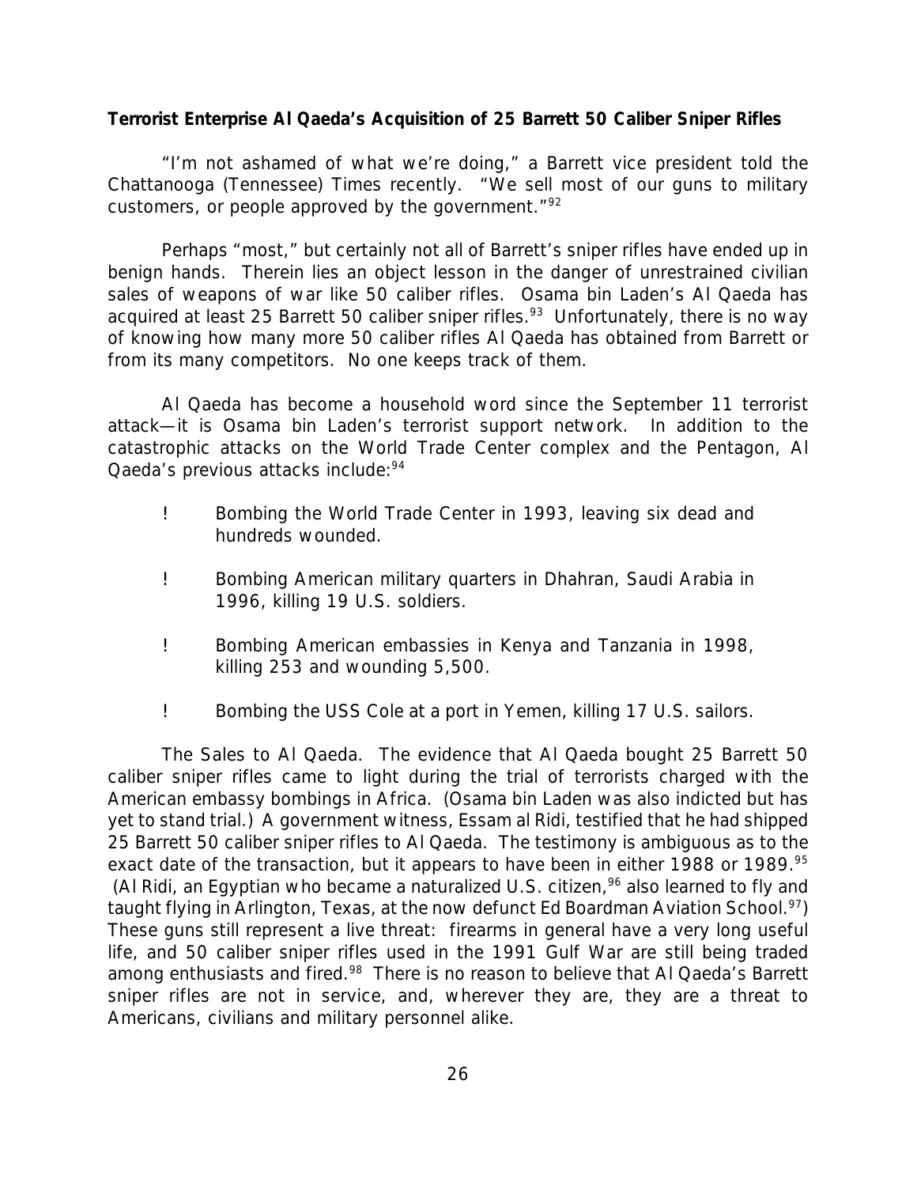**Terrorist Enterprise Al Qaeda's Acquisition of 25 Barrett 50 Caliber Sniper Rifles**

"I'm not ashamed of what we're doing," a Barrett vice president told the Chattanooga (Tennessee) Times recently. "We sell most of our guns to military customers, or people approved by the government."[92]

Perhaps "most," but certainly not all of Barrett's sniper rifles have ended up in benign hands. Therein lies an object lesson in the danger of unrestrained civilian sales of weapons of war like 50 caliber rifles. Osama bin Laden's Al Qaeda has acquired at least 25 Barrett 50 caliber sniper rifles.[93] Unfortunately, there is no way of knowing how many more 50 caliber rifles Al Qaeda has obtained from Barrett or from its many competitors. No one keeps track of them.

Al Qaeda has become a household word since the September 11 terrorist attack—it is Osama bin Laden's terrorist support network. In addition to the catastrophic attacks on the World Trade Center complex and the Pentagon, Al Qaeda's previous attacks include:[94]

- Bombing the World Trade Center in 1993, leaving six dead and hundreds wounded.
- Bombing American military quarters in Dhahran, Saudi Arabia in 1996, killing 19 U.S. soldiers.
- Bombing American embassies in Kenya and Tanzania in 1998, killing 253 and wounding 5,500.
- Bombing the USS Cole at a port in Yemen, killing 17 U.S. sailors.

*The Sales to Al Qaeda*. The evidence that Al Qaeda bought 25 Barrett 50 caliber sniper rifles came to light during the trial of terrorists charged with the American embassy bombings in Africa. (Osama bin Laden was also indicted but has yet to stand trial.) A government witness, Essam al Ridi, testified that he had shipped 25 Barrett 50 caliber sniper rifles to Al Qaeda. The testimony is ambiguous as to the exact date of the transaction, but it appears to have been in either 1988 or 1989.[95] (Al Ridi, an Egyptian who became a naturalized U.S. citizen,[96] also learned to fly and taught flying in Arlington, Texas, at the now defunct Ed Boardman Aviation School.[97]) These guns still represent a live threat: firearms in general have a very long useful life, and 50 caliber sniper rifles used in the 1991 Gulf War are still being traded among enthusiasts and fired.[98] There is no reason to believe that Al Qaeda's Barrett sniper rifles are not in service, and, wherever they are, they are a threat to Americans, civilians and military personnel alike.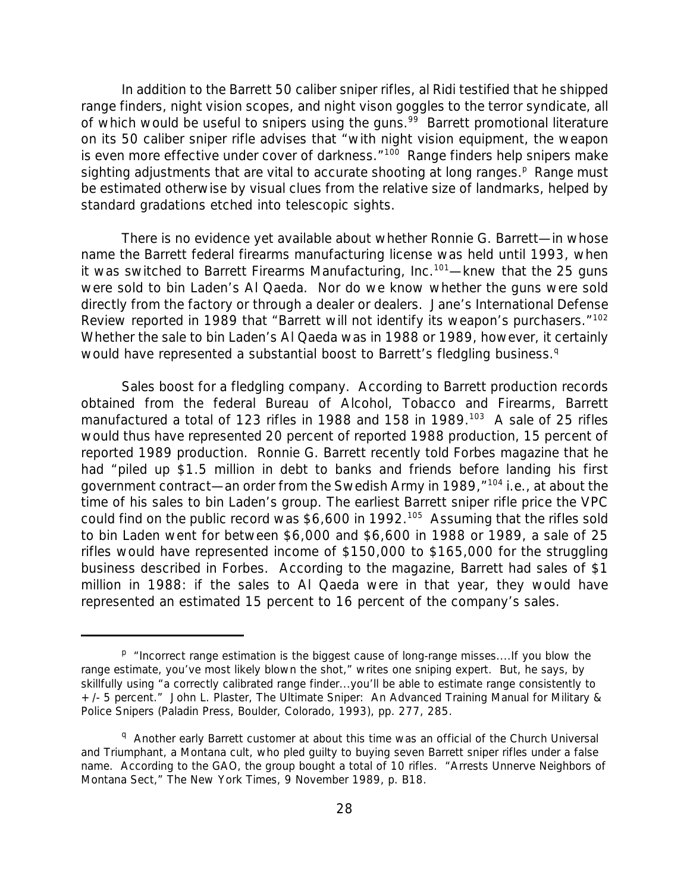In addition to the Barrett 50 caliber sniper rifles, al Ridi testified that he shipped range finders, night vision scopes, and night vison goggles to the terror syndicate, all of which would be useful to snipers using the guns.[99] Barrett promotional literature on its 50 caliber sniper rifle advises that "with night vision equipment, the weapon is even more effective under cover of darkness."[100] Range finders help snipers make sighting adjustments that are vital to accurate shooting at long ranges.[p] Range must be estimated otherwise by visual clues from the relative size of landmarks, helped by standard gradations etched into telescopic sights.

There is no evidence yet available about whether Ronnie G. Barrett—in whose name the Barrett federal firearms manufacturing license was held until 1993, when it was switched to Barrett Firearms Manufacturing, Inc.[101]—knew that the 25 guns were sold to bin Laden's Al Qaeda. Nor do we know whether the guns were sold directly from the factory or through a dealer or dealers. Jane's International Defense Review reported in 1989 that "Barrett will not identify its weapon's purchasers."[102] Whether the sale to bin Laden's Al Qaeda was in 1988 or 1989, however, it certainly would have represented a substantial boost to Barrett's fledgling business.[q]

*Sales boost for a fledgling company.* According to Barrett production records obtained from the federal Bureau of Alcohol, Tobacco and Firearms, Barrett manufactured a total of 123 rifles in 1988 and 158 in 1989.[103] A sale of 25 rifles would thus have represented 20 percent of reported 1988 production, 15 percent of reported 1989 production. Ronnie G. Barrett recently told Forbes magazine that he had "piled up $1.5 million in debt to banks and friends before landing his first government contract—an order from the Swedish Army in 1989,"[104] i.e., at about the time of his sales to bin Laden's group. The earliest Barrett sniper rifle price the VPC could find on the public record was $6,600 in 1992.[105] Assuming that the rifles sold to bin Laden went for between $6,000 and $6,600 in 1988 or 1989, a sale of 25 rifles would have represented income of $150,000 to $165,000 for the struggling business described in Forbes. According to the magazine, Barrett had sales of $1 million in 1988: if the sales to Al Qaeda were in that year, they would have represented an estimated 15 percent to 16 percent of the company's sales.

---

[p] "Incorrect range estimation is the biggest cause of long-range misses....If you blow the range estimate, you've most likely blown the shot," writes one sniping expert. But, he says, by skillfully using "a correctly calibrated range finder...you'll be able to estimate range consistently to +/- 5 percent." John L. Plaster, *The Ultimate Sniper: An Advanced Training Manual for Military & Police Snipers* (Paladin Press, Boulder, Colorado, 1993), pp. 277, 285.

[q] Another early Barrett customer at about this time was an official of the Church Universal and Triumphant, a Montana cult, who pled guilty to buying seven Barrett sniper rifles under a false name. According to the GAO, the group bought a total of 10 rifles. "Arrests Unnerve Neighbors of Montana Sect," *The New York Times*, 9 November 1989, p. B18.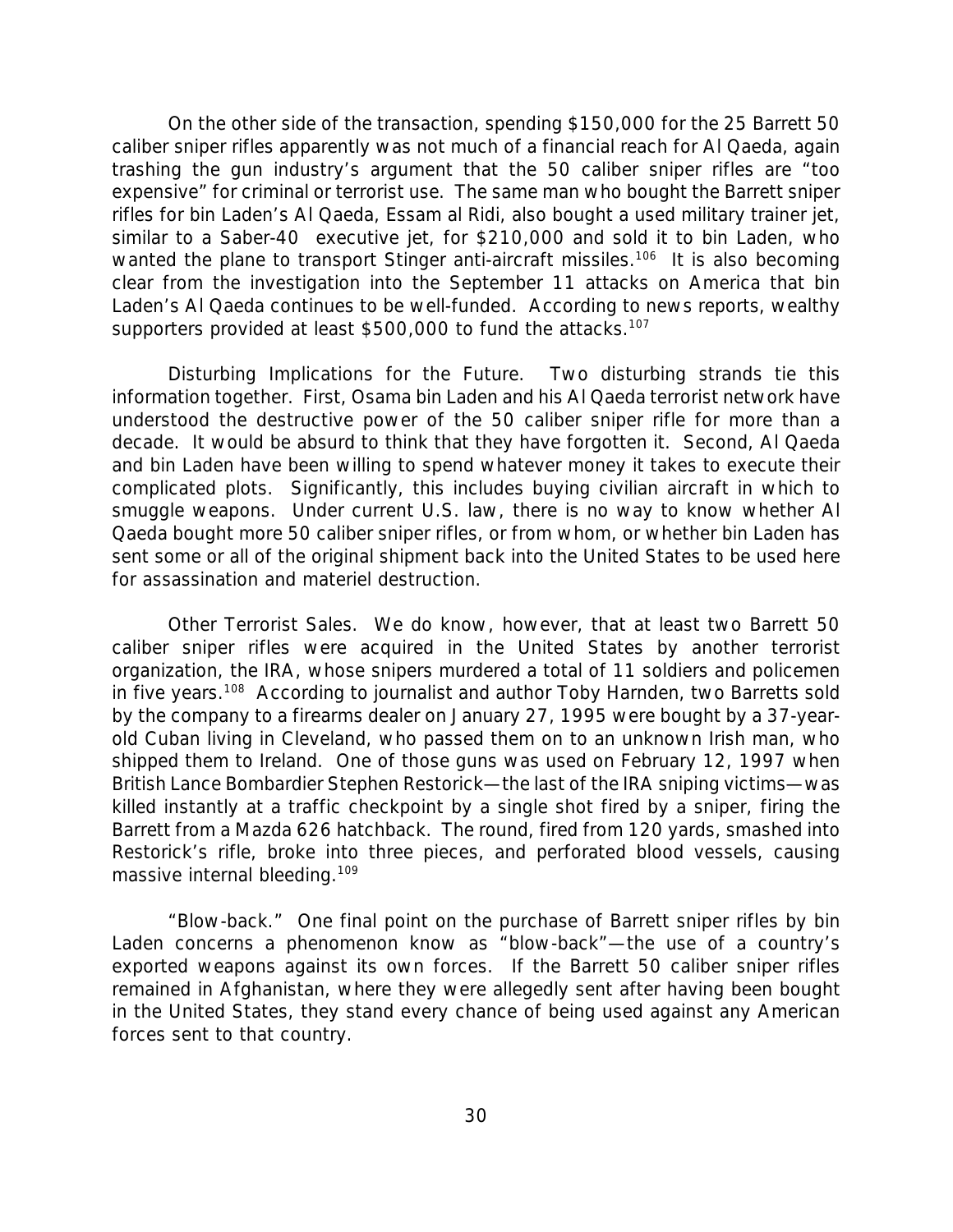On the other side of the transaction, spending $150,000 for the 25 Barrett 50 caliber sniper rifles apparently was not much of a financial reach for Al Qaeda, again trashing the gun industry's argument that the 50 caliber sniper rifles are "too expensive" for criminal or terrorist use. The same man who bought the Barrett sniper rifles for bin Laden's Al Qaeda, Essam al Ridi, also bought a used military trainer jet, similar to a Saber-40 executive jet, for $210,000 and sold it to bin Laden, who wanted the plane to transport Stinger anti-aircraft missiles.[106] It is also becoming clear from the investigation into the September 11 attacks on America that bin Laden's Al Qaeda continues to be well-funded. According to news reports, wealthy supporters provided at least $500,000 to fund the attacks.[107]

Disturbing Implications for the Future. Two disturbing strands tie this information together. First, Osama bin Laden and his Al Qaeda terrorist network have understood the destructive power of the 50 caliber sniper rifle for more than a decade. It would be absurd to think that they have forgotten it. Second, Al Qaeda and bin Laden have been willing to spend whatever money it takes to execute their complicated plots. Significantly, this includes buying civilian aircraft in which to smuggle weapons. Under current U.S. law, there is no way to know whether Al Qaeda bought more 50 caliber sniper rifles, or from whom, or whether bin Laden has sent some or all of the original shipment back into the United States to be used here for assassination and materiel destruction.

Other Terrorist Sales. We do know, however, that at least two Barrett 50 caliber sniper rifles were acquired in the United States by another terrorist organization, the IRA, whose snipers murdered a total of 11 soldiers and policemen in five years.[108] According to journalist and author Toby Harnden, two Barretts sold by the company to a firearms dealer on January 27, 1995 were bought by a 37-year-old Cuban living in Cleveland, who passed them on to an unknown Irish man, who shipped them to Ireland. One of those guns was used on February 12, 1997 when British Lance Bombardier Stephen Restorick—the last of the IRA sniping victims—was killed instantly at a traffic checkpoint by a single shot fired by a sniper, firing the Barrett from a Mazda 626 hatchback. The round, fired from 120 yards, smashed into Restorick's rifle, broke into three pieces, and perforated blood vessels, causing massive internal bleeding.[109]

"Blow-back." One final point on the purchase of Barrett sniper rifles by bin Laden concerns a phenomenon know as "blow-back"—the use of a country's exported weapons against its own forces. If the Barrett 50 caliber sniper rifles remained in Afghanistan, where they were allegedly sent after having been bought in the United States, they stand every chance of being used against any American forces sent to that country.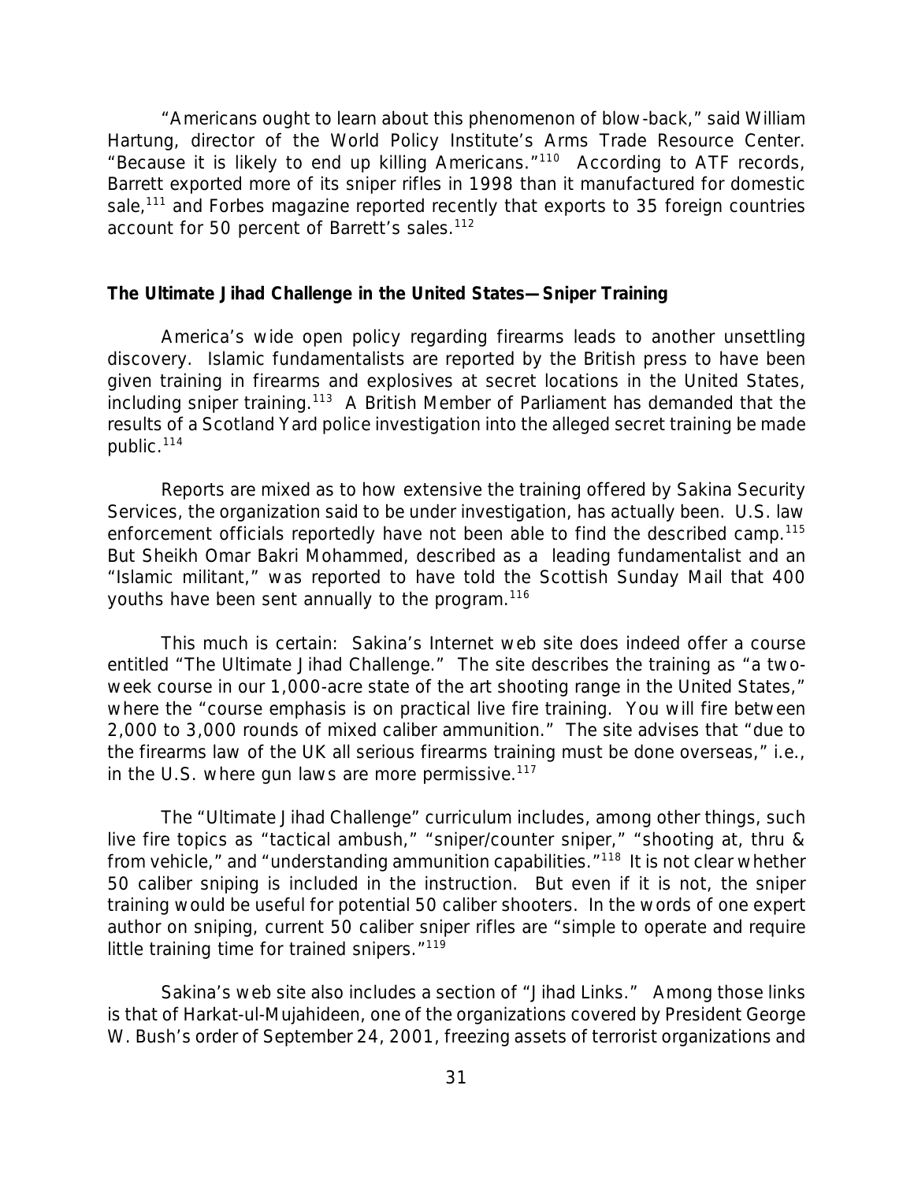"Americans ought to learn about this phenomenon of blow-back," said William Hartung, director of the World Policy Institute's Arms Trade Resource Center. "Because it is likely to end up killing Americans."[110] According to ATF records, Barrett exported more of its sniper rifles in 1998 than it manufactured for domestic sale,[111] and Forbes magazine reported recently that exports to 35 foreign countries account for 50 percent of Barrett's sales.[112]

**The Ultimate Jihad Challenge in the United States—Sniper Training**

America's wide open policy regarding firearms leads to another unsettling discovery. Islamic fundamentalists are reported by the British press to have been given training in firearms and explosives at secret locations in the United States, including sniper training.[113] A British Member of Parliament has demanded that the results of a Scotland Yard police investigation into the alleged secret training be made public.[114]

Reports are mixed as to how extensive the training offered by Sakina Security Services, the organization said to be under investigation, has actually been. U.S. law enforcement officials reportedly have not been able to find the described camp.[115] But Sheikh Omar Bakri Mohammed, described as a leading fundamentalist and an "Islamic militant," was reported to have told the Scottish Sunday Mail that 400 youths have been sent annually to the program.[116]

This much is certain: Sakina's Internet web site does indeed offer a course entitled "The Ultimate Jihad Challenge." The site describes the training as "a two-week course in our 1,000-acre state of the art shooting range in the United States," where the "course emphasis is on practical live fire training. You will fire between 2,000 to 3,000 rounds of mixed caliber ammunition." The site advises that "due to the firearms law of the UK all serious firearms training must be done overseas," i.e., in the U.S. where gun laws are more permissive.[117]

The "Ultimate Jihad Challenge" curriculum includes, among other things, such live fire topics as "tactical ambush," "sniper/counter sniper," "shooting at, thru & from vehicle," and "understanding ammunition capabilities."[118] It is not clear whether 50 caliber sniping is included in the instruction. But even if it is not, the sniper training would be useful for potential 50 caliber shooters. In the words of one expert author on sniping, current 50 caliber sniper rifles are "simple to operate and require little training time for trained snipers."[119]

Sakina's web site also includes a section of "Jihad Links." Among those links is that of Harkat-ul-Mujahideen, one of the organizations covered by President George W. Bush's order of September 24, 2001, freezing assets of terrorist organizations and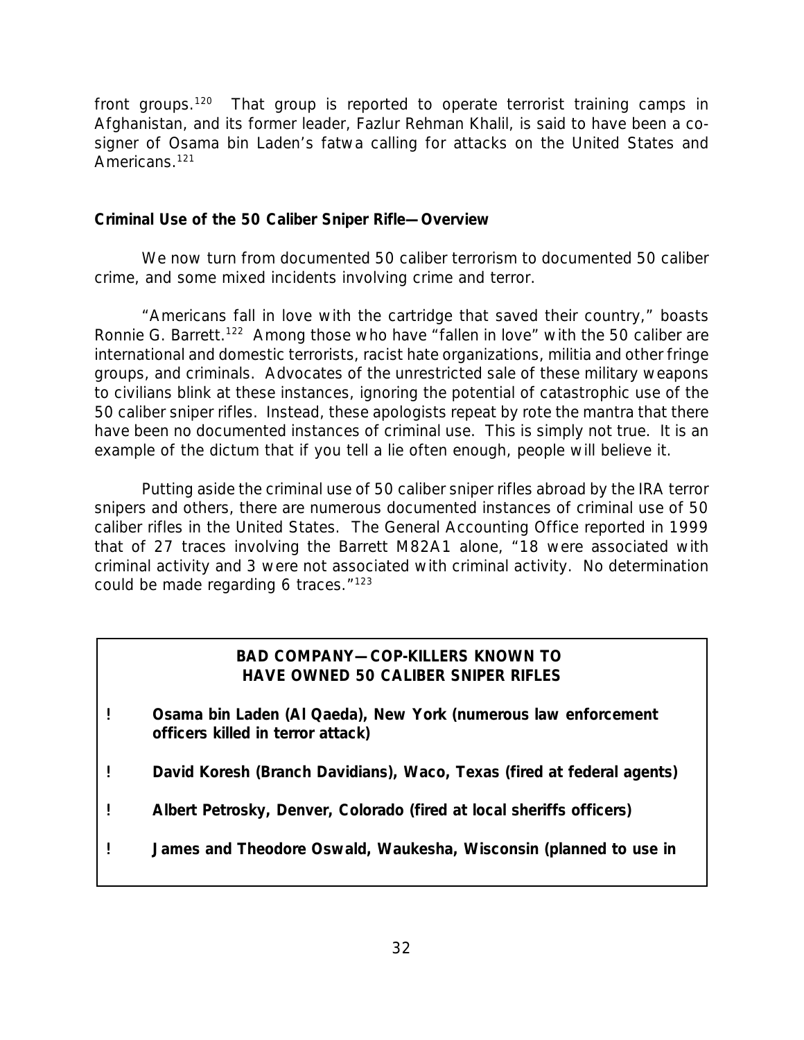front groups.[120] That group is reported to operate terrorist training camps in Afghanistan, and its former leader, Fazlur Rehman Khalil, is said to have been a co-signer of Osama bin Laden's *fatwa* calling for attacks on the United States and Americans.[121]

**Criminal Use of the 50 Caliber Sniper Rifle—Overview**

We now turn from documented 50 caliber terrorism to documented 50 caliber crime, and some mixed incidents involving crime and terror.

"Americans fall in love with the cartridge that saved their country," boasts Ronnie G. Barrett.[122] Among those who have "fallen in love" with the 50 caliber are international and domestic terrorists, racist hate organizations, militia and other fringe groups, and criminals. Advocates of the unrestricted sale of these military weapons to civilians blink at these instances, ignoring the potential of catastrophic use of the 50 caliber sniper rifles. Instead, these apologists repeat by rote the mantra that there have been no documented instances of criminal use. This is simply not true. It is an example of the dictum that if you tell a lie often enough, people will believe it.

Putting aside the criminal use of 50 caliber sniper rifles abroad by the IRA terror snipers and others, there are numerous documented instances of criminal use of 50 caliber rifles in the United States. The General Accounting Office reported in 1999 that of 27 traces involving the Barrett M82A1 alone, "18 were associated with criminal activity and 3 were not associated with criminal activity. No determination could be made regarding 6 traces."[123]

**BAD COMPANY—COP-KILLERS KNOWN TO HAVE OWNED 50 CALIBER SNIPER RIFLES**

- **Osama bin Laden (Al Qaeda), New York (numerous law enforcement officers killed in terror attack)**
- **David Koresh (Branch Davidians), Waco, Texas (fired at federal agents)**
- **Albert Petrosky, Denver, Colorado (fired at local sheriffs officers)**
- **James and Theodore Oswald, Waukesha, Wisconsin (planned to use in**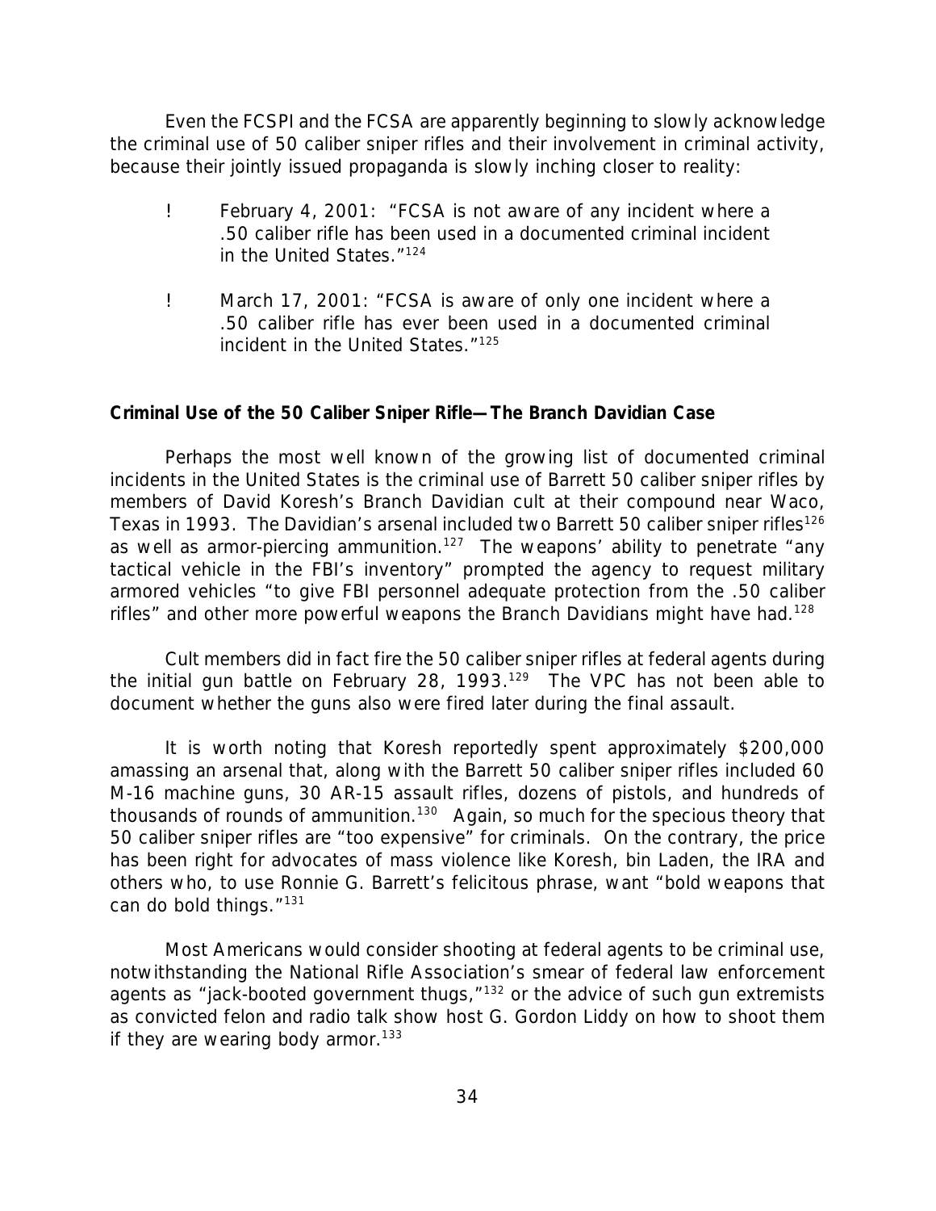Even the FCSPI and the FCSA are apparently beginning to slowly acknowledge the criminal use of 50 caliber sniper rifles and their involvement in criminal activity, because their jointly issued propaganda is slowly inching closer to reality:

- February 4, 2001: "FCSA is not aware of any incident where a .50 caliber rifle has been used in a documented criminal incident in the United States."[124]
- March 17, 2001: "FCSA is aware of only one incident where a .50 caliber rifle has ever been used in a documented criminal incident in the United States."[125]

**Criminal Use of the 50 Caliber Sniper Rifle—The Branch Davidian Case**

Perhaps the most well known of the growing list of documented criminal incidents in the United States is the criminal use of Barrett 50 caliber sniper rifles by members of David Koresh's Branch Davidian cult at their compound near Waco, Texas in 1993. The Davidian's arsenal included two Barrett 50 caliber sniper rifles[126] as well as armor-piercing ammunition.[127] The weapons' ability to penetrate "any tactical vehicle in the FBI's inventory" prompted the agency to request military armored vehicles "to give FBI personnel adequate protection from the .50 caliber rifles" and other more powerful weapons the Branch Davidians might have had.[128]

Cult members did in fact fire the 50 caliber sniper rifles at federal agents during the initial gun battle on February 28, 1993.[129] The VPC has not been able to document whether the guns also were fired later during the final assault.

It is worth noting that Koresh reportedly spent approximately $200,000 amassing an arsenal that, along with the Barrett 50 caliber sniper rifles included 60 M-16 machine guns, 30 AR-15 assault rifles, dozens of pistols, and hundreds of thousands of rounds of ammunition.[130] Again, so much for the specious theory that 50 caliber sniper rifles are "too expensive" for criminals. On the contrary, the price has been right for advocates of mass violence like Koresh, bin Laden, the IRA and others who, to use Ronnie G. Barrett's felicitous phrase, want "bold weapons that can do bold things."[131]

Most Americans would consider shooting at federal agents to be criminal use, notwithstanding the National Rifle Association's smear of federal law enforcement agents as "jack-booted government thugs,"[132] or the advice of such gun extremists as convicted felon and radio talk show host G. Gordon Liddy on how to shoot them if they are wearing body armor.[133]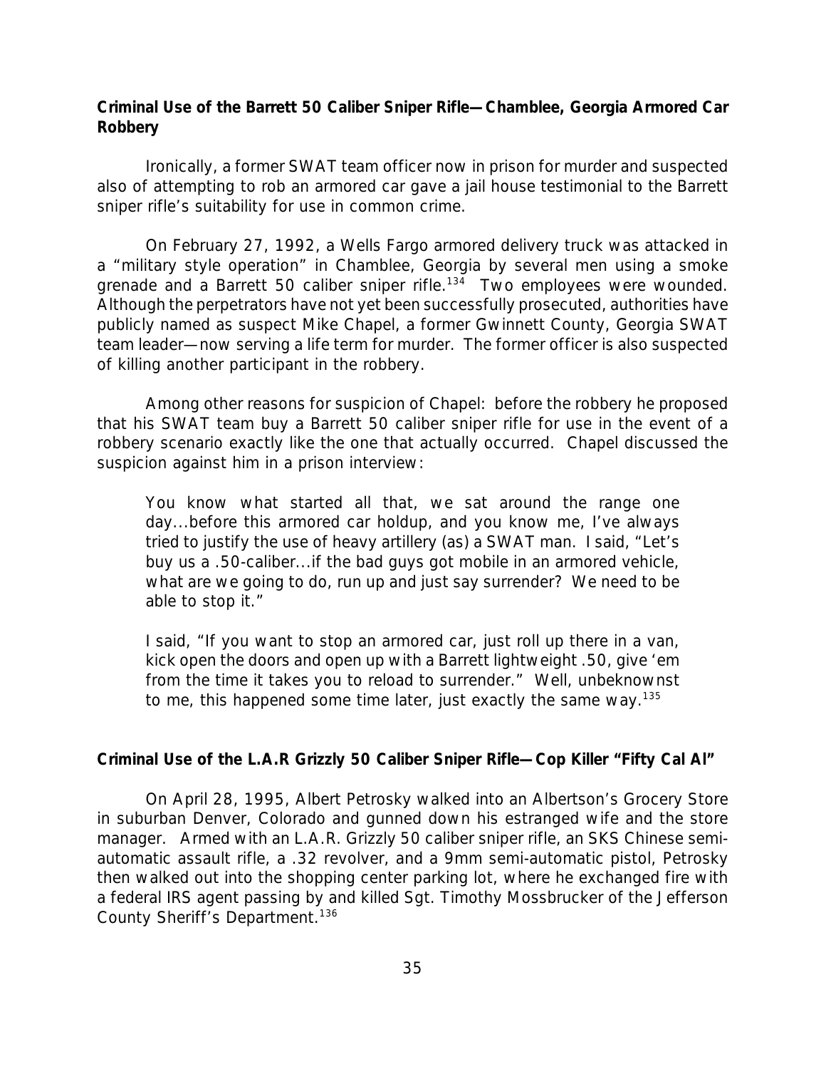**Criminal Use of the Barrett 50 Caliber Sniper Rifle—Chamblee, Georgia Armored Car Robbery**

Ironically, a former SWAT team officer now in prison for murder and suspected also of attempting to rob an armored car gave a jail house testimonial to the Barrett sniper rifle's suitability for use in common crime.

On February 27, 1992, a Wells Fargo armored delivery truck was attacked in a "military style operation" in Chamblee, Georgia by several men using a smoke grenade and a Barrett 50 caliber sniper rifle.[134] Two employees were wounded. Although the perpetrators have not yet been successfully prosecuted, authorities have publicly named as suspect Mike Chapel, a former Gwinnett County, Georgia SWAT team leader—now serving a life term for murder. The former officer is also suspected of killing another participant in the robbery.

Among other reasons for suspicion of Chapel: before the robbery he proposed that his SWAT team buy a Barrett 50 caliber sniper rifle for use in the event of a robbery scenario exactly like the one that actually occurred. Chapel discussed the suspicion against him in a prison interview:

> You know what started all that, we sat around the range one day...before this armored car holdup, and you know me, I've always tried to justify the use of heavy artillery (as) a SWAT man. I said, "Let's buy us a .50-caliber...if the bad guys got mobile in an armored vehicle, what are we going to do, run up and just say surrender? We need to be able to stop it."
>
> I said, "If you want to stop an armored car, just roll up there in a van, kick open the doors and open up with a Barrett lightweight .50, give 'em from the time it takes you to reload to surrender." Well, unbeknownst to me, this happened some time later, just exactly the same way.[135]

**Criminal Use of the L.A.R Grizzly 50 Caliber Sniper Rifle—Cop Killer "Fifty Cal Al"**

On April 28, 1995, Albert Petrosky walked into an Albertson's Grocery Store in suburban Denver, Colorado and gunned down his estranged wife and the store manager. Armed with an L.A.R. Grizzly 50 caliber sniper rifle, an SKS Chinese semi-automatic assault rifle, a .32 revolver, and a 9mm semi-automatic pistol, Petrosky then walked out into the shopping center parking lot, where he exchanged fire with a federal IRS agent passing by and killed Sgt. Timothy Mossbrucker of the Jefferson County Sheriff's Department.[136]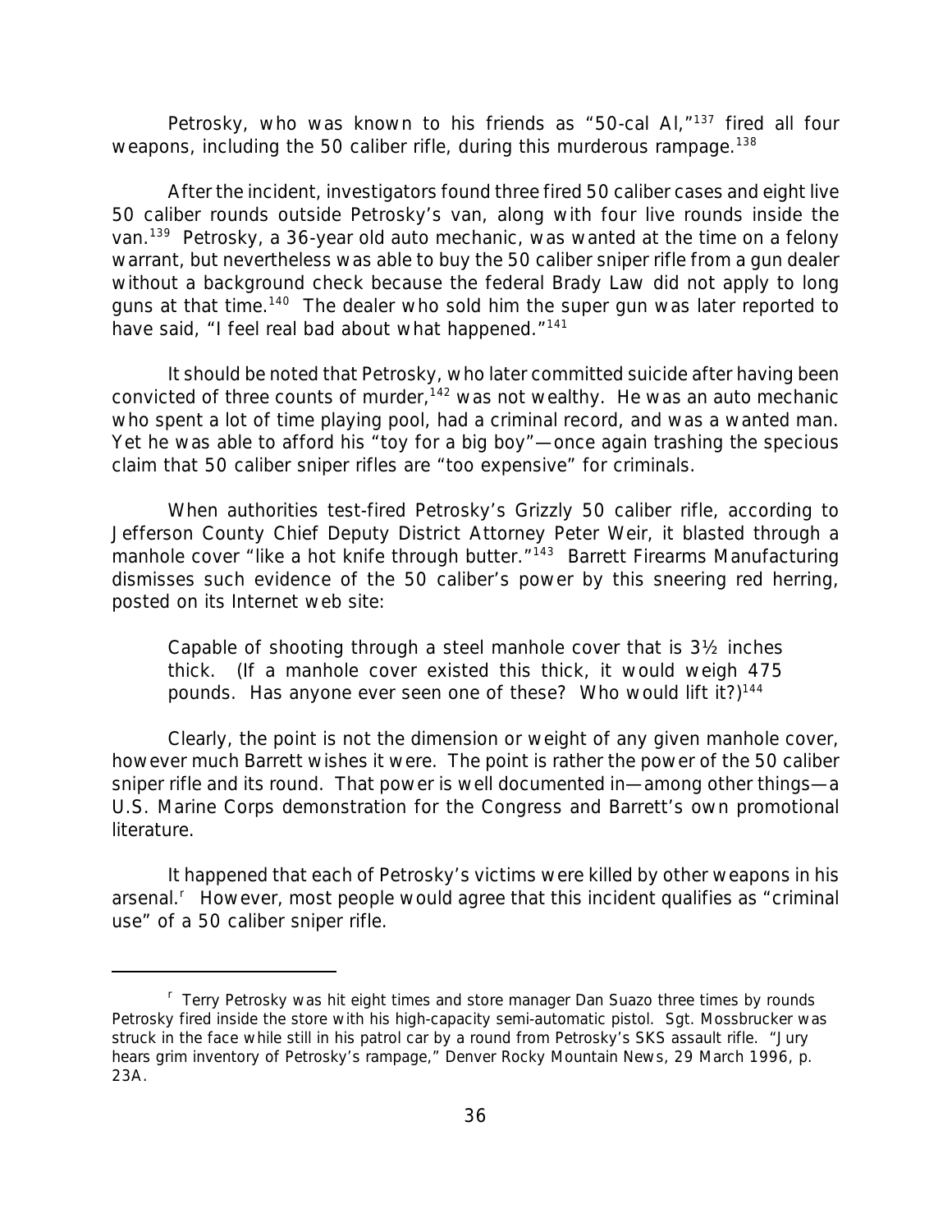Petrosky, who was known to his friends as "50-cal Al,"[137] fired all four weapons, including the 50 caliber rifle, during this murderous rampage.[138]

After the incident, investigators found three fired 50 caliber cases and eight live 50 caliber rounds outside Petrosky's van, along with four live rounds inside the van.[139] Petrosky, a 36-year old auto mechanic, was wanted at the time on a felony warrant, but nevertheless was able to buy the 50 caliber sniper rifle from a gun dealer without a background check because the federal Brady Law did not apply to long guns at that time.[140] The dealer who sold him the super gun was later reported to have said, "I feel real bad about what happened."[141]

It should be noted that Petrosky, who later committed suicide after having been convicted of three counts of murder,[142] was not wealthy. He was an auto mechanic who spent a lot of time playing pool, had a criminal record, and was a wanted man. Yet he was able to afford his "toy for a big boy"—once again trashing the specious claim that 50 caliber sniper rifles are "too expensive" for criminals.

When authorities test-fired Petrosky's Grizzly 50 caliber rifle, according to Jefferson County Chief Deputy District Attorney Peter Weir, it blasted through a manhole cover "like a hot knife through butter."[143] Barrett Firearms Manufacturing dismisses such evidence of the 50 caliber's power by this sneering red herring, posted on its Internet web site:

> Capable of shooting through a steel manhole cover that is 3½ inches thick. (If a manhole cover existed this thick, it would weigh 475 pounds. Has anyone ever seen one of these? Who would lift it?)[144]

Clearly, the point is not the dimension or weight of any given manhole cover, however much Barrett wishes it were. The point is rather the power of the 50 caliber sniper rifle and its round. That power is well documented in—among other things—a U.S. Marine Corps demonstration for the Congress and Barrett's own promotional literature.

It happened that each of Petrosky's victims were killed by other weapons in his arsenal.[r] However, most people would agree that this incident qualifies as "criminal use" of a 50 caliber sniper rifle.

---

[r] Terry Petrosky was hit eight times and store manager Dan Suazo three times by rounds Petrosky fired inside the store with his high-capacity semi-automatic pistol. Sgt. Mossbrucker was struck in the face while still in his patrol car by a round from Petrosky's SKS assault rifle. "Jury hears grim inventory of Petrosky's rampage," Denver Rocky Mountain News, 29 March 1996, p. 23A.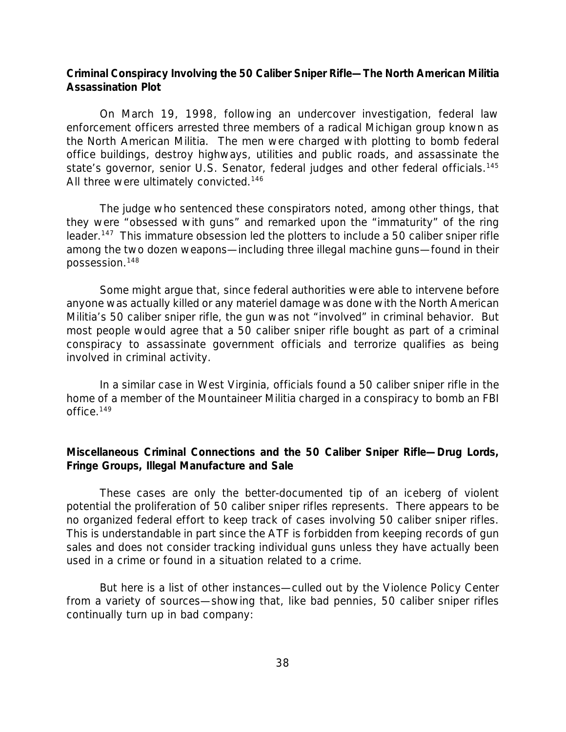**Criminal Conspiracy Involving the 50 Caliber Sniper Rifle—The North American Militia Assassination Plot**

On March 19, 1998, following an undercover investigation, federal law enforcement officers arrested three members of a radical Michigan group known as the North American Militia. The men were charged with plotting to bomb federal office buildings, destroy highways, utilities and public roads, and assassinate the state's governor, senior U.S. Senator, federal judges and other federal officials.[145] All three were ultimately convicted.[146]

The judge who sentenced these conspirators noted, among other things, that they were "obsessed with guns" and remarked upon the "immaturity" of the ring leader.[147] This immature obsession led the plotters to include a 50 caliber sniper rifle among the two dozen weapons—including three illegal machine guns—found in their possession.[148]

Some might argue that, since federal authorities were able to intervene before anyone was actually killed or any materiel damage was done with the North American Militia's 50 caliber sniper rifle, the gun was not "involved" in criminal behavior. But most people would agree that a 50 caliber sniper rifle bought as part of a criminal conspiracy to assassinate government officials and terrorize qualifies as being involved in criminal activity.

In a similar case in West Virginia, officials found a 50 caliber sniper rifle in the home of a member of the Mountaineer Militia charged in a conspiracy to bomb an FBI office.[149]

**Miscellaneous Criminal Connections and the 50 Caliber Sniper Rifle—Drug Lords, Fringe Groups, Illegal Manufacture and Sale**

These cases are only the better-documented tip of an iceberg of violent potential the proliferation of 50 caliber sniper rifles represents. There appears to be no organized federal effort to keep track of cases involving 50 caliber sniper rifles. This is understandable in part since the ATF is forbidden from keeping records of gun sales and does not consider tracking individual guns unless they have actually been used in a crime or found in a situation related to a crime.

But here is a list of other instances—culled out by the Violence Policy Center from a variety of sources—showing that, like bad pennies, 50 caliber sniper rifles continually turn up in bad company: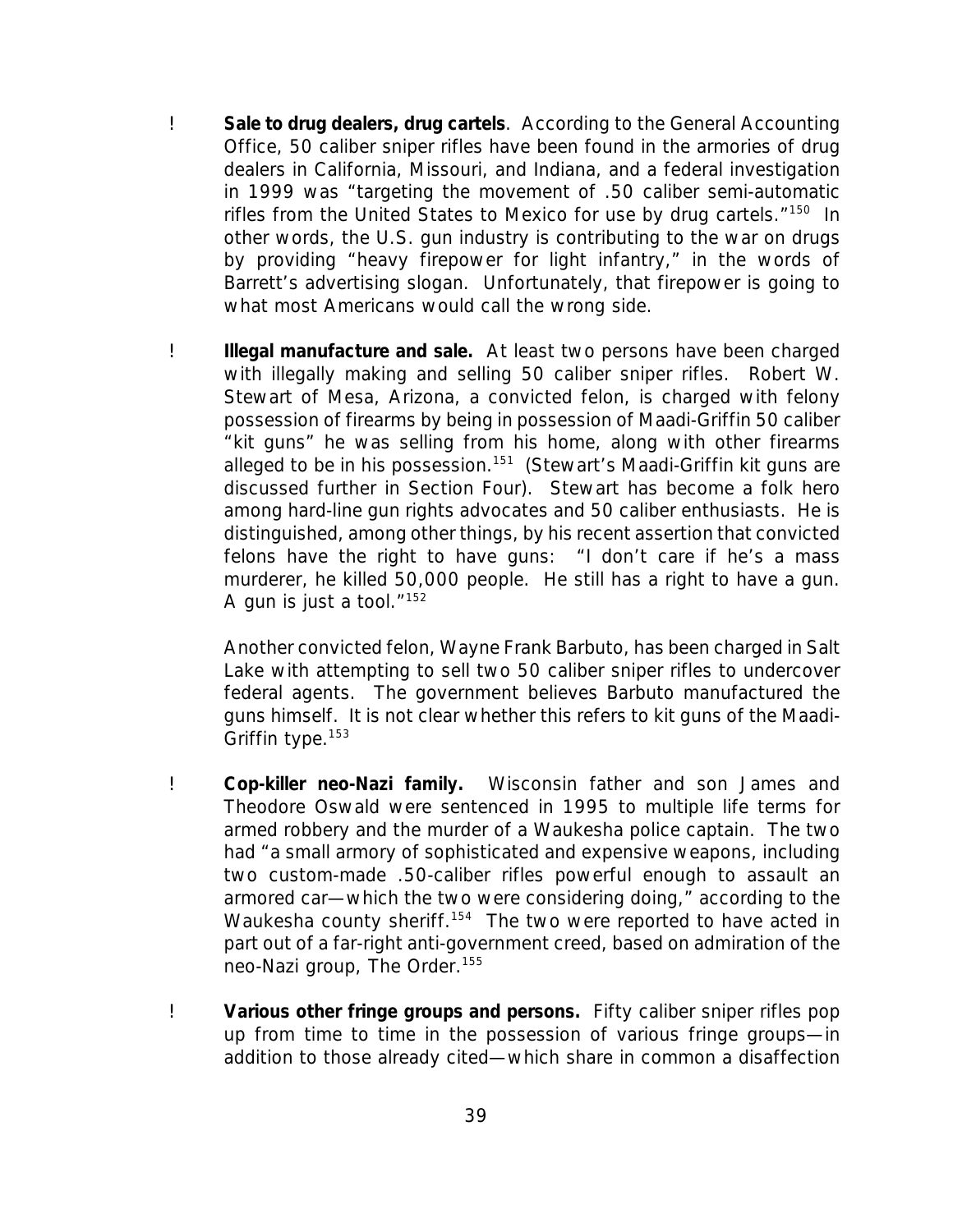- **Sale to drug dealers, drug cartels**. According to the General Accounting Office, 50 caliber sniper rifles have been found in the armories of drug dealers in California, Missouri, and Indiana, and a federal investigation in 1999 was "targeting the movement of .50 caliber semi-automatic rifles from the United States to Mexico for use by drug cartels."[150] In other words, the U.S. gun industry is contributing to the war on drugs by providing "heavy firepower for light infantry," in the words of Barrett's advertising slogan. Unfortunately, that firepower is going to what most Americans would call the wrong side.

- **Illegal manufacture and sale.** At least two persons have been charged with illegally making and selling 50 caliber sniper rifles. Robert W. Stewart of Mesa, Arizona, a convicted felon, is charged with felony possession of firearms by being in possession of Maadi-Griffin 50 caliber "kit guns" he was selling from his home, along with other firearms alleged to be in his possession.[151] (Stewart's Maadi-Griffin kit guns are discussed further in Section Four). Stewart has become a folk hero among hard-line gun rights advocates and 50 caliber enthusiasts. He is distinguished, among other things, by his recent assertion that convicted felons have the right to have guns: "I don't care if he's a mass murderer, he killed 50,000 people. He still has a right to have a gun. A gun is just a tool."[152]

  Another convicted felon, Wayne Frank Barbuto, has been charged in Salt Lake with attempting to sell two 50 caliber sniper rifles to undercover federal agents. The government believes Barbuto manufactured the guns himself. It is not clear whether this refers to kit guns of the Maadi-Griffin type.[153]

- **Cop-killer neo-Nazi family.** Wisconsin father and son James and Theodore Oswald were sentenced in 1995 to multiple life terms for armed robbery and the murder of a Waukesha police captain. The two had "a small armory of sophisticated and expensive weapons, including two custom-made .50-caliber rifles powerful enough to assault an armored car—which the two were considering doing," according to the Waukesha county sheriff.[154] The two were reported to have acted in part out of a far-right anti-government creed, based on admiration of the neo-Nazi group, The Order.[155]

- **Various other fringe groups and persons.** Fifty caliber sniper rifles pop up from time to time in the possession of various fringe groups—in addition to those already cited—which share in common a disaffection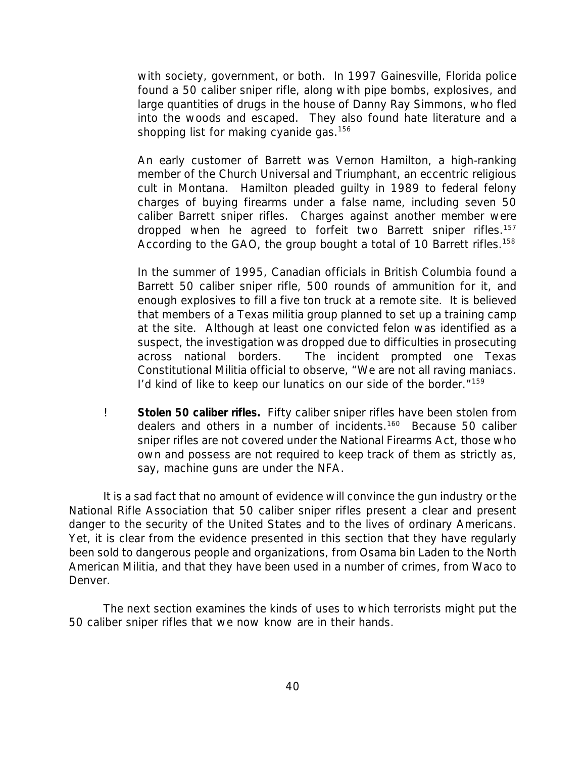with society, government, or both. In 1997 Gainesville, Florida police found a 50 caliber sniper rifle, along with pipe bombs, explosives, and large quantities of drugs in the house of Danny Ray Simmons, who fled into the woods and escaped. They also found hate literature and a shopping list for making cyanide gas.[156]

An early customer of Barrett was Vernon Hamilton, a high-ranking member of the Church Universal and Triumphant, an eccentric religious cult in Montana. Hamilton pleaded guilty in 1989 to federal felony charges of buying firearms under a false name, including seven 50 caliber Barrett sniper rifles. Charges against another member were dropped when he agreed to forfeit two Barrett sniper rifles.[157] According to the GAO, the group bought a total of 10 Barrett rifles.[158]

In the summer of 1995, Canadian officials in British Columbia found a Barrett 50 caliber sniper rifle, 500 rounds of ammunition for it, and enough explosives to fill a five ton truck at a remote site. It is believed that members of a Texas militia group planned to set up a training camp at the site. Although at least one convicted felon was identified as a suspect, the investigation was dropped due to difficulties in prosecuting across national borders. The incident prompted one Texas Constitutional Militia official to observe, "We are not all raving maniacs. I'd kind of like to keep our lunatics on our side of the border."[159]

- **Stolen 50 caliber rifles.** Fifty caliber sniper rifles have been stolen from dealers and others in a number of incidents.[160] Because 50 caliber sniper rifles are not covered under the National Firearms Act, those who own and possess are not required to keep track of them as strictly as, say, machine guns are under the NFA.

It is a sad fact that no amount of evidence will convince the gun industry or the National Rifle Association that 50 caliber sniper rifles present a clear and present danger to the security of the United States and to the lives of ordinary Americans. Yet, it is clear from the evidence presented in this section that they have regularly been sold to dangerous people and organizations, from Osama bin Laden to the North American Militia, and that they have been used in a number of crimes, from Waco to Denver.

The next section examines the kinds of uses to which terrorists might put the 50 caliber sniper rifles that we now know are in their hands.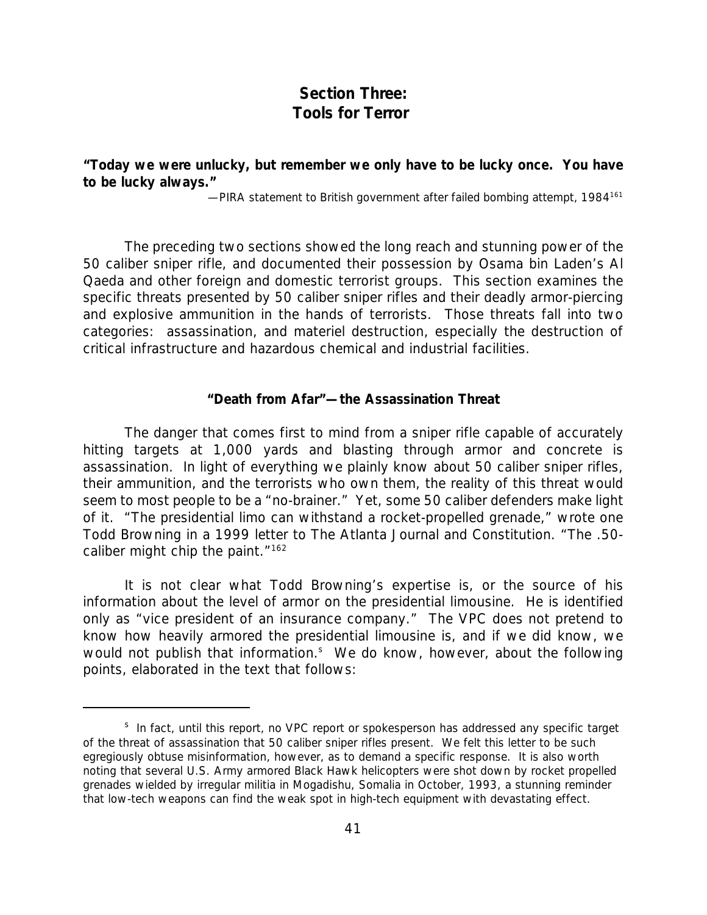## Section Three: Tools for Terror

**"Today we were unlucky, but remember we only have to be lucky once. You have to be lucky always."**

—PIRA statement to British government after failed bombing attempt, 1984[161]

The preceding two sections showed the long reach and stunning power of the 50 caliber sniper rifle, and documented their possession by Osama bin Laden's Al Qaeda and other foreign and domestic terrorist groups. This section examines the specific threats presented by 50 caliber sniper rifles and their deadly armor-piercing and explosive ammunition in the hands of terrorists. Those threats fall into two categories: assassination, and materiel destruction, especially the destruction of critical infrastructure and hazardous chemical and industrial facilities.

### "Death from Afar"—the Assassination Threat

The danger that comes first to mind from a sniper rifle capable of accurately hitting targets at 1,000 yards and blasting through armor and concrete is assassination. In light of everything we plainly know about 50 caliber sniper rifles, their ammunition, and the terrorists who own them, the reality of this threat would seem to most people to be a "no-brainer." Yet, some 50 caliber defenders make light of it. "The presidential limo can withstand a rocket-propelled grenade," wrote one Todd Browning in a 1999 letter to The Atlanta Journal and Constitution. "The .50-caliber might chip the paint."[162]

It is not clear what Todd Browning's expertise is, or the source of his information about the level of armor on the presidential limousine. He is identified only as "vice president of an insurance company." The VPC does not pretend to know how heavily armored the presidential limousine is, and if we did know, we would not publish that information.[s] We do know, however, about the following points, elaborated in the text that follows:

[s] In fact, until this report, no VPC report or spokesperson has addressed any specific target of the threat of assassination that 50 caliber sniper rifles present. We felt this letter to be such egregiously obtuse misinformation, however, as to demand a specific response. It is also worth noting that several U.S. Army armored Black Hawk helicopters were shot down by rocket propelled grenades wielded by irregular militia in Mogadishu, Somalia in October, 1993, a stunning reminder that low-tech weapons can find the weak spot in high-tech equipment with devastating effect.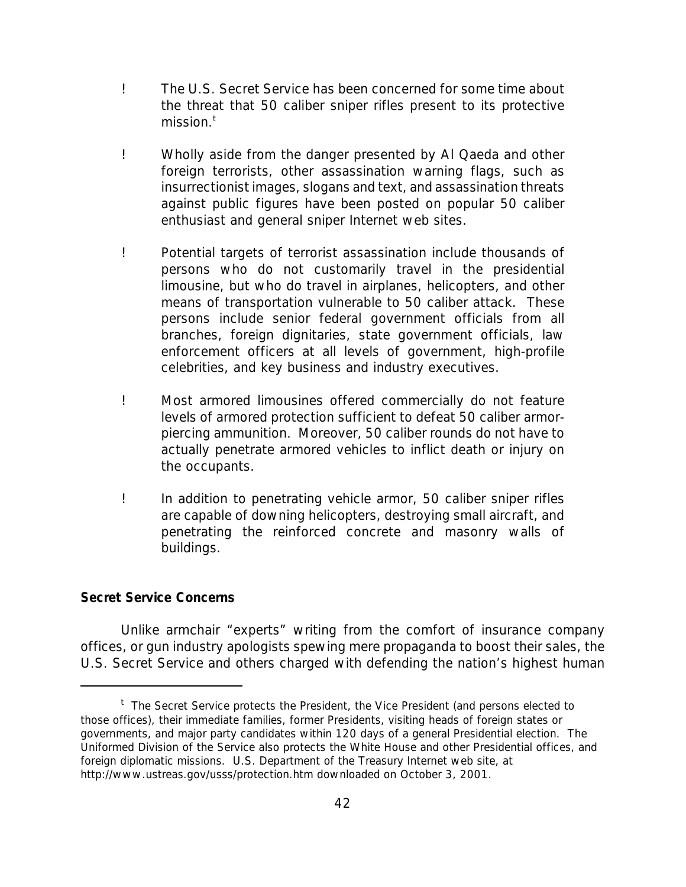- The U.S. Secret Service has been concerned for some time about the threat that 50 caliber sniper rifles present to its protective mission.[t]

- Wholly aside from the danger presented by Al Qaeda and other foreign terrorists, other assassination warning flags, such as insurrectionist images, slogans and text, and assassination threats against public figures have been posted on popular 50 caliber enthusiast and general sniper Internet web sites.

- Potential targets of terrorist assassination include thousands of persons who do not customarily travel in the presidential limousine, but who do travel in airplanes, helicopters, and other means of transportation vulnerable to 50 caliber attack. These persons include senior federal government officials from all branches, foreign dignitaries, state government officials, law enforcement officers at all levels of government, high-profile celebrities, and key business and industry executives.

- Most armored limousines offered commercially do not feature levels of armored protection sufficient to defeat 50 caliber armor-piercing ammunition. Moreover, 50 caliber rounds do not have to actually penetrate armored vehicles to inflict death or injury on the occupants.

- In addition to penetrating vehicle armor, 50 caliber sniper rifles are capable of downing helicopters, destroying small aircraft, and penetrating the reinforced concrete and masonry walls of buildings.

**Secret Service Concerns**

Unlike armchair "experts" writing from the comfort of insurance company offices, or gun industry apologists spewing mere propaganda to boost their sales, the U.S. Secret Service and others charged with defending the nation's highest human

---

[t] The Secret Service protects the President, the Vice President (and persons elected to those offices), their immediate families, former Presidents, visiting heads of foreign states or governments, and major party candidates within 120 days of a general Presidential election. The Uniformed Division of the Service also protects the White House and other Presidential offices, and foreign diplomatic missions. U.S. Department of the Treasury Internet web site, at http://www.ustreas.gov/usss/protection.htm downloaded on October 3, 2001.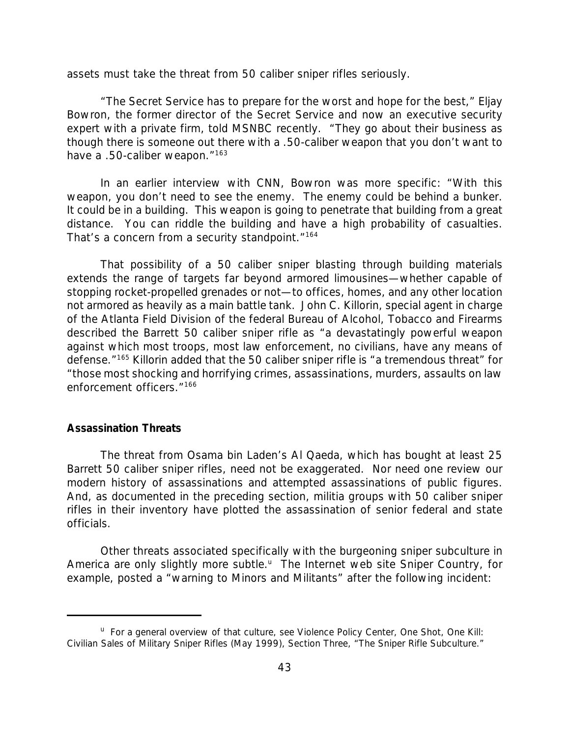assets must take the threat from 50 caliber sniper rifles seriously.

"The Secret Service has to prepare for the worst and hope for the best," Eljay Bowron, the former director of the Secret Service and now an executive security expert with a private firm, told MSNBC recently. "They go about their business as though there is someone out there with a .50-caliber weapon that you don't want to have a .50-caliber weapon."[163]

In an earlier interview with CNN, Bowron was more specific: "With this weapon, you don't need to see the enemy. The enemy could be behind a bunker. It could be in a building. This weapon is going to penetrate that building from a great distance. You can riddle the building and have a high probability of casualties. That's a concern from a security standpoint."[164]

That possibility of a 50 caliber sniper blasting through building materials extends the range of targets far beyond armored limousines—whether capable of stopping rocket-propelled grenades or not—to offices, homes, and any other location not armored as heavily as a main battle tank. John C. Killorin, special agent in charge of the Atlanta Field Division of the federal Bureau of Alcohol, Tobacco and Firearms described the Barrett 50 caliber sniper rifle as "a devastatingly powerful weapon against which most troops, most law enforcement, no civilians, have any means of defense."[165] Killorin added that the 50 caliber sniper rifle is "a tremendous threat" for "those most shocking and horrifying crimes, assassinations, murders, assaults on law enforcement officers."[166]

**Assassination Threats**

The threat from Osama bin Laden's Al Qaeda, which has bought at least 25 Barrett 50 caliber sniper rifles, need not be exaggerated. Nor need one review our modern history of assassinations and attempted assassinations of public figures. And, as documented in the preceding section, militia groups with 50 caliber sniper rifles in their inventory have plotted the assassination of senior federal and state officials.

Other threats associated specifically with the burgeoning sniper subculture in America are only slightly more subtle.[u] The Internet web site Sniper Country, for example, posted a "warning to Minors and Militants" after the following incident:

---

[u] For a general overview of that culture, see Violence Policy Center, *One Shot, One Kill: Civilian Sales of Military Sniper Rifles* (May 1999), Section Three, "The Sniper Rifle Subculture."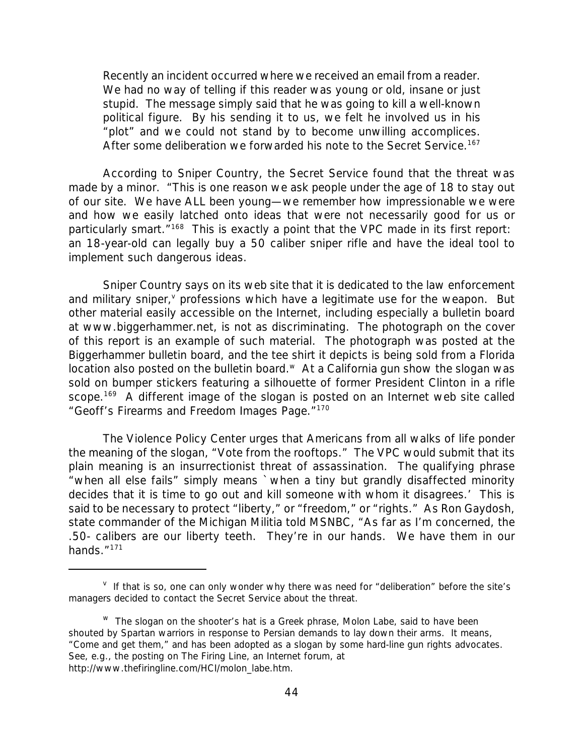> Recently an incident occurred where we received an email from a reader. We had no way of telling if this reader was young or old, insane or just stupid. The message simply said that he was going to kill a well-known political figure. By his sending it to us, we felt he involved us in his "plot" and we could not stand by to become unwilling accomplices. After some deliberation we forwarded his note to the Secret Service.[167]

According to Sniper Country, the Secret Service found that the threat was made by a minor. "This is one reason we ask people under the age of 18 to stay out of our site. We have ALL been young—we remember how impressionable we were and how we easily latched onto ideas that were not necessarily good for us or particularly smart."[168] This is exactly a point that the VPC made in its first report: an 18-year-old can legally buy a 50 caliber sniper rifle and have the ideal tool to implement such dangerous ideas.

Sniper Country says on its web site that it is dedicated to the law enforcement and military sniper,[v] professions which have a legitimate use for the weapon. But other material easily accessible on the Internet, including especially a bulletin board at www.biggerhammer.net, is not as discriminating. The photograph on the cover of this report is an example of such material. The photograph was posted at the Biggerhammer bulletin board, and the tee shirt it depicts is being sold from a Florida location also posted on the bulletin board.[w] At a California gun show the slogan was sold on bumper stickers featuring a silhouette of former President Clinton in a rifle scope.[169] A different image of the slogan is posted on an Internet web site called "Geoff's Firearms and Freedom Images Page."[170]

The Violence Policy Center urges that Americans from all walks of life ponder the meaning of the slogan, "Vote from the rooftops." The VPC would submit that its plain meaning is an insurrectionist threat of assassination. The qualifying phrase "when all else fails" simply means `when a tiny but grandly disaffected minority decides that it is time to go out and kill someone with whom it disagrees.' This is said to be necessary to protect "liberty," or "freedom," or "rights." As Ron Gaydosh, state commander of the Michigan Militia told MSNBC, "As far as I'm concerned, the .50- calibers are our liberty teeth. They're in our hands. We have them in our hands."[171]

---

[v] If that is so, one can only wonder why there was need for "deliberation" before the site's managers decided to contact the Secret Service about the threat.

[w] The slogan on the shooter's hat is a Greek phrase, Molon Labe, said to have been shouted by Spartan warriors in response to Persian demands to lay down their arms. It means, "Come and get them," and has been adopted as a slogan by some hard-line gun rights advocates. See, e.g., the posting on The Firing Line, an Internet forum, at http://www.thefiringline.com/HCI/molon_labe.htm.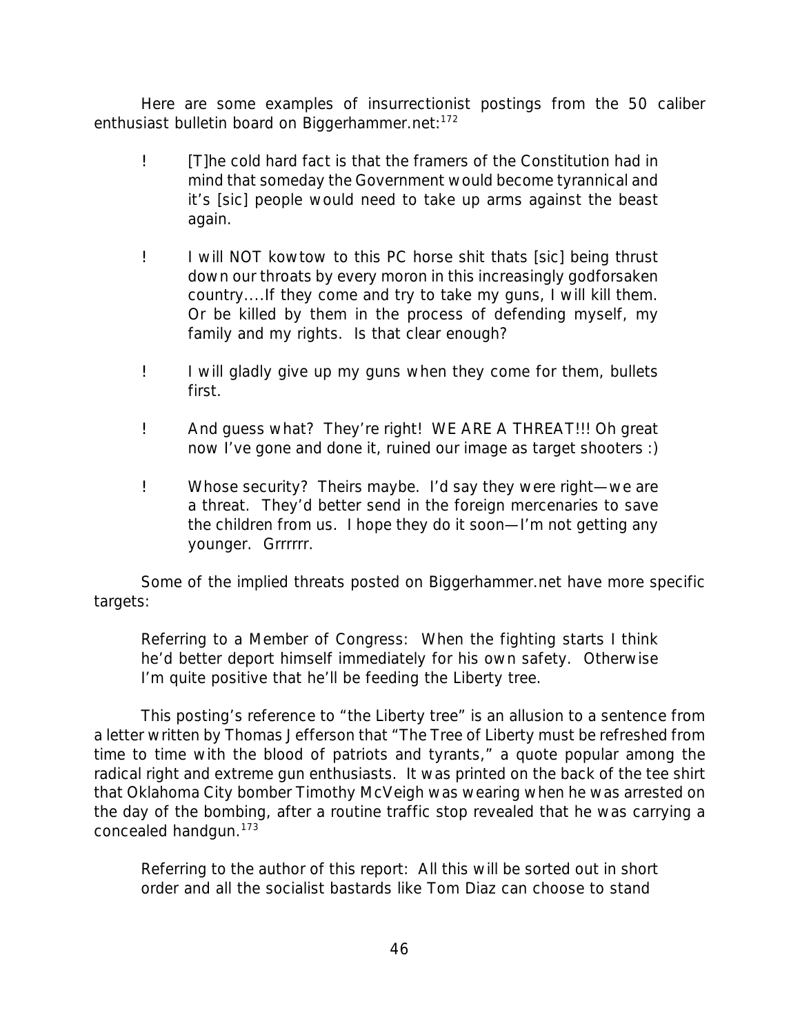Here are some examples of insurrectionist postings from the 50 caliber enthusiast bulletin board on Biggerhammer.net:[172]

- [T]he cold hard fact is that the framers of the Constitution had in mind that someday the Government would become tyrannical and it's [sic] people would need to take up arms against the beast again.

- I will NOT kowtow to this PC horse shit thats [sic] being thrust down our throats by every moron in this increasingly godforsaken country....If they come and try to take my guns, I will kill them. Or be killed by them in the process of defending myself, my family and my rights. Is that clear enough?

- I will gladly give up my guns when they come for them, bullets first.

- And guess what? They're right! WE ARE A THREAT!!! Oh great now I've gone and done it, ruined our image as target shooters :)

- Whose security? Theirs maybe. I'd say they were right—we are a threat. They'd better send in the foreign mercenaries to save the children from us. I hope they do it soon—I'm not getting any younger. Grrrrrr.

Some of the implied threats posted on Biggerhammer.net have more specific targets:

> Referring to a Member of Congress: When the fighting starts I think he'd better deport himself immediately for his own safety. Otherwise I'm quite positive that he'll be feeding the Liberty tree.

This posting's reference to "the Liberty tree" is an allusion to a sentence from a letter written by Thomas Jefferson that "The Tree of Liberty must be refreshed from time to time with the blood of patriots and tyrants," a quote popular among the radical right and extreme gun enthusiasts. It was printed on the back of the tee shirt that Oklahoma City bomber Timothy McVeigh was wearing when he was arrested on the day of the bombing, after a routine traffic stop revealed that he was carrying a concealed handgun.[173]

> Referring to the author of this report: All this will be sorted out in short order and all the socialist bastards like Tom Diaz can choose to stand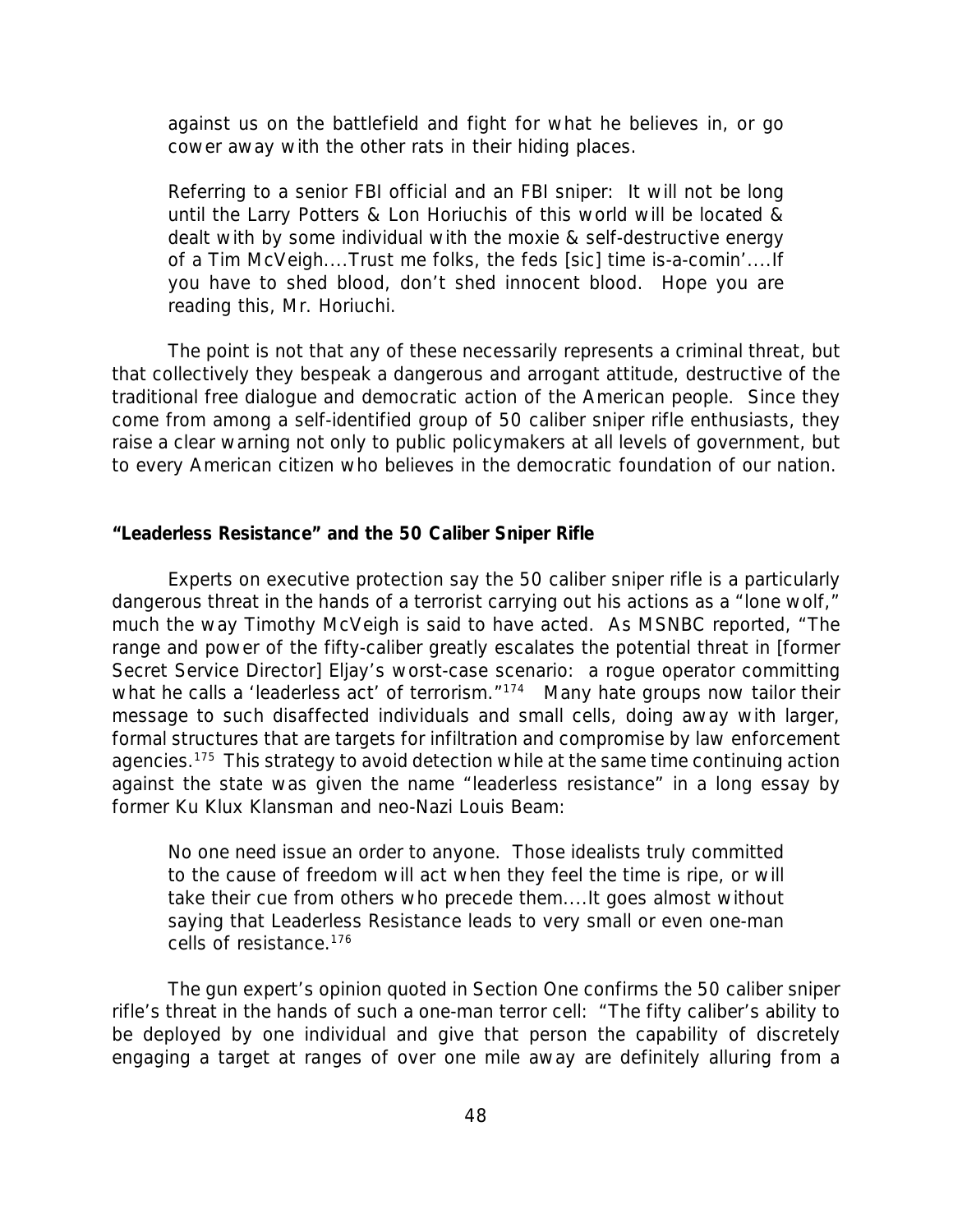> against us on the battlefield and fight for what he believes in, or go cower away with the other rats in their hiding places.

> Referring to a senior FBI official and an FBI sniper: It will not be long until the Larry Potters & Lon Horiuchis of this world will be located & dealt with by some individual with the moxie & self-destructive energy of a Tim McVeigh....Trust me folks, the feds [sic] time is-a-comin'....If you have to shed blood, don't shed innocent blood. Hope you are reading this, Mr. Horiuchi.

The point is not that any of these necessarily represents a criminal threat, but that collectively they bespeak a dangerous and arrogant attitude, destructive of the traditional free dialogue and democratic action of the American people. Since they come from among a self-identified group of 50 caliber sniper rifle enthusiasts, they raise a clear warning not only to public policymakers at all levels of government, but to every American citizen who believes in the democratic foundation of our nation.

**"Leaderless Resistance" and the 50 Caliber Sniper Rifle**

Experts on executive protection say the 50 caliber sniper rifle is a particularly dangerous threat in the hands of a terrorist carrying out his actions as a "lone wolf," much the way Timothy McVeigh is said to have acted. As MSNBC reported, "The range and power of the fifty-caliber greatly escalates the potential threat in [former Secret Service Director] Eljay's worst-case scenario: a rogue operator committing what he calls a 'leaderless act' of terrorism."[174] Many hate groups now tailor their message to such disaffected individuals and small cells, doing away with larger, formal structures that are targets for infiltration and compromise by law enforcement agencies.[175] This strategy to avoid detection while at the same time continuing action against the state was given the name "leaderless resistance" in a long essay by former Ku Klux Klansman and neo-Nazi Louis Beam:

> No one need issue an order to anyone. Those idealists truly committed to the cause of freedom will act when they feel the time is ripe, or will take their cue from others who precede them....It goes almost without saying that Leaderless Resistance leads to very small or even one-man cells of resistance.[176]

The gun expert's opinion quoted in Section One confirms the 50 caliber sniper rifle's threat in the hands of such a one-man terror cell: "The fifty caliber's ability to be deployed by one individual and give that person the capability of discretely engaging a target at ranges of over one mile away are definitely alluring from a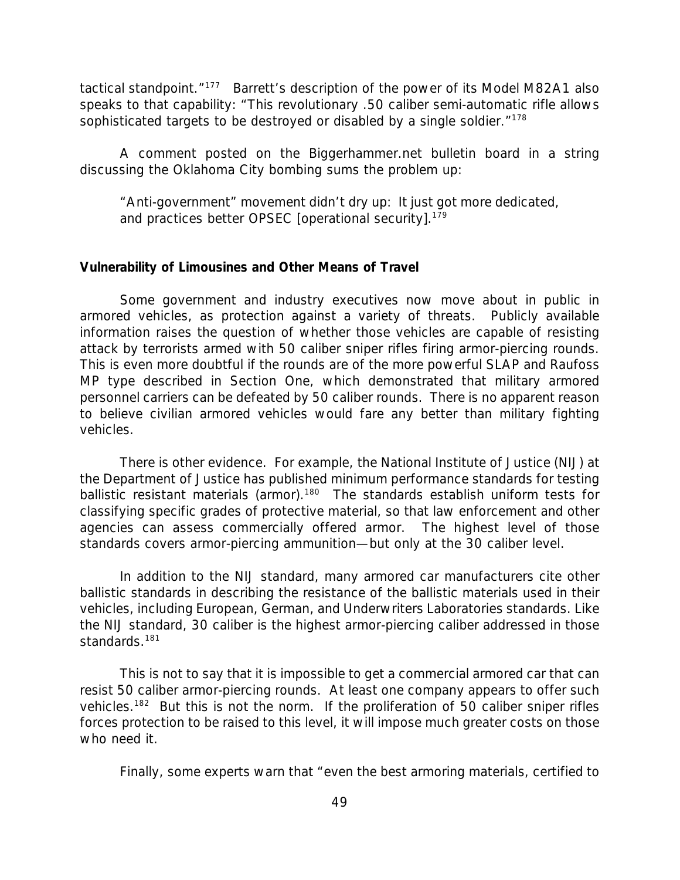tactical standpoint."[177] Barrett's description of the power of its Model M82A1 also speaks to that capability: "This revolutionary .50 caliber semi-automatic rifle allows sophisticated targets to be destroyed or disabled by a single soldier."[178]

A comment posted on the Biggerhammer.net bulletin board in a string discussing the Oklahoma City bombing sums the problem up:

> "Anti-government" movement didn't dry up: It just got more dedicated, and practices better OPSEC [operational security].[179]

**Vulnerability of Limousines and Other Means of Travel**

Some government and industry executives now move about in public in armored vehicles, as protection against a variety of threats. Publicly available information raises the question of whether those vehicles are capable of resisting attack by terrorists armed with 50 caliber sniper rifles firing armor-piercing rounds. This is even more doubtful if the rounds are of the more powerful SLAP and Raufoss MP type described in Section One, which demonstrated that military armored personnel carriers can be defeated by 50 caliber rounds. There is no apparent reason to believe civilian armored vehicles would fare any better than military fighting vehicles.

There is other evidence. For example, the National Institute of Justice (NIJ) at the Department of Justice has published minimum performance standards for testing ballistic resistant materials (armor).[180] The standards establish uniform tests for classifying specific grades of protective material, so that law enforcement and other agencies can assess commercially offered armor. The highest level of those standards covers armor-piercing ammunition—but only at the 30 caliber level.

In addition to the NIJ standard, many armored car manufacturers cite other ballistic standards in describing the resistance of the ballistic materials used in their vehicles, including European, German, and Underwriters Laboratories standards. Like the NIJ standard, 30 caliber is the highest armor-piercing caliber addressed in those standards.[181]

This is not to say that it is impossible to get a commercial armored car that can resist 50 caliber armor-piercing rounds. At least one company appears to offer such vehicles.[182] But this is not the norm. If the proliferation of 50 caliber sniper rifles forces protection to be raised to this level, it will impose much greater costs on those who need it.

Finally, some experts warn that "even the best armoring materials, certified to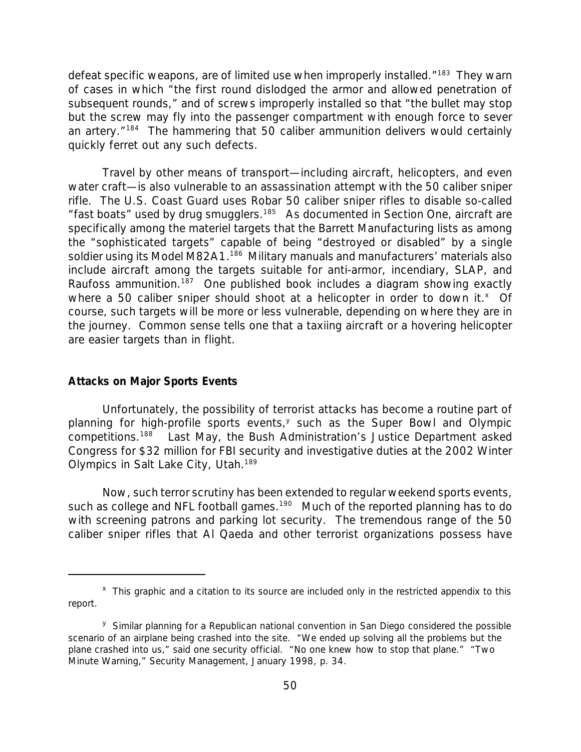defeat specific weapons, are of limited use when improperly installed."[183] They warn of cases in which "the first round dislodged the armor and allowed penetration of subsequent rounds," and of screws improperly installed so that "the bullet may stop but the screw may fly into the passenger compartment with enough force to sever an artery."[184] The hammering that 50 caliber ammunition delivers would certainly quickly ferret out any such defects.

Travel by other means of transport—including aircraft, helicopters, and even water craft—is also vulnerable to an assassination attempt with the 50 caliber sniper rifle. The U.S. Coast Guard uses Robar 50 caliber sniper rifles to disable so-called "fast boats" used by drug smugglers.[185] As documented in Section One, aircraft are specifically among the materiel targets that the Barrett Manufacturing lists as among the "sophisticated targets" capable of being "destroyed or disabled" by a single soldier using its Model M82A1.[186] Military manuals and manufacturers' materials also include aircraft among the targets suitable for anti-armor, incendiary, SLAP, and Raufoss ammunition.[187] One published book includes a diagram showing exactly where a 50 caliber sniper should shoot at a helicopter in order to down it.[x] Of course, such targets will be more or less vulnerable, depending on where they are in the journey. Common sense tells one that a taxiing aircraft or a hovering helicopter are easier targets than in flight.

**Attacks on Major Sports Events**

Unfortunately, the possibility of terrorist attacks has become a routine part of planning for high-profile sports events,[y] such as the Super Bowl and Olympic competitions.[188] Last May, the Bush Administration's Justice Department asked Congress for $32 million for FBI security and investigative duties at the 2002 Winter Olympics in Salt Lake City, Utah.[189]

Now, such terror scrutiny has been extended to regular weekend sports events, such as college and NFL football games.[190] Much of the reported planning has to do with screening patrons and parking lot security. The tremendous range of the 50 caliber sniper rifles that Al Qaeda and other terrorist organizations possess have

---

[x] This graphic and a citation to its source are included only in the restricted appendix to this report.

[y] Similar planning for a Republican national convention in San Diego considered the possible scenario of an airplane being crashed into the site. "We ended up solving all the problems but the plane crashed into us," said one security official. "No one knew how to stop that plane." "Two Minute Warning," Security Management, January 1998, p. 34.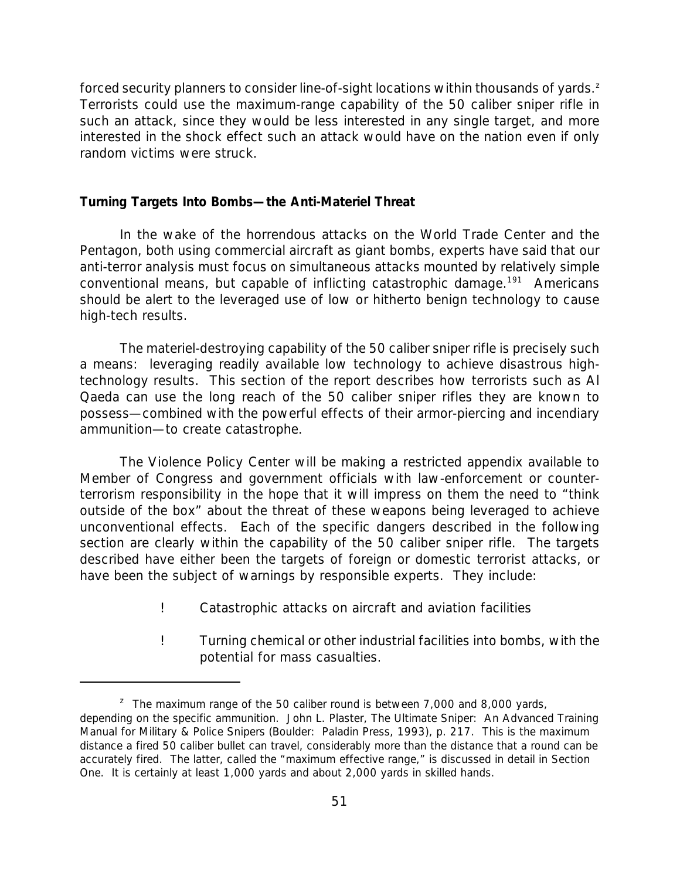forced security planners to consider line-of-sight locations within thousands of yards.[z] Terrorists could use the maximum-range capability of the 50 caliber sniper rifle in such an attack, since they would be less interested in any single target, and more interested in the shock effect such an attack would have on the nation even if only random victims were struck.

**Turning Targets Into Bombs—the Anti-Materiel Threat**

In the wake of the horrendous attacks on the World Trade Center and the Pentagon, both using commercial aircraft as giant bombs, experts have said that our anti-terror analysis must focus on simultaneous attacks mounted by relatively simple conventional means, but capable of inflicting catastrophic damage.[191] Americans should be alert to the leveraged use of low or hitherto benign technology to cause high-tech results.

The materiel-destroying capability of the 50 caliber sniper rifle is precisely such a means: leveraging readily available low technology to achieve disastrous high-technology results. This section of the report describes how terrorists such as Al Qaeda can use the long reach of the 50 caliber sniper rifles they are known to possess—combined with the powerful effects of their armor-piercing and incendiary ammunition—to create catastrophe.

The Violence Policy Center will be making a restricted appendix available to Member of Congress and government officials with law-enforcement or counter-terrorism responsibility in the hope that it will impress on them the need to "think outside of the box" about the threat of these weapons being leveraged to achieve unconventional effects. Each of the specific dangers described in the following section are clearly within the capability of the 50 caliber sniper rifle. The targets described have either been the targets of foreign or domestic terrorist attacks, or have been the subject of warnings by responsible experts. They include:

- Catastrophic attacks on aircraft and aviation facilities
- Turning chemical or other industrial facilities into bombs, with the potential for mass casualties.

---

[z] The maximum range of the 50 caliber round is between 7,000 and 8,000 yards, depending on the specific ammunition. John L. Plaster, The Ultimate Sniper: An Advanced Training Manual for Military & Police Snipers (Boulder: Paladin Press, 1993), p. 217. This is the maximum distance a fired 50 caliber bullet can travel, considerably more than the distance that a round can be accurately fired. The latter, called the "maximum effective range," is discussed in detail in Section One. It is certainly at least 1,000 yards and about 2,000 yards in skilled hands.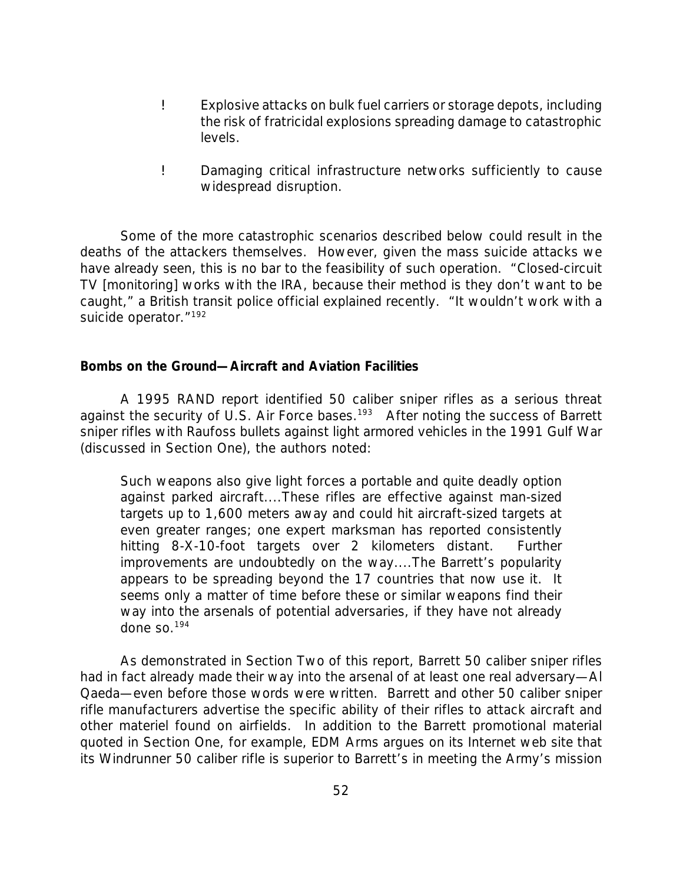- Explosive attacks on bulk fuel carriers or storage depots, including the risk of fratricidal explosions spreading damage to catastrophic levels.

- Damaging critical infrastructure networks sufficiently to cause widespread disruption.

Some of the more catastrophic scenarios described below could result in the deaths of the attackers themselves. However, given the mass suicide attacks we have already seen, this is no bar to the feasibility of such operation. "Closed-circuit TV [monitoring] works with the IRA, because their method is they don't want to be caught," a British transit police official explained recently. "It wouldn't work with a suicide operator."[192]

**Bombs on the Ground—Aircraft and Aviation Facilities**

A 1995 RAND report identified 50 caliber sniper rifles as a serious threat against the security of U.S. Air Force bases.[193] After noting the success of Barrett sniper rifles with Raufoss bullets against light armored vehicles in the 1991 Gulf War (discussed in Section One), the authors noted:

> Such weapons also give light forces a portable and quite deadly option against parked aircraft....These rifles are effective against man-sized targets up to 1,600 meters away and could hit aircraft-sized targets at even greater ranges; one expert marksman has reported consistently hitting 8-X-10-foot targets over 2 kilometers distant. Further improvements are undoubtedly on the way....The Barrett's popularity appears to be spreading beyond the 17 countries that now use it. It seems only a matter of time before these or similar weapons find their way into the arsenals of potential adversaries, if they have not already done so.[194]

As demonstrated in Section Two of this report, Barrett 50 caliber sniper rifles had in fact already made their way into the arsenal of at least one real adversary—Al Qaeda—even before those words were written. Barrett and other 50 caliber sniper rifle manufacturers advertise the specific ability of their rifles to attack aircraft and other materiel found on airfields. In addition to the Barrett promotional material quoted in Section One, for example, EDM Arms argues on its Internet web site that its Windrunner 50 caliber rifle is superior to Barrett's in meeting the Army's mission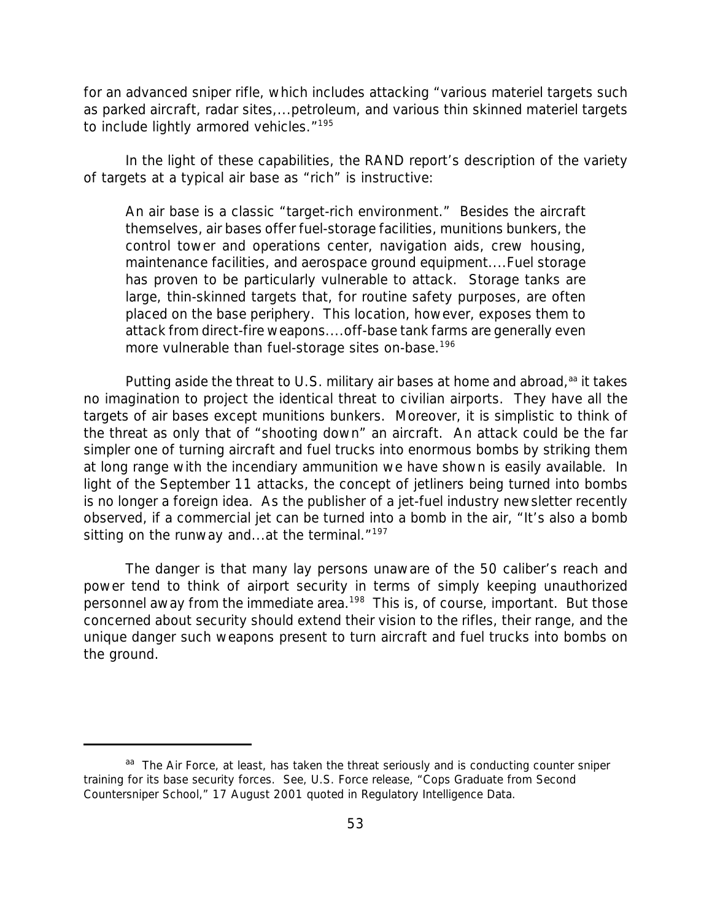for an advanced sniper rifle, which includes attacking "various materiel targets such as parked aircraft, radar sites,...petroleum, and various thin skinned materiel targets to include lightly armored vehicles."[195]

In the light of these capabilities, the RAND report's description of the variety of targets at a typical air base as "rich" is instructive:

> An air base is a classic "target-rich environment." Besides the aircraft themselves, air bases offer fuel-storage facilities, munitions bunkers, the control tower and operations center, navigation aids, crew housing, maintenance facilities, and aerospace ground equipment....Fuel storage has proven to be particularly vulnerable to attack. Storage tanks are large, thin-skinned targets that, for routine safety purposes, are often placed on the base periphery. This location, however, exposes them to attack from direct-fire weapons....off-base tank farms are generally even more vulnerable than fuel-storage sites on-base.[196]

Putting aside the threat to U.S. military air bases at home and abroad,[aa] it takes no imagination to project the identical threat to civilian airports. They have all the targets of air bases except munitions bunkers. Moreover, it is simplistic to think of the threat as only that of "shooting down" an aircraft. An attack could be the far simpler one of turning aircraft and fuel trucks into enormous bombs by striking them at long range with the incendiary ammunition we have shown is easily available. In light of the September 11 attacks, the concept of jetliners being turned into bombs is no longer a foreign idea. As the publisher of a jet-fuel industry newsletter recently observed, if a commercial jet can be turned into a bomb in the air, "It's also a bomb sitting on the runway and...at the terminal."[197]

The danger is that many lay persons unaware of the 50 caliber's reach and power tend to think of airport security in terms of simply keeping unauthorized personnel away from the immediate area.[198] This is, of course, important. But those concerned about security should extend their vision to the rifles, their range, and the unique danger such weapons present to turn aircraft and fuel trucks into bombs on the ground.

---

[aa] The Air Force, at least, has taken the threat seriously and is conducting counter sniper training for its base security forces. See, U.S. Force release, "Cops Graduate from Second Countersniper School," 17 August 2001 quoted in Regulatory Intelligence Data.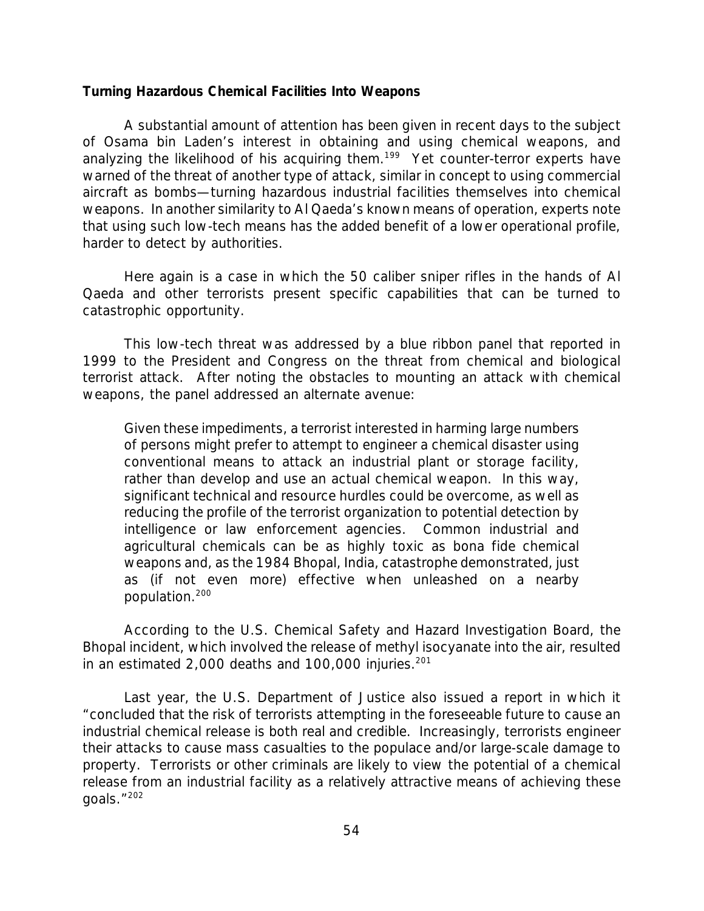**Turning Hazardous Chemical Facilities Into Weapons**

A substantial amount of attention has been given in recent days to the subject of Osama bin Laden's interest in obtaining and using chemical weapons, and analyzing the likelihood of his acquiring them.[199] Yet counter-terror experts have warned of the threat of another type of attack, similar in concept to using commercial aircraft as bombs—turning hazardous industrial facilities themselves into chemical weapons. In another similarity to Al Qaeda's known means of operation, experts note that using such low-tech means has the added benefit of a lower operational profile, harder to detect by authorities.

Here again is a case in which the 50 caliber sniper rifles in the hands of Al Qaeda and other terrorists present specific capabilities that can be turned to catastrophic opportunity.

This low-tech threat was addressed by a blue ribbon panel that reported in 1999 to the President and Congress on the threat from chemical and biological terrorist attack. After noting the obstacles to mounting an attack with chemical weapons, the panel addressed an alternate avenue:

> Given these impediments, a terrorist interested in harming large numbers of persons might prefer to attempt to engineer a chemical disaster using conventional means to attack an industrial plant or storage facility, rather than develop and use an actual chemical weapon. In this way, significant technical and resource hurdles could be overcome, as well as reducing the profile of the terrorist organization to potential detection by intelligence or law enforcement agencies. Common industrial and agricultural chemicals can be as highly toxic as bona fide chemical weapons and, as the 1984 Bhopal, India, catastrophe demonstrated, just as (if not even more) effective when unleashed on a nearby population.[200]

According to the U.S. Chemical Safety and Hazard Investigation Board, the Bhopal incident, which involved the release of methyl isocyanate into the air, resulted in an estimated 2,000 deaths and 100,000 injuries.[201]

Last year, the U.S. Department of Justice also issued a report in which it "concluded that the risk of terrorists attempting in the foreseeable future to cause an industrial chemical release is both real and credible. Increasingly, terrorists engineer their attacks to cause mass casualties to the populace and/or large-scale damage to property. Terrorists or other criminals are likely to view the potential of a chemical release from an industrial facility as a relatively attractive means of achieving these goals."[202]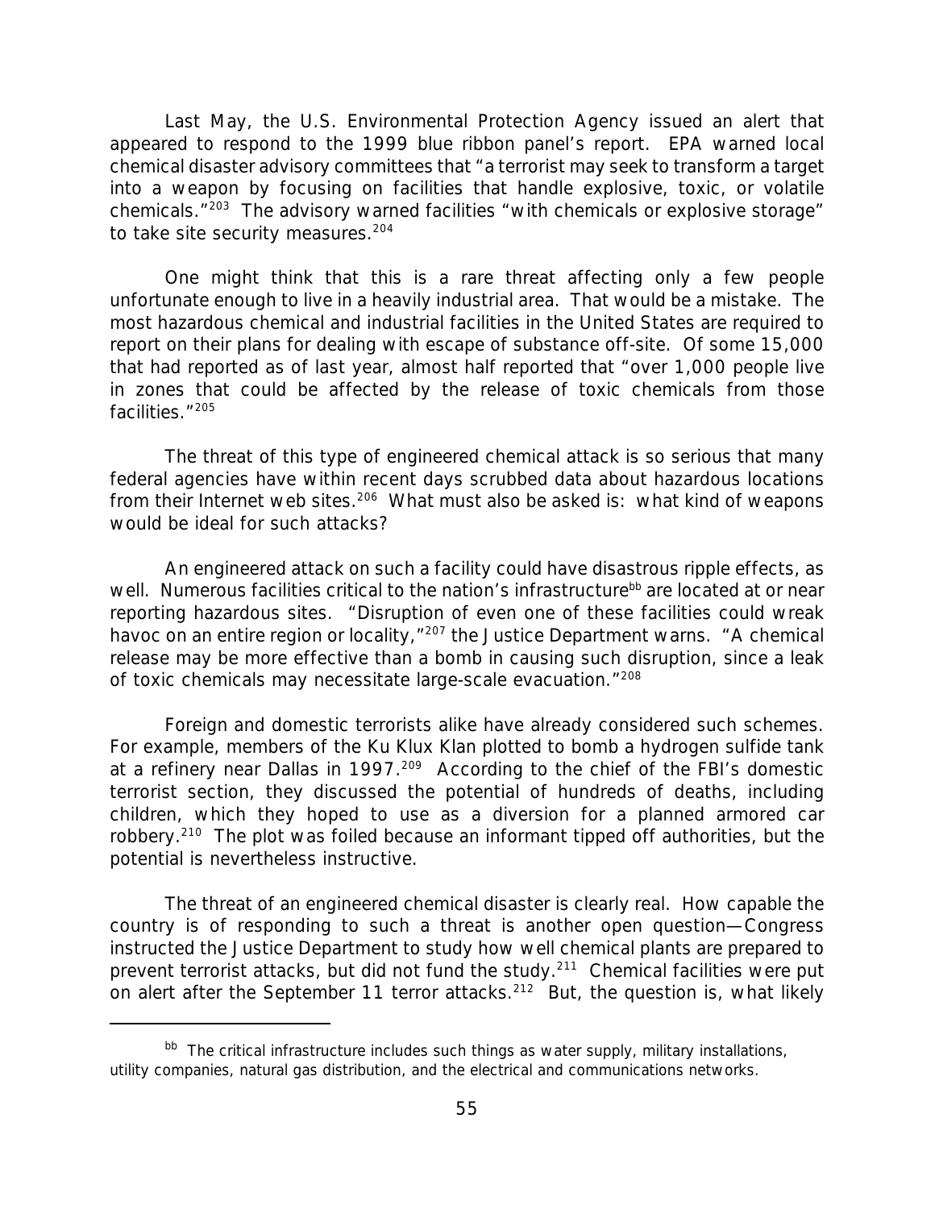Last May, the U.S. Environmental Protection Agency issued an alert that appeared to respond to the 1999 blue ribbon panel's report. EPA warned local chemical disaster advisory committees that "a terrorist may seek to transform a target into a weapon by focusing on facilities that handle explosive, toxic, or volatile chemicals."[203] The advisory warned facilities "with chemicals or explosive storage" to take site security measures.[204]

One might think that this is a rare threat affecting only a few people unfortunate enough to live in a heavily industrial area. That would be a mistake. The most hazardous chemical and industrial facilities in the United States are required to report on their plans for dealing with escape of substance off-site. Of some 15,000 that had reported as of last year, almost half reported that "over 1,000 people live in zones that could be affected by the release of toxic chemicals from those facilities."[205]

The threat of this type of engineered chemical attack is so serious that many federal agencies have within recent days scrubbed data about hazardous locations from their Internet web sites.[206] What must also be asked is: what kind of weapons would be ideal for such attacks?

An engineered attack on such a facility could have disastrous ripple effects, as well. Numerous facilities critical to the nation's infrastructure[bb] are located at or near reporting hazardous sites. "Disruption of even one of these facilities could wreak havoc on an entire region or locality,"[207] the Justice Department warns. "A chemical release may be more effective than a bomb in causing such disruption, since a leak of toxic chemicals may necessitate large-scale evacuation."[208]

Foreign and domestic terrorists alike have already considered such schemes. For example, members of the Ku Klux Klan plotted to bomb a hydrogen sulfide tank at a refinery near Dallas in 1997.[209] According to the chief of the FBI's domestic terrorist section, they discussed the potential of hundreds of deaths, including children, which they hoped to use as a diversion for a planned armored car robbery.[210] The plot was foiled because an informant tipped off authorities, but the potential is nevertheless instructive.

The threat of an engineered chemical disaster is clearly real. How capable the country is of responding to such a threat is another open question—Congress instructed the Justice Department to study how well chemical plants are prepared to prevent terrorist attacks, but did not fund the study.[211] Chemical facilities were put on alert after the September 11 terror attacks.[212] But, the question is, what likely

---

[bb] The critical infrastructure includes such things as water supply, military installations, utility companies, natural gas distribution, and the electrical and communications networks.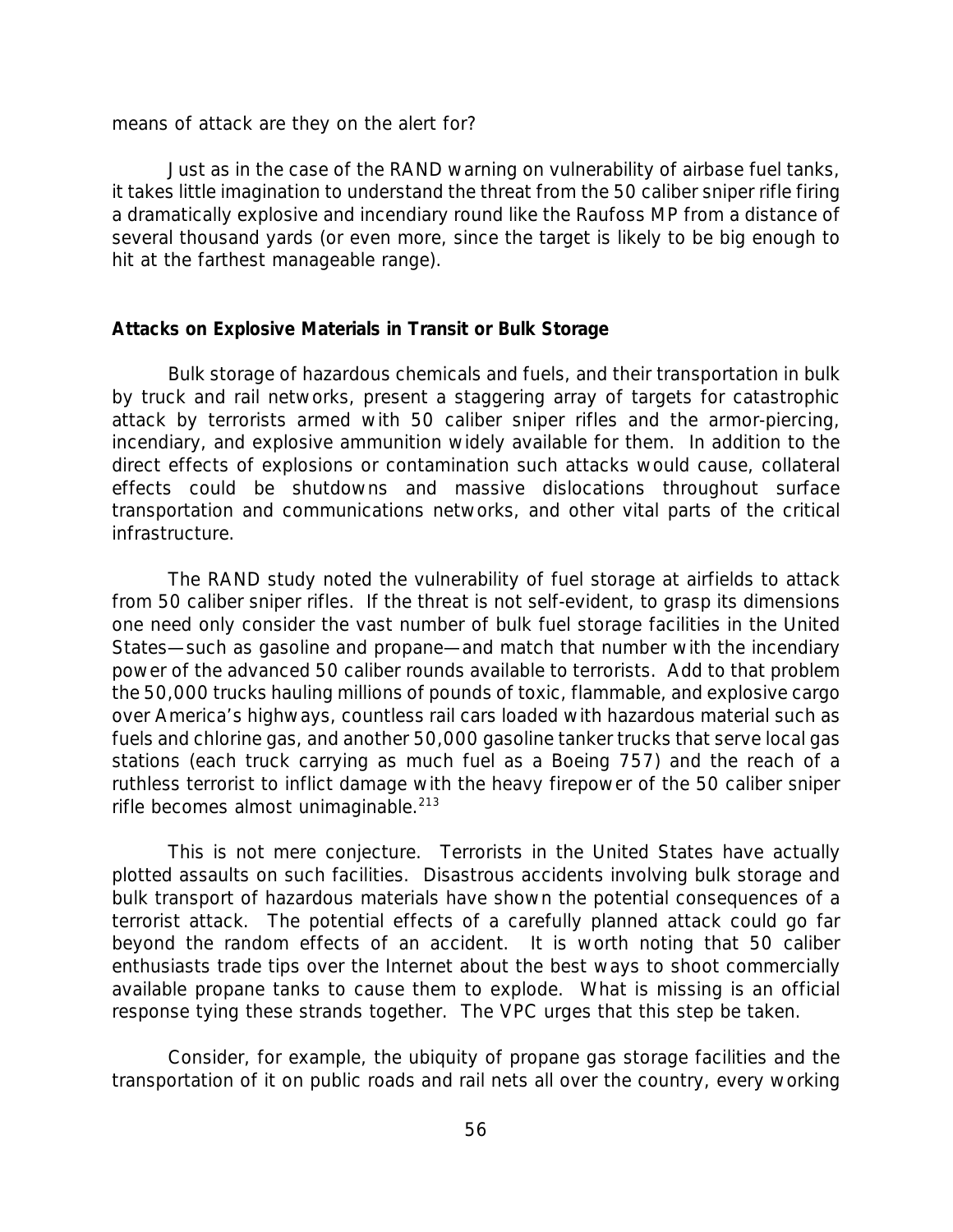means of attack are they on the alert for?

Just as in the case of the RAND warning on vulnerability of airbase fuel tanks, it takes little imagination to understand the threat from the 50 caliber sniper rifle firing a dramatically explosive and incendiary round like the Raufoss MP from a distance of several thousand yards (or even more, since the target is likely to be big enough to hit at the farthest manageable range).

**Attacks on Explosive Materials in Transit or Bulk Storage**

Bulk storage of hazardous chemicals and fuels, and their transportation in bulk by truck and rail networks, present a staggering array of targets for catastrophic attack by terrorists armed with 50 caliber sniper rifles and the armor-piercing, incendiary, and explosive ammunition widely available for them. In addition to the direct effects of explosions or contamination such attacks would cause, collateral effects could be shutdowns and massive dislocations throughout surface transportation and communications networks, and other vital parts of the critical infrastructure.

The RAND study noted the vulnerability of fuel storage at airfields to attack from 50 caliber sniper rifles. If the threat is not self-evident, to grasp its dimensions one need only consider the vast number of bulk fuel storage facilities in the United States—such as gasoline and propane—and match that number with the incendiary power of the advanced 50 caliber rounds available to terrorists. Add to that problem the 50,000 trucks hauling millions of pounds of toxic, flammable, and explosive cargo over America's highways, countless rail cars loaded with hazardous material such as fuels and chlorine gas, and another 50,000 gasoline tanker trucks that serve local gas stations (each truck carrying as much fuel as a Boeing 757) and the reach of a ruthless terrorist to inflict damage with the heavy firepower of the 50 caliber sniper rifle becomes almost unimaginable.[213]

This is not mere conjecture. Terrorists in the United States have actually plotted assaults on such facilities. Disastrous accidents involving bulk storage and bulk transport of hazardous materials have shown the potential consequences of a terrorist attack. The potential effects of a carefully planned attack could go far beyond the random effects of an accident. It is worth noting that 50 caliber enthusiasts trade tips over the Internet about the best ways to shoot commercially available propane tanks to cause them to explode. What is missing is an official response tying these strands together. The VPC urges that this step be taken.

Consider, for example, the ubiquity of propane gas storage facilities and the transportation of it on public roads and rail nets all over the country, every working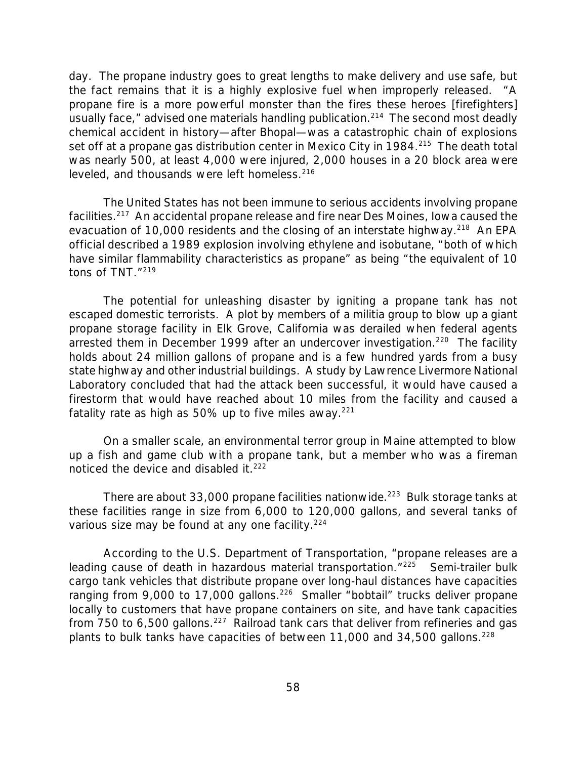day. The propane industry goes to great lengths to make delivery and use safe, but the fact remains that it is a highly explosive fuel when improperly released. "A propane fire is a more powerful monster than the fires these heroes [firefighters] usually face," advised one materials handling publication.[214] The second most deadly chemical accident in history—after Bhopal—was a catastrophic chain of explosions set off at a propane gas distribution center in Mexico City in 1984.[215] The death total was nearly 500, at least 4,000 were injured, 2,000 houses in a 20 block area were leveled, and thousands were left homeless.[216]

The United States has not been immune to serious accidents involving propane facilities.[217] An accidental propane release and fire near Des Moines, Iowa caused the evacuation of 10,000 residents and the closing of an interstate highway.[218] An EPA official described a 1989 explosion involving ethylene and isobutane, "both of which have similar flammability characteristics as propane" as being "the equivalent of 10 tons of TNT."[219]

The potential for unleashing disaster by igniting a propane tank has not escaped domestic terrorists. A plot by members of a militia group to blow up a giant propane storage facility in Elk Grove, California was derailed when federal agents arrested them in December 1999 after an undercover investigation.[220] The facility holds about 24 million gallons of propane and is a few hundred yards from a busy state highway and other industrial buildings. A study by Lawrence Livermore National Laboratory concluded that had the attack been successful, it would have caused a firestorm that would have reached about 10 miles from the facility and caused a fatality rate as high as 50% up to five miles away.[221]

On a smaller scale, an environmental terror group in Maine attempted to blow up a fish and game club with a propane tank, but a member who was a fireman noticed the device and disabled it.[222]

There are about 33,000 propane facilities nationwide.[223] Bulk storage tanks at these facilities range in size from 6,000 to 120,000 gallons, and several tanks of various size may be found at any one facility.[224]

According to the U.S. Department of Transportation, "propane releases are a leading cause of death in hazardous material transportation."[225] Semi-trailer bulk cargo tank vehicles that distribute propane over long-haul distances have capacities ranging from 9,000 to 17,000 gallons.[226] Smaller "bobtail" trucks deliver propane locally to customers that have propane containers on site, and have tank capacities from 750 to 6,500 gallons.[227] Railroad tank cars that deliver from refineries and gas plants to bulk tanks have capacities of between 11,000 and 34,500 gallons.[228]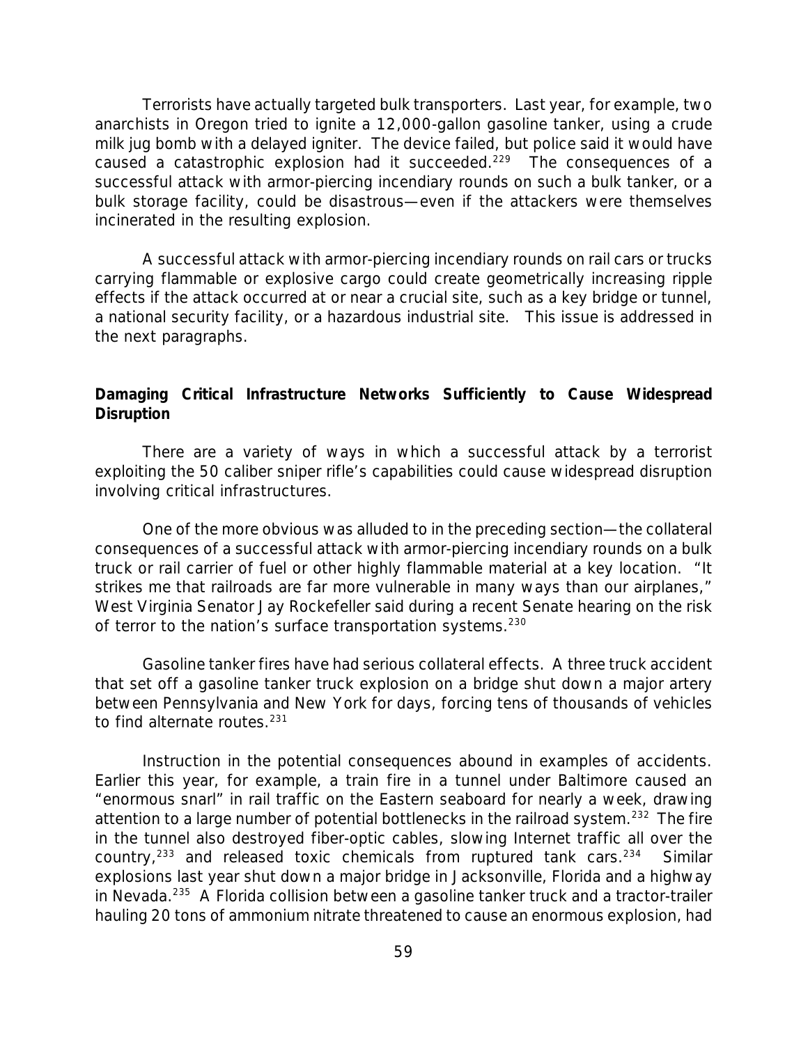Terrorists have actually targeted bulk transporters. Last year, for example, two anarchists in Oregon tried to ignite a 12,000-gallon gasoline tanker, using a crude milk jug bomb with a delayed igniter. The device failed, but police said it would have caused a catastrophic explosion had it succeeded.[229] The consequences of a successful attack with armor-piercing incendiary rounds on such a bulk tanker, or a bulk storage facility, could be disastrous—even if the attackers were themselves incinerated in the resulting explosion.

A successful attack with armor-piercing incendiary rounds on rail cars or trucks carrying flammable or explosive cargo could create geometrically increasing ripple effects if the attack occurred at or near a crucial site, such as a key bridge or tunnel, a national security facility, or a hazardous industrial site. This issue is addressed in the next paragraphs.

**Damaging Critical Infrastructure Networks Sufficiently to Cause Widespread Disruption**

There are a variety of ways in which a successful attack by a terrorist exploiting the 50 caliber sniper rifle's capabilities could cause widespread disruption involving critical infrastructures.

One of the more obvious was alluded to in the preceding section—the collateral consequences of a successful attack with armor-piercing incendiary rounds on a bulk truck or rail carrier of fuel or other highly flammable material at a key location. "It strikes me that railroads are far more vulnerable in many ways than our airplanes," West Virginia Senator Jay Rockefeller said during a recent Senate hearing on the risk of terror to the nation's surface transportation systems.[230]

Gasoline tanker fires have had serious collateral effects. A three truck accident that set off a gasoline tanker truck explosion on a bridge shut down a major artery between Pennsylvania and New York for days, forcing tens of thousands of vehicles to find alternate routes.[231]

Instruction in the potential consequences abound in examples of accidents. Earlier this year, for example, a train fire in a tunnel under Baltimore caused an "enormous snarl" in rail traffic on the Eastern seaboard for nearly a week, drawing attention to a large number of potential bottlenecks in the railroad system.[232] The fire in the tunnel also destroyed fiber-optic cables, slowing Internet traffic all over the country,[233] and released toxic chemicals from ruptured tank cars.[234] Similar explosions last year shut down a major bridge in Jacksonville, Florida and a highway in Nevada.[235] A Florida collision between a gasoline tanker truck and a tractor-trailer hauling 20 tons of ammonium nitrate threatened to cause an enormous explosion, had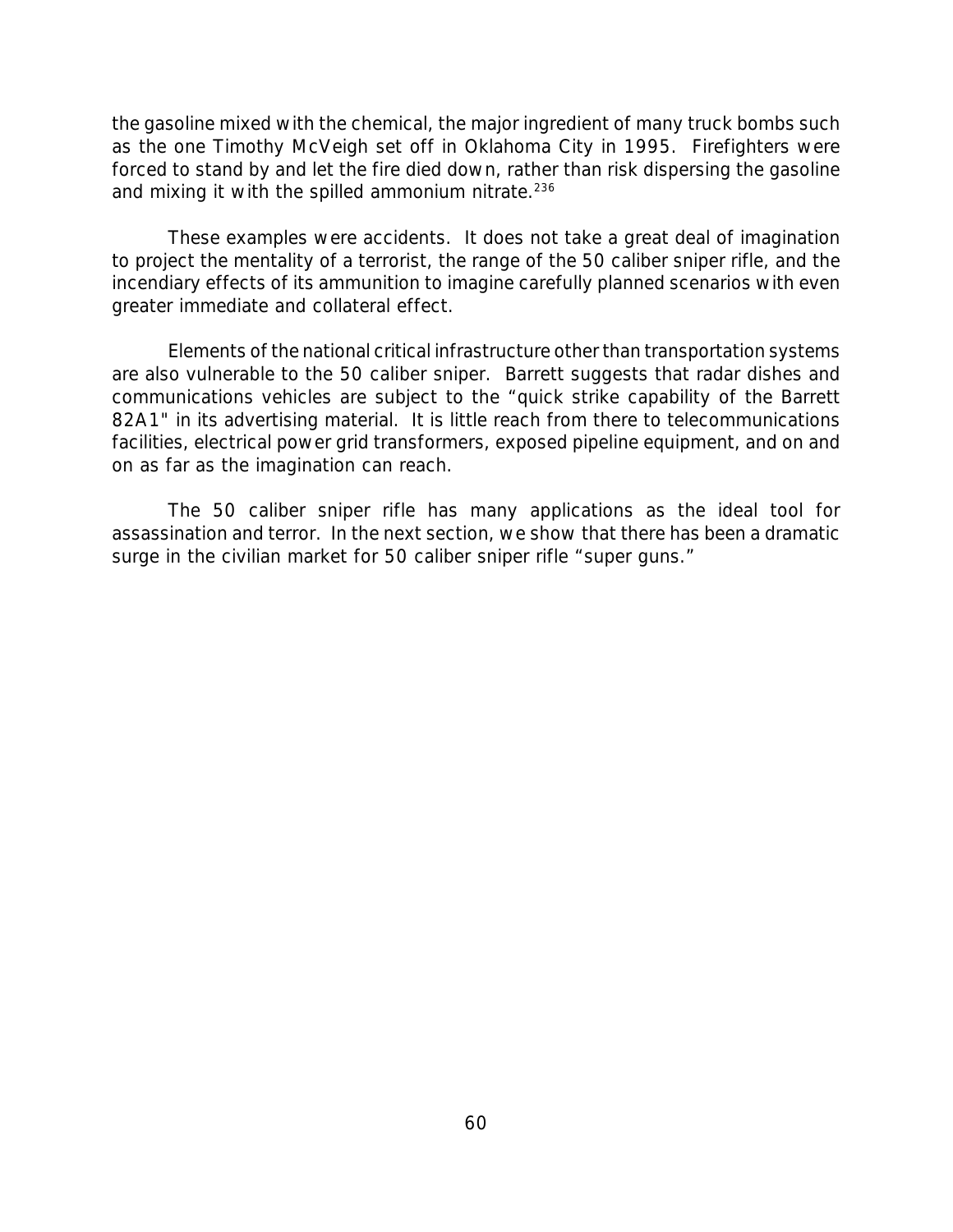the gasoline mixed with the chemical, the major ingredient of many truck bombs such as the one Timothy McVeigh set off in Oklahoma City in 1995. Firefighters were forced to stand by and let the fire died down, rather than risk dispersing the gasoline and mixing it with the spilled ammonium nitrate.[236]

These examples were accidents. It does not take a great deal of imagination to project the mentality of a terrorist, the range of the 50 caliber sniper rifle, and the incendiary effects of its ammunition to imagine carefully planned scenarios with even greater immediate and collateral effect.

Elements of the national critical infrastructure other than transportation systems are also vulnerable to the 50 caliber sniper. Barrett suggests that radar dishes and communications vehicles are subject to the "quick strike capability of the Barrett 82A1" in its advertising material. It is little reach from there to telecommunications facilities, electrical power grid transformers, exposed pipeline equipment, and on and on as far as the imagination can reach.

The 50 caliber sniper rifle has many applications as the ideal tool for assassination and terror. In the next section, we show that there has been a dramatic surge in the civilian market for 50 caliber sniper rifle "super guns."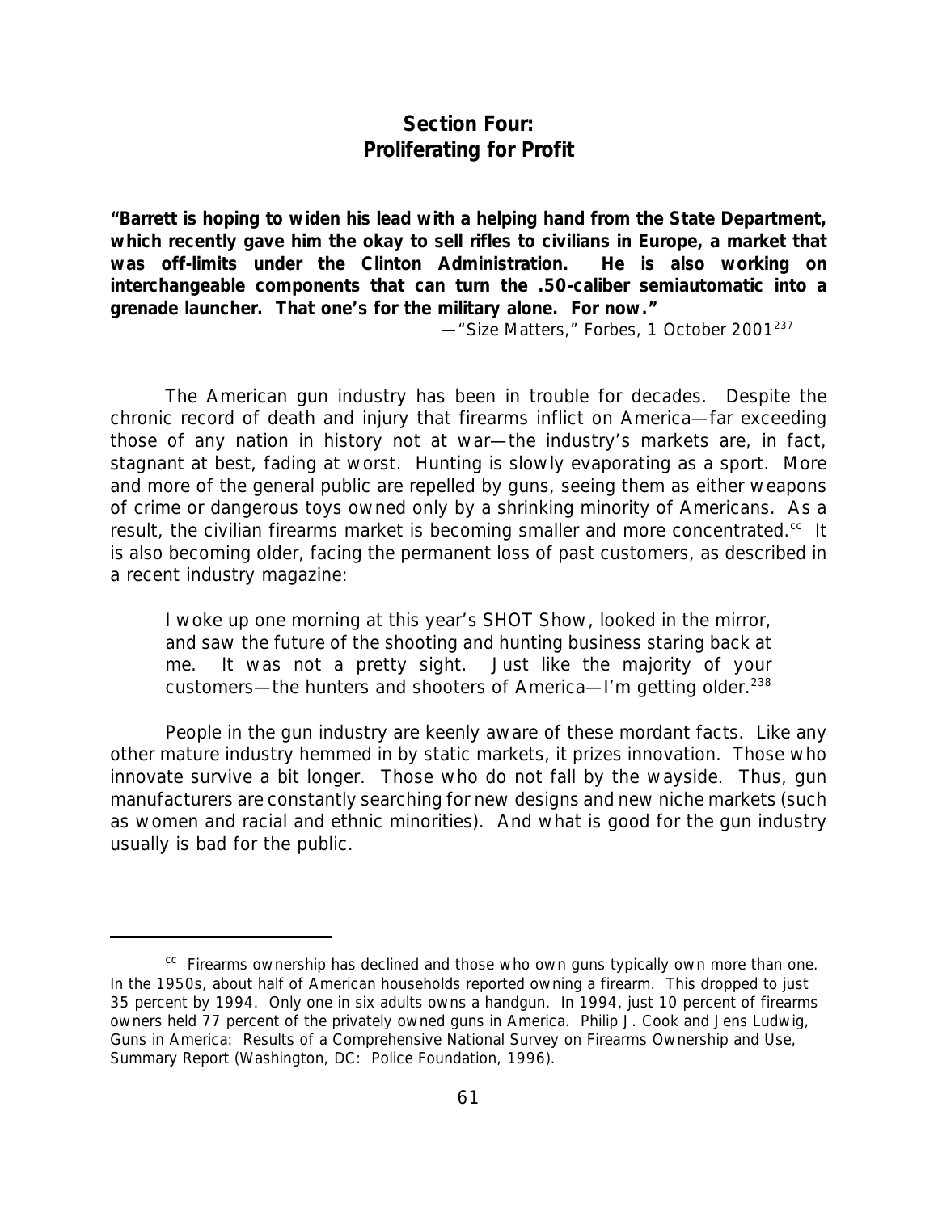## Section Four: Proliferating for Profit

**"Barrett is hoping to widen his lead with a helping hand from the State Department, which recently gave him the okay to sell rifles to civilians in Europe, a market that was off-limits under the Clinton Administration. He is also working on interchangeable components that can turn the .50-caliber semiautomatic into a grenade launcher. That one's for the military alone. For now."**

—"Size Matters," *Forbes*, 1 October 2001[237]

The American gun industry has been in trouble for decades. Despite the chronic record of death and injury that firearms inflict on America—far exceeding those of any nation in history not at war—the industry's markets are, in fact, stagnant at best, fading at worst. Hunting is slowly evaporating as a sport. More and more of the general public are repelled by guns, seeing them as either weapons of crime or dangerous toys owned only by a shrinking minority of Americans. As a result, the civilian firearms market is becoming smaller and more concentrated.[cc] It is also becoming older, facing the permanent loss of past customers, as described in a recent industry magazine:

> I woke up one morning at this year's SHOT Show, looked in the mirror, and saw the future of the shooting and hunting business staring back at me. It was not a pretty sight. Just like the majority of your customers—the hunters and shooters of America—I'm getting older.[238]

People in the gun industry are keenly aware of these mordant facts. Like any other mature industry hemmed in by static markets, it prizes innovation. Those who innovate survive a bit longer. Those who do not fall by the wayside. Thus, gun manufacturers are constantly searching for new designs and new niche markets (such as women and racial and ethnic minorities). And what is good for the gun industry usually is bad for the public.

---

[cc] Firearms ownership has declined and those who own guns typically own more than one. In the 1950s, about half of American households reported owning a firearm. This dropped to just 35 percent by 1994. Only one in six adults owns a handgun. In 1994, just 10 percent of firearms owners held 77 percent of the privately owned guns in America. Philip J. Cook and Jens Ludwig, *Guns in America: Results of a Comprehensive National Survey on Firearms Ownership and Use, Summary Report* (Washington, DC: Police Foundation, 1996).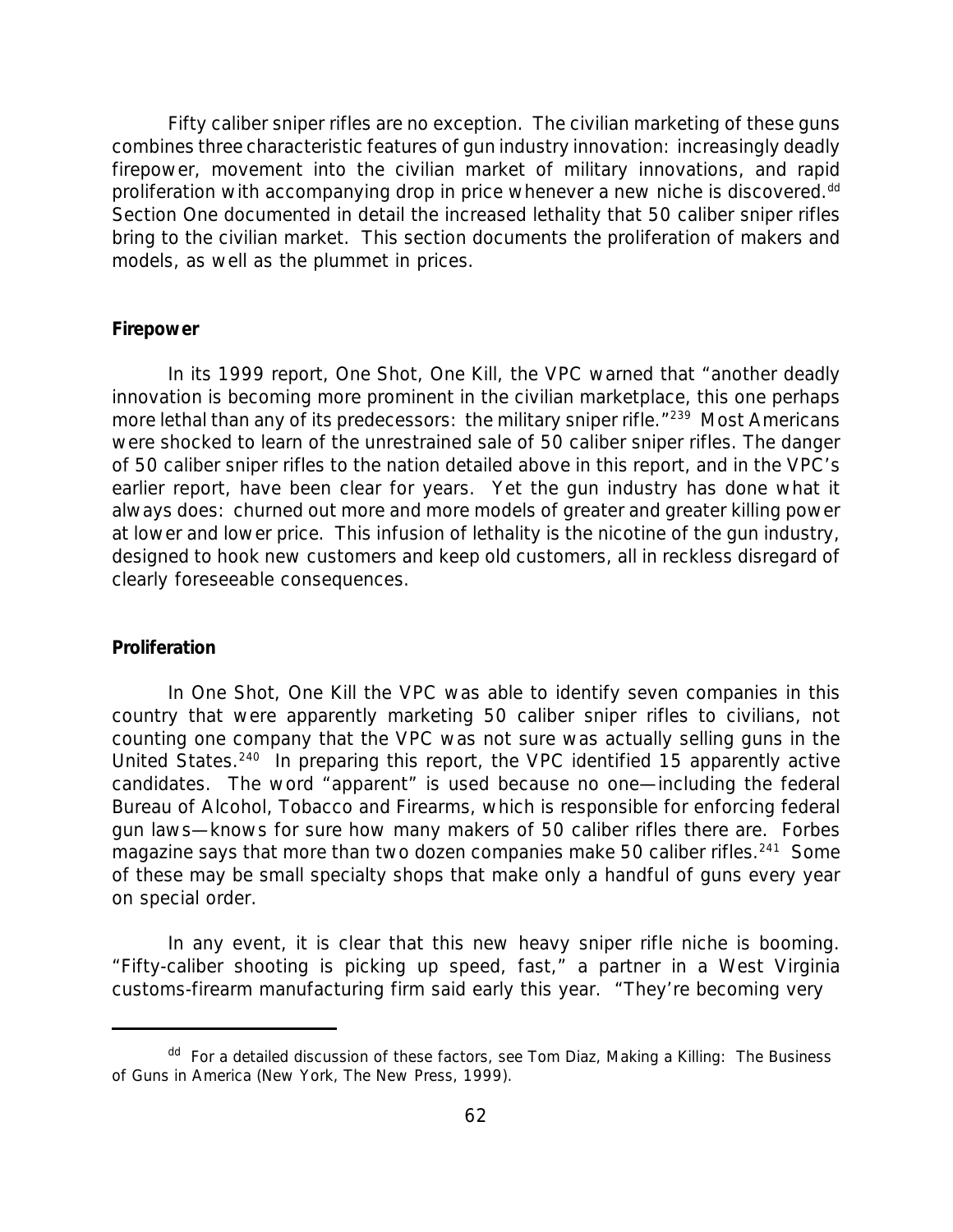Fifty caliber sniper rifles are no exception. The civilian marketing of these guns combines three characteristic features of gun industry innovation: increasingly deadly firepower, movement into the civilian market of military innovations, and rapid proliferation with accompanying drop in price whenever a new niche is discovered.[dd] Section One documented in detail the increased lethality that 50 caliber sniper rifles bring to the civilian market. This section documents the proliferation of makers and models, as well as the plummet in prices.

**Firepower**

In its 1999 report, One Shot, One Kill, the VPC warned that "another deadly innovation is becoming more prominent in the civilian marketplace, this one perhaps more lethal than any of its predecessors: the military sniper rifle."[239] Most Americans were shocked to learn of the unrestrained sale of 50 caliber sniper rifles. The danger of 50 caliber sniper rifles to the nation detailed above in this report, and in the VPC's earlier report, have been clear for years. Yet the gun industry has done what it always does: churned out more and more models of greater and greater killing power at lower and lower price. This infusion of lethality is the nicotine of the gun industry, designed to hook new customers and keep old customers, all in reckless disregard of clearly foreseeable consequences.

**Proliferation**

In One Shot, One Kill the VPC was able to identify seven companies in this country that were apparently marketing 50 caliber sniper rifles to civilians, not counting one company that the VPC was not sure was actually selling guns in the United States.[240] In preparing this report, the VPC identified 15 apparently active candidates. The word "apparent" is used because no one—including the federal Bureau of Alcohol, Tobacco and Firearms, which is responsible for enforcing federal gun laws—knows for sure how many makers of 50 caliber rifles there are. Forbes magazine says that more than two dozen companies make 50 caliber rifles.[241] Some of these may be small specialty shops that make only a handful of guns every year on special order.

In any event, it is clear that this new heavy sniper rifle niche is booming. "Fifty-caliber shooting is picking up speed, fast," a partner in a West Virginia customs-firearm manufacturing firm said early this year. "They're becoming very

---

[dd] For a detailed discussion of these factors, see Tom Diaz, Making a Killing: The Business of Guns in America (New York, The New Press, 1999).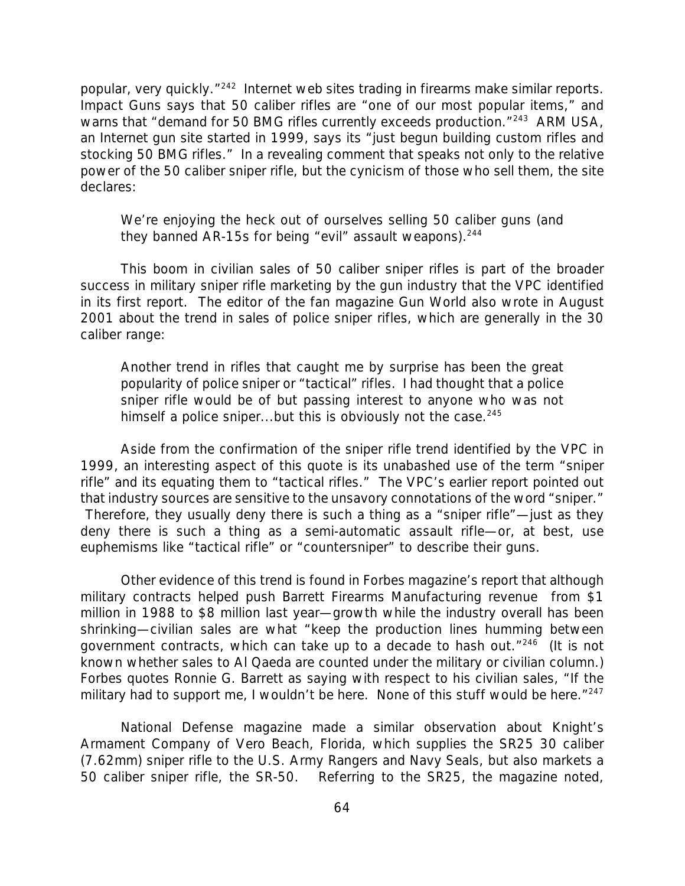popular, very quickly."[242] Internet web sites trading in firearms make similar reports. Impact Guns says that 50 caliber rifles are "one of our most popular items," and warns that "demand for 50 BMG rifles currently exceeds production."[243] ARM USA, an Internet gun site started in 1999, says its "just begun building custom rifles and stocking 50 BMG rifles." In a revealing comment that speaks not only to the relative power of the 50 caliber sniper rifle, but the cynicism of those who sell them, the site declares:

> We're enjoying the heck out of ourselves selling 50 caliber guns (and they banned AR-15s for being "evil" assault weapons).[244]

This boom in civilian sales of 50 caliber sniper rifles is part of the broader success in military sniper rifle marketing by the gun industry that the VPC identified in its first report. The editor of the fan magazine Gun World also wrote in August 2001 about the trend in sales of police sniper rifles, which are generally in the 30 caliber range:

> Another trend in rifles that caught me by surprise has been the great popularity of police sniper or "tactical" rifles. I had thought that a police sniper rifle would be of but passing interest to anyone who was not himself a police sniper...but this is obviously not the case.[245]

Aside from the confirmation of the sniper rifle trend identified by the VPC in 1999, an interesting aspect of this quote is its unabashed use of the term "sniper rifle" and its equating them to "tactical rifles." The VPC's earlier report pointed out that industry sources are sensitive to the unsavory connotations of the word "sniper." Therefore, they usually deny there is such a thing as a "sniper rifle"—just as they deny there is such a thing as a semi-automatic assault rifle—or, at best, use euphemisms like "tactical rifle" or "countersniper" to describe their guns.

Other evidence of this trend is found in Forbes magazine's report that although military contracts helped push Barrett Firearms Manufacturing revenue from $1 million in 1988 to $8 million last year—growth while the industry overall has been shrinking—civilian sales are what "keep the production lines humming between government contracts, which can take up to a decade to hash out."[246] (It is not known whether sales to Al Qaeda are counted under the military or civilian column.) Forbes quotes Ronnie G. Barrett as saying with respect to his civilian sales, "If the military had to support me, I wouldn't be here. None of this stuff would be here."[247]

National Defense magazine made a similar observation about Knight's Armament Company of Vero Beach, Florida, which supplies the SR25 30 caliber (7.62mm) sniper rifle to the U.S. Army Rangers and Navy Seals, but also markets a 50 caliber sniper rifle, the SR-50. Referring to the SR25, the magazine noted,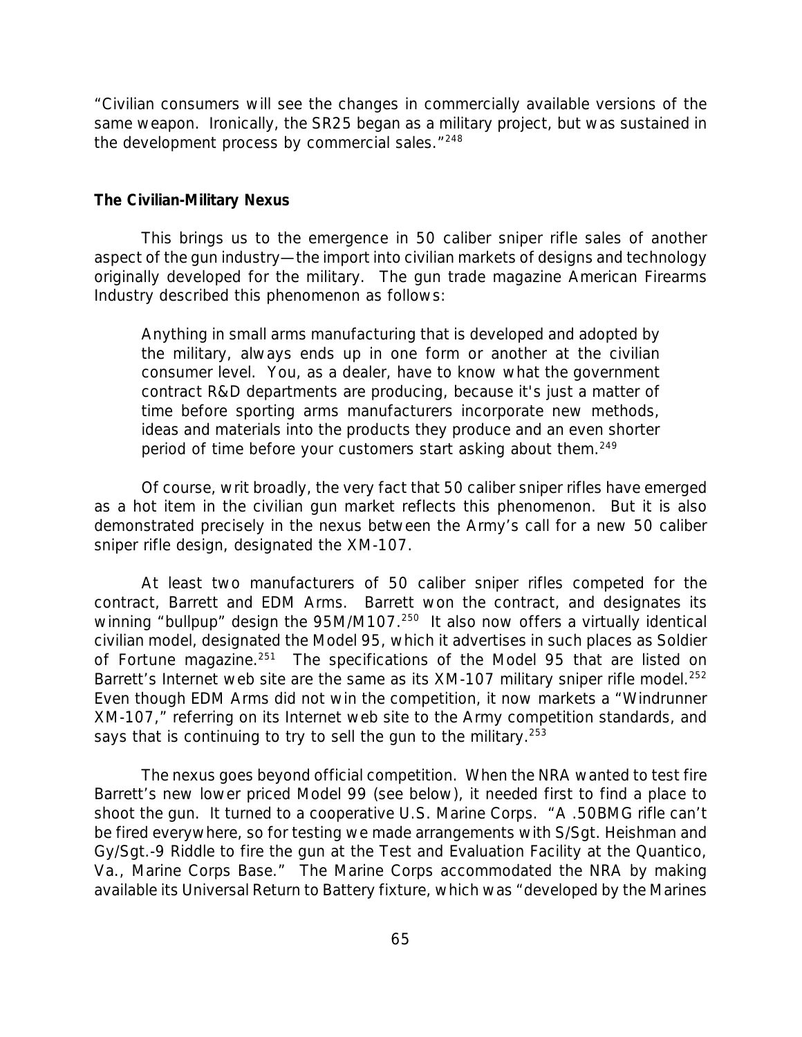"Civilian consumers will see the changes in commercially available versions of the same weapon. Ironically, the SR25 began as a military project, but was sustained in the development process by commercial sales."[248]

**The Civilian-Military Nexus**

This brings us to the emergence in 50 caliber sniper rifle sales of another aspect of the gun industry—the import into civilian markets of designs and technology originally developed for the military. The gun trade magazine American Firearms Industry described this phenomenon as follows:

> Anything in small arms manufacturing that is developed and adopted by the military, always ends up in one form or another at the civilian consumer level. You, as a dealer, have to know what the government contract R&D departments are producing, because it's just a matter of time before sporting arms manufacturers incorporate new methods, ideas and materials into the products they produce and an even shorter period of time before your customers start asking about them.[249]

Of course, writ broadly, the very fact that 50 caliber sniper rifles have emerged as a hot item in the civilian gun market reflects this phenomenon. But it is also demonstrated precisely in the nexus between the Army's call for a new 50 caliber sniper rifle design, designated the XM-107.

At least two manufacturers of 50 caliber sniper rifles competed for the contract, Barrett and EDM Arms. Barrett won the contract, and designates its winning "bullpup" design the 95M/M107.[250] It also now offers a virtually identical civilian model, designated the Model 95, which it advertises in such places as Soldier of Fortune magazine.[251] The specifications of the Model 95 that are listed on Barrett's Internet web site are the same as its XM-107 military sniper rifle model.[252] Even though EDM Arms did not win the competition, it now markets a "Windrunner XM-107," referring on its Internet web site to the Army competition standards, and says that is continuing to try to sell the gun to the military.[253]

The nexus goes beyond official competition. When the NRA wanted to test fire Barrett's new lower priced Model 99 (see below), it needed first to find a place to shoot the gun. It turned to a cooperative U.S. Marine Corps. "A .50BMG rifle can't be fired everywhere, so for testing we made arrangements with S/Sgt. Heishman and Gy/Sgt.-9 Riddle to fire the gun at the Test and Evaluation Facility at the Quantico, Va., Marine Corps Base." The Marine Corps accommodated the NRA by making available its Universal Return to Battery fixture, which was "developed by the Marines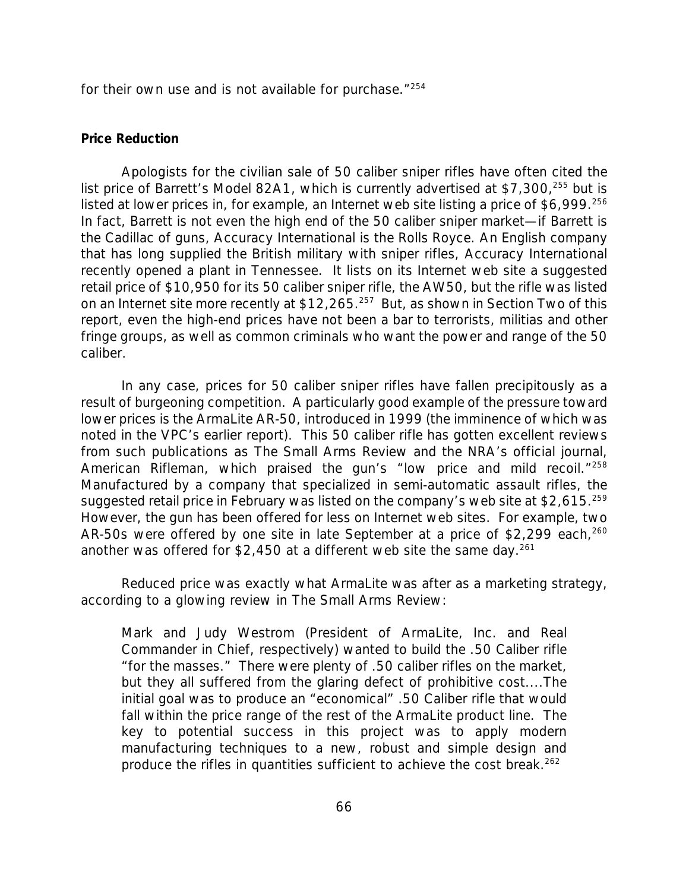for their own use and is not available for purchase."[254]

**Price Reduction**

Apologists for the civilian sale of 50 caliber sniper rifles have often cited the list price of Barrett's Model 82A1, which is currently advertised at $7,300,[255] but is listed at lower prices in, for example, an Internet web site listing a price of $6,999.[256] In fact, Barrett is not even the high end of the 50 caliber sniper market—if Barrett is the Cadillac of guns, Accuracy International is the Rolls Royce. An English company that has long supplied the British military with sniper rifles, Accuracy International recently opened a plant in Tennessee. It lists on its Internet web site a suggested retail price of $10,950 for its 50 caliber sniper rifle, the AW50, but the rifle was listed on an Internet site more recently at $12,265.[257] But, as shown in Section Two of this report, even the high-end prices have not been a bar to terrorists, militias and other fringe groups, as well as common criminals who want the power and range of the 50 caliber.

In any case, prices for 50 caliber sniper rifles have fallen precipitously as a result of burgeoning competition. A particularly good example of the pressure toward lower prices is the ArmaLite AR-50, introduced in 1999 (the imminence of which was noted in the VPC's earlier report). This 50 caliber rifle has gotten excellent reviews from such publications as *The Small Arms Review* and the NRA's official journal, *American Rifleman*, which praised the gun's "low price and mild recoil."[258] Manufactured by a company that specialized in semi-automatic assault rifles, the suggested retail price in February was listed on the company's web site at $2,615.[259] However, the gun has been offered for less on Internet web sites. For example, two AR-50s were offered by one site in late September at a price of $2,299 each,[260] another was offered for $2,450 at a different web site the same day.[261]

Reduced price was exactly what ArmaLite was after as a marketing strategy, according to a glowing review in *The Small Arms Review*:

> Mark and Judy Westrom (President of ArmaLite, Inc. and Real Commander in Chief, respectively) wanted to build the .50 Caliber rifle "for the masses." There were plenty of .50 caliber rifles on the market, but they all suffered from the glaring defect of prohibitive cost....The initial goal was to produce an "economical" .50 Caliber rifle that would fall within the price range of the rest of the ArmaLite product line. The key to potential success in this project was to apply modern manufacturing techniques to a new, robust and simple design and produce the rifles in quantities sufficient to achieve the cost break.[262]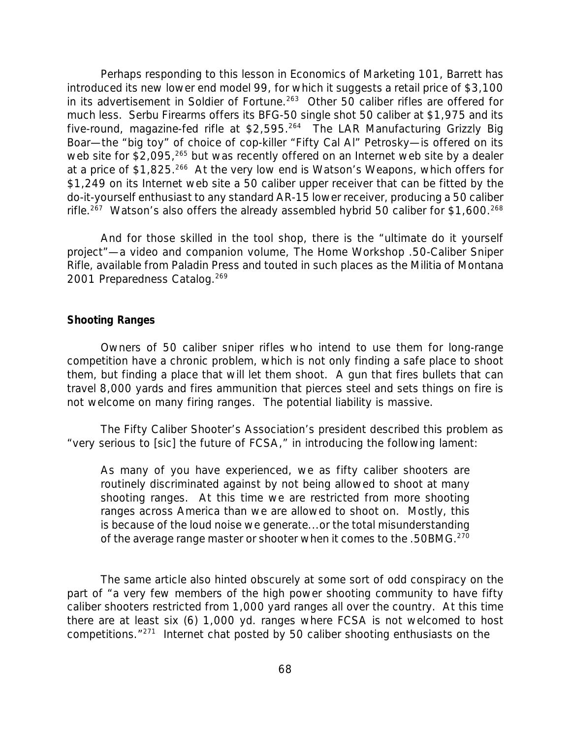Perhaps responding to this lesson in Economics of Marketing 101, Barrett has introduced its new lower end model 99, for which it suggests a retail price of $3,100 in its advertisement in Soldier of Fortune.[263] Other 50 caliber rifles are offered for much less. Serbu Firearms offers its BFG-50 single shot 50 caliber at $1,975 and its five-round, magazine-fed rifle at $2,595.[264] The LAR Manufacturing Grizzly Big Boar—the "big toy" of choice of cop-killer "Fifty Cal Al" Petrosky—is offered on its web site for $2,095,[265] but was recently offered on an Internet web site by a dealer at a price of $1,825.[266] At the very low end is Watson's Weapons, which offers for $1,249 on its Internet web site a 50 caliber upper receiver that can be fitted by the do-it-yourself enthusiast to any standard AR-15 lower receiver, producing a 50 caliber rifle.[267] Watson's also offers the already assembled hybrid 50 caliber for $1,600.[268]

And for those skilled in the tool shop, there is the "ultimate do it yourself project"—a video and companion volume, The Home Workshop .50-Caliber Sniper Rifle, available from Paladin Press and touted in such places as the Militia of Montana 2001 Preparedness Catalog.[269]

**Shooting Ranges**

Owners of 50 caliber sniper rifles who intend to use them for long-range competition have a chronic problem, which is not only finding a safe place to shoot them, but finding a place that will let them shoot. A gun that fires bullets that can travel 8,000 yards and fires ammunition that pierces steel and sets things on fire is not welcome on many firing ranges. The potential liability is massive.

The Fifty Caliber Shooter's Association's president described this problem as "very serious to [sic] the future of FCSA," in introducing the following lament:

> As many of you have experienced, we as fifty caliber shooters are routinely discriminated against by not being allowed to shoot at many shooting ranges. At this time we are restricted from more shooting ranges across America than we are allowed to shoot on. Mostly, this is because of the loud noise we generate...or the total misunderstanding of the average range master or shooter when it comes to the .50BMG.[270]

The same article also hinted obscurely at some sort of odd conspiracy on the part of "a very few members of the high power shooting community to have fifty caliber shooters restricted from 1,000 yard ranges all over the country. At this time there are at least six (6) 1,000 yd. ranges where FCSA is not welcomed to host competitions."[271] Internet chat posted by 50 caliber shooting enthusiasts on the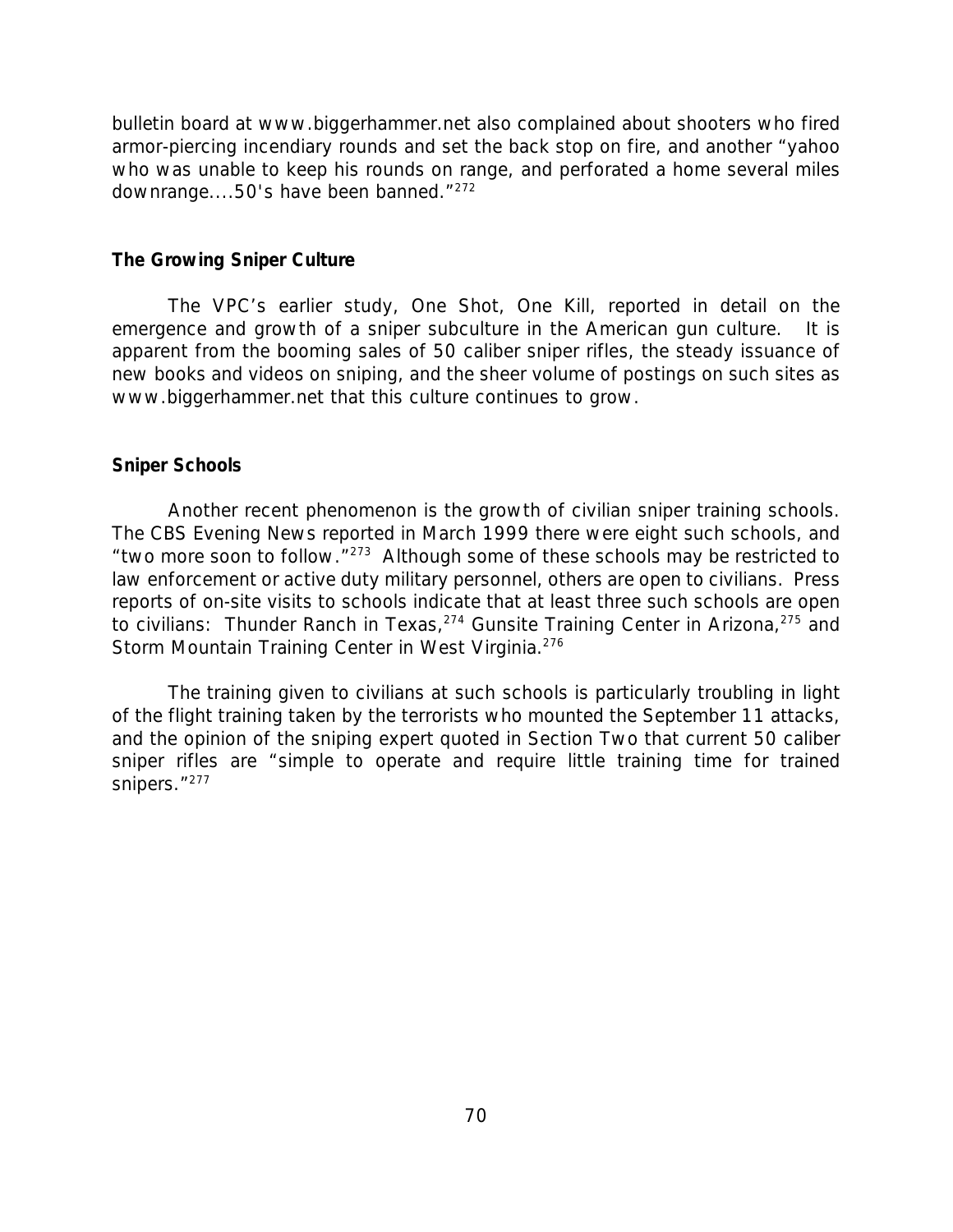bulletin board at www.biggerhammer.net also complained about shooters who fired armor-piercing incendiary rounds and set the back stop on fire, and another "yahoo who was unable to keep his rounds on range, and perforated a home several miles downrange....50's have been banned."[272]

**The Growing Sniper Culture**

The VPC's earlier study, One Shot, One Kill, reported in detail on the emergence and growth of a sniper subculture in the American gun culture. It is apparent from the booming sales of 50 caliber sniper rifles, the steady issuance of new books and videos on sniping, and the sheer volume of postings on such sites as www.biggerhammer.net that this culture continues to grow.

**Sniper Schools**

Another recent phenomenon is the growth of civilian sniper training schools. The CBS Evening News reported in March 1999 there were eight such schools, and "two more soon to follow."[273] Although some of these schools may be restricted to law enforcement or active duty military personnel, others are open to civilians. Press reports of on-site visits to schools indicate that at least three such schools are open to civilians: Thunder Ranch in Texas,[274] Gunsite Training Center in Arizona,[275] and Storm Mountain Training Center in West Virginia.[276]

The training given to civilians at such schools is particularly troubling in light of the flight training taken by the terrorists who mounted the September 11 attacks, and the opinion of the sniping expert quoted in Section Two that current 50 caliber sniper rifles are "simple to operate and require little training time for trained snipers."[277]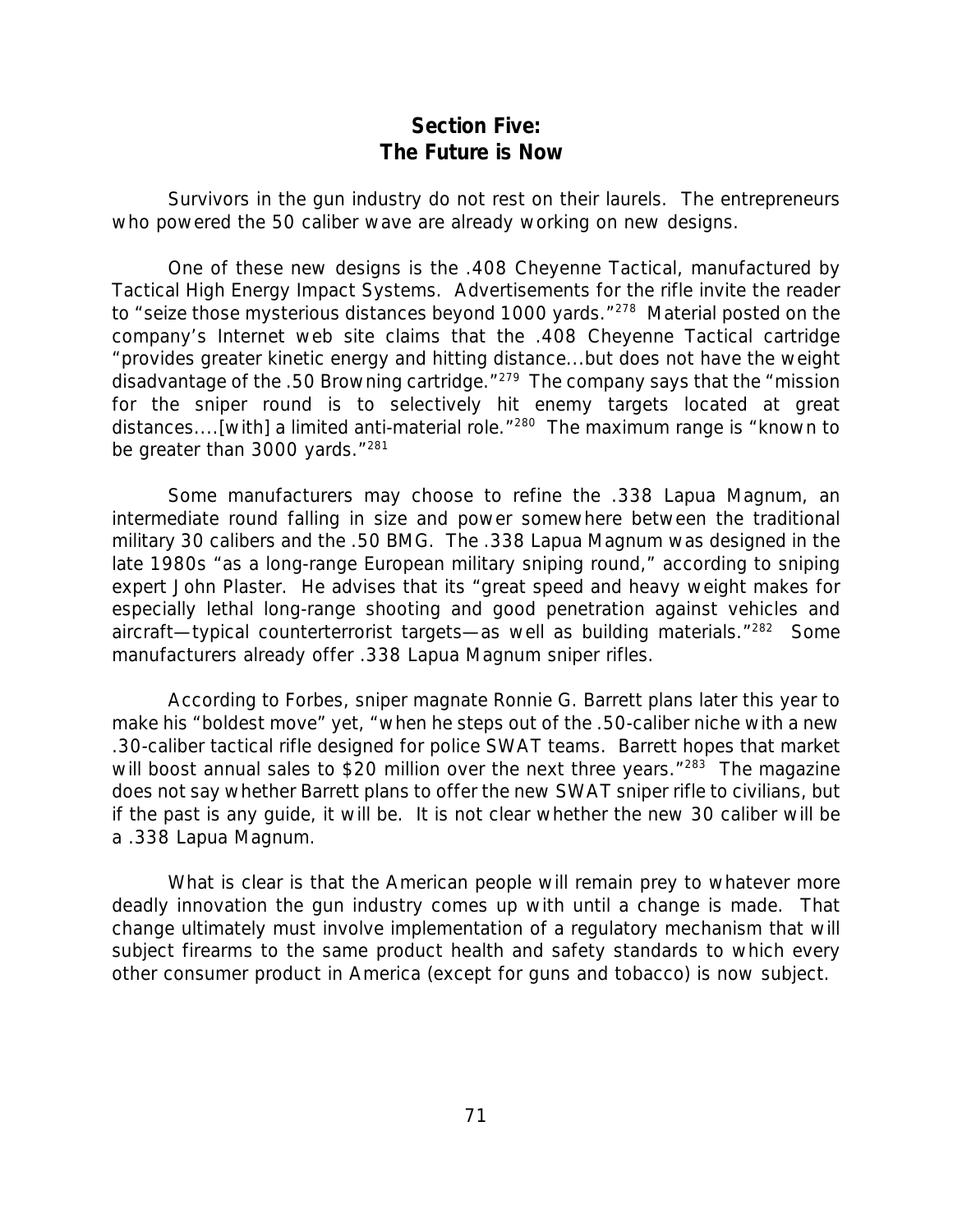## Section Five:
## The Future is Now

Survivors in the gun industry do not rest on their laurels. The entrepreneurs who powered the 50 caliber wave are already working on new designs.

One of these new designs is the .408 Cheyenne Tactical, manufactured by Tactical High Energy Impact Systems. Advertisements for the rifle invite the reader to "seize those mysterious distances beyond 1000 yards."[278] Material posted on the company's Internet web site claims that the .408 Cheyenne Tactical cartridge "provides greater kinetic energy and hitting distance...but does not have the weight disadvantage of the .50 Browning cartridge."[279] The company says that the "mission for the sniper round is to selectively hit enemy targets located at great distances....[with] a limited anti-material role."[280] The maximum range is "known to be greater than 3000 yards."[281]

Some manufacturers may choose to refine the .338 Lapua Magnum, an intermediate round falling in size and power somewhere between the traditional military 30 calibers and the .50 BMG. The .338 Lapua Magnum was designed in the late 1980s "as a long-range European military sniping round," according to sniping expert John Plaster. He advises that its "great speed and heavy weight makes for especially lethal long-range shooting and good penetration against vehicles and aircraft—typical counterterrorist targets—as well as building materials."[282] Some manufacturers already offer .338 Lapua Magnum sniper rifles.

According to Forbes, sniper magnate Ronnie G. Barrett plans later this year to make his "boldest move" yet, "when he steps out of the .50-caliber niche with a new .30-caliber tactical rifle designed for police SWAT teams. Barrett hopes that market will boost annual sales to $20 million over the next three years."[283] The magazine does not say whether Barrett plans to offer the new SWAT sniper rifle to civilians, but if the past is any guide, it will be. It is not clear whether the new 30 caliber will be a .338 Lapua Magnum.

What is clear is that the American people will remain prey to whatever more deadly innovation the gun industry comes up with until a change is made. That change ultimately must involve implementation of a regulatory mechanism that will subject firearms to the same product health and safety standards to which every other consumer product in America (except for guns and tobacco) is now subject.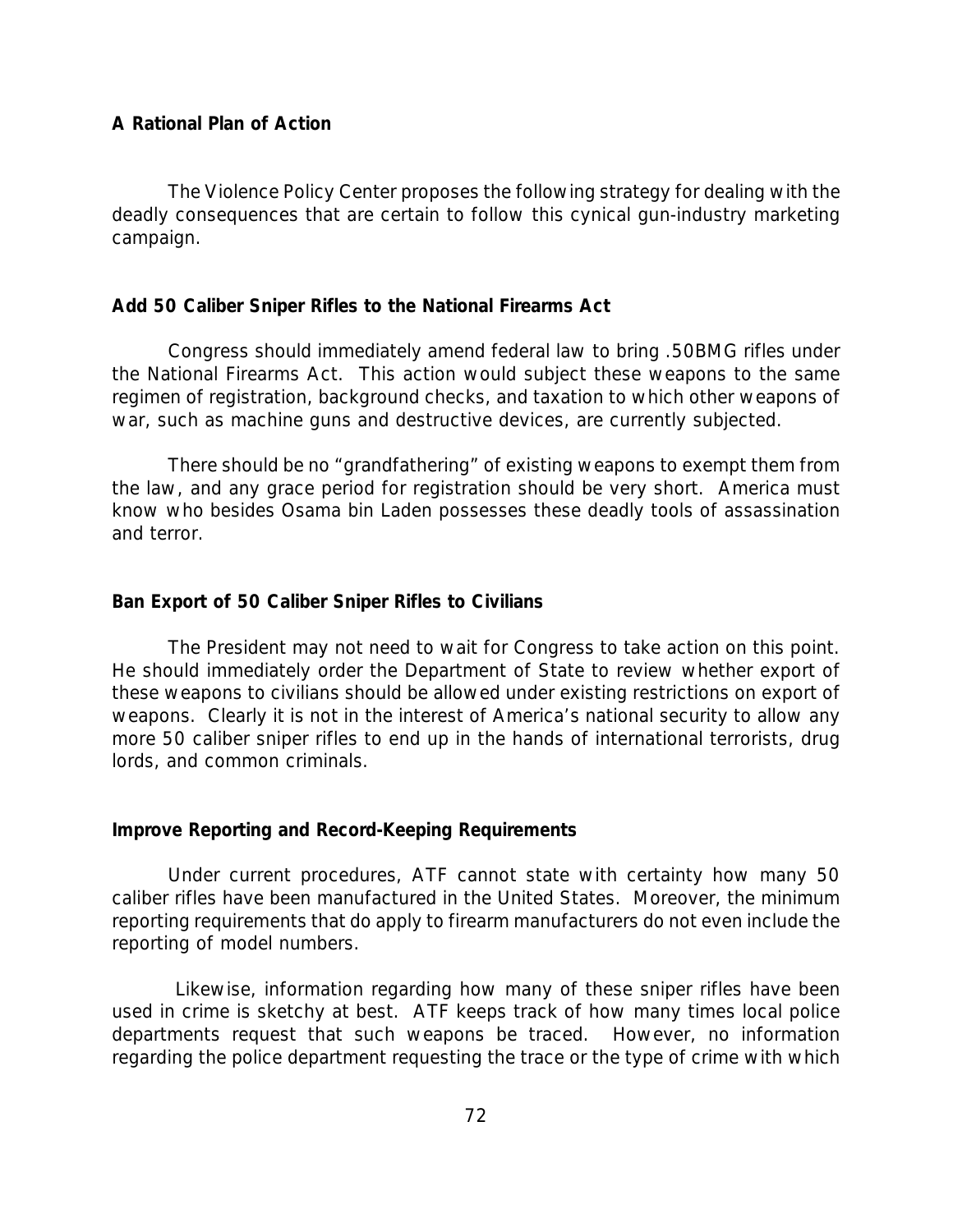**A Rational Plan of Action**

The Violence Policy Center proposes the following strategy for dealing with the deadly consequences that are certain to follow this cynical gun-industry marketing campaign.

**Add 50 Caliber Sniper Rifles to the National Firearms Act**

Congress should immediately amend federal law to bring .50BMG rifles under the National Firearms Act. This action would subject these weapons to the same regimen of registration, background checks, and taxation to which other weapons of war, such as machine guns and destructive devices, are currently subjected.

There should be no "grandfathering" of existing weapons to exempt them from the law, and any grace period for registration should be very short. America must know who besides Osama bin Laden possesses these deadly tools of assassination and terror.

**Ban Export of 50 Caliber Sniper Rifles to Civilians**

The President may not need to wait for Congress to take action on this point. He should immediately order the Department of State to review whether export of these weapons to civilians should be allowed under existing restrictions on export of weapons. Clearly it is not in the interest of America's national security to allow any more 50 caliber sniper rifles to end up in the hands of international terrorists, drug lords, and common criminals.

**Improve Reporting and Record-Keeping Requirements**

Under current procedures, ATF cannot state with certainty how many 50 caliber rifles have been manufactured in the United States. Moreover, the minimum reporting requirements that do apply to firearm manufacturers do not even include the reporting of model numbers.

Likewise, information regarding how many of these sniper rifles have been used in crime is sketchy at best. ATF keeps track of how many times local police departments request that such weapons be traced. However, no information regarding the police department requesting the trace or the type of crime with which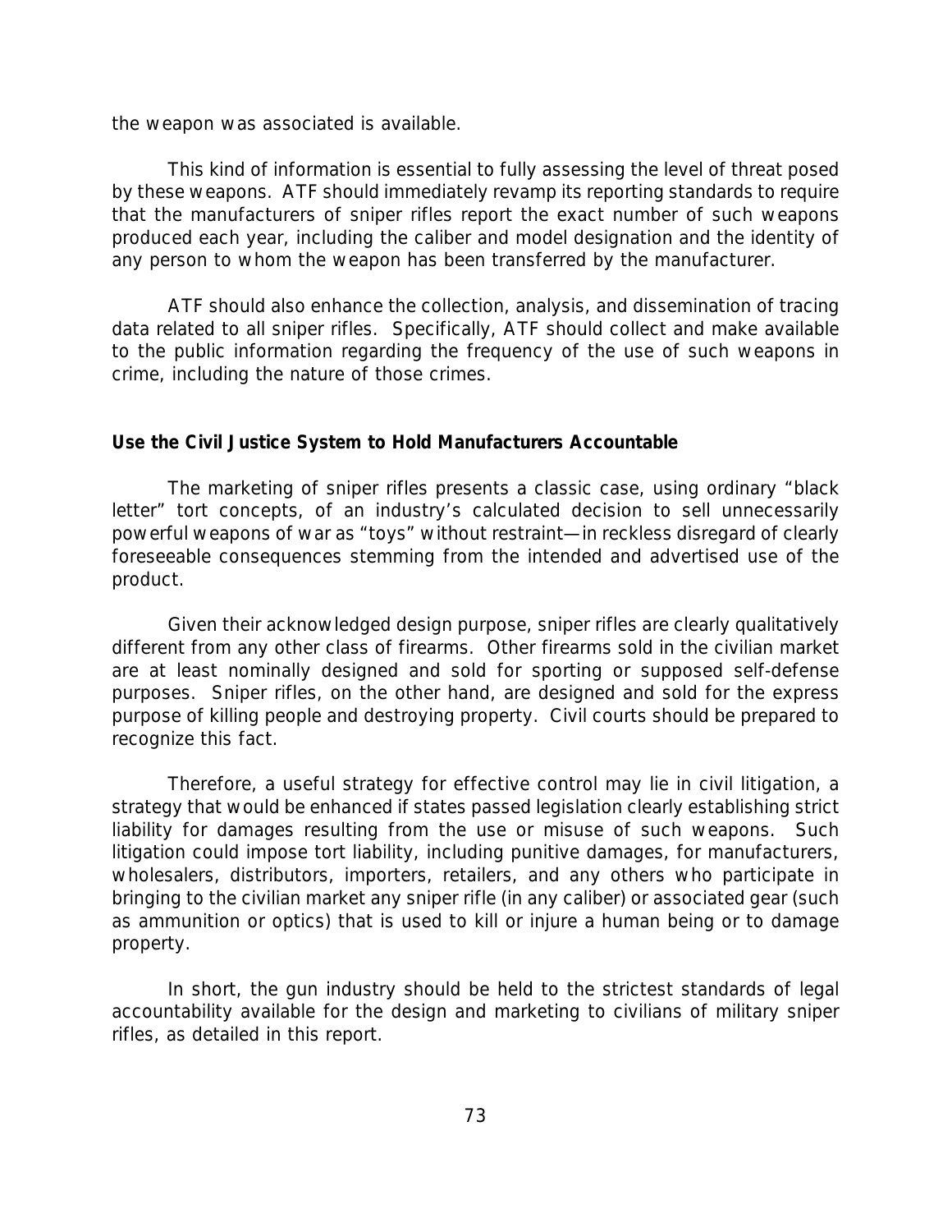the weapon was associated is available.

This kind of information is essential to fully assessing the level of threat posed by these weapons. ATF should immediately revamp its reporting standards to require that the manufacturers of sniper rifles report the exact number of such weapons produced each year, including the caliber and model designation and the identity of any person to whom the weapon has been transferred by the manufacturer.

ATF should also enhance the collection, analysis, and dissemination of tracing data related to all sniper rifles. Specifically, ATF should collect and make available to the public information regarding the frequency of the use of such weapons in crime, including the nature of those crimes.

**Use the Civil Justice System to Hold Manufacturers Accountable**

The marketing of sniper rifles presents a classic case, using ordinary "black letter" tort concepts, of an industry's calculated decision to sell unnecessarily powerful weapons of war as "toys" without restraint—in reckless disregard of clearly foreseeable consequences stemming from the intended and advertised use of the product.

Given their acknowledged design purpose, sniper rifles are clearly qualitatively different from any other class of firearms. Other firearms sold in the civilian market are at least nominally designed and sold for sporting or supposed self-defense purposes. Sniper rifles, on the other hand, are designed and sold for the express purpose of killing people and destroying property. Civil courts should be prepared to recognize this fact.

Therefore, a useful strategy for effective control may lie in civil litigation, a strategy that would be enhanced if states passed legislation clearly establishing strict liability for damages resulting from the use or misuse of such weapons. Such litigation could impose tort liability, including punitive damages, for manufacturers, wholesalers, distributors, importers, retailers, and any others who participate in bringing to the civilian market any sniper rifle (in any caliber) or associated gear (such as ammunition or optics) that is used to kill or injure a human being or to damage property.

In short, the gun industry should be held to the strictest standards of legal accountability available for the design and marketing to civilians of military sniper rifles, as detailed in this report.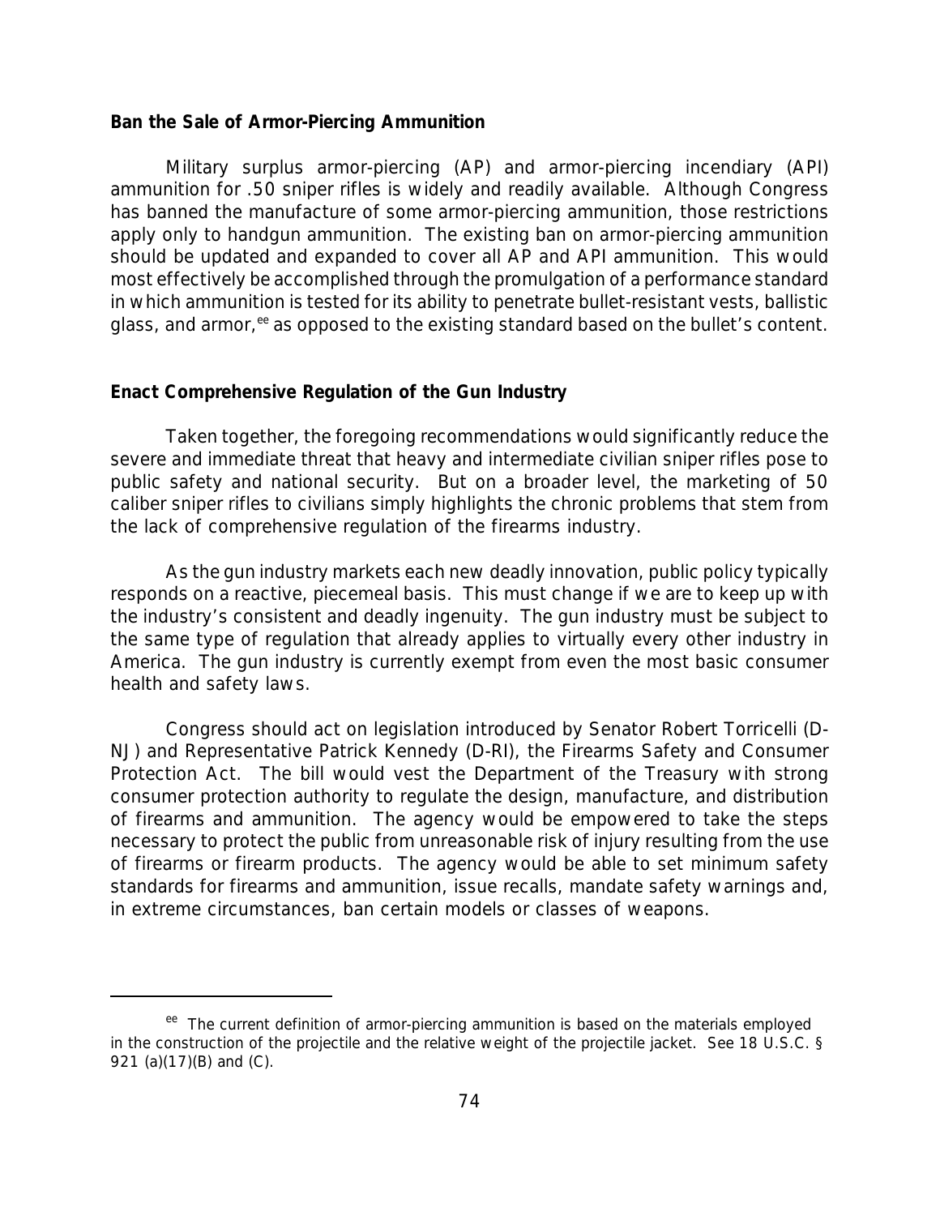**Ban the Sale of Armor-Piercing Ammunition**

Military surplus armor-piercing (AP) and armor-piercing incendiary (API) ammunition for .50 sniper rifles is widely and readily available. Although Congress has banned the manufacture of some armor-piercing ammunition, those restrictions apply only to handgun ammunition. The existing ban on armor-piercing ammunition should be updated and expanded to cover all AP and API ammunition. This would most effectively be accomplished through the promulgation of a performance standard in which ammunition is tested for its ability to penetrate bullet-resistant vests, ballistic glass, and armor,[ee] as opposed to the existing standard based on the bullet's content.

**Enact Comprehensive Regulation of the Gun Industry**

Taken together, the foregoing recommendations would significantly reduce the severe and immediate threat that heavy and intermediate civilian sniper rifles pose to public safety and national security. But on a broader level, the marketing of 50 caliber sniper rifles to civilians simply highlights the chronic problems that stem from the lack of comprehensive regulation of the firearms industry.

As the gun industry markets each new deadly innovation, public policy typically responds on a reactive, piecemeal basis. This must change if we are to keep up with the industry's consistent and deadly ingenuity. The gun industry must be subject to the same type of regulation that already applies to virtually every other industry in America. The gun industry is currently exempt from even the most basic consumer health and safety laws.

Congress should act on legislation introduced by Senator Robert Torricelli (D-NJ) and Representative Patrick Kennedy (D-RI), the Firearms Safety and Consumer Protection Act. The bill would vest the Department of the Treasury with strong consumer protection authority to regulate the design, manufacture, and distribution of firearms and ammunition. The agency would be empowered to take the steps necessary to protect the public from unreasonable risk of injury resulting from the use of firearms or firearm products. The agency would be able to set minimum safety standards for firearms and ammunition, issue recalls, mandate safety warnings and, in extreme circumstances, ban certain models or classes of weapons.

---

[ee] The current definition of armor-piercing ammunition is based on the materials employed in the construction of the projectile and the relative weight of the projectile jacket. *See* 18 U.S.C. § 921 (a)(17)(B) and (C).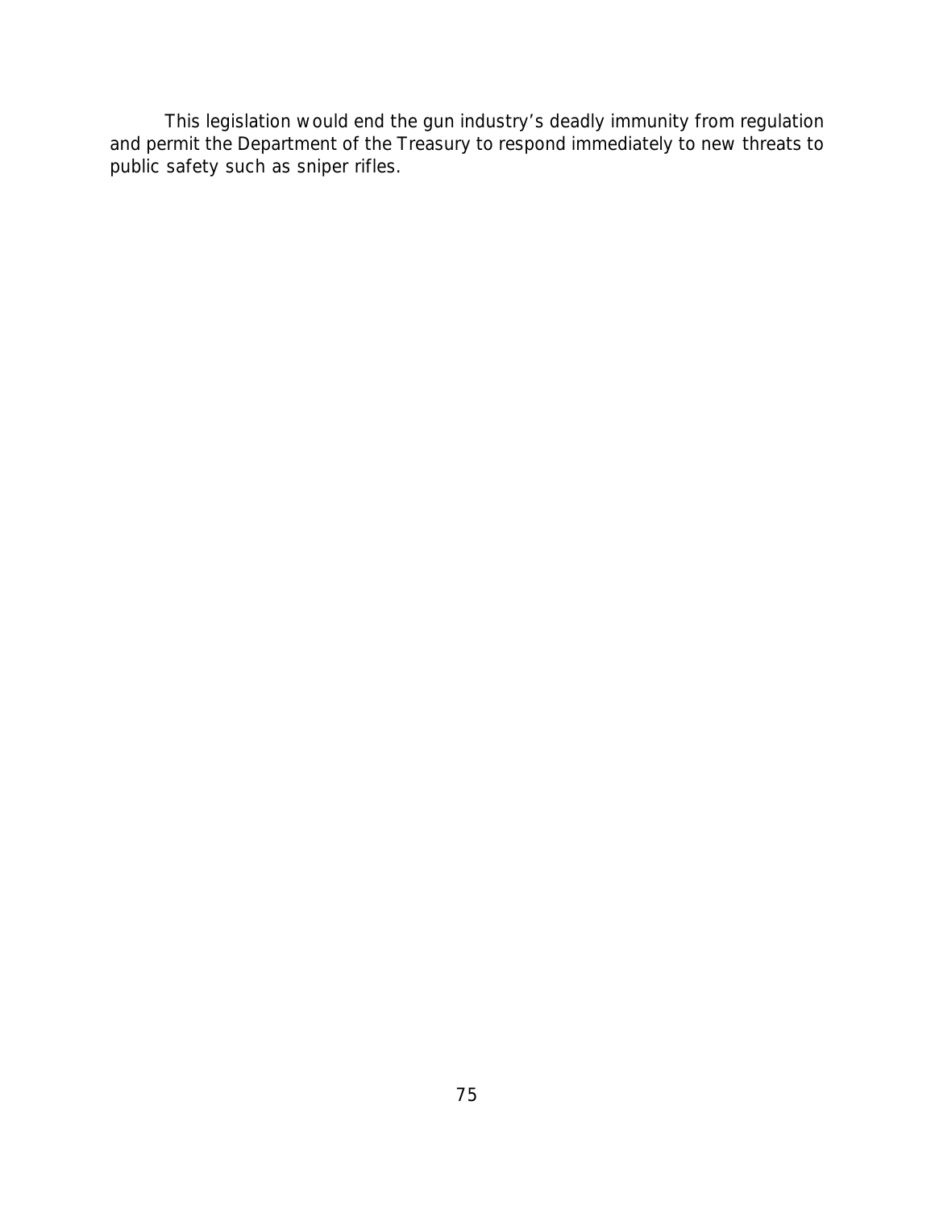This legislation would end the gun industry's deadly immunity from regulation and permit the Department of the Treasury to respond immediately to new threats to public safety such as sniper rifles.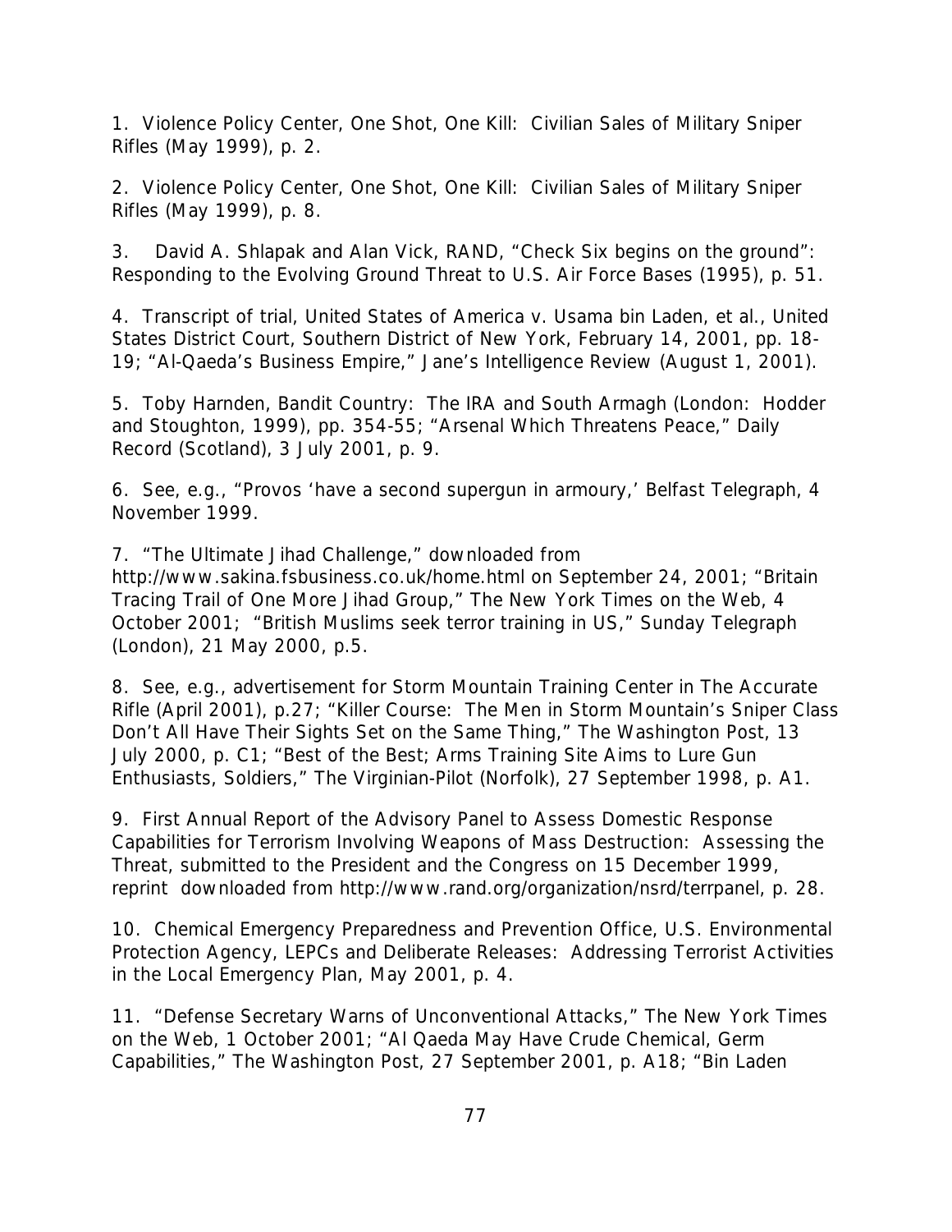1. Violence Policy Center, One Shot, One Kill: Civilian Sales of Military Sniper Rifles (May 1999), p. 2.

2. Violence Policy Center, One Shot, One Kill: Civilian Sales of Military Sniper Rifles (May 1999), p. 8.

3. David A. Shlapak and Alan Vick, RAND, "Check Six begins on the ground": Responding to the Evolving Ground Threat to U.S. Air Force Bases (1995), p. 51.

4. Transcript of trial, United States of America v. Usama bin Laden, et al., United States District Court, Southern District of New York, February 14, 2001, pp. 18-19; "Al-Qaeda's Business Empire," Jane's Intelligence Review (August 1, 2001).

5. Toby Harnden, Bandit Country: The IRA and South Armagh (London: Hodder and Stoughton, 1999), pp. 354-55; "Arsenal Which Threatens Peace," Daily Record (Scotland), 3 July 2001, p. 9.

6. See, e.g., "Provos 'have a second supergun in armoury,' Belfast Telegraph, 4 November 1999.

7. "The Ultimate Jihad Challenge," downloaded from http://www.sakina.fsbusiness.co.uk/home.html on September 24, 2001; "Britain Tracing Trail of One More Jihad Group," The New York Times on the Web, 4 October 2001; "British Muslims seek terror training in US," Sunday Telegraph (London), 21 May 2000, p.5.

8. See, e.g., advertisement for Storm Mountain Training Center in The Accurate Rifle (April 2001), p.27; "Killer Course: The Men in Storm Mountain's Sniper Class Don't All Have Their Sights Set on the Same Thing," The Washington Post, 13 July 2000, p. C1; "Best of the Best; Arms Training Site Aims to Lure Gun Enthusiasts, Soldiers," The Virginian-Pilot (Norfolk), 27 September 1998, p. A1.

9. First Annual Report of the Advisory Panel to Assess Domestic Response Capabilities for Terrorism Involving Weapons of Mass Destruction: Assessing the Threat, submitted to the President and the Congress on 15 December 1999, reprint downloaded from http://www.rand.org/organization/nsrd/terrpanel, p. 28.

10. Chemical Emergency Preparedness and Prevention Office, U.S. Environmental Protection Agency, LEPCs and Deliberate Releases: Addressing Terrorist Activities in the Local Emergency Plan, May 2001, p. 4.

11. "Defense Secretary Warns of Unconventional Attacks," The New York Times on the Web, 1 October 2001; "Al Qaeda May Have Crude Chemical, Germ Capabilities," The Washington Post, 27 September 2001, p. A18; "Bin Laden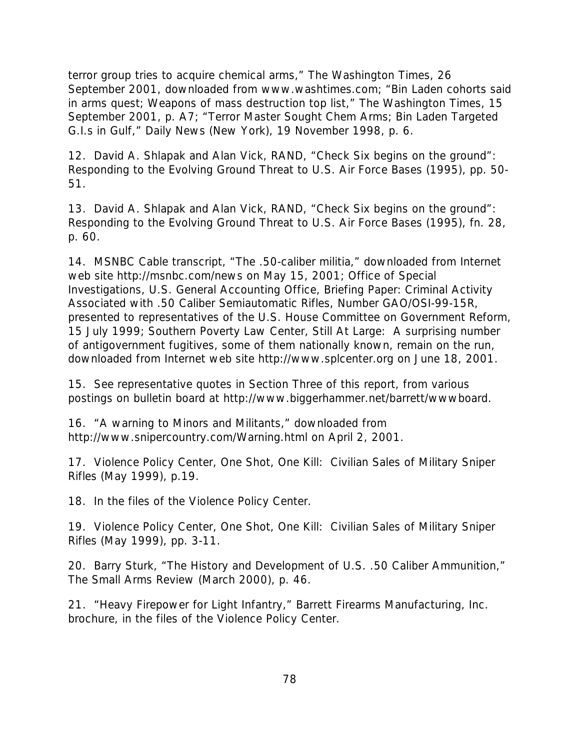terror group tries to acquire chemical arms," The Washington Times, 26 September 2001, downloaded from www.washtimes.com; "Bin Laden cohorts said in arms quest; Weapons of mass destruction top list," The Washington Times, 15 September 2001, p. A7; "Terror Master Sought Chem Arms; Bin Laden Targeted G.I.s in Gulf," Daily News (New York), 19 November 1998, p. 6.

12. David A. Shlapak and Alan Vick, RAND, "Check Six begins on the ground": Responding to the Evolving Ground Threat to U.S. Air Force Bases (1995), pp. 50-51.

13. David A. Shlapak and Alan Vick, RAND, "Check Six begins on the ground": Responding to the Evolving Ground Threat to U.S. Air Force Bases (1995), fn. 28, p. 60.

14. MSNBC Cable transcript, "The .50-caliber militia," downloaded from Internet web site http://msnbc.com/news on May 15, 2001; Office of Special Investigations, U.S. General Accounting Office, Briefing Paper: Criminal Activity Associated with .50 Caliber Semiautomatic Rifles, Number GAO/OSI-99-15R, presented to representatives of the U.S. House Committee on Government Reform, 15 July 1999; Southern Poverty Law Center, Still At Large: A surprising number of antigovernment fugitives, some of them nationally known, remain on the run, downloaded from Internet web site http://www.splcenter.org on June 18, 2001.

15. See representative quotes in Section Three of this report, from various postings on bulletin board at http://www.biggerhammer.net/barrett/wwwboard.

16. "A warning to Minors and Militants," downloaded from http://www.snipercountry.com/Warning.html on April 2, 2001.

17. Violence Policy Center, One Shot, One Kill: Civilian Sales of Military Sniper Rifles (May 1999), p.19.

18. In the files of the Violence Policy Center.

19. Violence Policy Center, One Shot, One Kill: Civilian Sales of Military Sniper Rifles (May 1999), pp. 3-11.

20. Barry Sturk, "The History and Development of U.S. .50 Caliber Ammunition," The Small Arms Review (March 2000), p. 46.

21. "Heavy Firepower for Light Infantry," Barrett Firearms Manufacturing, Inc. brochure, in the files of the Violence Policy Center.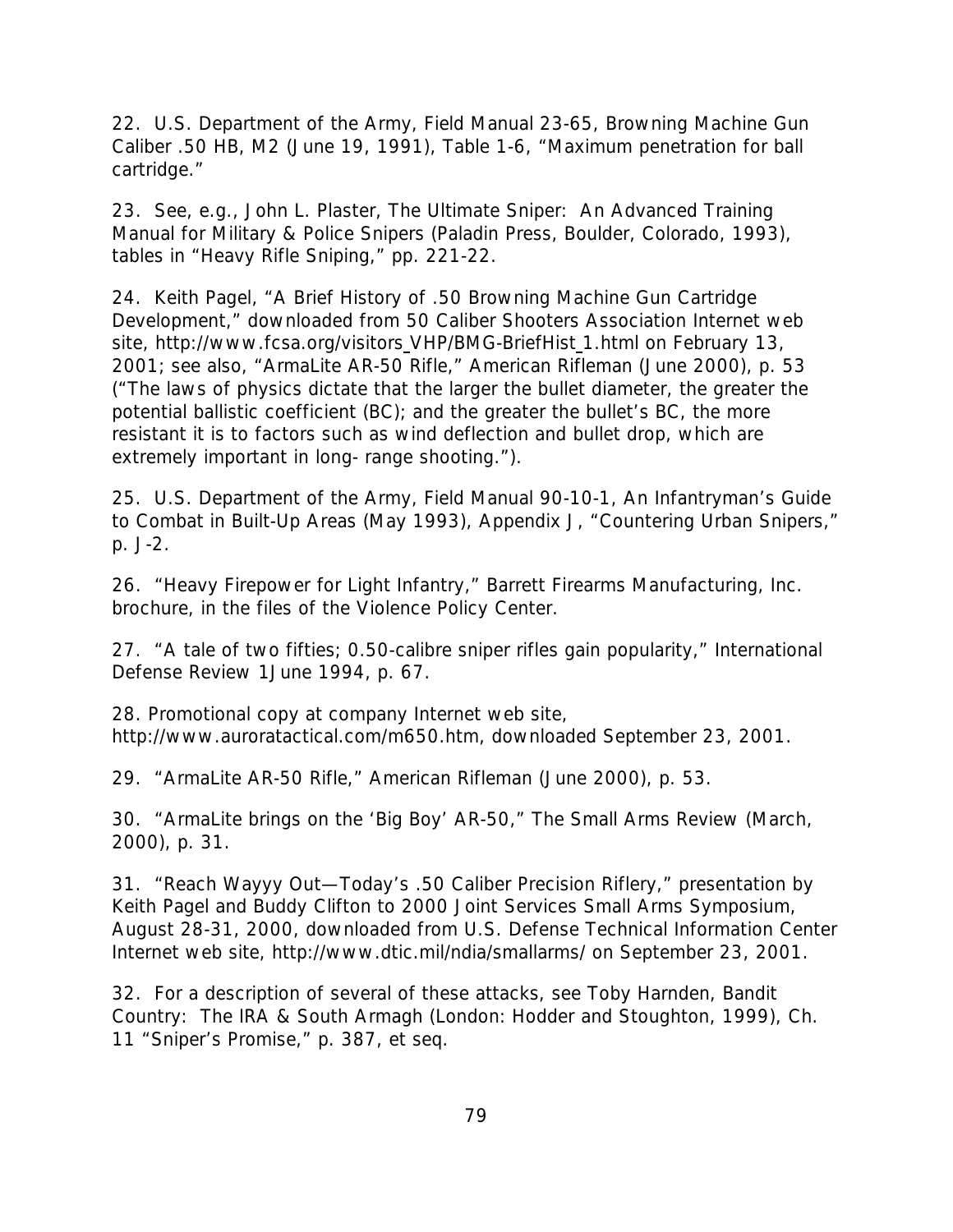22. U.S. Department of the Army, Field Manual 23-65, Browning Machine Gun Caliber .50 HB, M2 (June 19, 1991), Table 1-6, "Maximum penetration for ball cartridge."

23. See, e.g., John L. Plaster, The Ultimate Sniper: An Advanced Training Manual for Military & Police Snipers (Paladin Press, Boulder, Colorado, 1993), tables in "Heavy Rifle Sniping," pp. 221-22.

24. Keith Pagel, "A Brief History of .50 Browning Machine Gun Cartridge Development," downloaded from 50 Caliber Shooters Association Internet web site, http://www.fcsa.org/visitors_VHP/BMG-BriefHist_1.html on February 13, 2001; see also, "ArmaLite AR-50 Rifle," American Rifleman (June 2000), p. 53 ("The laws of physics dictate that the larger the bullet diameter, the greater the potential ballistic coefficient (BC); and the greater the bullet's BC, the more resistant it is to factors such as wind deflection and bullet drop, which are extremely important in long- range shooting.").

25. U.S. Department of the Army, Field Manual 90-10-1, An Infantryman's Guide to Combat in Built-Up Areas (May 1993), Appendix J, "Countering Urban Snipers," p. J-2.

26. "Heavy Firepower for Light Infantry," Barrett Firearms Manufacturing, Inc. brochure, in the files of the Violence Policy Center.

27. "A tale of two fifties; 0.50-calibre sniper rifles gain popularity," International Defense Review 1June 1994, p. 67.

28. Promotional copy at company Internet web site, http://www.auroratactical.com/m650.htm, downloaded September 23, 2001.

29. "ArmaLite AR-50 Rifle," American Rifleman (June 2000), p. 53.

30. "ArmaLite brings on the 'Big Boy' AR-50," The Small Arms Review (March, 2000), p. 31.

31. "Reach Wayyy Out—Today's .50 Caliber Precision Riflery," presentation by Keith Pagel and Buddy Clifton to 2000 Joint Services Small Arms Symposium, August 28-31, 2000, downloaded from U.S. Defense Technical Information Center Internet web site, http://www.dtic.mil/ndia/smallarms/ on September 23, 2001.

32. For a description of several of these attacks, see Toby Harnden, Bandit Country: The IRA & South Armagh (London: Hodder and Stoughton, 1999), Ch. 11 "Sniper's Promise," p. 387, et seq.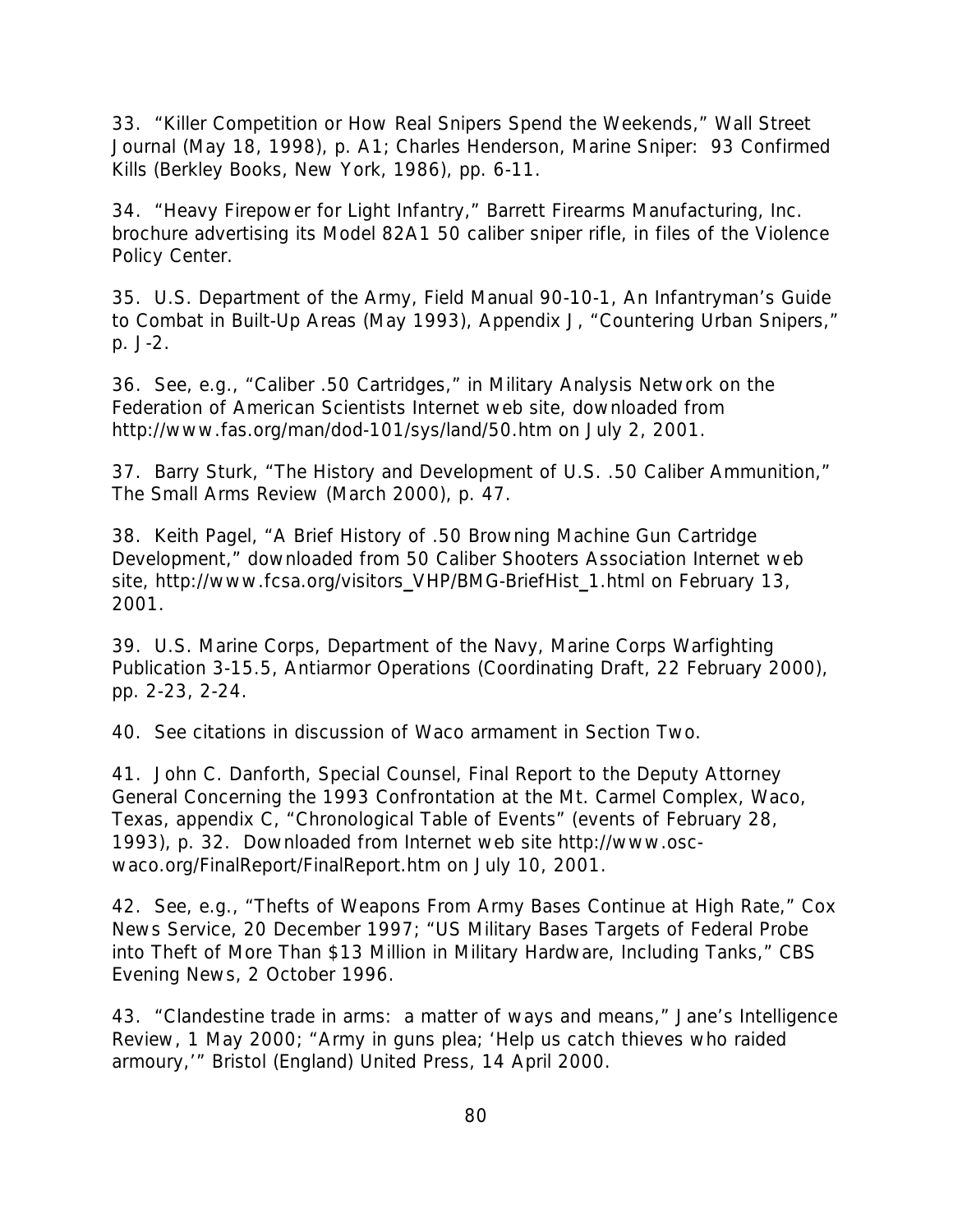33. "Killer Competition or How Real Snipers Spend the Weekends," Wall Street Journal (May 18, 1998), p. A1; Charles Henderson, Marine Sniper: 93 Confirmed Kills (Berkley Books, New York, 1986), pp. 6-11.

34. "Heavy Firepower for Light Infantry," Barrett Firearms Manufacturing, Inc. brochure advertising its Model 82A1 50 caliber sniper rifle, in files of the Violence Policy Center.

35. U.S. Department of the Army, Field Manual 90-10-1, An Infantryman's Guide to Combat in Built-Up Areas (May 1993), Appendix J, "Countering Urban Snipers," p. J-2.

36. See, e.g., "Caliber .50 Cartridges," in Military Analysis Network on the Federation of American Scientists Internet web site, downloaded from http://www.fas.org/man/dod-101/sys/land/50.htm on July 2, 2001.

37. Barry Sturk, "The History and Development of U.S. .50 Caliber Ammunition," The Small Arms Review (March 2000), p. 47.

38. Keith Pagel, "A Brief History of .50 Browning Machine Gun Cartridge Development," downloaded from 50 Caliber Shooters Association Internet web site, http://www.fcsa.org/visitors_VHP/BMG-BriefHist_1.html on February 13, 2001.

39. U.S. Marine Corps, Department of the Navy, Marine Corps Warfighting Publication 3-15.5, Antiarmor Operations (Coordinating Draft, 22 February 2000), pp. 2-23, 2-24.

40. See citations in discussion of Waco armament in Section Two.

41. John C. Danforth, Special Counsel, Final Report to the Deputy Attorney General Concerning the 1993 Confrontation at the Mt. Carmel Complex, Waco, Texas, appendix C, "Chronological Table of Events" (events of February 28, 1993), p. 32. Downloaded from Internet web site http://www.osc-waco.org/FinalReport/FinalReport.htm on July 10, 2001.

42. See, e.g., "Thefts of Weapons From Army Bases Continue at High Rate," Cox News Service, 20 December 1997; "US Military Bases Targets of Federal Probe into Theft of More Than $13 Million in Military Hardware, Including Tanks," CBS Evening News, 2 October 1996.

43. "Clandestine trade in arms: a matter of ways and means," Jane's Intelligence Review, 1 May 2000; "Army in guns plea; 'Help us catch thieves who raided armoury,'" Bristol (England) United Press, 14 April 2000.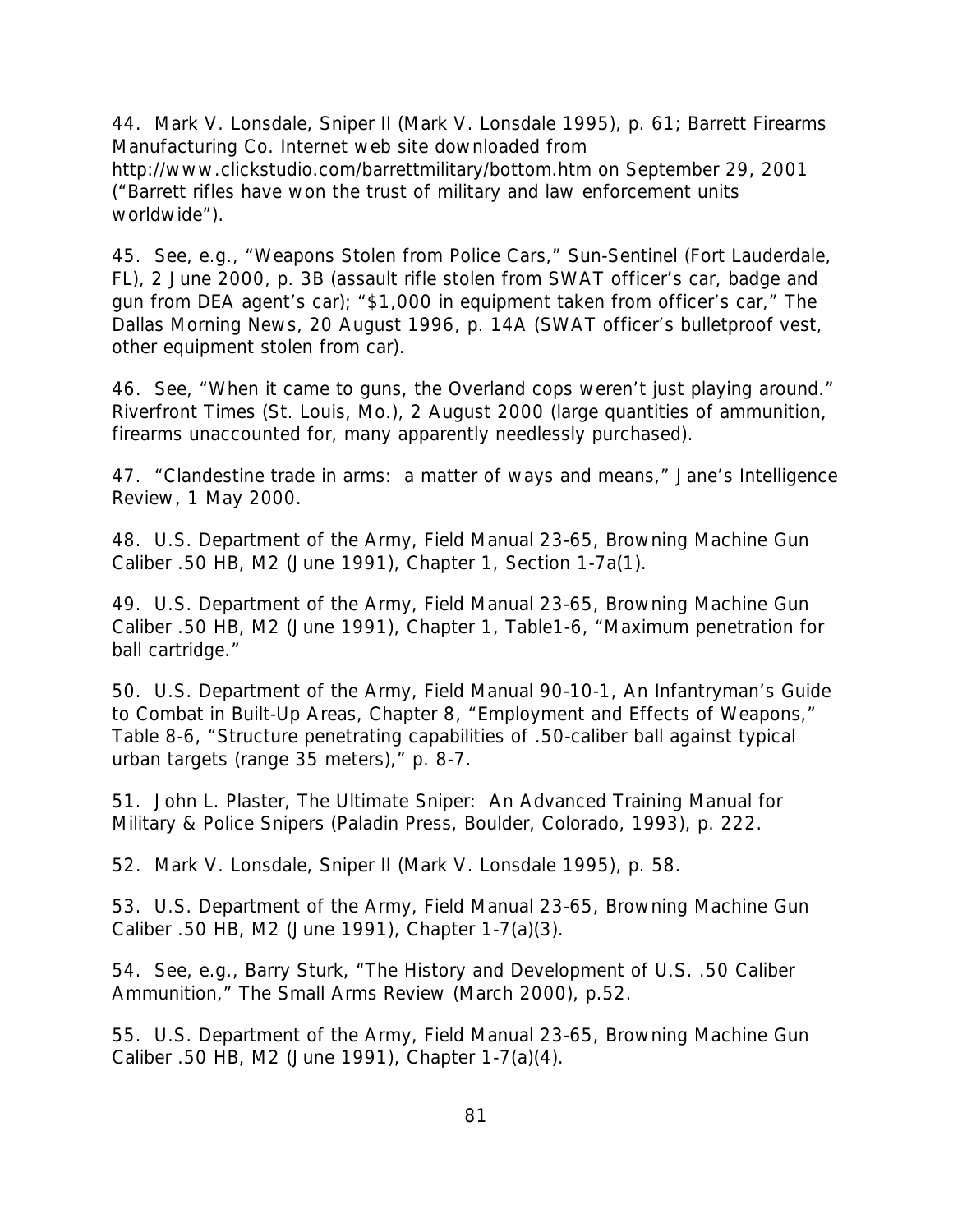44. Mark V. Lonsdale, Sniper II (Mark V. Lonsdale 1995), p. 61; Barrett Firearms Manufacturing Co. Internet web site downloaded from http://www.clickstudio.com/barrettmilitary/bottom.htm on September 29, 2001 ("Barrett rifles have won the trust of military and law enforcement units worldwide").

45. See, e.g., "Weapons Stolen from Police Cars," Sun-Sentinel (Fort Lauderdale, FL), 2 June 2000, p. 3B (assault rifle stolen from SWAT officer's car, badge and gun from DEA agent's car); "$1,000 in equipment taken from officer's car," The Dallas Morning News, 20 August 1996, p. 14A (SWAT officer's bulletproof vest, other equipment stolen from car).

46. See, "When it came to guns, the Overland cops weren't just playing around." Riverfront Times (St. Louis, Mo.), 2 August 2000 (large quantities of ammunition, firearms unaccounted for, many apparently needlessly purchased).

47. "Clandestine trade in arms: a matter of ways and means," Jane's Intelligence Review, 1 May 2000.

48. U.S. Department of the Army, Field Manual 23-65, Browning Machine Gun Caliber .50 HB, M2 (June 1991), Chapter 1, Section 1-7a(1).

49. U.S. Department of the Army, Field Manual 23-65, Browning Machine Gun Caliber .50 HB, M2 (June 1991), Chapter 1, Table1-6, "Maximum penetration for ball cartridge."

50. U.S. Department of the Army, Field Manual 90-10-1, An Infantryman's Guide to Combat in Built-Up Areas, Chapter 8, "Employment and Effects of Weapons," Table 8-6, "Structure penetrating capabilities of .50-caliber ball against typical urban targets (range 35 meters)," p. 8-7.

51. John L. Plaster, The Ultimate Sniper: An Advanced Training Manual for Military & Police Snipers (Paladin Press, Boulder, Colorado, 1993), p. 222.

52. Mark V. Lonsdale, Sniper II (Mark V. Lonsdale 1995), p. 58.

53. U.S. Department of the Army, Field Manual 23-65, Browning Machine Gun Caliber .50 HB, M2 (June 1991), Chapter 1-7(a)(3).

54. See, e.g., Barry Sturk, "The History and Development of U.S. .50 Caliber Ammunition," The Small Arms Review (March 2000), p.52.

55. U.S. Department of the Army, Field Manual 23-65, Browning Machine Gun Caliber .50 HB, M2 (June 1991), Chapter 1-7(a)(4).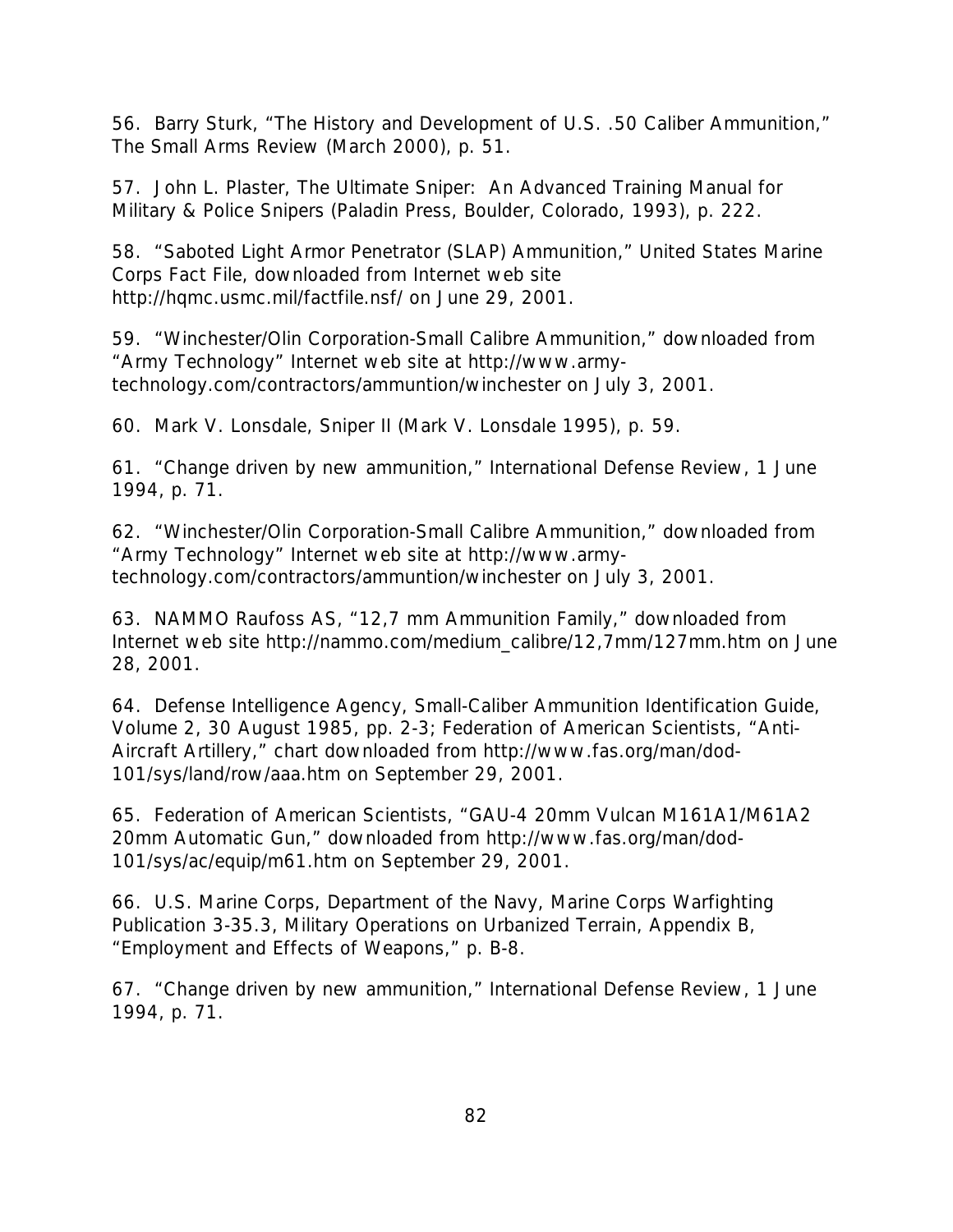56. Barry Sturk, "The History and Development of U.S. .50 Caliber Ammunition," The Small Arms Review (March 2000), p. 51.

57. John L. Plaster, The Ultimate Sniper: An Advanced Training Manual for Military & Police Snipers (Paladin Press, Boulder, Colorado, 1993), p. 222.

58. "Saboted Light Armor Penetrator (SLAP) Ammunition," United States Marine Corps Fact File, downloaded from Internet web site http://hqmc.usmc.mil/factfile.nsf/ on June 29, 2001.

59. "Winchester/Olin Corporation-Small Calibre Ammunition," downloaded from "Army Technology" Internet web site at http://www.army-technology.com/contractors/ammuntion/winchester on July 3, 2001.

60. Mark V. Lonsdale, Sniper II (Mark V. Lonsdale 1995), p. 59.

61. "Change driven by new ammunition," International Defense Review, 1 June 1994, p. 71.

62. "Winchester/Olin Corporation-Small Calibre Ammunition," downloaded from "Army Technology" Internet web site at http://www.army-technology.com/contractors/ammuntion/winchester on July 3, 2001.

63. NAMMO Raufoss AS, "12,7 mm Ammunition Family," downloaded from Internet web site http://nammo.com/medium_calibre/12,7mm/127mm.htm on June 28, 2001.

64. Defense Intelligence Agency, Small-Caliber Ammunition Identification Guide, Volume 2, 30 August 1985, pp. 2-3; Federation of American Scientists, "Anti-Aircraft Artillery," chart downloaded from http://www.fas.org/man/dod-101/sys/land/row/aaa.htm on September 29, 2001.

65. Federation of American Scientists, "GAU-4 20mm Vulcan M161A1/M61A2 20mm Automatic Gun," downloaded from http://www.fas.org/man/dod-101/sys/ac/equip/m61.htm on September 29, 2001.

66. U.S. Marine Corps, Department of the Navy, Marine Corps Warfighting Publication 3-35.3, Military Operations on Urbanized Terrain, Appendix B, "Employment and Effects of Weapons," p. B-8.

67. "Change driven by new ammunition," International Defense Review, 1 June 1994, p. 71.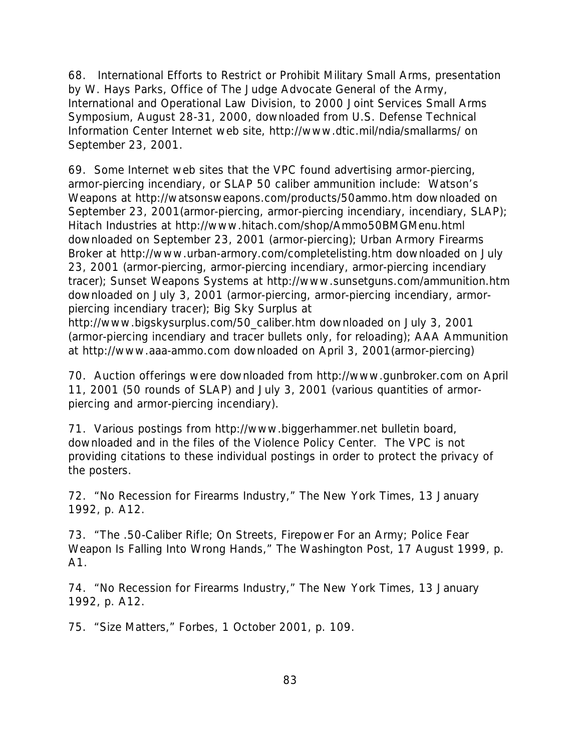68. International Efforts to Restrict or Prohibit Military Small Arms, presentation by W. Hays Parks, Office of The Judge Advocate General of the Army, International and Operational Law Division, to 2000 Joint Services Small Arms Symposium, August 28-31, 2000, downloaded from U.S. Defense Technical Information Center Internet web site, http://www.dtic.mil/ndia/smallarms/ on September 23, 2001.

69. Some Internet web sites that the VPC found advertising armor-piercing, armor-piercing incendiary, or SLAP 50 caliber ammunition include: Watson's Weapons at http://watsonsweapons.com/products/50ammo.htm downloaded on September 23, 2001(armor-piercing, armor-piercing incendiary, incendiary, SLAP); Hitach Industries at http://www.hitach.com/shop/Ammo50BMGMenu.html downloaded on September 23, 2001 (armor-piercing); Urban Armory Firearms Broker at http://www.urban-armory.com/completelisting.htm downloaded on July 23, 2001 (armor-piercing, armor-piercing incendiary, armor-piercing incendiary tracer); Sunset Weapons Systems at http://www.sunsetguns.com/ammunition.htm downloaded on July 3, 2001 (armor-piercing, armor-piercing incendiary, armor-piercing incendiary tracer); Big Sky Surplus at http://www.bigskysurplus.com/50_caliber.htm downloaded on July 3, 2001 (armor-piercing incendiary and tracer bullets only, for reloading); AAA Ammunition at http://www.aaa-ammo.com downloaded on April 3, 2001(armor-piercing)

70. Auction offerings were downloaded from http://www.gunbroker.com on April 11, 2001 (50 rounds of SLAP) and July 3, 2001 (various quantities of armor-piercing and armor-piercing incendiary).

71. Various postings from http://www.biggerhammer.net bulletin board, downloaded and in the files of the Violence Policy Center. The VPC is not providing citations to these individual postings in order to protect the privacy of the posters.

72. "No Recession for Firearms Industry," The New York Times, 13 January 1992, p. A12.

73. "The .50-Caliber Rifle; On Streets, Firepower For an Army; Police Fear Weapon Is Falling Into Wrong Hands," The Washington Post, 17 August 1999, p. A1.

74. "No Recession for Firearms Industry," The New York Times, 13 January 1992, p. A12.

75. "Size Matters," Forbes, 1 October 2001, p. 109.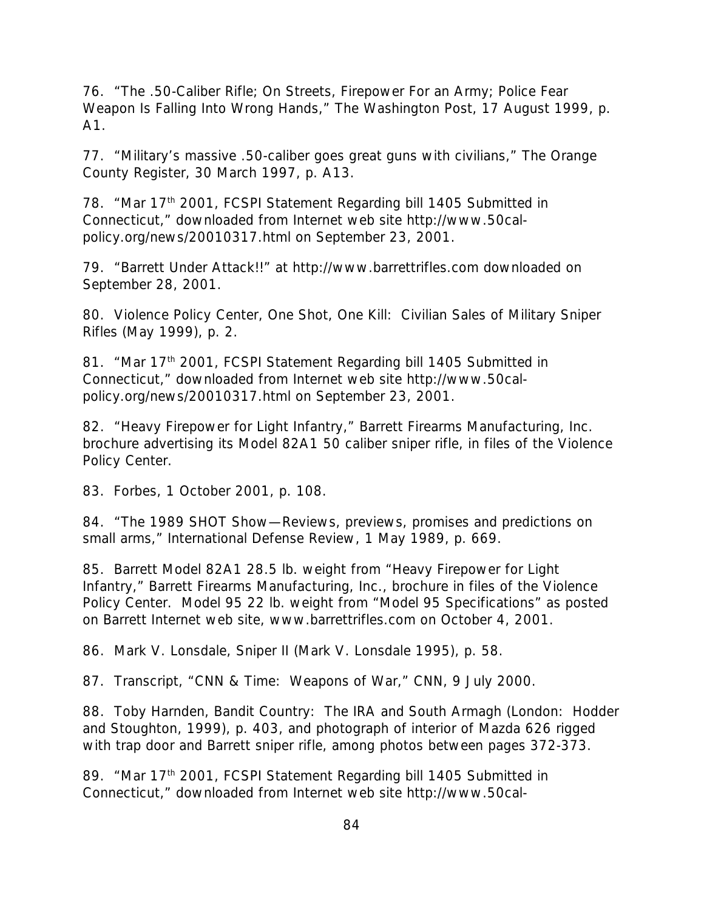76. "The .50-Caliber Rifle; On Streets, Firepower For an Army; Police Fear Weapon Is Falling Into Wrong Hands," The Washington Post, 17 August 1999, p. A1.

77. "Military's massive .50-caliber goes great guns with civilians," The Orange County Register, 30 March 1997, p. A13.

78. "Mar 17th 2001, FCSPI Statement Regarding bill 1405 Submitted in Connecticut," downloaded from Internet web site http://www.50cal-policy.org/news/20010317.html on September 23, 2001.

79. "Barrett Under Attack!!" at http://www.barrettrifles.com downloaded on September 28, 2001.

80. Violence Policy Center, One Shot, One Kill: Civilian Sales of Military Sniper Rifles (May 1999), p. 2.

81. "Mar 17th 2001, FCSPI Statement Regarding bill 1405 Submitted in Connecticut," downloaded from Internet web site http://www.50cal-policy.org/news/20010317.html on September 23, 2001.

82. "Heavy Firepower for Light Infantry," Barrett Firearms Manufacturing, Inc. brochure advertising its Model 82A1 50 caliber sniper rifle, in files of the Violence Policy Center.

83. Forbes, 1 October 2001, p. 108.

84. "The 1989 SHOT Show—Reviews, previews, promises and predictions on small arms," International Defense Review, 1 May 1989, p. 669.

85. Barrett Model 82A1 28.5 lb. weight from "Heavy Firepower for Light Infantry," Barrett Firearms Manufacturing, Inc., brochure in files of the Violence Policy Center. Model 95 22 lb. weight from "Model 95 Specifications" as posted on Barrett Internet web site, www.barrettrifles.com on October 4, 2001.

86. Mark V. Lonsdale, Sniper II (Mark V. Lonsdale 1995), p. 58.

87. Transcript, "CNN & Time: Weapons of War," CNN, 9 July 2000.

88. Toby Harnden, Bandit Country: The IRA and South Armagh (London: Hodder and Stoughton, 1999), p. 403, and photograph of interior of Mazda 626 rigged with trap door and Barrett sniper rifle, among photos between pages 372-373.

89. "Mar 17th 2001, FCSPI Statement Regarding bill 1405 Submitted in Connecticut," downloaded from Internet web site http://www.50cal-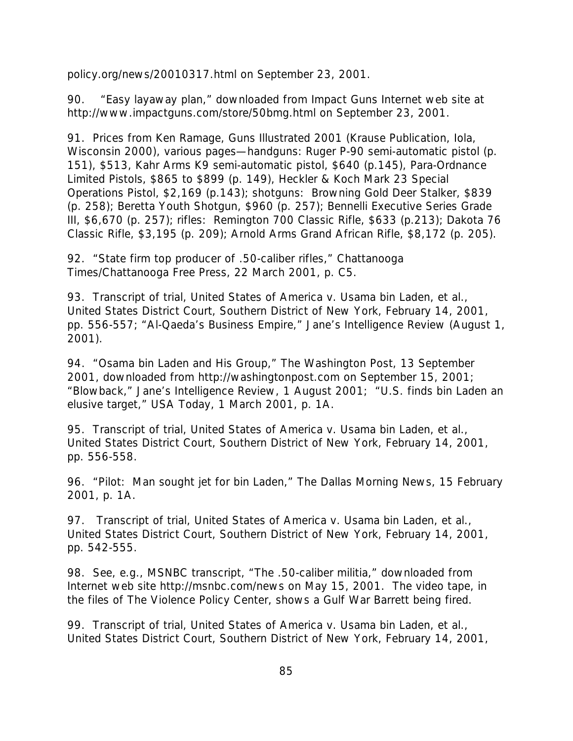policy.org/news/20010317.html on September 23, 2001.

90. "Easy layaway plan," downloaded from Impact Guns Internet web site at http://www.impactguns.com/store/50bmg.html on September 23, 2001.

91. Prices from Ken Ramage, Guns Illustrated 2001 (Krause Publication, Iola, Wisconsin 2000), various pages—handguns: Ruger P-90 semi-automatic pistol (p. 151), $513, Kahr Arms K9 semi-automatic pistol, $640 (p.145), Para-Ordnance Limited Pistols, $865 to $899 (p. 149), Heckler & Koch Mark 23 Special Operations Pistol, $2,169 (p.143); shotguns: Browning Gold Deer Stalker, $839 (p. 258); Beretta Youth Shotgun, $960 (p. 257); Bennelli Executive Series Grade III, $6,670 (p. 257); rifles: Remington 700 Classic Rifle, $633 (p.213); Dakota 76 Classic Rifle, $3,195 (p. 209); Arnold Arms Grand African Rifle, $8,172 (p. 205).

92. "State firm top producer of .50-caliber rifles," Chattanooga Times/Chattanooga Free Press, 22 March 2001, p. C5.

93. Transcript of trial, United States of America v. Usama bin Laden, et al., United States District Court, Southern District of New York, February 14, 2001, pp. 556-557; "Al-Qaeda's Business Empire," Jane's Intelligence Review (August 1, 2001).

94. "Osama bin Laden and His Group," The Washington Post, 13 September 2001, downloaded from http://washingtonpost.com on September 15, 2001; "Blowback," Jane's Intelligence Review, 1 August 2001; "U.S. finds bin Laden an elusive target," USA Today, 1 March 2001, p. 1A.

95. Transcript of trial, United States of America v. Usama bin Laden, et al., United States District Court, Southern District of New York, February 14, 2001, pp. 556-558.

96. "Pilot: Man sought jet for bin Laden," The Dallas Morning News, 15 February 2001, p. 1A.

97. Transcript of trial, United States of America v. Usama bin Laden, et al., United States District Court, Southern District of New York, February 14, 2001, pp. 542-555.

98. See, e.g., MSNBC transcript, "The .50-caliber militia," downloaded from Internet web site http://msnbc.com/news on May 15, 2001. The video tape, in the files of The Violence Policy Center, shows a Gulf War Barrett being fired.

99. Transcript of trial, United States of America v. Usama bin Laden, et al., United States District Court, Southern District of New York, February 14, 2001,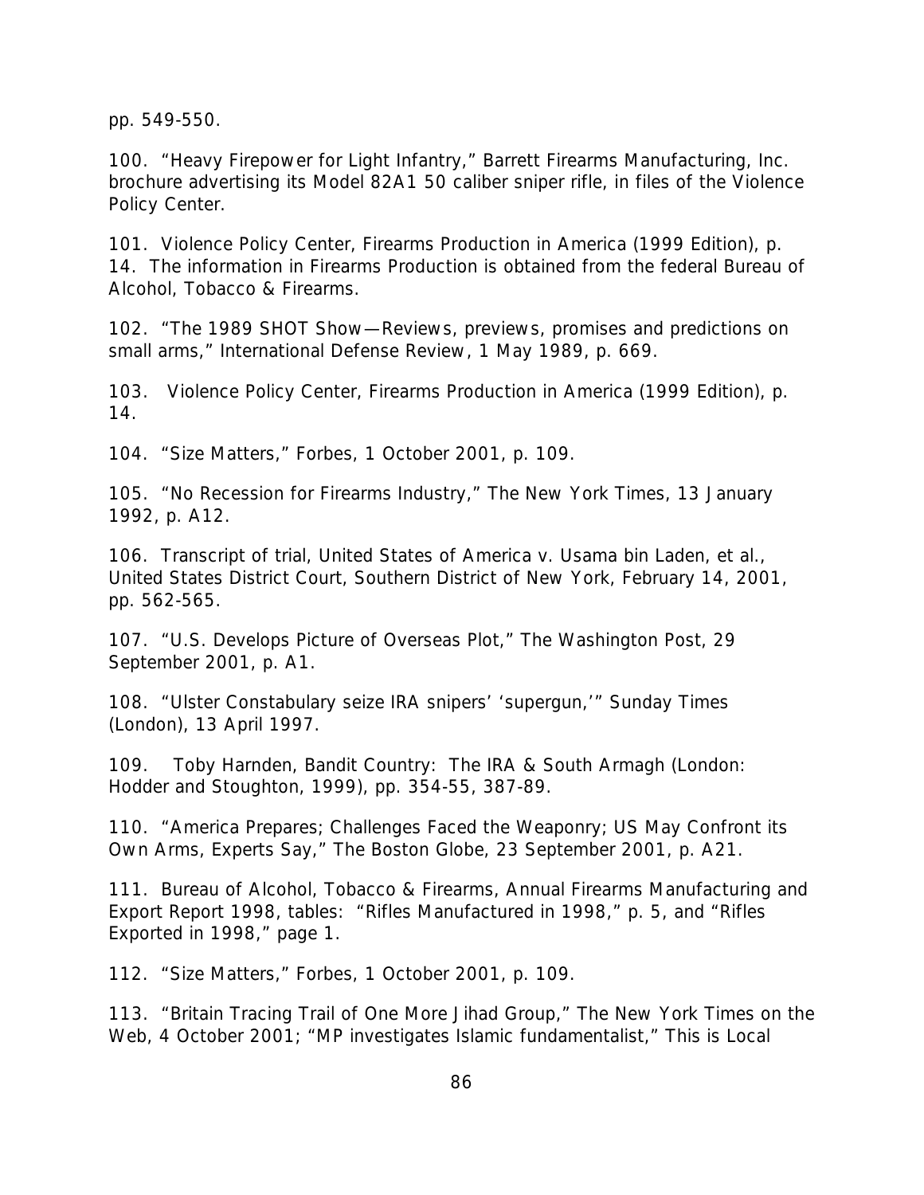pp. 549-550.

100. "Heavy Firepower for Light Infantry," Barrett Firearms Manufacturing, Inc. brochure advertising its Model 82A1 50 caliber sniper rifle, in files of the Violence Policy Center.

101. Violence Policy Center, Firearms Production in America (1999 Edition), p. 14. The information in Firearms Production is obtained from the federal Bureau of Alcohol, Tobacco & Firearms.

102. "The 1989 SHOT Show—Reviews, previews, promises and predictions on small arms," International Defense Review, 1 May 1989, p. 669.

103. Violence Policy Center, Firearms Production in America (1999 Edition), p. 14.

104. "Size Matters," Forbes, 1 October 2001, p. 109.

105. "No Recession for Firearms Industry," The New York Times, 13 January 1992, p. A12.

106. Transcript of trial, United States of America v. Usama bin Laden, et al., United States District Court, Southern District of New York, February 14, 2001, pp. 562-565.

107. "U.S. Develops Picture of Overseas Plot," The Washington Post, 29 September 2001, p. A1.

108. "Ulster Constabulary seize IRA snipers' 'supergun,'" Sunday Times (London), 13 April 1997.

109. Toby Harnden, Bandit Country: The IRA & South Armagh (London: Hodder and Stoughton, 1999), pp. 354-55, 387-89.

110. "America Prepares; Challenges Faced the Weaponry; US May Confront its Own Arms, Experts Say," The Boston Globe, 23 September 2001, p. A21.

111. Bureau of Alcohol, Tobacco & Firearms, Annual Firearms Manufacturing and Export Report 1998, tables: "Rifles Manufactured in 1998," p. 5, and "Rifles Exported in 1998," page 1.

112. "Size Matters," Forbes, 1 October 2001, p. 109.

113. "Britain Tracing Trail of One More Jihad Group," The New York Times on the Web, 4 October 2001; "MP investigates Islamic fundamentalist," This is Local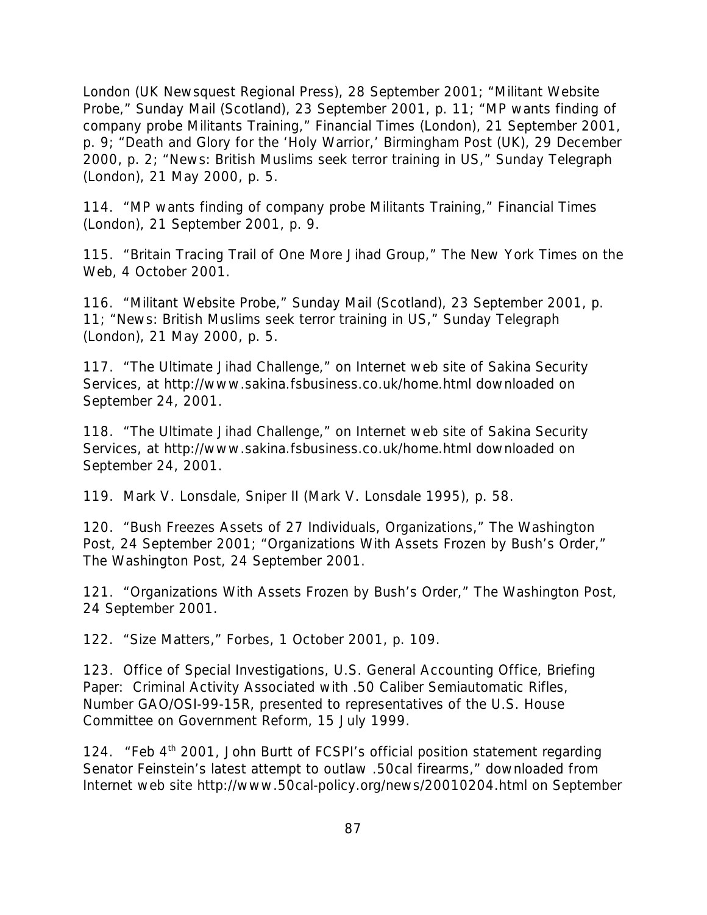London (UK Newsquest Regional Press), 28 September 2001; "Militant Website Probe," Sunday Mail (Scotland), 23 September 2001, p. 11; "MP wants finding of company probe Militants Training," Financial Times (London), 21 September 2001, p. 9; "Death and Glory for the 'Holy Warrior,' Birmingham Post (UK), 29 December 2000, p. 2; "News: British Muslims seek terror training in US," Sunday Telegraph (London), 21 May 2000, p. 5.

114. "MP wants finding of company probe Militants Training," Financial Times (London), 21 September 2001, p. 9.

115. "Britain Tracing Trail of One More Jihad Group," The New York Times on the Web, 4 October 2001.

116. "Militant Website Probe," Sunday Mail (Scotland), 23 September 2001, p. 11; "News: British Muslims seek terror training in US," Sunday Telegraph (London), 21 May 2000, p. 5.

117. "The Ultimate Jihad Challenge," on Internet web site of Sakina Security Services, at http://www.sakina.fsbusiness.co.uk/home.html downloaded on September 24, 2001.

118. "The Ultimate Jihad Challenge," on Internet web site of Sakina Security Services, at http://www.sakina.fsbusiness.co.uk/home.html downloaded on September 24, 2001.

119. Mark V. Lonsdale, Sniper II (Mark V. Lonsdale 1995), p. 58.

120. "Bush Freezes Assets of 27 Individuals, Organizations," The Washington Post, 24 September 2001; "Organizations With Assets Frozen by Bush's Order," The Washington Post, 24 September 2001.

121. "Organizations With Assets Frozen by Bush's Order," The Washington Post, 24 September 2001.

122. "Size Matters," Forbes, 1 October 2001, p. 109.

123. Office of Special Investigations, U.S. General Accounting Office, Briefing Paper: Criminal Activity Associated with .50 Caliber Semiautomatic Rifles, Number GAO/OSI-99-15R, presented to representatives of the U.S. House Committee on Government Reform, 15 July 1999.

124. "Feb 4th 2001, John Burtt of FCSPI's official position statement regarding Senator Feinstein's latest attempt to outlaw .50cal firearms," downloaded from Internet web site http://www.50cal-policy.org/news/20010204.html on September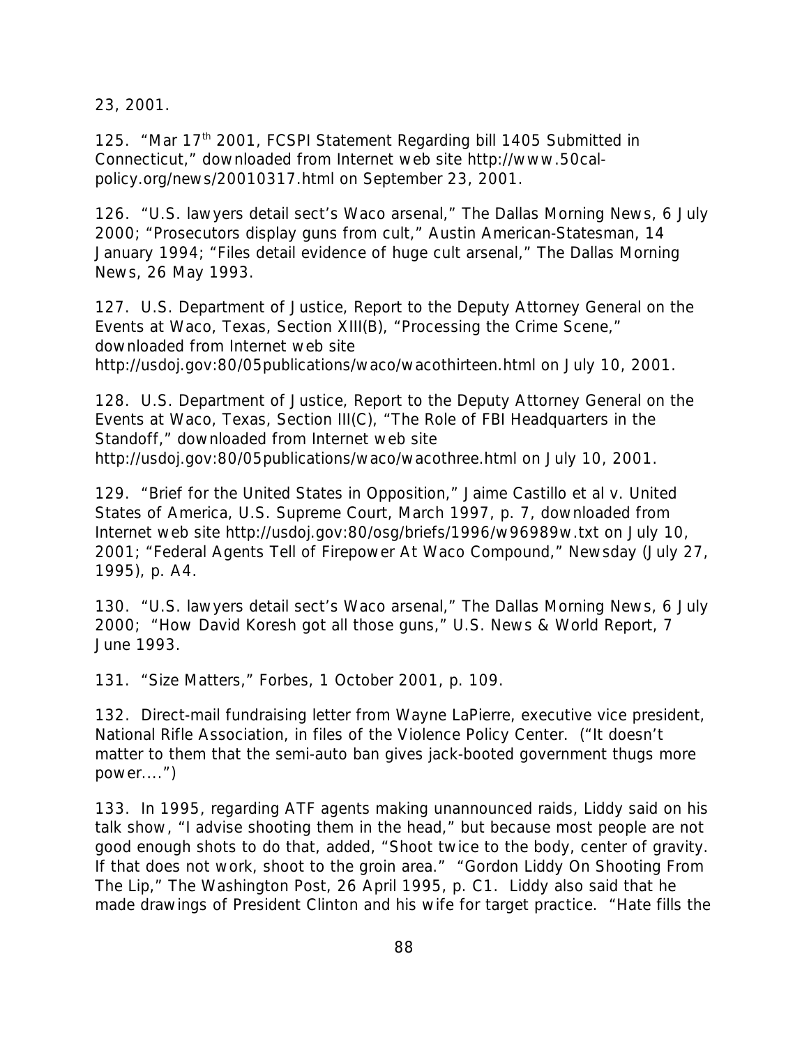23, 2001.

125. "Mar 17th 2001, FCSPI Statement Regarding bill 1405 Submitted in Connecticut," downloaded from Internet web site http://www.50cal-policy.org/news/20010317.html on September 23, 2001.

126. "U.S. lawyers detail sect's Waco arsenal," The Dallas Morning News, 6 July 2000; "Prosecutors display guns from cult," Austin American-Statesman, 14 January 1994; "Files detail evidence of huge cult arsenal," The Dallas Morning News, 26 May 1993.

127. U.S. Department of Justice, Report to the Deputy Attorney General on the Events at Waco, Texas, Section XIII(B), "Processing the Crime Scene," downloaded from Internet web site http://usdoj.gov:80/05publications/waco/wacothirteen.html on July 10, 2001.

128. U.S. Department of Justice, Report to the Deputy Attorney General on the Events at Waco, Texas, Section III(C), "The Role of FBI Headquarters in the Standoff," downloaded from Internet web site http://usdoj.gov:80/05publications/waco/wacothree.html on July 10, 2001.

129. "Brief for the United States in Opposition," Jaime Castillo et al v. United States of America, U.S. Supreme Court, March 1997, p. 7, downloaded from Internet web site http://usdoj.gov:80/osg/briefs/1996/w96989w.txt on July 10, 2001; "Federal Agents Tell of Firepower At Waco Compound," Newsday (July 27, 1995), p. A4.

130. "U.S. lawyers detail sect's Waco arsenal," The Dallas Morning News, 6 July 2000; "How David Koresh got all those guns," U.S. News & World Report, 7 June 1993.

131. "Size Matters," Forbes, 1 October 2001, p. 109.

132. Direct-mail fundraising letter from Wayne LaPierre, executive vice president, National Rifle Association, in files of the Violence Policy Center. ("It doesn't matter to them that the semi-auto ban gives jack-booted government thugs more power....")

133. In 1995, regarding ATF agents making unannounced raids, Liddy said on his talk show, "I advise shooting them in the head," but because most people are not good enough shots to do that, added, "Shoot twice to the body, center of gravity. If that does not work, shoot to the groin area." "Gordon Liddy On Shooting From The Lip," The Washington Post, 26 April 1995, p. C1. Liddy also said that he made drawings of President Clinton and his wife for target practice. "Hate fills the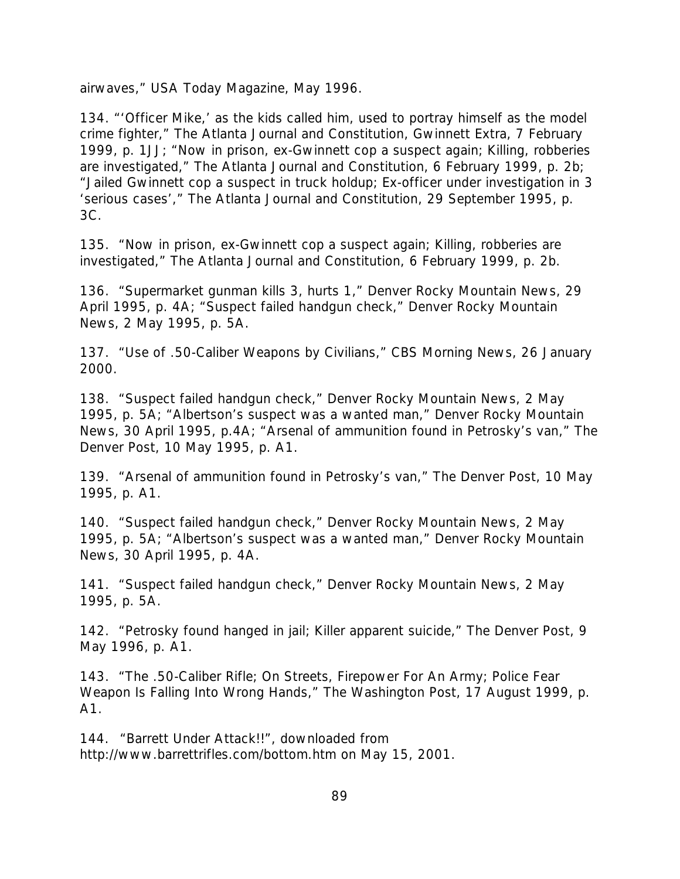airwaves," USA Today Magazine, May 1996.

134. "'Officer Mike,' as the kids called him, used to portray himself as the model crime fighter," The Atlanta Journal and Constitution, Gwinnett Extra, 7 February 1999, p. 1JJ; "Now in prison, ex-Gwinnett cop a suspect again; Killing, robberies are investigated," The Atlanta Journal and Constitution, 6 February 1999, p. 2b; "Jailed Gwinnett cop a suspect in truck holdup; Ex-officer under investigation in 3 'serious cases'," The Atlanta Journal and Constitution, 29 September 1995, p. 3C.

135. "Now in prison, ex-Gwinnett cop a suspect again; Killing, robberies are investigated," The Atlanta Journal and Constitution, 6 February 1999, p. 2b.

136. "Supermarket gunman kills 3, hurts 1," Denver Rocky Mountain News, 29 April 1995, p. 4A; "Suspect failed handgun check," Denver Rocky Mountain News, 2 May 1995, p. 5A.

137. "Use of .50-Caliber Weapons by Civilians," CBS Morning News, 26 January 2000.

138. "Suspect failed handgun check," Denver Rocky Mountain News, 2 May 1995, p. 5A; "Albertson's suspect was a wanted man," Denver Rocky Mountain News, 30 April 1995, p.4A; "Arsenal of ammunition found in Petrosky's van," The Denver Post, 10 May 1995, p. A1.

139. "Arsenal of ammunition found in Petrosky's van," The Denver Post, 10 May 1995, p. A1.

140. "Suspect failed handgun check," Denver Rocky Mountain News, 2 May 1995, p. 5A; "Albertson's suspect was a wanted man," Denver Rocky Mountain News, 30 April 1995, p. 4A.

141. "Suspect failed handgun check," Denver Rocky Mountain News, 2 May 1995, p. 5A.

142. "Petrosky found hanged in jail; Killer apparent suicide," The Denver Post, 9 May 1996, p. A1.

143. "The .50-Caliber Rifle; On Streets, Firepower For An Army; Police Fear Weapon Is Falling Into Wrong Hands," The Washington Post, 17 August 1999, p. A1.

144. "Barrett Under Attack!!", downloaded from http://www.barrettrifles.com/bottom.htm on May 15, 2001.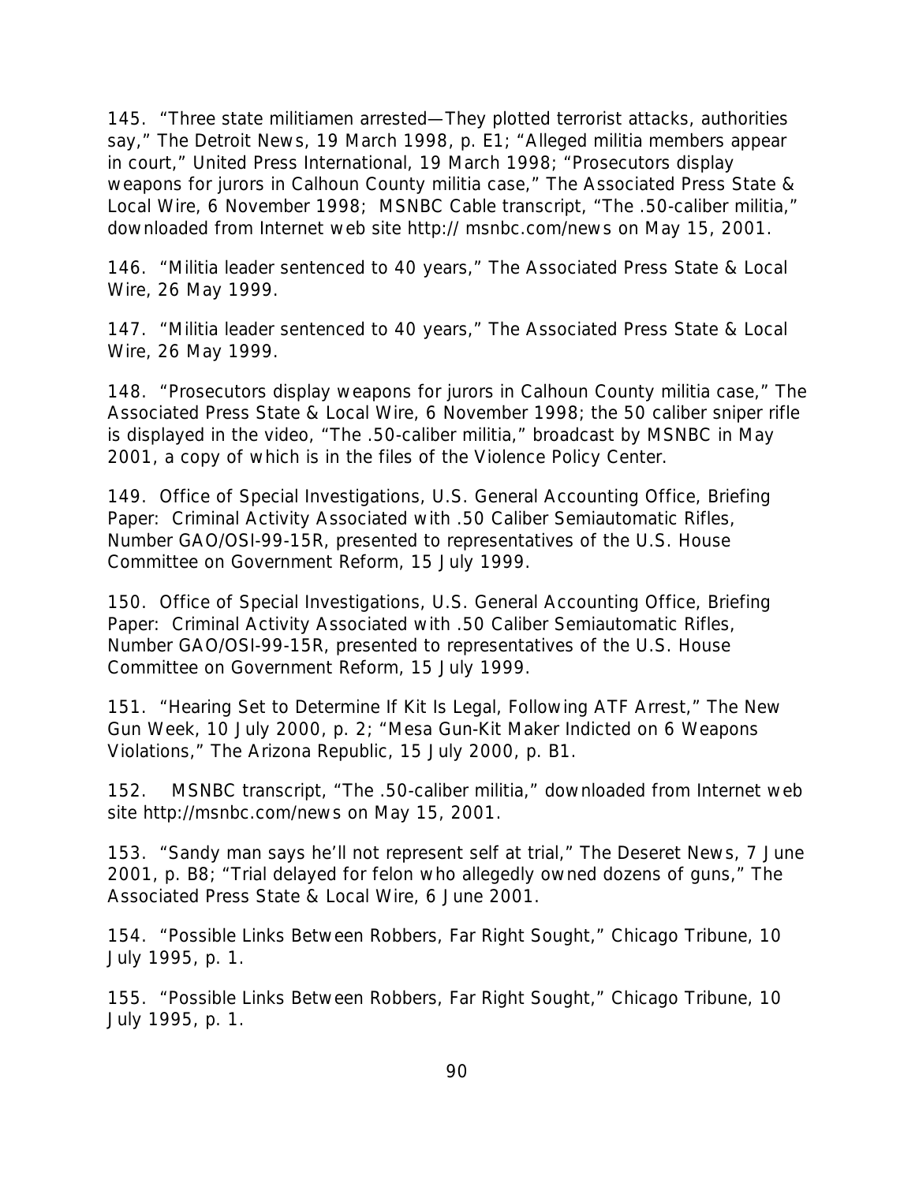145. “Three state militiamen arrested—They plotted terrorist attacks, authorities say,” The Detroit News, 19 March 1998, p. E1; “Alleged militia members appear in court,” United Press International, 19 March 1998; “Prosecutors display weapons for jurors in Calhoun County militia case,” The Associated Press State & Local Wire, 6 November 1998; MSNBC Cable transcript, “The .50-caliber militia,” downloaded from Internet web site http:// msnbc.com/news on May 15, 2001.

146. “Militia leader sentenced to 40 years,” The Associated Press State & Local Wire, 26 May 1999.

147. “Militia leader sentenced to 40 years,” The Associated Press State & Local Wire, 26 May 1999.

148. “Prosecutors display weapons for jurors in Calhoun County militia case,” The Associated Press State & Local Wire, 6 November 1998; the 50 caliber sniper rifle is displayed in the video, “The .50-caliber militia,” broadcast by MSNBC in May 2001, a copy of which is in the files of the Violence Policy Center.

149. Office of Special Investigations, U.S. General Accounting Office, Briefing Paper: Criminal Activity Associated with .50 Caliber Semiautomatic Rifles, Number GAO/OSI-99-15R, presented to representatives of the U.S. House Committee on Government Reform, 15 July 1999.

150. Office of Special Investigations, U.S. General Accounting Office, Briefing Paper: Criminal Activity Associated with .50 Caliber Semiautomatic Rifles, Number GAO/OSI-99-15R, presented to representatives of the U.S. House Committee on Government Reform, 15 July 1999.

151. “Hearing Set to Determine If Kit Is Legal, Following ATF Arrest,” The New Gun Week, 10 July 2000, p. 2; “Mesa Gun-Kit Maker Indicted on 6 Weapons Violations,” The Arizona Republic, 15 July 2000, p. B1.

152. MSNBC transcript, “The .50-caliber militia,” downloaded from Internet web site http://msnbc.com/news on May 15, 2001.

153. “Sandy man says he’ll not represent self at trial,” The Deseret News, 7 June 2001, p. B8; “Trial delayed for felon who allegedly owned dozens of guns,” The Associated Press State & Local Wire, 6 June 2001.

154. “Possible Links Between Robbers, Far Right Sought,” Chicago Tribune, 10 July 1995, p. 1.

155. “Possible Links Between Robbers, Far Right Sought,” Chicago Tribune, 10 July 1995, p. 1.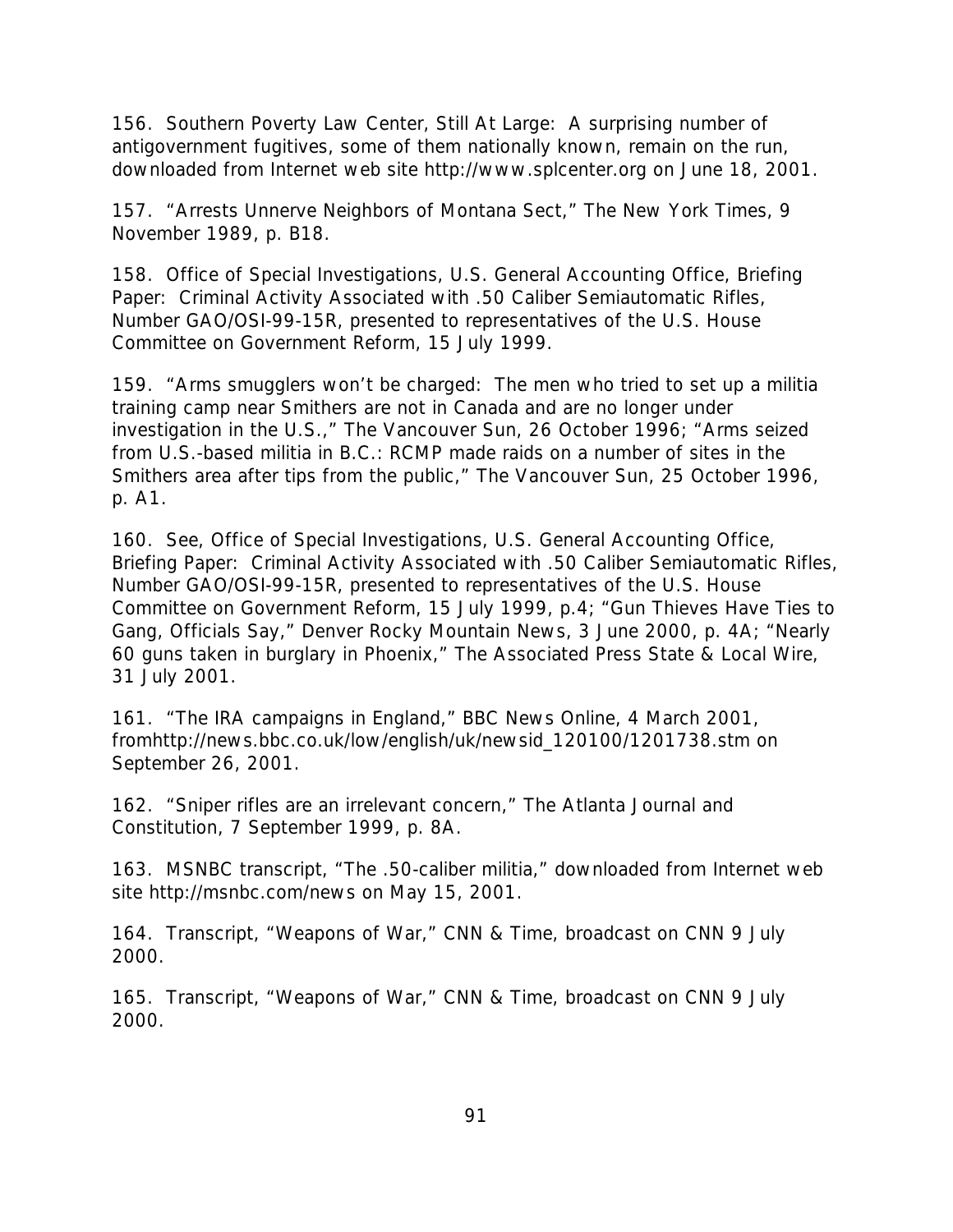156. Southern Poverty Law Center, Still At Large: A surprising number of antigovernment fugitives, some of them nationally known, remain on the run, downloaded from Internet web site http://www.splcenter.org on June 18, 2001.

157. "Arrests Unnerve Neighbors of Montana Sect," The New York Times, 9 November 1989, p. B18.

158. Office of Special Investigations, U.S. General Accounting Office, Briefing Paper: Criminal Activity Associated with .50 Caliber Semiautomatic Rifles, Number GAO/OSI-99-15R, presented to representatives of the U.S. House Committee on Government Reform, 15 July 1999.

159. "Arms smugglers won't be charged: The men who tried to set up a militia training camp near Smithers are not in Canada and are no longer under investigation in the U.S.," The Vancouver Sun, 26 October 1996; "Arms seized from U.S.-based militia in B.C.: RCMP made raids on a number of sites in the Smithers area after tips from the public," The Vancouver Sun, 25 October 1996, p. A1.

160. See, Office of Special Investigations, U.S. General Accounting Office, Briefing Paper: Criminal Activity Associated with .50 Caliber Semiautomatic Rifles, Number GAO/OSI-99-15R, presented to representatives of the U.S. House Committee on Government Reform, 15 July 1999, p.4; "Gun Thieves Have Ties to Gang, Officials Say," Denver Rocky Mountain News, 3 June 2000, p. 4A; "Nearly 60 guns taken in burglary in Phoenix," The Associated Press State & Local Wire, 31 July 2001.

161. "The IRA campaigns in England," BBC News Online, 4 March 2001, fromhttp://news.bbc.co.uk/low/english/uk/newsid_120100/1201738.stm on September 26, 2001.

162. "Sniper rifles are an irrelevant concern," The Atlanta Journal and Constitution, 7 September 1999, p. 8A.

163. MSNBC transcript, "The .50-caliber militia," downloaded from Internet web site http://msnbc.com/news on May 15, 2001.

164. Transcript, "Weapons of War," CNN & Time, broadcast on CNN 9 July 2000.

165. Transcript, "Weapons of War," CNN & Time, broadcast on CNN 9 July 2000.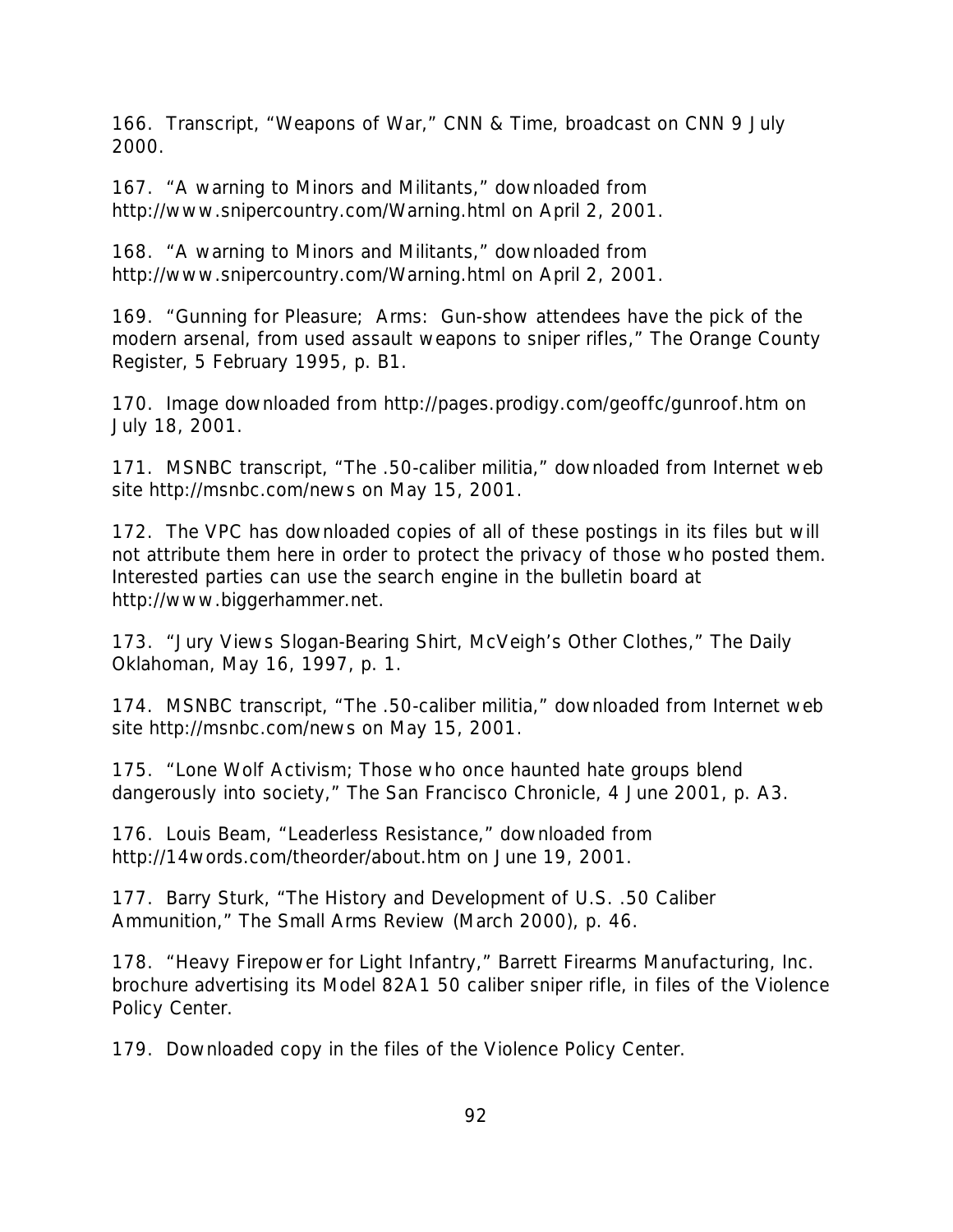166. Transcript, "Weapons of War," CNN & Time, broadcast on CNN 9 July 2000.

167. "A warning to Minors and Militants," downloaded from http://www.snipercountry.com/Warning.html on April 2, 2001.

168. "A warning to Minors and Militants," downloaded from http://www.snipercountry.com/Warning.html on April 2, 2001.

169. "Gunning for Pleasure; Arms: Gun-show attendees have the pick of the modern arsenal, from used assault weapons to sniper rifles," The Orange County Register, 5 February 1995, p. B1.

170. Image downloaded from http://pages.prodigy.com/geoffc/gunroof.htm on July 18, 2001.

171. MSNBC transcript, "The .50-caliber militia," downloaded from Internet web site http://msnbc.com/news on May 15, 2001.

172. The VPC has downloaded copies of all of these postings in its files but will not attribute them here in order to protect the privacy of those who posted them. Interested parties can use the search engine in the bulletin board at http://www.biggerhammer.net.

173. "Jury Views Slogan-Bearing Shirt, McVeigh's Other Clothes," The Daily Oklahoman, May 16, 1997, p. 1.

174. MSNBC transcript, "The .50-caliber militia," downloaded from Internet web site http://msnbc.com/news on May 15, 2001.

175. "Lone Wolf Activism; Those who once haunted hate groups blend dangerously into society," The San Francisco Chronicle, 4 June 2001, p. A3.

176. Louis Beam, "Leaderless Resistance," downloaded from http://14words.com/theorder/about.htm on June 19, 2001.

177. Barry Sturk, "The History and Development of U.S. .50 Caliber Ammunition," The Small Arms Review (March 2000), p. 46.

178. "Heavy Firepower for Light Infantry," Barrett Firearms Manufacturing, Inc. brochure advertising its Model 82A1 50 caliber sniper rifle, in files of the Violence Policy Center.

179. Downloaded copy in the files of the Violence Policy Center.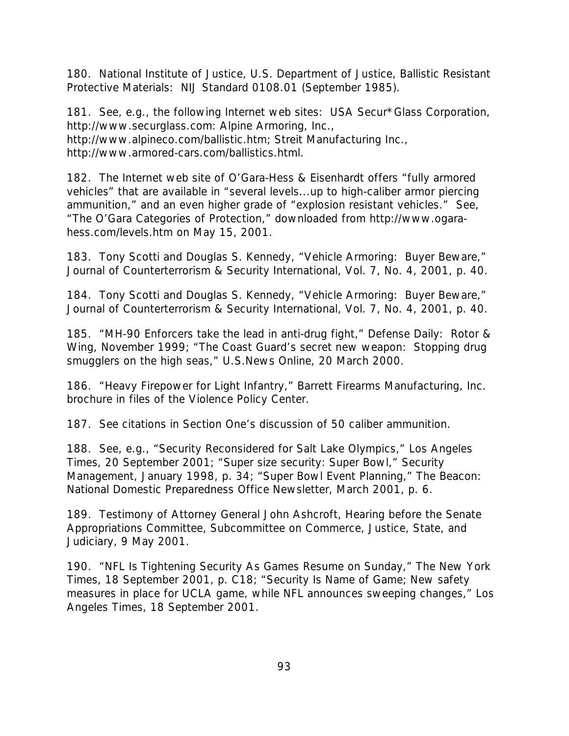180. National Institute of Justice, U.S. Department of Justice, Ballistic Resistant Protective Materials: NIJ Standard 0108.01 (September 1985).

181. See, e.g., the following Internet web sites: USA Secur*Glass Corporation, http://www.securglass.com: Alpine Armoring, Inc., http://www.alpineco.com/ballistic.htm; Streit Manufacturing Inc., http://www.armored-cars.com/ballistics.html.

182. The Internet web site of O'Gara-Hess & Eisenhardt offers "fully armored vehicles" that are available in "several levels...up to high-caliber armor piercing ammunition," and an even higher grade of "explosion resistant vehicles." See, "The O'Gara Categories of Protection," downloaded from http://www.ogara-hess.com/levels.htm on May 15, 2001.

183. Tony Scotti and Douglas S. Kennedy, "Vehicle Armoring: Buyer Beware," Journal of Counterterrorism & Security International, Vol. 7, No. 4, 2001, p. 40.

184. Tony Scotti and Douglas S. Kennedy, "Vehicle Armoring: Buyer Beware," Journal of Counterterrorism & Security International, Vol. 7, No. 4, 2001, p. 40.

185. "MH-90 Enforcers take the lead in anti-drug fight," Defense Daily: Rotor & Wing, November 1999; "The Coast Guard's secret new weapon: Stopping drug smugglers on the high seas," U.S.News Online, 20 March 2000.

186. "Heavy Firepower for Light Infantry," Barrett Firearms Manufacturing, Inc. brochure in files of the Violence Policy Center.

187. See citations in Section One's discussion of 50 caliber ammunition.

188. See, e.g., "Security Reconsidered for Salt Lake Olympics," Los Angeles Times, 20 September 2001; "Super size security: Super Bowl," Security Management, January 1998, p. 34; "Super Bowl Event Planning," The Beacon: National Domestic Preparedness Office Newsletter, March 2001, p. 6.

189. Testimony of Attorney General John Ashcroft, Hearing before the Senate Appropriations Committee, Subcommittee on Commerce, Justice, State, and Judiciary, 9 May 2001.

190. "NFL Is Tightening Security As Games Resume on Sunday," The New York Times, 18 September 2001, p. C18; "Security Is Name of Game; New safety measures in place for UCLA game, while NFL announces sweeping changes," Los Angeles Times, 18 September 2001.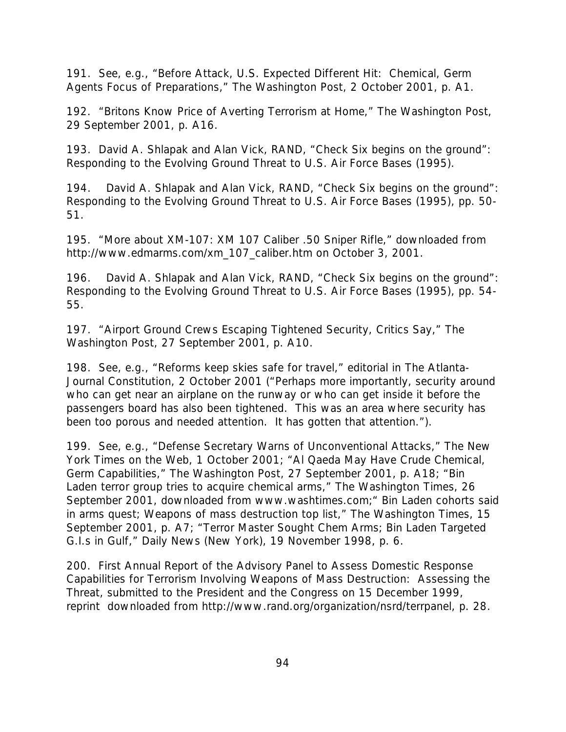191. See, e.g., "Before Attack, U.S. Expected Different Hit: Chemical, Germ Agents Focus of Preparations," The Washington Post, 2 October 2001, p. A1.

192. "Britons Know Price of Averting Terrorism at Home," The Washington Post, 29 September 2001, p. A16.

193. David A. Shlapak and Alan Vick, RAND, "Check Six begins on the ground": Responding to the Evolving Ground Threat to U.S. Air Force Bases (1995).

194. David A. Shlapak and Alan Vick, RAND, "Check Six begins on the ground": Responding to the Evolving Ground Threat to U.S. Air Force Bases (1995), pp. 50-51.

195. "More about XM-107: XM 107 Caliber .50 Sniper Rifle," downloaded from http://www.edmarms.com/xm_107_caliber.htm on October 3, 2001.

196. David A. Shlapak and Alan Vick, RAND, "Check Six begins on the ground": Responding to the Evolving Ground Threat to U.S. Air Force Bases (1995), pp. 54-55.

197. "Airport Ground Crews Escaping Tightened Security, Critics Say," The Washington Post, 27 September 2001, p. A10.

198. See, e.g., "Reforms keep skies safe for travel," editorial in The Atlanta-Journal Constitution, 2 October 2001 ("Perhaps more importantly, security around who can get near an airplane on the runway or who can get inside it before the passengers board has also been tightened. This was an area where security has been too porous and needed attention. It has gotten that attention.").

199. See, e.g., "Defense Secretary Warns of Unconventional Attacks," The New York Times on the Web, 1 October 2001; "Al Qaeda May Have Crude Chemical, Germ Capabilities," The Washington Post, 27 September 2001, p. A18; "Bin Laden terror group tries to acquire chemical arms," The Washington Times, 26 September 2001, downloaded from www.washtimes.com;" Bin Laden cohorts said in arms quest; Weapons of mass destruction top list," The Washington Times, 15 September 2001, p. A7; "Terror Master Sought Chem Arms; Bin Laden Targeted G.I.s in Gulf," Daily News (New York), 19 November 1998, p. 6.

200. First Annual Report of the Advisory Panel to Assess Domestic Response Capabilities for Terrorism Involving Weapons of Mass Destruction: Assessing the Threat, submitted to the President and the Congress on 15 December 1999, reprint downloaded from http://www.rand.org/organization/nsrd/terrpanel, p. 28.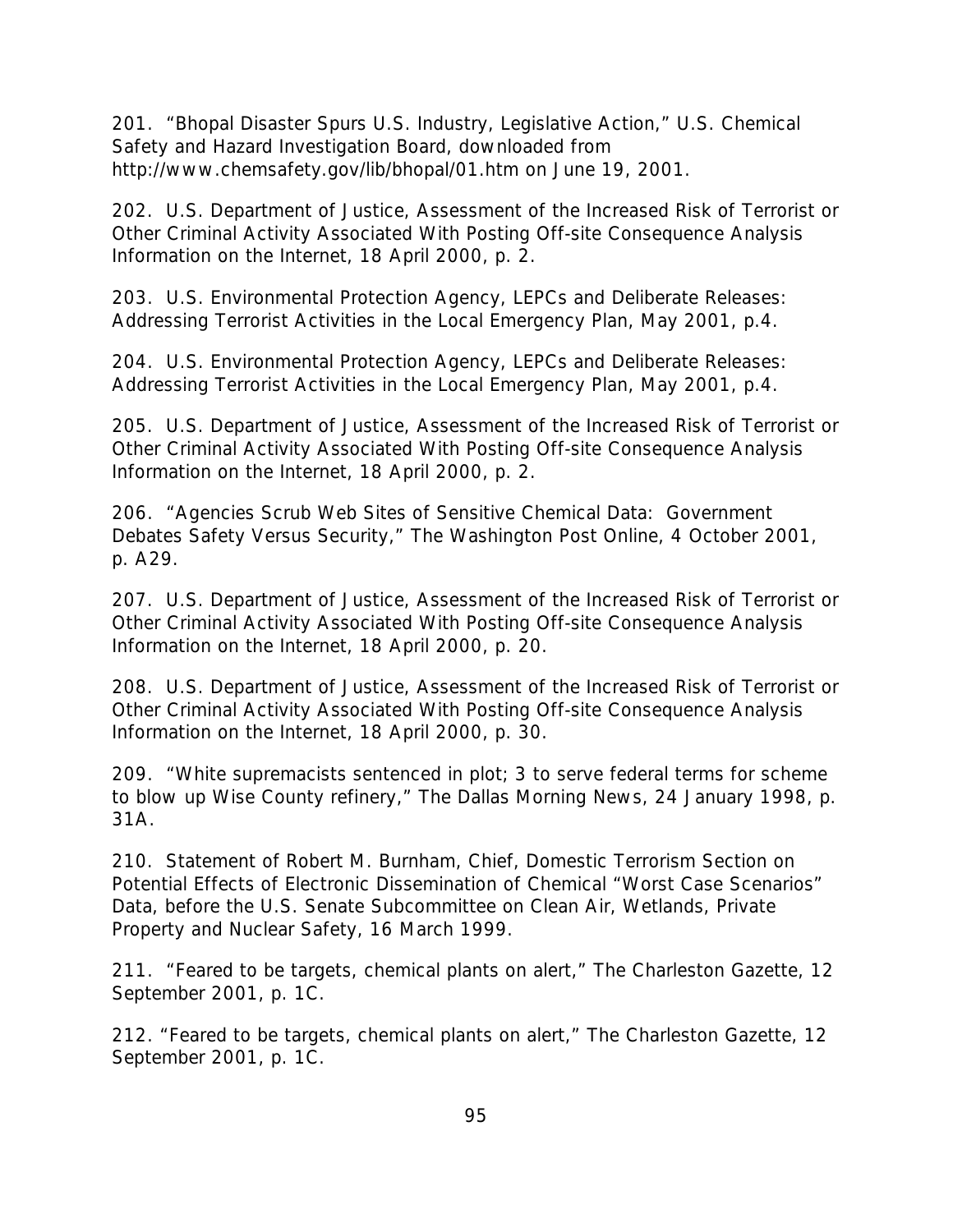201. "Bhopal Disaster Spurs U.S. Industry, Legislative Action," U.S. Chemical Safety and Hazard Investigation Board, downloaded from http://www.chemsafety.gov/lib/bhopal/01.htm on June 19, 2001.

202. U.S. Department of Justice, Assessment of the Increased Risk of Terrorist or Other Criminal Activity Associated With Posting Off-site Consequence Analysis Information on the Internet, 18 April 2000, p. 2.

203. U.S. Environmental Protection Agency, LEPCs and Deliberate Releases: Addressing Terrorist Activities in the Local Emergency Plan, May 2001, p.4.

204. U.S. Environmental Protection Agency, LEPCs and Deliberate Releases: Addressing Terrorist Activities in the Local Emergency Plan, May 2001, p.4.

205. U.S. Department of Justice, Assessment of the Increased Risk of Terrorist or Other Criminal Activity Associated With Posting Off-site Consequence Analysis Information on the Internet, 18 April 2000, p. 2.

206. "Agencies Scrub Web Sites of Sensitive Chemical Data: Government Debates Safety Versus Security," The Washington Post Online, 4 October 2001, p. A29.

207. U.S. Department of Justice, Assessment of the Increased Risk of Terrorist or Other Criminal Activity Associated With Posting Off-site Consequence Analysis Information on the Internet, 18 April 2000, p. 20.

208. U.S. Department of Justice, Assessment of the Increased Risk of Terrorist or Other Criminal Activity Associated With Posting Off-site Consequence Analysis Information on the Internet, 18 April 2000, p. 30.

209. "White supremacists sentenced in plot; 3 to serve federal terms for scheme to blow up Wise County refinery," The Dallas Morning News, 24 January 1998, p. 31A.

210. Statement of Robert M. Burnham, Chief, Domestic Terrorism Section on Potential Effects of Electronic Dissemination of Chemical "Worst Case Scenarios" Data, before the U.S. Senate Subcommittee on Clean Air, Wetlands, Private Property and Nuclear Safety, 16 March 1999.

211. "Feared to be targets, chemical plants on alert," The Charleston Gazette, 12 September 2001, p. 1C.

212. "Feared to be targets, chemical plants on alert," The Charleston Gazette, 12 September 2001, p. 1C.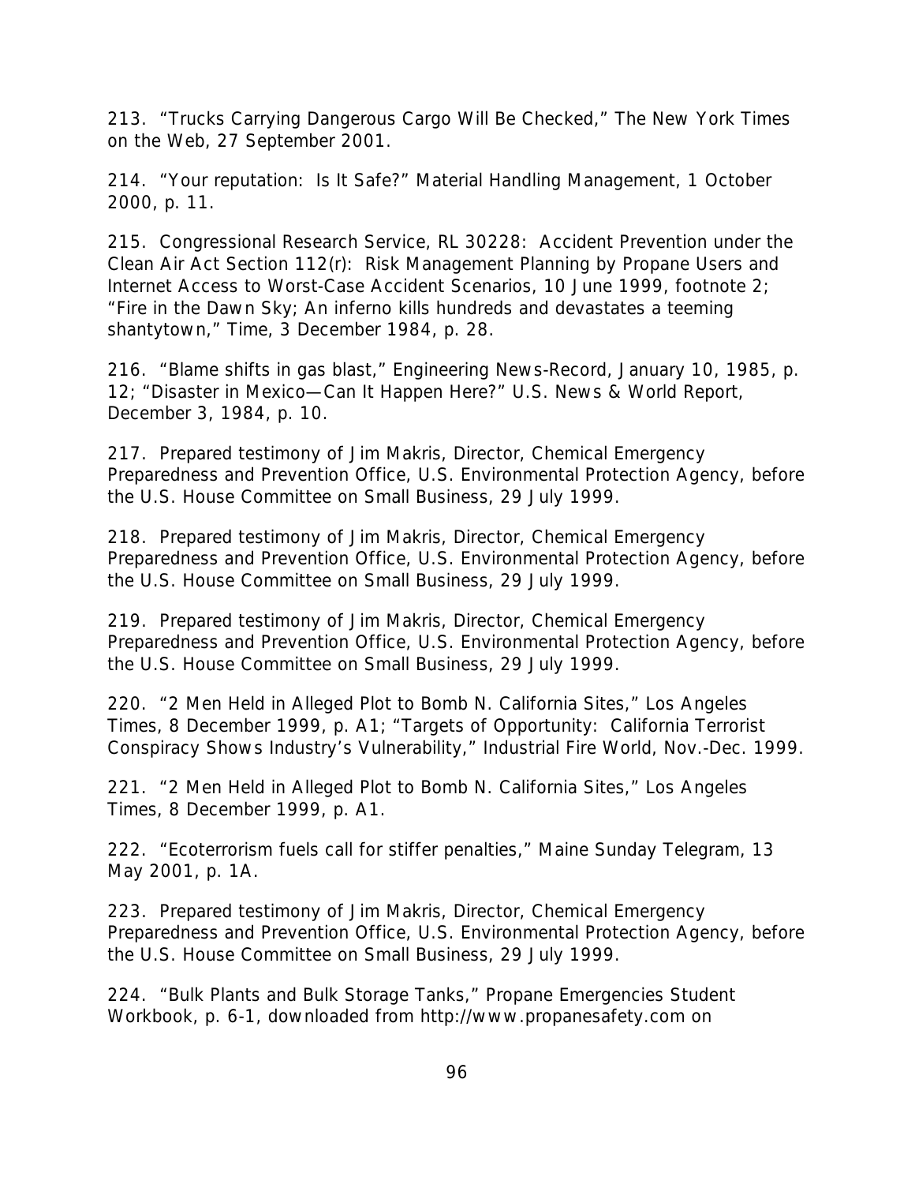213. "Trucks Carrying Dangerous Cargo Will Be Checked," The New York Times on the Web, 27 September 2001.

214. "Your reputation: Is It Safe?" Material Handling Management, 1 October 2000, p. 11.

215. Congressional Research Service, RL 30228: Accident Prevention under the Clean Air Act Section 112(r): Risk Management Planning by Propane Users and Internet Access to Worst-Case Accident Scenarios, 10 June 1999, footnote 2; "Fire in the Dawn Sky; An inferno kills hundreds and devastates a teeming shantytown," Time, 3 December 1984, p. 28.

216. "Blame shifts in gas blast," Engineering News-Record, January 10, 1985, p. 12; "Disaster in Mexico—Can It Happen Here?" U.S. News & World Report, December 3, 1984, p. 10.

217. Prepared testimony of Jim Makris, Director, Chemical Emergency Preparedness and Prevention Office, U.S. Environmental Protection Agency, before the U.S. House Committee on Small Business, 29 July 1999.

218. Prepared testimony of Jim Makris, Director, Chemical Emergency Preparedness and Prevention Office, U.S. Environmental Protection Agency, before the U.S. House Committee on Small Business, 29 July 1999.

219. Prepared testimony of Jim Makris, Director, Chemical Emergency Preparedness and Prevention Office, U.S. Environmental Protection Agency, before the U.S. House Committee on Small Business, 29 July 1999.

220. "2 Men Held in Alleged Plot to Bomb N. California Sites," Los Angeles Times, 8 December 1999, p. A1; "Targets of Opportunity: California Terrorist Conspiracy Shows Industry's Vulnerability," Industrial Fire World, Nov.-Dec. 1999.

221. "2 Men Held in Alleged Plot to Bomb N. California Sites," Los Angeles Times, 8 December 1999, p. A1.

222. "Ecoterrorism fuels call for stiffer penalties," Maine Sunday Telegram, 13 May 2001, p. 1A.

223. Prepared testimony of Jim Makris, Director, Chemical Emergency Preparedness and Prevention Office, U.S. Environmental Protection Agency, before the U.S. House Committee on Small Business, 29 July 1999.

224. "Bulk Plants and Bulk Storage Tanks," Propane Emergencies Student Workbook, p. 6-1, downloaded from http://www.propanesafety.com on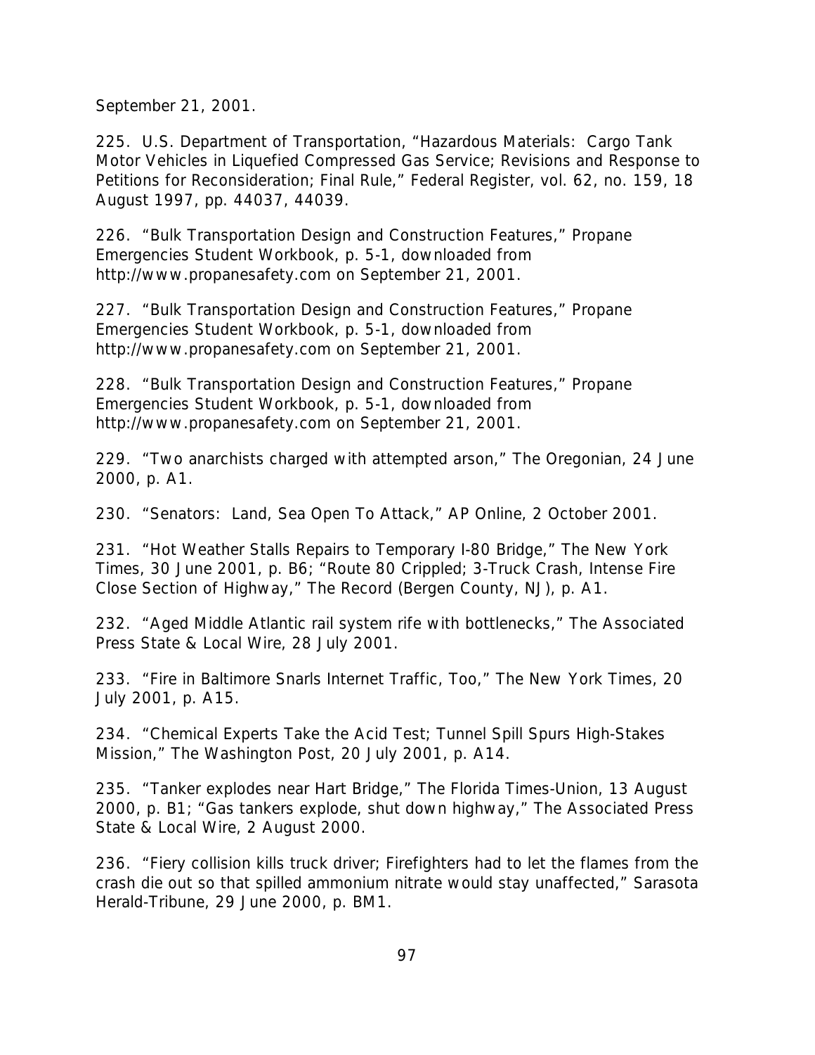September 21, 2001.

225. U.S. Department of Transportation, “Hazardous Materials: Cargo Tank Motor Vehicles in Liquefied Compressed Gas Service; Revisions and Response to Petitions for Reconsideration; Final Rule,” Federal Register, vol. 62, no. 159, 18 August 1997, pp. 44037, 44039.

226. “Bulk Transportation Design and Construction Features,” Propane Emergencies Student Workbook, p. 5-1, downloaded from http://www.propanesafety.com on September 21, 2001.

227. “Bulk Transportation Design and Construction Features,” Propane Emergencies Student Workbook, p. 5-1, downloaded from http://www.propanesafety.com on September 21, 2001.

228. “Bulk Transportation Design and Construction Features,” Propane Emergencies Student Workbook, p. 5-1, downloaded from http://www.propanesafety.com on September 21, 2001.

229. “Two anarchists charged with attempted arson,” The Oregonian, 24 June 2000, p. A1.

230. “Senators: Land, Sea Open To Attack,” AP Online, 2 October 2001.

231. “Hot Weather Stalls Repairs to Temporary I-80 Bridge,” The New York Times, 30 June 2001, p. B6; “Route 80 Crippled; 3-Truck Crash, Intense Fire Close Section of Highway,” The Record (Bergen County, NJ), p. A1.

232. “Aged Middle Atlantic rail system rife with bottlenecks,” The Associated Press State & Local Wire, 28 July 2001.

233. “Fire in Baltimore Snarls Internet Traffic, Too,” The New York Times, 20 July 2001, p. A15.

234. “Chemical Experts Take the Acid Test; Tunnel Spill Spurs High-Stakes Mission,” The Washington Post, 20 July 2001, p. A14.

235. “Tanker explodes near Hart Bridge,” The Florida Times-Union, 13 August 2000, p. B1; “Gas tankers explode, shut down highway,” The Associated Press State & Local Wire, 2 August 2000.

236. “Fiery collision kills truck driver; Firefighters had to let the flames from the crash die out so that spilled ammonium nitrate would stay unaffected,” Sarasota Herald-Tribune, 29 June 2000, p. BM1.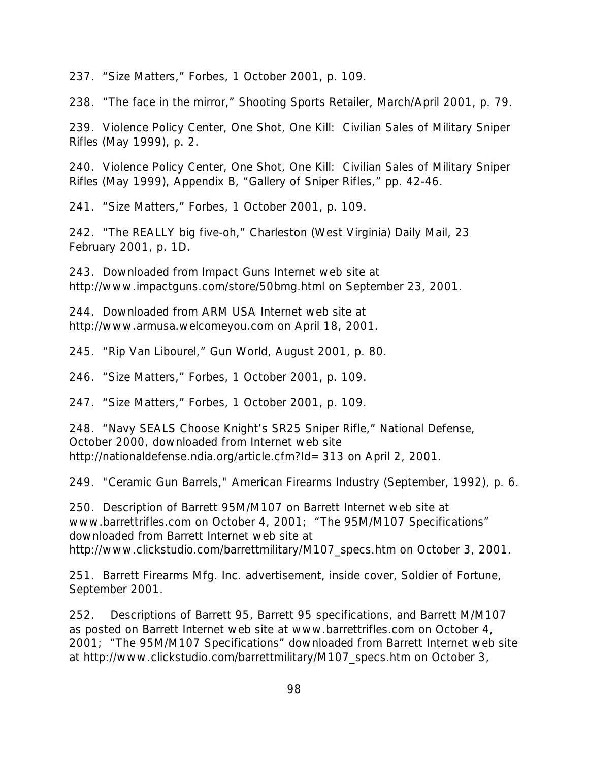237. “Size Matters,” Forbes, 1 October 2001, p. 109.

238. “The face in the mirror,” Shooting Sports Retailer, March/April 2001, p. 79.

239. Violence Policy Center, One Shot, One Kill: Civilian Sales of Military Sniper Rifles (May 1999), p. 2.

240. Violence Policy Center, One Shot, One Kill: Civilian Sales of Military Sniper Rifles (May 1999), Appendix B, “Gallery of Sniper Rifles,” pp. 42-46.

241. “Size Matters,” Forbes, 1 October 2001, p. 109.

242. “The REALLY big five-oh,” Charleston (West Virginia) Daily Mail, 23 February 2001, p. 1D.

243. Downloaded from Impact Guns Internet web site at http://www.impactguns.com/store/50bmg.html on September 23, 2001.

244. Downloaded from ARM USA Internet web site at http://www.armusa.welcomeyou.com on April 18, 2001.

245. “Rip Van Libourel,” Gun World, August 2001, p. 80.

246. “Size Matters,” Forbes, 1 October 2001, p. 109.

247. “Size Matters,” Forbes, 1 October 2001, p. 109.

248. “Navy SEALS Choose Knight’s SR25 Sniper Rifle,” National Defense, October 2000, downloaded from Internet web site http://nationaldefense.ndia.org/article.cfm?Id=313 on April 2, 2001.

249. "Ceramic Gun Barrels," American Firearms Industry (September, 1992), p. 6.

250. Description of Barrett 95M/M107 on Barrett Internet web site at www.barrettrifles.com on October 4, 2001; “The 95M/M107 Specifications” downloaded from Barrett Internet web site at http://www.clickstudio.com/barrettmilitary/M107_specs.htm on October 3, 2001.

251. Barrett Firearms Mfg. Inc. advertisement, inside cover, Soldier of Fortune, September 2001.

252. Descriptions of Barrett 95, Barrett 95 specifications, and Barrett M/M107 as posted on Barrett Internet web site at www.barrettrifles.com on October 4, 2001; “The 95M/M107 Specifications” downloaded from Barrett Internet web site at http://www.clickstudio.com/barrettmilitary/M107_specs.htm on October 3,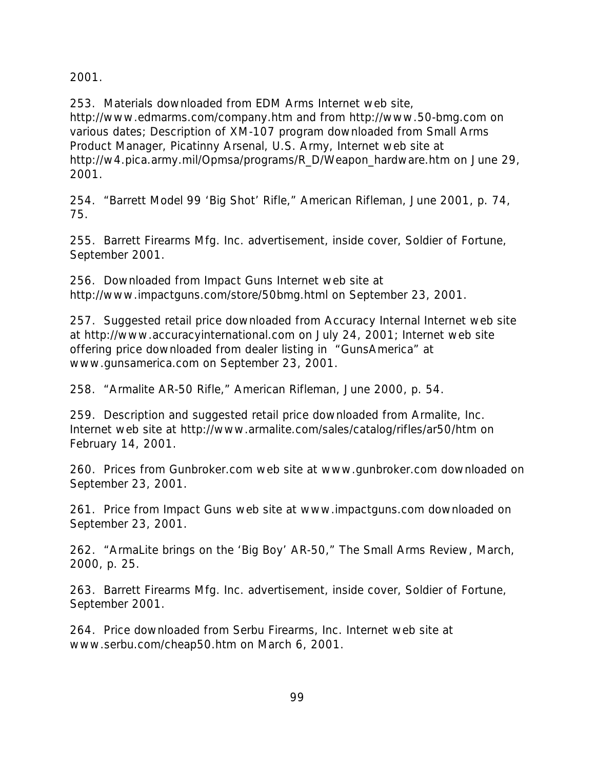2001.

253. Materials downloaded from EDM Arms Internet web site, http://www.edmarms.com/company.htm and from http://www.50-bmg.com on various dates; Description of XM-107 program downloaded from Small Arms Product Manager, Picatinny Arsenal, U.S. Army, Internet web site at http://w4.pica.army.mil/Opmsa/programs/R_D/Weapon_hardware.htm on June 29, 2001.

254. "Barrett Model 99 'Big Shot' Rifle," American Rifleman, June 2001, p. 74, 75.

255. Barrett Firearms Mfg. Inc. advertisement, inside cover, Soldier of Fortune, September 2001.

256. Downloaded from Impact Guns Internet web site at http://www.impactguns.com/store/50bmg.html on September 23, 2001.

257. Suggested retail price downloaded from Accuracy Internal Internet web site at http://www.accuracyinternational.com on July 24, 2001; Internet web site offering price downloaded from dealer listing in "GunsAmerica" at www.gunsamerica.com on September 23, 2001.

258. "Armalite AR-50 Rifle," American Rifleman, June 2000, p. 54.

259. Description and suggested retail price downloaded from Armalite, Inc. Internet web site at http://www.armalite.com/sales/catalog/rifles/ar50/htm on February 14, 2001.

260. Prices from Gunbroker.com web site at www.gunbroker.com downloaded on September 23, 2001.

261. Price from Impact Guns web site at www.impactguns.com downloaded on September 23, 2001.

262. "ArmaLite brings on the 'Big Boy' AR-50," The Small Arms Review, March, 2000, p. 25.

263. Barrett Firearms Mfg. Inc. advertisement, inside cover, Soldier of Fortune, September 2001.

264. Price downloaded from Serbu Firearms, Inc. Internet web site at www.serbu.com/cheap50.htm on March 6, 2001.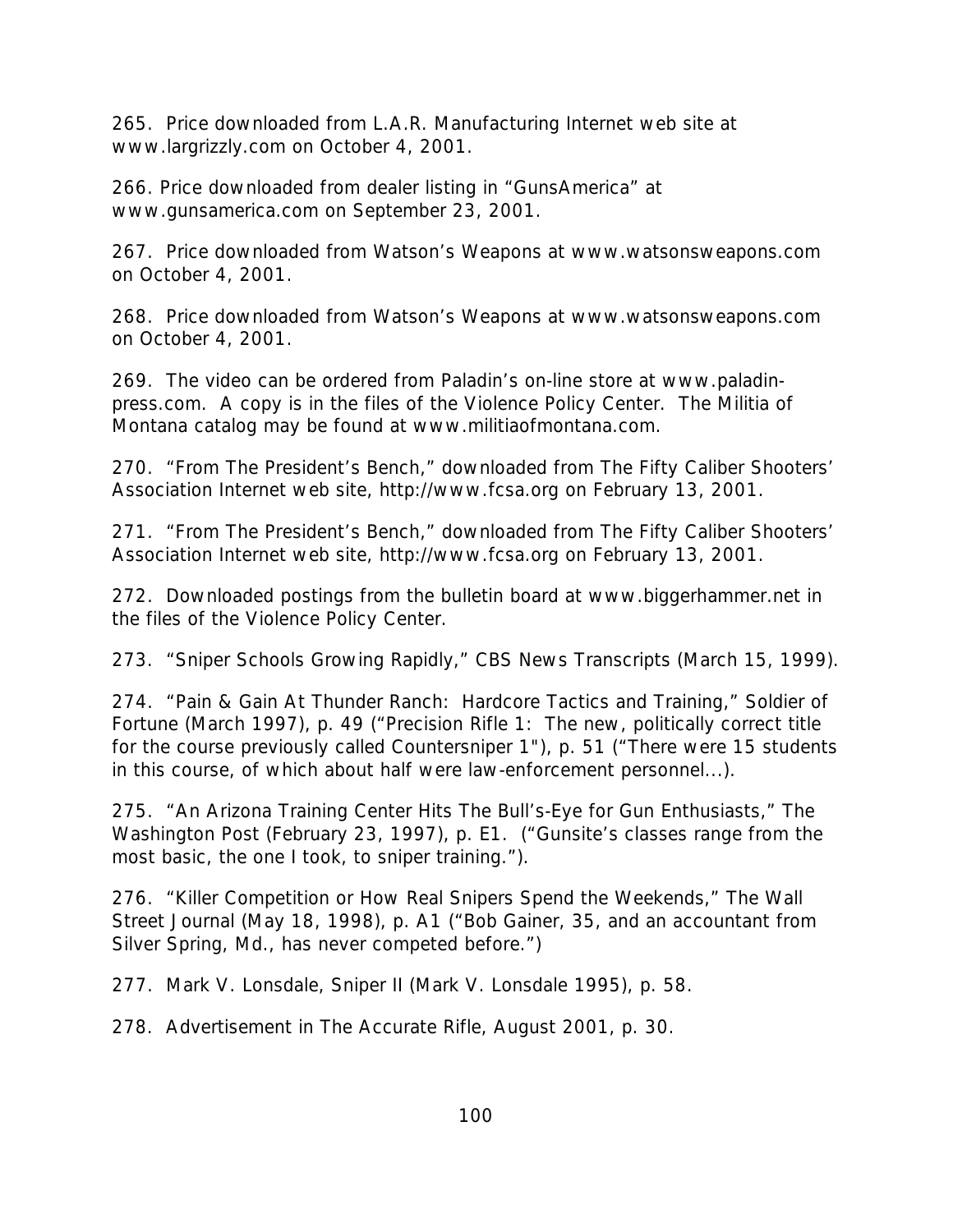265. Price downloaded from L.A.R. Manufacturing Internet web site at www.largrizzly.com on October 4, 2001.

266. Price downloaded from dealer listing in "GunsAmerica" at www.gunsamerica.com on September 23, 2001.

267. Price downloaded from Watson's Weapons at www.watsonsweapons.com on October 4, 2001.

268. Price downloaded from Watson's Weapons at www.watsonsweapons.com on October 4, 2001.

269. The video can be ordered from Paladin's on-line store at www.paladin-press.com. A copy is in the files of the Violence Policy Center. The Militia of Montana catalog may be found at www.militiaofmontana.com.

270. "From The President's Bench," downloaded from The Fifty Caliber Shooters' Association Internet web site, http://www.fcsa.org on February 13, 2001.

271. "From The President's Bench," downloaded from The Fifty Caliber Shooters' Association Internet web site, http://www.fcsa.org on February 13, 2001.

272. Downloaded postings from the bulletin board at www.biggerhammer.net in the files of the Violence Policy Center.

273. "Sniper Schools Growing Rapidly," CBS News Transcripts (March 15, 1999).

274. "Pain & Gain At Thunder Ranch: Hardcore Tactics and Training," Soldier of Fortune (March 1997), p. 49 ("Precision Rifle 1: The new, politically correct title for the course previously called Countersniper 1"), p. 51 ("There were 15 students in this course, of which about half were law-enforcement personnel...).

275. "An Arizona Training Center Hits The Bull's-Eye for Gun Enthusiasts," The Washington Post (February 23, 1997), p. E1. ("Gunsite's classes range from the most basic, the one I took, to sniper training.").

276. "Killer Competition or How Real Snipers Spend the Weekends," The Wall Street Journal (May 18, 1998), p. A1 ("Bob Gainer, 35, and an accountant from Silver Spring, Md., has never competed before.")

277. Mark V. Lonsdale, Sniper II (Mark V. Lonsdale 1995), p. 58.

278. Advertisement in The Accurate Rifle, August 2001, p. 30.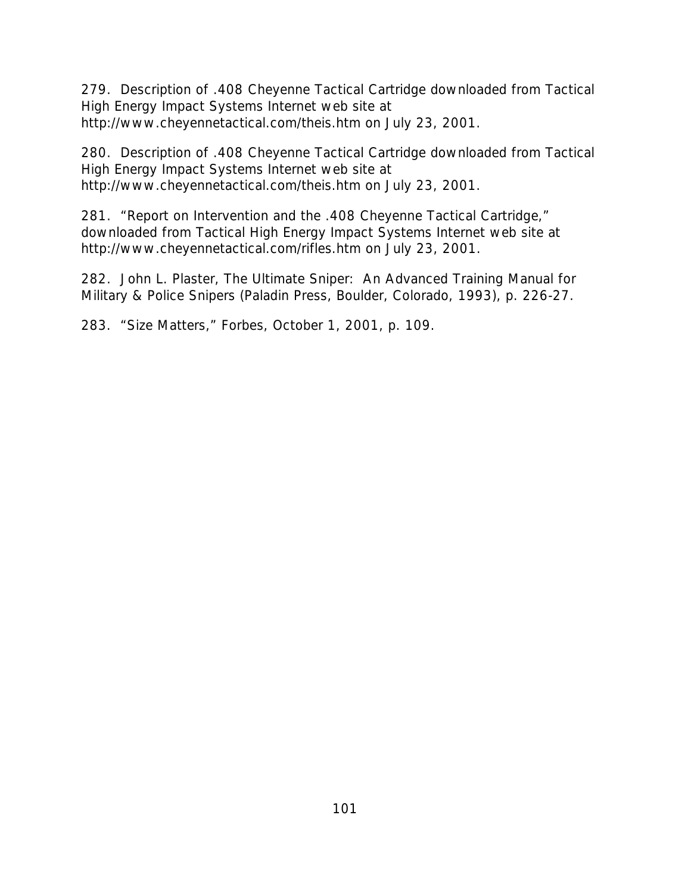279. Description of .408 Cheyenne Tactical Cartridge downloaded from Tactical High Energy Impact Systems Internet web site at http://www.cheyennetactical.com/theis.htm on July 23, 2001.

280. Description of .408 Cheyenne Tactical Cartridge downloaded from Tactical High Energy Impact Systems Internet web site at http://www.cheyennetactical.com/theis.htm on July 23, 2001.

281. "Report on Intervention and the .408 Cheyenne Tactical Cartridge," downloaded from Tactical High Energy Impact Systems Internet web site at http://www.cheyennetactical.com/rifles.htm on July 23, 2001.

282. John L. Plaster, The Ultimate Sniper: An Advanced Training Manual for Military & Police Snipers (Paladin Press, Boulder, Colorado, 1993), p. 226-27.

283. "Size Matters," Forbes, October 1, 2001, p. 109.